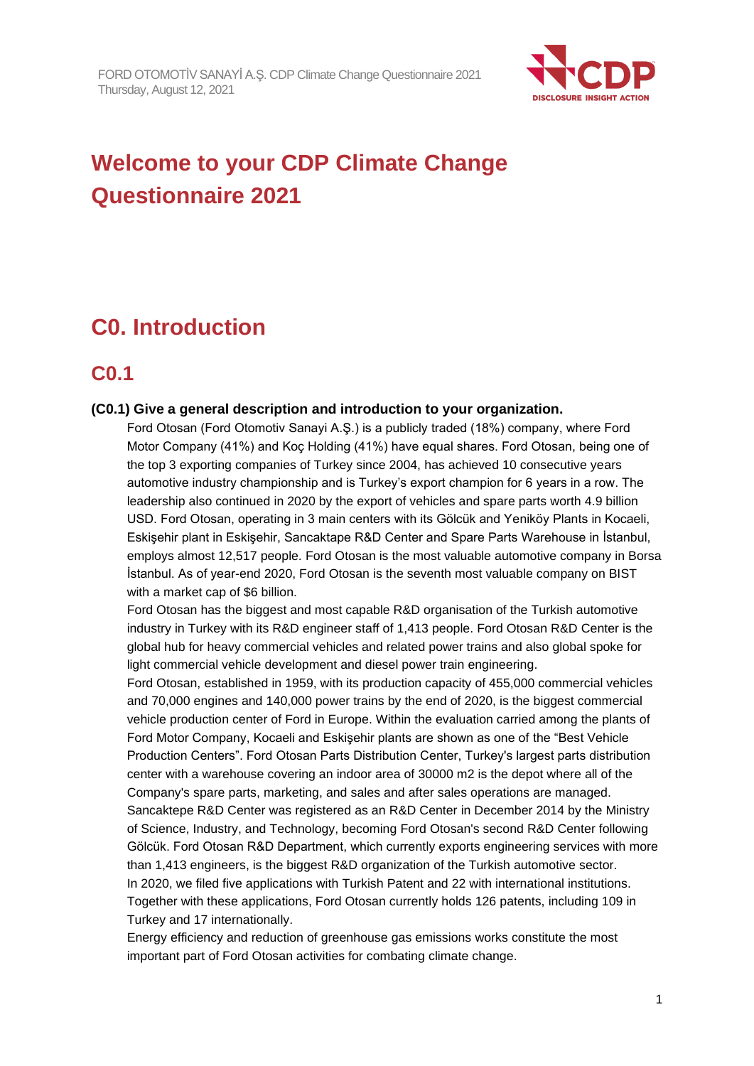# Welcome to your CDP Climate Change Questionnaire 2021

## C0. Introduction

### C0.1

**(C0.1) Give a general description and introduction to your organization.**

Ford Otosan (Ford Otomotiv Sanayi A.Ş.) is a publicly traded (18%) company, where Ford Motor Company (41%) and Koç Holding (41%) have equal shares. Ford Otosan, being one of the top 3 exporting companies of Turkey since 2004, has achieved 10 consecutive years automotive industry championship and is Turkey's export champion for 6 years in a row. The leadership also continued in 2020 by the export of vehicles and spare parts worth 4.9 billion USD. Ford Otosan, operating in 3 main centers with its Gölcük and Yeniköy Plants in Kocaeli, Eskişehir plant in Eskişehir, Sancaktape R&D Center and Spare Parts Warehouse in İstanbul, employs almost 12,517 people. Ford Otosan is the most valuable automotive company in Borsa İstanbul. As of year-end 2020, Ford Otosan is the seventh most valuable company on BIST with a market cap of $6 billion.

Ford Otosan has the biggest and most capable R&D organisation of the Turkish automotive industry in Turkey with its R&D engineer staff of 1,413 people. Ford Otosan R&D Center is the global hub for heavy commercial vehicles and related power trains and also global spoke for light commercial vehicle development and diesel power train engineering.

Ford Otosan, established in 1959, with its production capacity of 455,000 commercial vehicles and 70,000 engines and 140,000 power trains by the end of 2020, is the biggest commercial vehicle production center of Ford in Europe. Within the evaluation carried among the plants of Ford Motor Company, Kocaeli and Eskişehir plants are shown as one of the "Best Vehicle Production Centers". Ford Otosan Parts Distribution Center, Turkey's largest parts distribution center with a warehouse covering an indoor area of 30000 m2 is the depot where all of the Company's spare parts, marketing, and sales and after sales operations are managed.

Sancaktepe R&D Center was registered as an R&D Center in December 2014 by the Ministry of Science, Industry, and Technology, becoming Ford Otosan's second R&D Center following Gölcük. Ford Otosan R&D Department, which currently exports engineering services with more than 1,413 engineers, is the biggest R&D organization of the Turkish automotive sector.

In 2020, we filed five applications with Turkish Patent and 22 with international institutions. Together with these applications, Ford Otosan currently holds 126 patents, including 109 in Turkey and 17 internationally.

Energy efficiency and reduction of greenhouse gas emissions works constitute the most important part of Ford Otosan activities for combating climate change.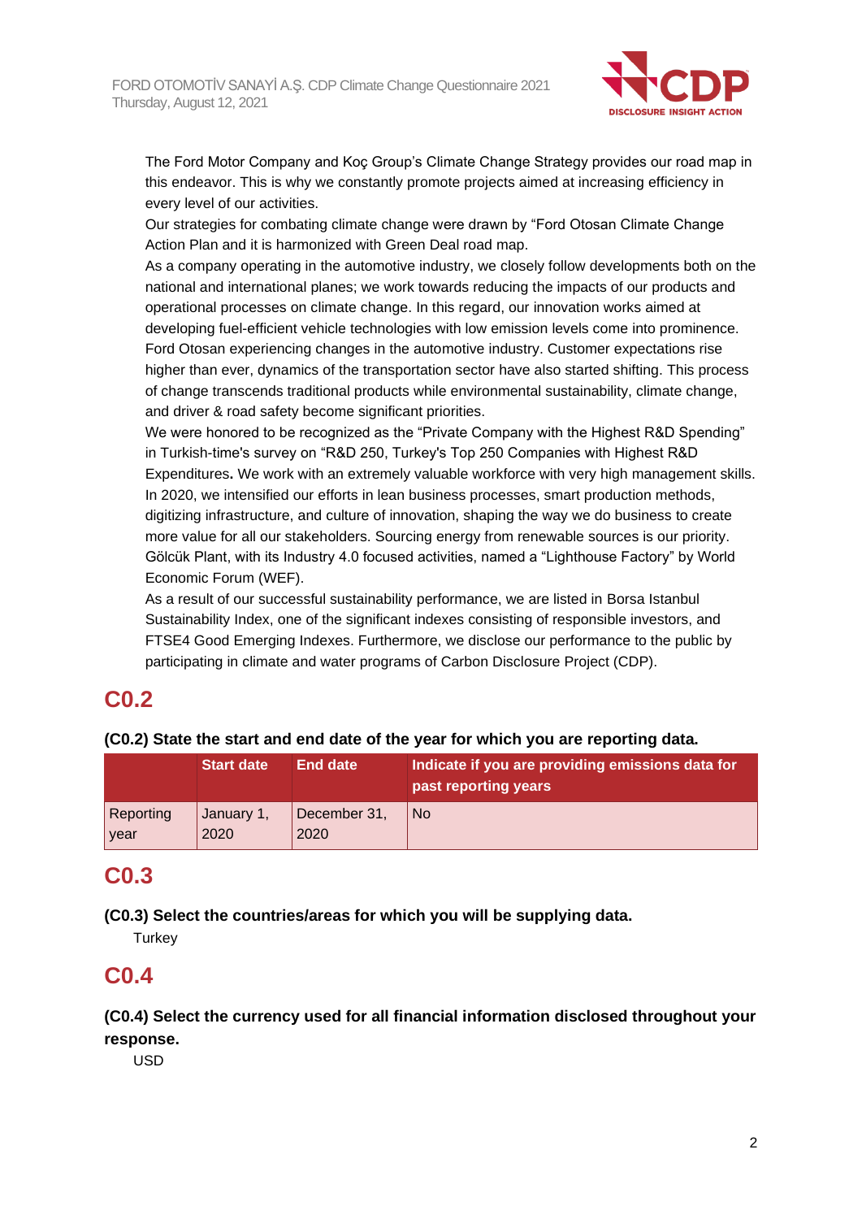The Ford Motor Company and Koç Group's Climate Change Strategy provides our road map in this endeavor. This is why we constantly promote projects aimed at increasing efficiency in every level of our activities.

Our strategies for combating climate change were drawn by "Ford Otosan Climate Change Action Plan and it is harmonized with Green Deal road map.

As a company operating in the automotive industry, we closely follow developments both on the national and international planes; we work towards reducing the impacts of our products and operational processes on climate change. In this regard, our innovation works aimed at developing fuel-efficient vehicle technologies with low emission levels come into prominence.

Ford Otosan experiencing changes in the automotive industry. Customer expectations rise higher than ever, dynamics of the transportation sector have also started shifting. This process of change transcends traditional products while environmental sustainability, climate change, and driver & road safety become significant priorities.

We were honored to be recognized as the "Private Company with the Highest R&D Spending" in Turkish-time's survey on "R&D 250, Turkey's Top 250 Companies with Highest R&D Expenditures**.** We work with an extremely valuable workforce with very high management skills.

In 2020, we intensified our efforts in lean business processes, smart production methods, digitizing infrastructure, and culture of innovation, shaping the way we do business to create more value for all our stakeholders. Sourcing energy from renewable sources is our priority.

Gölcük Plant, with its Industry 4.0 focused activities, named a "Lighthouse Factory" by World Economic Forum (WEF).

As a result of our successful sustainability performance, we are listed in Borsa Istanbul Sustainability Index, one of the significant indexes consisting of responsible investors, and FTSE4 Good Emerging Indexes. Furthermore, we disclose our performance to the public by participating in climate and water programs of Carbon Disclosure Project (CDP).

## C0.2

**(C0.2) State the start and end date of the year for which you are reporting data.**

| | Start date | End date | Indicate if you are providing emissions data for past reporting years |
|---|---|---|---|
| Reporting year | January 1, 2020 | December 31, 2020 | No |

## C0.3

**(C0.3) Select the countries/areas for which you will be supplying data.**

Turkey

## C0.4

**(C0.4) Select the currency used for all financial information disclosed throughout your response.**

USD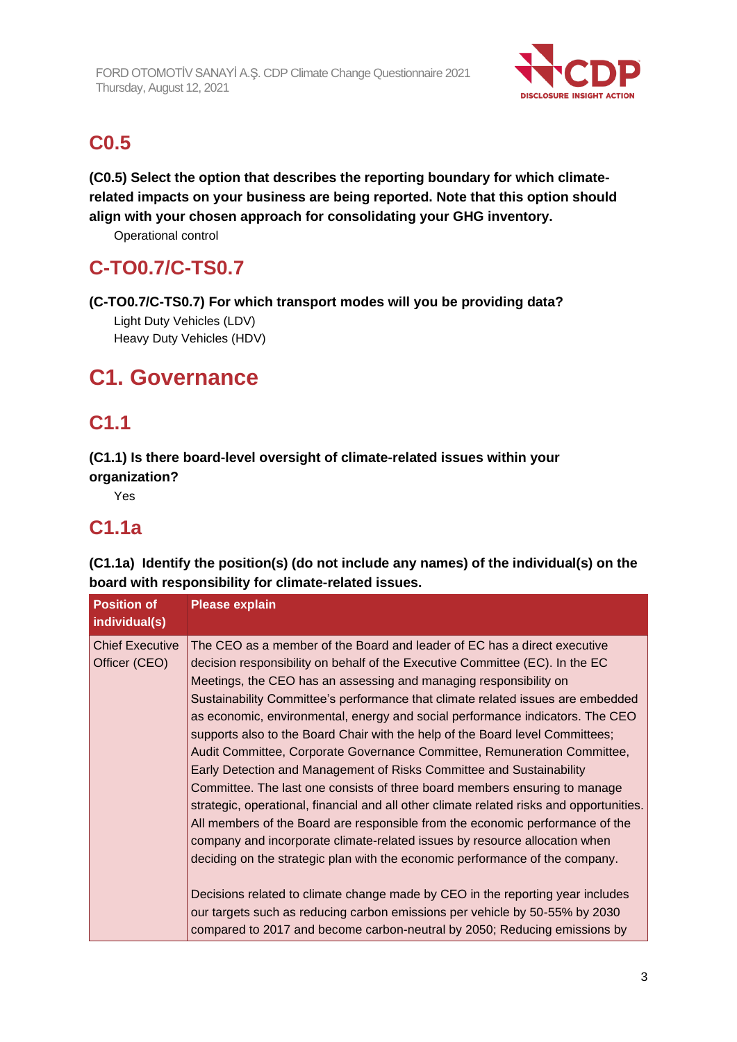## C0.5

**(C0.5) Select the option that describes the reporting boundary for which climate-related impacts on your business are being reported. Note that this option should align with your chosen approach for consolidating your GHG inventory.**

Operational control

## C-TO0.7/C-TS0.7

**(C-TO0.7/C-TS0.7) For which transport modes will you be providing data?**

Light Duty Vehicles (LDV)
Heavy Duty Vehicles (HDV)

# C1. Governance

## C1.1

**(C1.1) Is there board-level oversight of climate-related issues within your organization?**

Yes

## C1.1a

**(C1.1a) Identify the position(s) (do not include any names) of the individual(s) on the board with responsibility for climate-related issues.**

| Position of individual(s) | Please explain |
|---|---|
| Chief Executive Officer (CEO) | The CEO as a member of the Board and leader of EC has a direct executive decision responsibility on behalf of the Executive Committee (EC). In the EC Meetings, the CEO has an assessing and managing responsibility on Sustainability Committee's performance that climate related issues are embedded as economic, environmental, energy and social performance indicators. The CEO supports also to the Board Chair with the help of the Board level Committees; Audit Committee, Corporate Governance Committee, Remuneration Committee, Early Detection and Management of Risks Committee and Sustainability Committee. The last one consists of three board members ensuring to manage strategic, operational, financial and all other climate related risks and opportunities. All members of the Board are responsible from the economic performance of the company and incorporate climate-related issues by resource allocation when deciding on the strategic plan with the economic performance of the company.<br><br>Decisions related to climate change made by CEO in the reporting year includes our targets such as reducing carbon emissions per vehicle by 50-55% by 2030 compared to 2017 and become carbon-neutral by 2050; Reducing emissions by |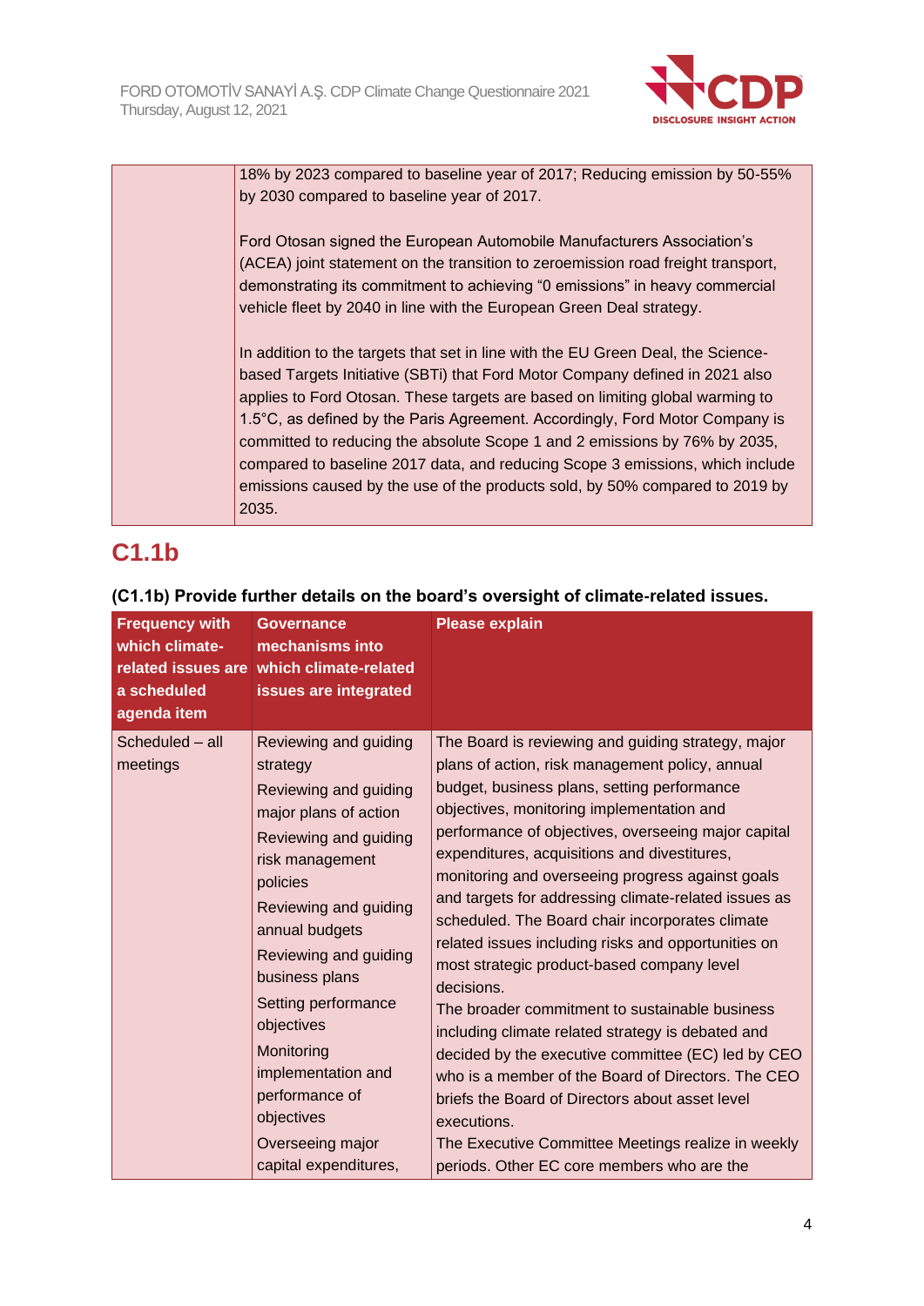| | 18% by 2023 compared to baseline year of 2017; Reducing emission by 50-55% by 2030 compared to baseline year of 2017.<br><br>Ford Otosan signed the European Automobile Manufacturers Association's (ACEA) joint statement on the transition to zeroemission road freight transport, demonstrating its commitment to achieving "0 emissions" in heavy commercial vehicle fleet by 2040 in line with the European Green Deal strategy.<br><br>In addition to the targets that set in line with the EU Green Deal, the Science-based Targets Initiative (SBTi) that Ford Motor Company defined in 2021 also applies to Ford Otosan. These targets are based on limiting global warming to 1.5°C, as defined by the Paris Agreement. Accordingly, Ford Motor Company is committed to reducing the absolute Scope 1 and 2 emissions by 76% by 2035, compared to baseline 2017 data, and reducing Scope 3 emissions, which include emissions caused by the use of the products sold, by 50% compared to 2019 by 2035. |
|---|---|

## C1.1b

**(C1.1b) Provide further details on the board's oversight of climate-related issues.**

| Frequency with which climate-related issues are a scheduled agenda item | Governance mechanisms into which climate-related issues are integrated | Please explain |
|---|---|---|
| Scheduled – all meetings | Reviewing and guiding strategy<br>Reviewing and guiding major plans of action<br>Reviewing and guiding risk management policies<br>Reviewing and guiding annual budgets<br>Reviewing and guiding business plans<br>Setting performance objectives<br>Monitoring implementation and performance of objectives<br>Overseeing major capital expenditures, | The Board is reviewing and guiding strategy, major plans of action, risk management policy, annual budget, business plans, setting performance objectives, monitoring implementation and performance of objectives, overseeing major capital expenditures, acquisitions and divestitures, monitoring and overseeing progress against goals and targets for addressing climate-related issues as scheduled. The Board chair incorporates climate related issues including risks and opportunities on most strategic product-based company level decisions.<br>The broader commitment to sustainable business including climate related strategy is debated and decided by the executive committee (EC) led by CEO who is a member of the Board of Directors. The CEO briefs the Board of Directors about asset level executions.<br>The Executive Committee Meetings realize in weekly periods. Other EC core members who are the |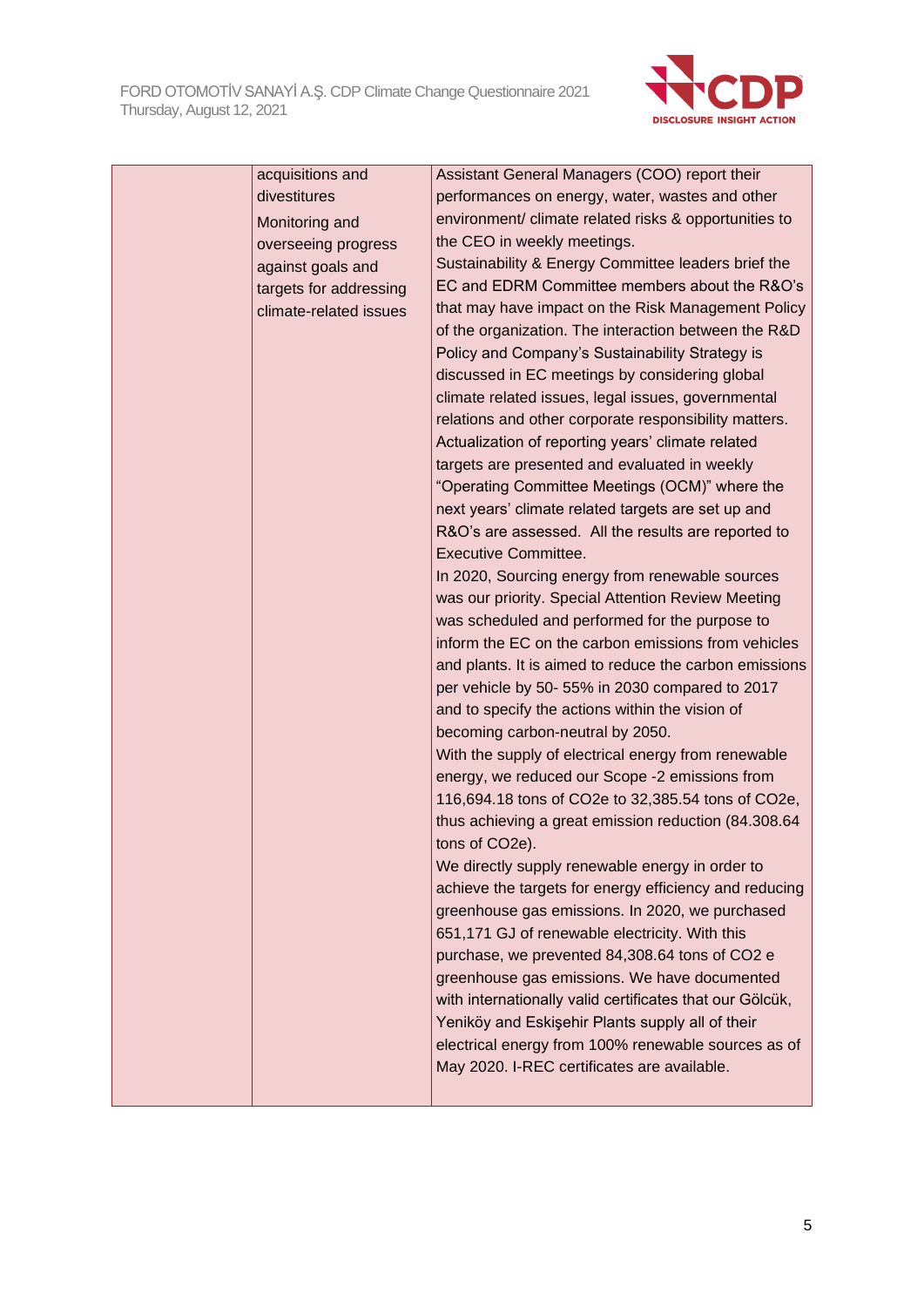|  |  |  |
|---|---|---|
|  | acquisitions and divestitures<br><br>Monitoring and overseeing progress against goals and targets for addressing climate-related issues | Assistant General Managers (COO) report their performances on energy, water, wastes and other environment/ climate related risks & opportunities to the CEO in weekly meetings.<br>Sustainability & Energy Committee leaders brief the EC and EDRM Committee members about the R&O's that may have impact on the Risk Management Policy of the organization. The interaction between the R&D Policy and Company's Sustainability Strategy is discussed in EC meetings by considering global climate related issues, legal issues, governmental relations and other corporate responsibility matters. Actualization of reporting years' climate related targets are presented and evaluated in weekly "Operating Committee Meetings (OCM)" where the next years' climate related targets are set up and R&O's are assessed. All the results are reported to Executive Committee.<br>In 2020, Sourcing energy from renewable sources was our priority. Special Attention Review Meeting was scheduled and performed for the purpose to inform the EC on the carbon emissions from vehicles and plants. It is aimed to reduce the carbon emissions per vehicle by 50- 55% in 2030 compared to 2017 and to specify the actions within the vision of becoming carbon-neutral by 2050.<br>With the supply of electrical energy from renewable energy, we reduced our Scope -2 emissions from 116,694.18 tons of CO2e to 32,385.54 tons of CO2e, thus achieving a great emission reduction (84.308.64 tons of CO2e).<br>We directly supply renewable energy in order to achieve the targets for energy efficiency and reducing greenhouse gas emissions. In 2020, we purchased 651,171 GJ of renewable electricity. With this purchase, we prevented 84,308.64 tons of CO2 e greenhouse gas emissions. We have documented with internationally valid certificates that our Gölcük, Yeniköy and Eskişehir Plants supply all of their electrical energy from 100% renewable sources as of May 2020. I-REC certificates are available. |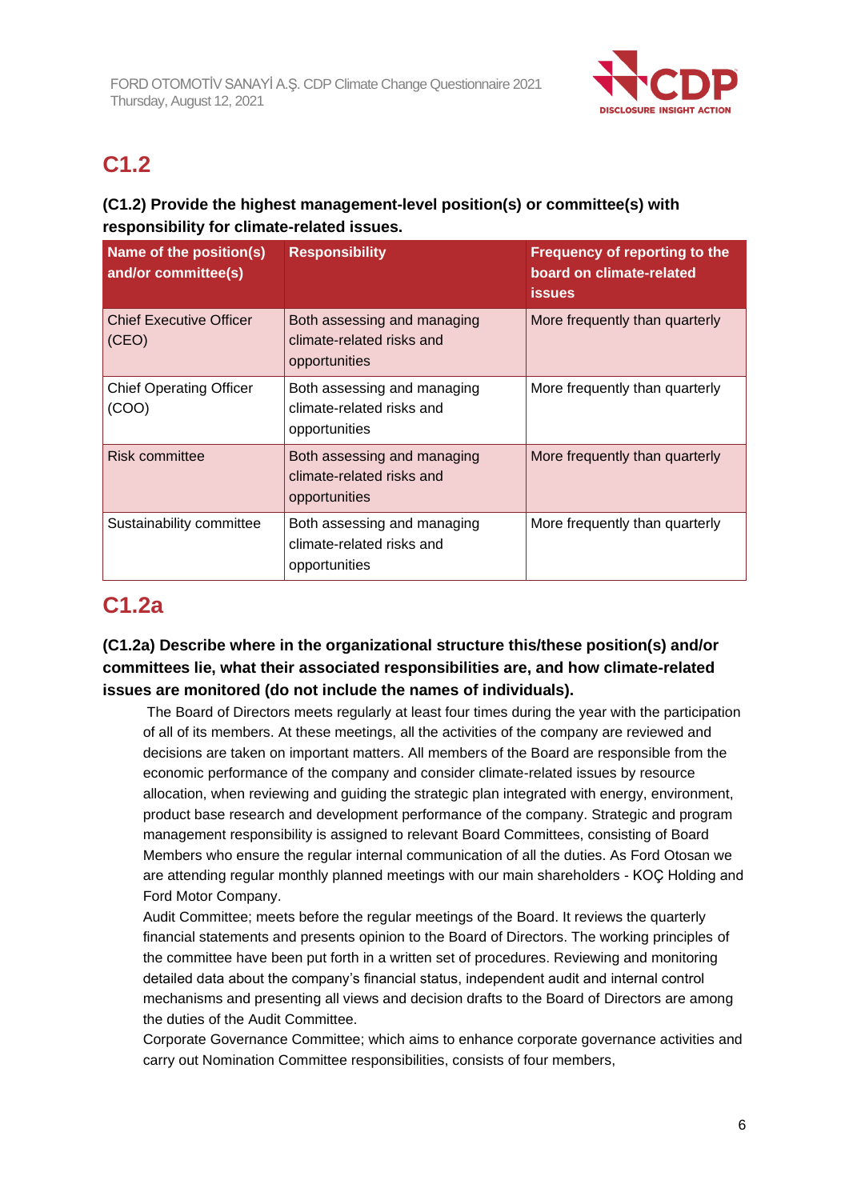## C1.2

**(C1.2) Provide the highest management-level position(s) or committee(s) with responsibility for climate-related issues.**

| Name of the position(s) and/or committee(s) | Responsibility | Frequency of reporting to the board on climate-related issues |
|---|---|---|
| Chief Executive Officer (CEO) | Both assessing and managing climate-related risks and opportunities | More frequently than quarterly |
| Chief Operating Officer (COO) | Both assessing and managing climate-related risks and opportunities | More frequently than quarterly |
| Risk committee | Both assessing and managing climate-related risks and opportunities | More frequently than quarterly |
| Sustainability committee | Both assessing and managing climate-related risks and opportunities | More frequently than quarterly |

## C1.2a

**(C1.2a) Describe where in the organizational structure this/these position(s) and/or committees lie, what their associated responsibilities are, and how climate-related issues are monitored (do not include the names of individuals).**

The Board of Directors meets regularly at least four times during the year with the participation of all of its members. At these meetings, all the activities of the company are reviewed and decisions are taken on important matters. All members of the Board are responsible from the economic performance of the company and consider climate-related issues by resource allocation, when reviewing and guiding the strategic plan integrated with energy, environment, product base research and development performance of the company. Strategic and program management responsibility is assigned to relevant Board Committees, consisting of Board Members who ensure the regular internal communication of all the duties. As Ford Otosan we are attending regular monthly planned meetings with our main shareholders - KOÇ Holding and Ford Motor Company.

Audit Committee; meets before the regular meetings of the Board. It reviews the quarterly financial statements and presents opinion to the Board of Directors. The working principles of the committee have been put forth in a written set of procedures. Reviewing and monitoring detailed data about the company's financial status, independent audit and internal control mechanisms and presenting all views and decision drafts to the Board of Directors are among the duties of the Audit Committee.

Corporate Governance Committee; which aims to enhance corporate governance activities and carry out Nomination Committee responsibilities, consists of four members,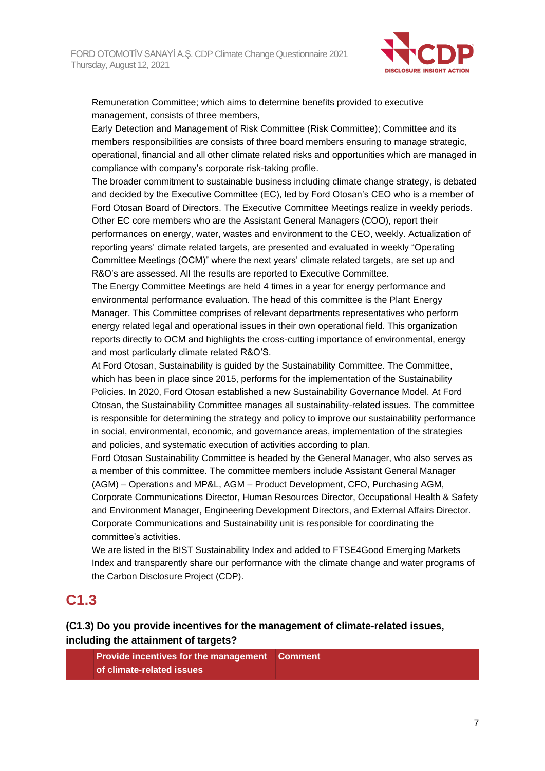Remuneration Committee; which aims to determine benefits provided to executive management, consists of three members,

Early Detection and Management of Risk Committee (Risk Committee); Committee and its members responsibilities are consists of three board members ensuring to manage strategic, operational, financial and all other climate related risks and opportunities which are managed in compliance with company's corporate risk-taking profile.

The broader commitment to sustainable business including climate change strategy, is debated and decided by the Executive Committee (EC), led by Ford Otosan's CEO who is a member of Ford Otosan Board of Directors. The Executive Committee Meetings realize in weekly periods. Other EC core members who are the Assistant General Managers (COO), report their performances on energy, water, wastes and environment to the CEO, weekly. Actualization of reporting years' climate related targets, are presented and evaluated in weekly "Operating Committee Meetings (OCM)" where the next years' climate related targets, are set up and R&O's are assessed. All the results are reported to Executive Committee.

The Energy Committee Meetings are held 4 times in a year for energy performance and environmental performance evaluation. The head of this committee is the Plant Energy Manager. This Committee comprises of relevant departments representatives who perform energy related legal and operational issues in their own operational field. This organization reports directly to OCM and highlights the cross-cutting importance of environmental, energy and most particularly climate related R&O'S.

At Ford Otosan, Sustainability is guided by the Sustainability Committee. The Committee, which has been in place since 2015, performs for the implementation of the Sustainability Policies. In 2020, Ford Otosan established a new Sustainability Governance Model. At Ford Otosan, the Sustainability Committee manages all sustainability-related issues. The committee is responsible for determining the strategy and policy to improve our sustainability performance in social, environmental, economic, and governance areas, implementation of the strategies and policies, and systematic execution of activities according to plan.

Ford Otosan Sustainability Committee is headed by the General Manager, who also serves as a member of this committee. The committee members include Assistant General Manager (AGM) – Operations and MP&L, AGM – Product Development, CFO, Purchasing AGM, Corporate Communications Director, Human Resources Director, Occupational Health & Safety and Environment Manager, Engineering Development Directors, and External Affairs Director. Corporate Communications and Sustainability unit is responsible for coordinating the committee's activities.

We are listed in the BIST Sustainability Index and added to FTSE4Good Emerging Markets Index and transparently share our performance with the climate change and water programs of the Carbon Disclosure Project (CDP).

## C1.3

**(C1.3) Do you provide incentives for the management of climate-related issues, including the attainment of targets?**

| | Provide incentives for the management of climate-related issues | Comment |
|---|---|---|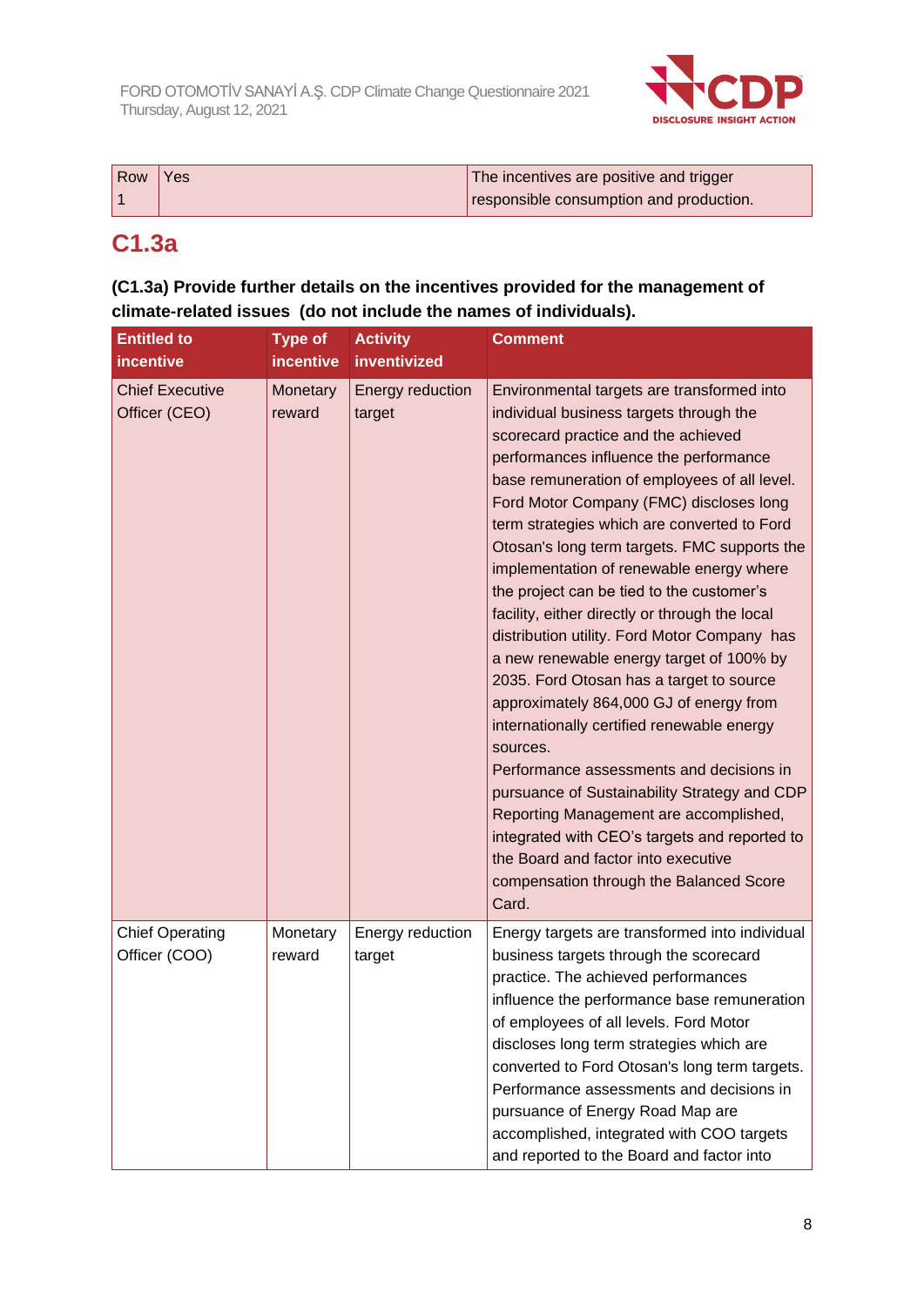| Row 1 | Yes | The incentives are positive and trigger responsible consumption and production. |
|---|---|---|

## C1.3a

**(C1.3a) Provide further details on the incentives provided for the management of climate-related issues (do not include the names of individuals).**

| Entitled to incentive | Type of incentive | Activity inventivized | Comment |
|---|---|---|---|
| Chief Executive Officer (CEO) | Monetary reward | Energy reduction target | Environmental targets are transformed into individual business targets through the scorecard practice and the achieved performances influence the performance base remuneration of employees of all level. Ford Motor Company (FMC) discloses long term strategies which are converted to Ford Otosan's long term targets. FMC supports the implementation of renewable energy where the project can be tied to the customer's facility, either directly or through the local distribution utility. Ford Motor Company has a new renewable energy target of 100% by 2035. Ford Otosan has a target to source approximately 864,000 GJ of energy from internationally certified renewable energy sources.<br>Performance assessments and decisions in pursuance of Sustainability Strategy and CDP Reporting Management are accomplished, integrated with CEO's targets and reported to the Board and factor into executive compensation through the Balanced Score Card. |
| Chief Operating Officer (COO) | Monetary reward | Energy reduction target | Energy targets are transformed into individual business targets through the scorecard practice. The achieved performances influence the performance base remuneration of employees of all levels. Ford Motor discloses long term strategies which are converted to Ford Otosan's long term targets. Performance assessments and decisions in pursuance of Energy Road Map are accomplished, integrated with COO targets and reported to the Board and factor into |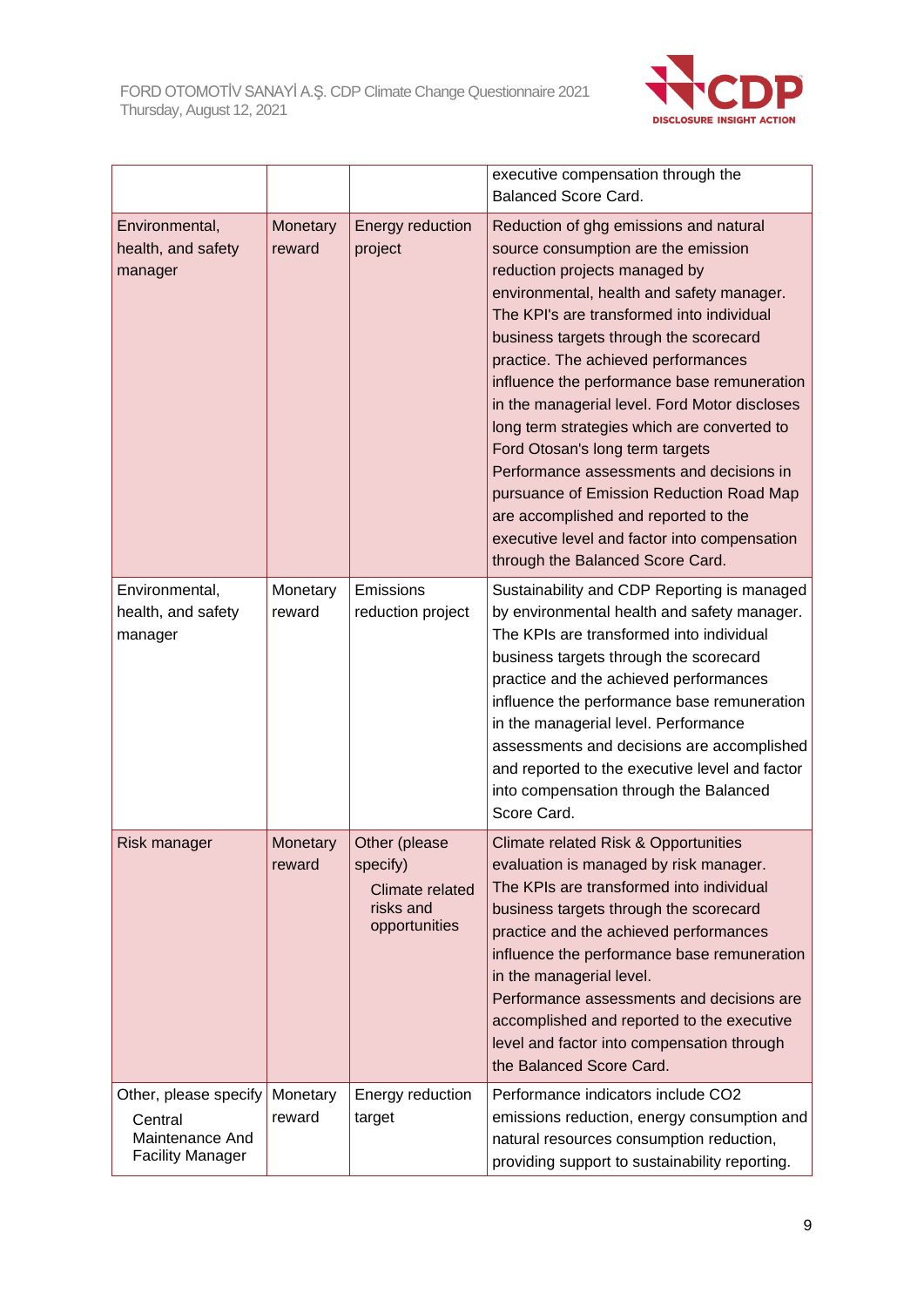|  |  |  | executive compensation through the Balanced Score Card. |
|---|---|---|---|
| Environmental, health, and safety manager | Monetary reward | Energy reduction project | Reduction of ghg emissions and natural source consumption are the emission reduction projects managed by environmental, health and safety manager. The KPI's are transformed into individual business targets through the scorecard practice. The achieved performances influence the performance base remuneration in the managerial level. Ford Motor discloses long term strategies which are converted to Ford Otosan's long term targets Performance assessments and decisions in pursuance of Emission Reduction Road Map are accomplished and reported to the executive level and factor into compensation through the Balanced Score Card. |
| Environmental, health, and safety manager | Monetary reward | Emissions reduction project | Sustainability and CDP Reporting is managed by environmental health and safety manager. The KPIs are transformed into individual business targets through the scorecard practice and the achieved performances influence the performance base remuneration in the managerial level. Performance assessments and decisions are accomplished and reported to the executive level and factor into compensation through the Balanced Score Card. |
| Risk manager | Monetary reward | Other (please specify) Climate related risks and opportunities | Climate related Risk & Opportunities evaluation is managed by risk manager. The KPIs are transformed into individual business targets through the scorecard practice and the achieved performances influence the performance base remuneration in the managerial level. Performance assessments and decisions are accomplished and reported to the executive level and factor into compensation through the Balanced Score Card. |
| Other, please specify Central Maintenance And Facility Manager | Monetary reward | Energy reduction target | Performance indicators include CO2 emissions reduction, energy consumption and natural resources consumption reduction, providing support to sustainability reporting. |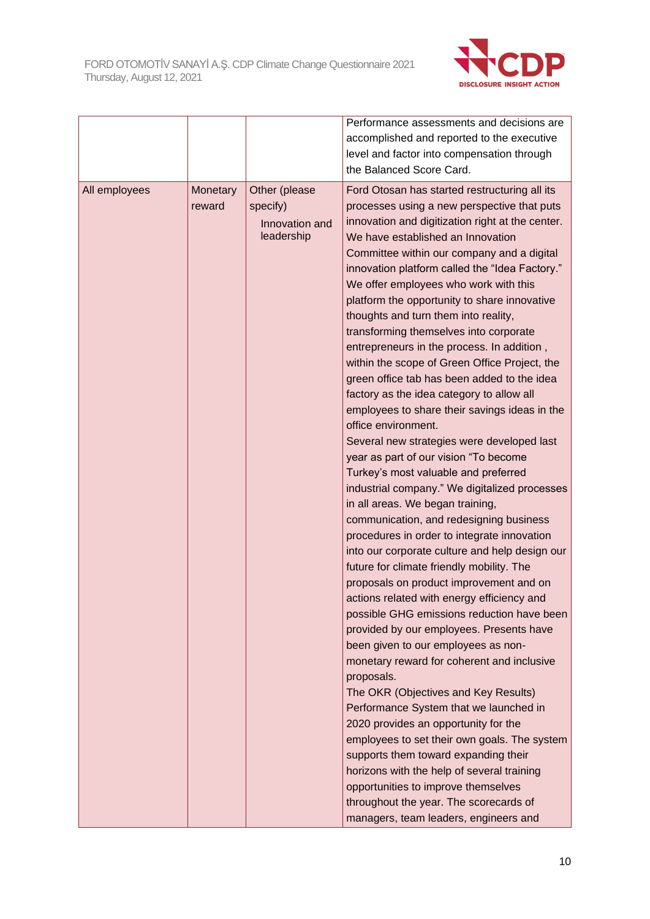| | | | |
|---|---|---|---|
| | | | Performance assessments and decisions are accomplished and reported to the executive level and factor into compensation through the Balanced Score Card. |
| All employees | Monetary reward | Other (please specify)<br>Innovation and leadership | Ford Otosan has started restructuring all its processes using a new perspective that puts innovation and digitization right at the center. We have established an Innovation Committee within our company and a digital innovation platform called the "Idea Factory." We offer employees who work with this platform the opportunity to share innovative thoughts and turn them into reality, transforming themselves into corporate entrepreneurs in the process. In addition , within the scope of Green Office Project, the green office tab has been added to the idea factory as the idea category to allow all employees to share their savings ideas in the office environment.<br>Several new strategies were developed last year as part of our vision "To become Turkey's most valuable and preferred industrial company." We digitalized processes in all areas. We began training, communication, and redesigning business procedures in order to integrate innovation into our corporate culture and help design our future for climate friendly mobility. The proposals on product improvement and on actions related with energy efficiency and possible GHG emissions reduction have been provided by our employees. Presents have been given to our employees as non-monetary reward for coherent and inclusive proposals.<br>The OKR (Objectives and Key Results) Performance System that we launched in 2020 provides an opportunity for the employees to set their own goals. The system supports them toward expanding their horizons with the help of several training opportunities to improve themselves throughout the year. The scorecards of managers, team leaders, engineers and |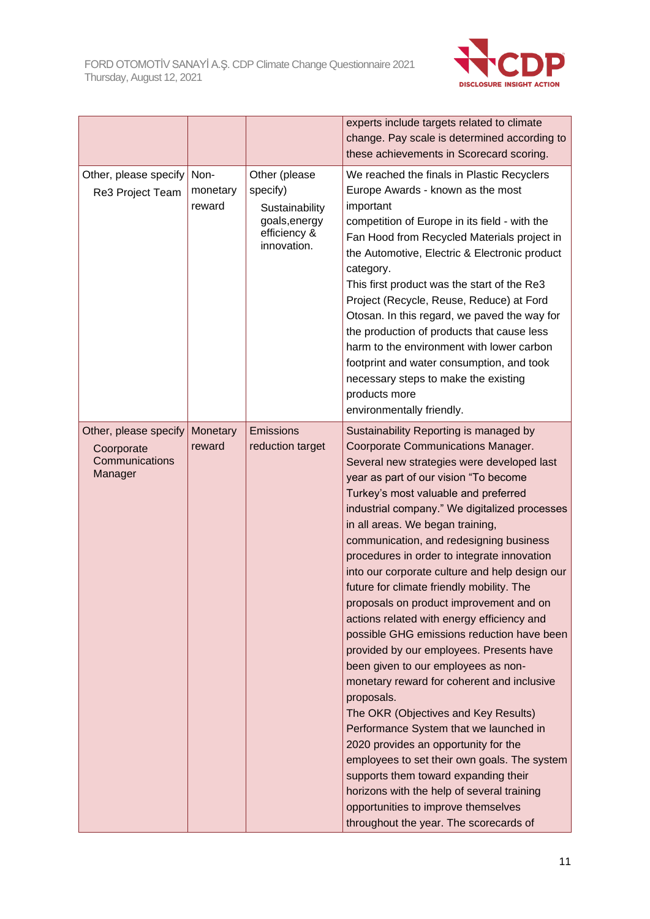| | | | |
|---|---|---|---|
| | | | experts include targets related to climate change. Pay scale is determined according to these achievements in Scorecard scoring. |
| Other, please specify Re3 Project Team | Non-monetary reward | Other (please specify) Sustainability goals,energy efficiency & innovation. | We reached the finals in Plastic Recyclers Europe Awards - known as the most important competition of Europe in its field - with the Fan Hood from Recycled Materials project in the Automotive, Electric & Electronic product category.<br>This first product was the start of the Re3 Project (Recycle, Reuse, Reduce) at Ford Otosan. In this regard, we paved the way for the production of products that cause less harm to the environment with lower carbon footprint and water consumption, and took necessary steps to make the existing products more environmentally friendly. |
| Other, please specify Coorporate Communications Manager | Monetary reward | Emissions reduction target | Sustainability Reporting is managed by Coorporate Communications Manager. Several new strategies were developed last year as part of our vision "To become Turkey's most valuable and preferred industrial company." We digitalized processes in all areas. We began training, communication, and redesigning business procedures in order to integrate innovation into our corporate culture and help design our future for climate friendly mobility. The proposals on product improvement and on actions related with energy efficiency and possible GHG emissions reduction have been provided by our employees. Presents have been given to our employees as non-monetary reward for coherent and inclusive proposals.<br>The OKR (Objectives and Key Results) Performance System that we launched in 2020 provides an opportunity for the employees to set their own goals. The system supports them toward expanding their horizons with the help of several training opportunities to improve themselves throughout the year. The scorecards of |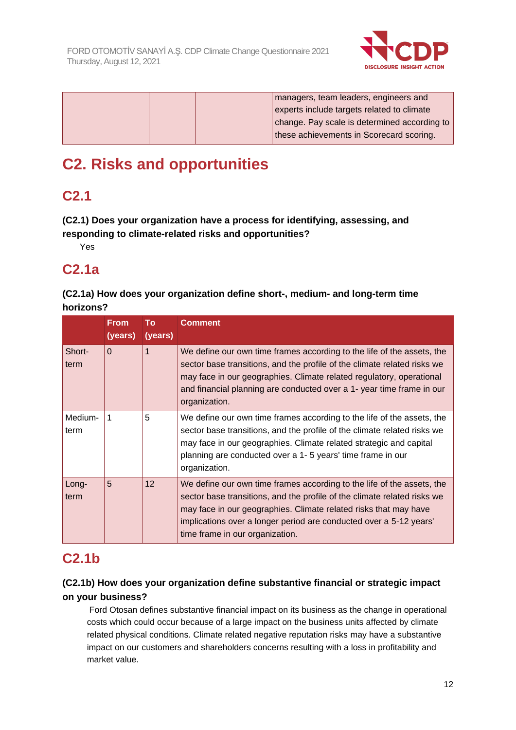| | | | managers, team leaders, engineers and experts include targets related to climate change. Pay scale is determined according to these achievements in Scorecard scoring. |
|---|---|---|---|

# C2. Risks and opportunities

## C2.1

**(C2.1) Does your organization have a process for identifying, assessing, and responding to climate-related risks and opportunities?**

Yes

## C2.1a

**(C2.1a) How does your organization define short-, medium- and long-term time horizons?**

| | From (years) | To (years) | Comment |
|---|---|---|---|
| Short-term | 0 | 1 | We define our own time frames according to the life of the assets, the sector base transitions, and the profile of the climate related risks we may face in our geographies. Climate related regulatory, operational and financial planning are conducted over a 1- year time frame in our organization. |
| Medium-term | 1 | 5 | We define our own time frames according to the life of the assets, the sector base transitions, and the profile of the climate related risks we may face in our geographies. Climate related strategic and capital planning are conducted over a 1- 5 years' time frame in our organization. |
| Long-term | 5 | 12 | We define our own time frames according to the life of the assets, the sector base transitions, and the profile of the climate related risks we may face in our geographies. Climate related risks that may have implications over a longer period are conducted over a 5-12 years' time frame in our organization. |

## C2.1b

**(C2.1b) How does your organization define substantive financial or strategic impact on your business?**

Ford Otosan defines substantive financial impact on its business as the change in operational costs which could occur because of a large impact on the business units affected by climate related physical conditions. Climate related negative reputation risks may have a substantive impact on our customers and shareholders concerns resulting with a loss in profitability and market value.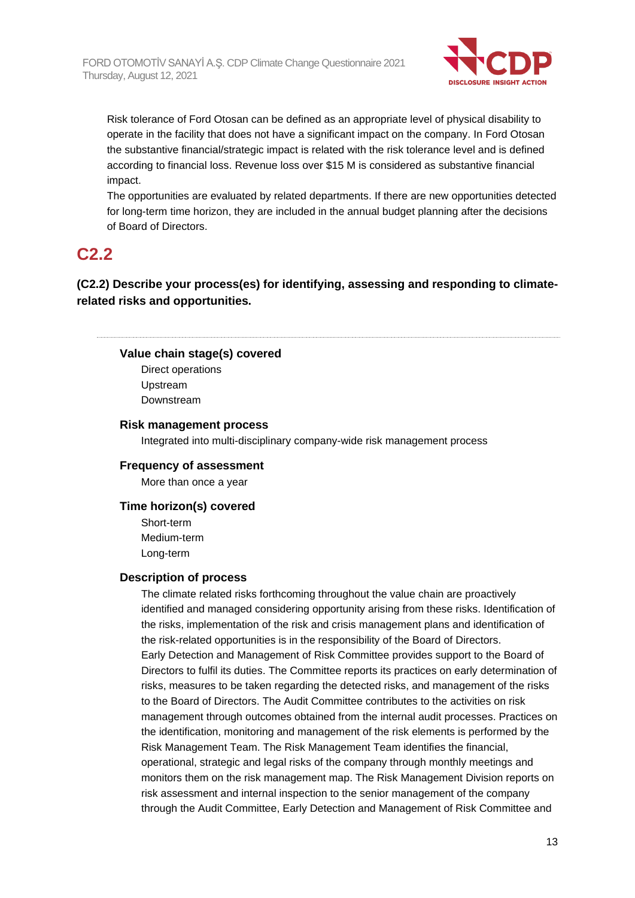Risk tolerance of Ford Otosan can be defined as an appropriate level of physical disability to operate in the facility that does not have a significant impact on the company. In Ford Otosan the substantive financial/strategic impact is related with the risk tolerance level and is defined according to financial loss. Revenue loss over $15 M is considered as substantive financial impact.

The opportunities are evaluated by related departments. If there are new opportunities detected for long-term time horizon, they are included in the annual budget planning after the decisions of Board of Directors.

## C2.2

### (C2.2) Describe your process(es) for identifying, assessing and responding to climate-related risks and opportunities.

---

**Value chain stage(s) covered**

Direct operations
Upstream
Downstream

**Risk management process**

Integrated into multi-disciplinary company-wide risk management process

**Frequency of assessment**

More than once a year

**Time horizon(s) covered**

Short-term
Medium-term
Long-term

**Description of process**

The climate related risks forthcoming throughout the value chain are proactively identified and managed considering opportunity arising from these risks. Identification of the risks, implementation of the risk and crisis management plans and identification of the risk-related opportunities is in the responsibility of the Board of Directors.
Early Detection and Management of Risk Committee provides support to the Board of Directors to fulfil its duties. The Committee reports its practices on early determination of risks, measures to be taken regarding the detected risks, and management of the risks to the Board of Directors. The Audit Committee contributes to the activities on risk management through outcomes obtained from the internal audit processes. Practices on the identification, monitoring and management of the risk elements is performed by the Risk Management Team. The Risk Management Team identifies the financial, operational, strategic and legal risks of the company through monthly meetings and monitors them on the risk management map. The Risk Management Division reports on risk assessment and internal inspection to the senior management of the company through the Audit Committee, Early Detection and Management of Risk Committee and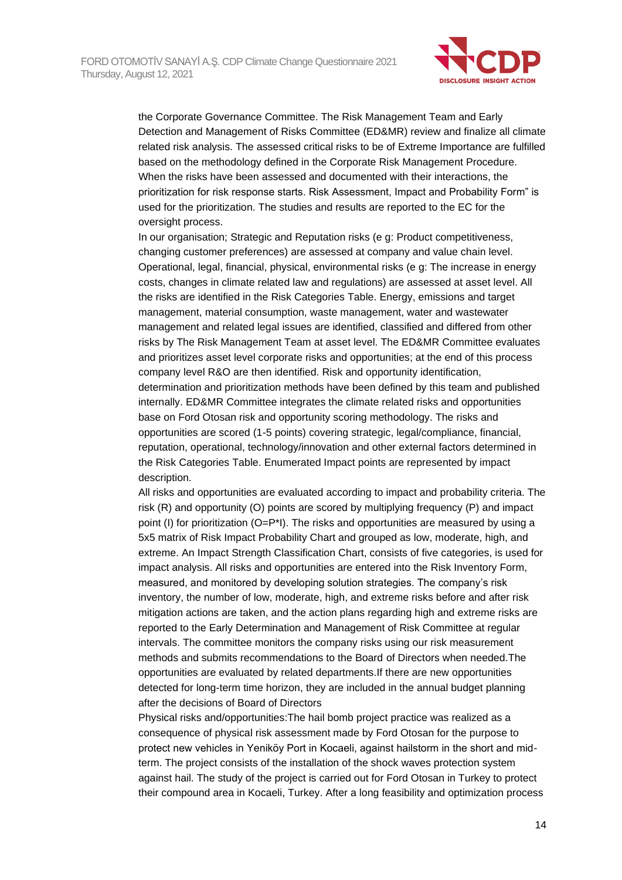the Corporate Governance Committee. The Risk Management Team and Early Detection and Management of Risks Committee (ED&MR) review and finalize all climate related risk analysis. The assessed critical risks to be of Extreme Importance are fulfilled based on the methodology defined in the Corporate Risk Management Procedure. When the risks have been assessed and documented with their interactions, the prioritization for risk response starts. Risk Assessment, Impact and Probability Form" is used for the prioritization. The studies and results are reported to the EC for the oversight process.

In our organisation; Strategic and Reputation risks (e g: Product competitiveness, changing customer preferences) are assessed at company and value chain level. Operational, legal, financial, physical, environmental risks (e g: The increase in energy costs, changes in climate related law and regulations) are assessed at asset level. All the risks are identified in the Risk Categories Table. Energy, emissions and target management, material consumption, waste management, water and wastewater management and related legal issues are identified, classified and differed from other risks by The Risk Management Team at asset level. The ED&MR Committee evaluates and prioritizes asset level corporate risks and opportunities; at the end of this process company level R&O are then identified. Risk and opportunity identification, determination and prioritization methods have been defined by this team and published internally. ED&MR Committee integrates the climate related risks and opportunities base on Ford Otosan risk and opportunity scoring methodology. The risks and opportunities are scored (1-5 points) covering strategic, legal/compliance, financial, reputation, operational, technology/innovation and other external factors determined in the Risk Categories Table. Enumerated Impact points are represented by impact description.

All risks and opportunities are evaluated according to impact and probability criteria. The risk (R) and opportunity (O) points are scored by multiplying frequency (P) and impact point (I) for prioritization (O=P*I). The risks and opportunities are measured by using a 5x5 matrix of Risk Impact Probability Chart and grouped as low, moderate, high, and extreme. An Impact Strength Classification Chart, consists of five categories, is used for impact analysis. All risks and opportunities are entered into the Risk Inventory Form, measured, and monitored by developing solution strategies. The company's risk inventory, the number of low, moderate, high, and extreme risks before and after risk mitigation actions are taken, and the action plans regarding high and extreme risks are reported to the Early Determination and Management of Risk Committee at regular intervals. The committee monitors the company risks using our risk measurement methods and submits recommendations to the Board of Directors when needed.The opportunities are evaluated by related departments.If there are new opportunities detected for long-term time horizon, they are included in the annual budget planning after the decisions of Board of Directors

Physical risks and/opportunities:The hail bomb project practice was realized as a consequence of physical risk assessment made by Ford Otosan for the purpose to protect new vehicles in Yeniköy Port in Kocaeli, against hailstorm in the short and mid-term. The project consists of the installation of the shock waves protection system against hail. The study of the project is carried out for Ford Otosan in Turkey to protect their compound area in Kocaeli, Turkey. After a long feasibility and optimization process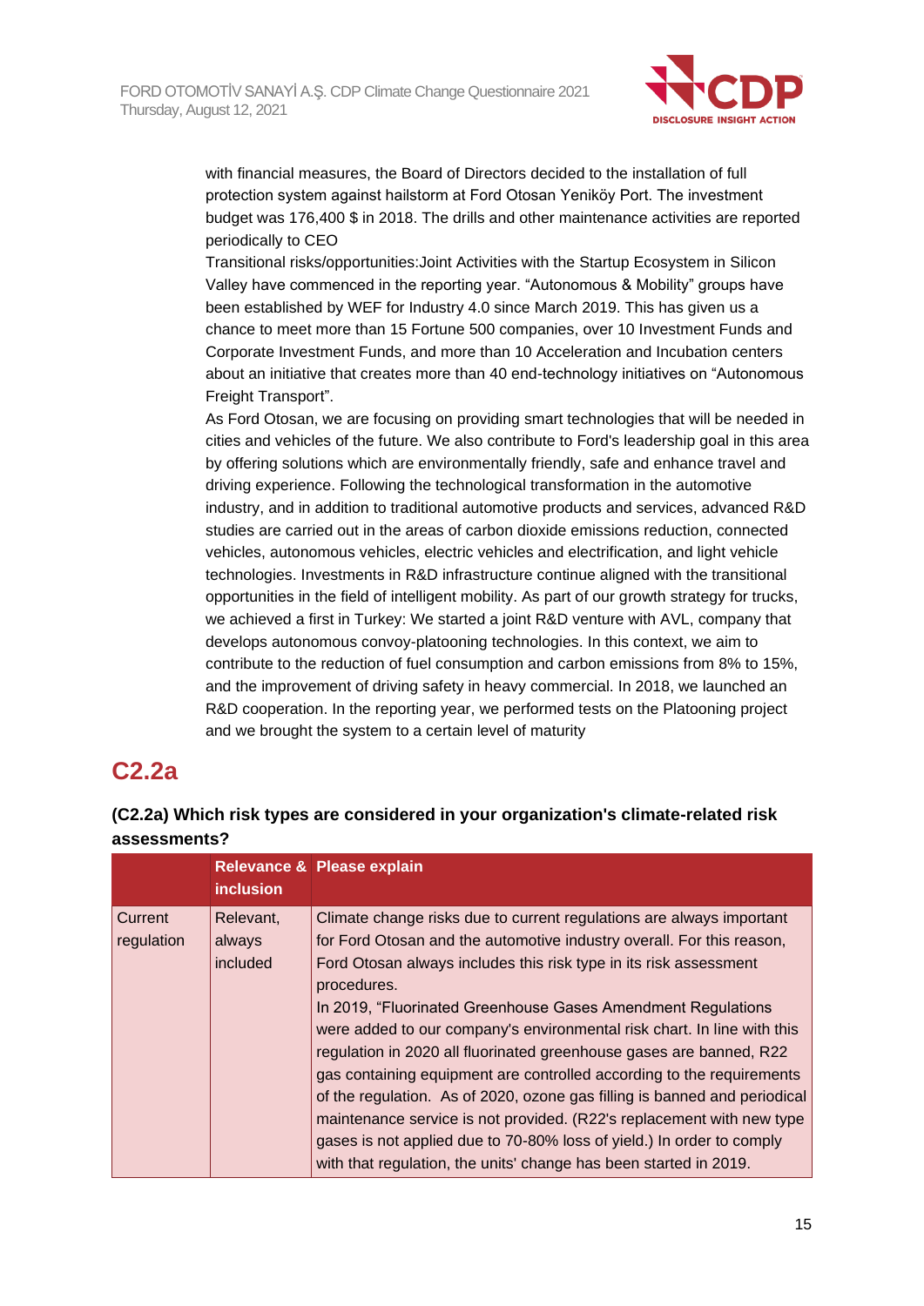with financial measures, the Board of Directors decided to the installation of full protection system against hailstorm at Ford Otosan Yeniköy Port. The investment budget was 176,400 $ in 2018. The drills and other maintenance activities are reported periodically to CEO

Transitional risks/opportunities:Joint Activities with the Startup Ecosystem in Silicon Valley have commenced in the reporting year. "Autonomous & Mobility" groups have been established by WEF for Industry 4.0 since March 2019. This has given us a chance to meet more than 15 Fortune 500 companies, over 10 Investment Funds and Corporate Investment Funds, and more than 10 Acceleration and Incubation centers about an initiative that creates more than 40 end-technology initiatives on "Autonomous Freight Transport".

As Ford Otosan, we are focusing on providing smart technologies that will be needed in cities and vehicles of the future. We also contribute to Ford's leadership goal in this area by offering solutions which are environmentally friendly, safe and enhance travel and driving experience. Following the technological transformation in the automotive industry, and in addition to traditional automotive products and services, advanced R&D studies are carried out in the areas of carbon dioxide emissions reduction, connected vehicles, autonomous vehicles, electric vehicles and electrification, and light vehicle technologies. Investments in R&D infrastructure continue aligned with the transitional opportunities in the field of intelligent mobility. As part of our growth strategy for trucks, we achieved a first in Turkey: We started a joint R&D venture with AVL, company that develops autonomous convoy-platooning technologies. In this context, we aim to contribute to the reduction of fuel consumption and carbon emissions from 8% to 15%, and the improvement of driving safety in heavy commercial. In 2018, we launched an R&D cooperation. In the reporting year, we performed tests on the Platooning project and we brought the system to a certain level of maturity

## C2.2a

**(C2.2a) Which risk types are considered in your organization's climate-related risk assessments?**

| | Relevance & inclusion | Please explain |
|---|---|---|
| Current regulation | Relevant, always included | Climate change risks due to current regulations are always important for Ford Otosan and the automotive industry overall. For this reason, Ford Otosan always includes this risk type in its risk assessment procedures.<br>In 2019, "Fluorinated Greenhouse Gases Amendment Regulations were added to our company's environmental risk chart. In line with this regulation in 2020 all fluorinated greenhouse gases are banned, R22 gas containing equipment are controlled according to the requirements of the regulation. As of 2020, ozone gas filling is banned and periodical maintenance service is not provided. (R22's replacement with new type gases is not applied due to 70-80% loss of yield.) In order to comply with that regulation, the units' change has been started in 2019. |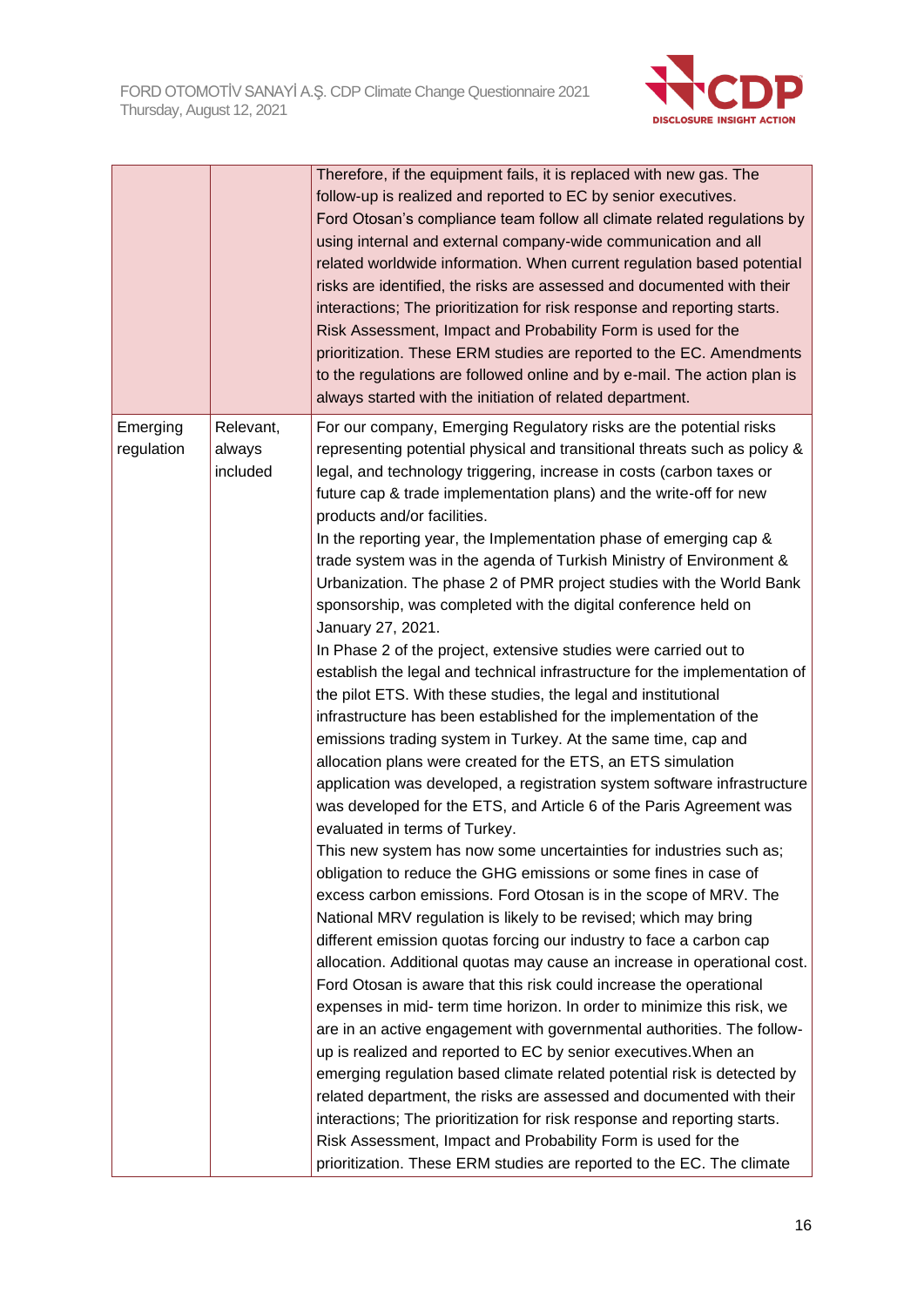| | | |
|---|---|---|
| | | Therefore, if the equipment fails, it is replaced with new gas. The follow-up is realized and reported to EC by senior executives.<br>Ford Otosan's compliance team follow all climate related regulations by using internal and external company-wide communication and all related worldwide information. When current regulation based potential risks are identified, the risks are assessed and documented with their interactions; The prioritization for risk response and reporting starts. Risk Assessment, Impact and Probability Form is used for the prioritization. These ERM studies are reported to the EC. Amendments to the regulations are followed online and by e-mail. The action plan is always started with the initiation of related department. |
| Emerging regulation | Relevant, always included | For our company, Emerging Regulatory risks are the potential risks representing potential physical and transitional threats such as policy & legal, and technology triggering, increase in costs (carbon taxes or future cap & trade implementation plans) and the write-off for new products and/or facilities.<br>In the reporting year, the Implementation phase of emerging cap & trade system was in the agenda of Turkish Ministry of Environment & Urbanization. The phase 2 of PMR project studies with the World Bank sponsorship, was completed with the digital conference held on January 27, 2021.<br>In Phase 2 of the project, extensive studies were carried out to establish the legal and technical infrastructure for the implementation of the pilot ETS. With these studies, the legal and institutional infrastructure has been established for the implementation of the emissions trading system in Turkey. At the same time, cap and allocation plans were created for the ETS, an ETS simulation application was developed, a registration system software infrastructure was developed for the ETS, and Article 6 of the Paris Agreement was evaluated in terms of Turkey.<br>This new system has now some uncertainties for industries such as; obligation to reduce the GHG emissions or some fines in case of excess carbon emissions. Ford Otosan is in the scope of MRV. The National MRV regulation is likely to be revised; which may bring different emission quotas forcing our industry to face a carbon cap allocation. Additional quotas may cause an increase in operational cost. Ford Otosan is aware that this risk could increase the operational expenses in mid- term time horizon. In order to minimize this risk, we are in an active engagement with governmental authorities. The follow-up is realized and reported to EC by senior executives.When an emerging regulation based climate related potential risk is detected by related department, the risks are assessed and documented with their interactions; The prioritization for risk response and reporting starts. Risk Assessment, Impact and Probability Form is used for the prioritization. These ERM studies are reported to the EC. The climate |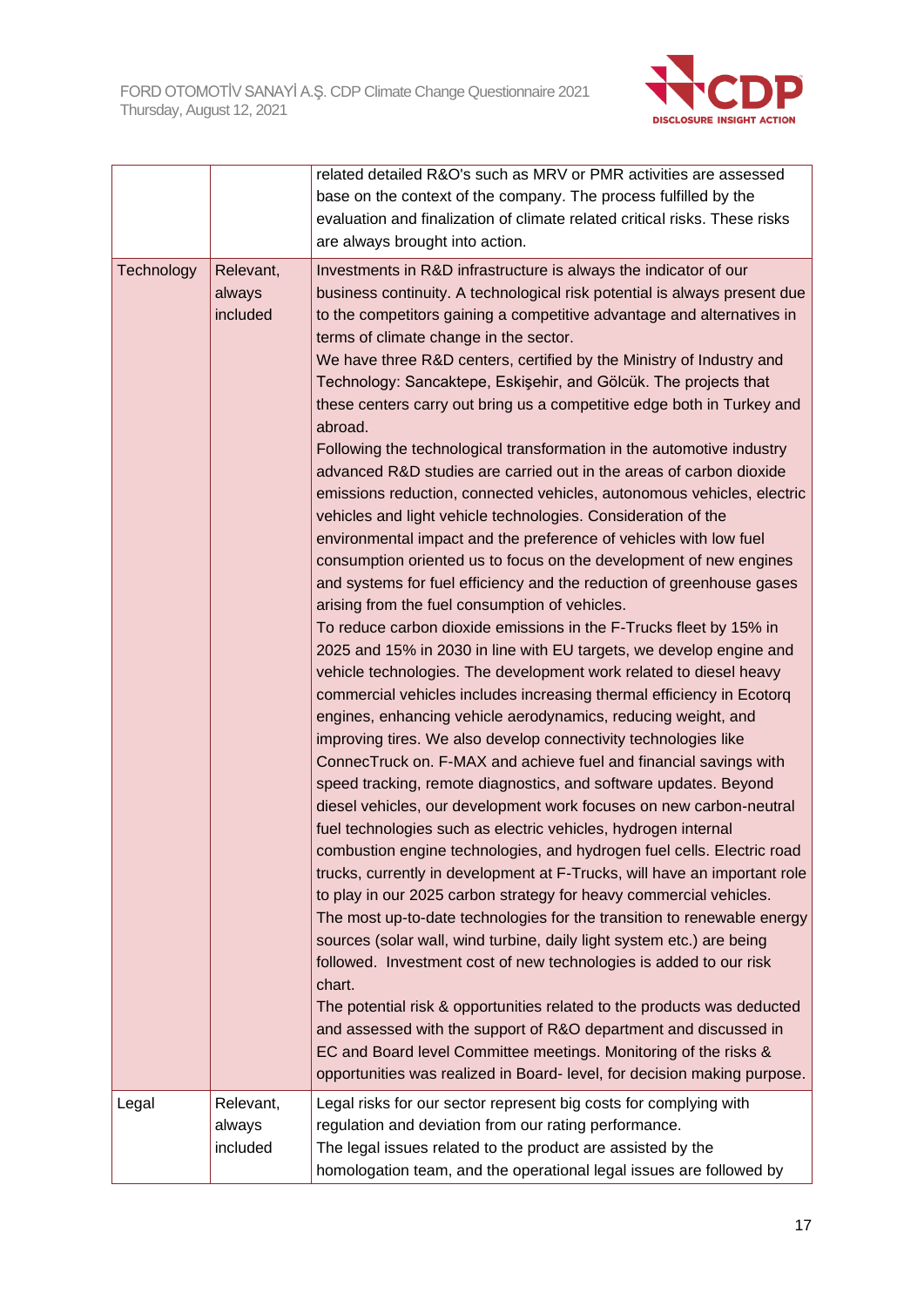| | | |
|---|---|---|
| | | related detailed R&O's such as MRV or PMR activities are assessed base on the context of the company. The process fulfilled by the evaluation and finalization of climate related critical risks. These risks are always brought into action. |
| Technology | Relevant, always included | Investments in R&D infrastructure is always the indicator of our business continuity. A technological risk potential is always present due to the competitors gaining a competitive advantage and alternatives in terms of climate change in the sector.<br>We have three R&D centers, certified by the Ministry of Industry and Technology: Sancaktepe, Eskişehir, and Gölcük. The projects that these centers carry out bring us a competitive edge both in Turkey and abroad.<br>Following the technological transformation in the automotive industry advanced R&D studies are carried out in the areas of carbon dioxide emissions reduction, connected vehicles, autonomous vehicles, electric vehicles and light vehicle technologies. Consideration of the environmental impact and the preference of vehicles with low fuel consumption oriented us to focus on the development of new engines and systems for fuel efficiency and the reduction of greenhouse gases arising from the fuel consumption of vehicles.<br>To reduce carbon dioxide emissions in the F-Trucks fleet by 15% in 2025 and 15% in 2030 in line with EU targets, we develop engine and vehicle technologies. The development work related to diesel heavy commercial vehicles includes increasing thermal efficiency in Ecotorq engines, enhancing vehicle aerodynamics, reducing weight, and improving tires. We also develop connectivity technologies like ConnecTruck on. F-MAX and achieve fuel and financial savings with speed tracking, remote diagnostics, and software updates. Beyond diesel vehicles, our development work focuses on new carbon-neutral fuel technologies such as electric vehicles, hydrogen internal combustion engine technologies, and hydrogen fuel cells. Electric road trucks, currently in development at F-Trucks, will have an important role to play in our 2025 carbon strategy for heavy commercial vehicles.<br>The most up-to-date technologies for the transition to renewable energy sources (solar wall, wind turbine, daily light system etc.) are being followed. Investment cost of new technologies is added to our risk chart.<br>The potential risk & opportunities related to the products was deducted and assessed with the support of R&O department and discussed in EC and Board level Committee meetings. Monitoring of the risks & opportunities was realized in Board- level, for decision making purpose. |
| Legal | Relevant, always included | Legal risks for our sector represent big costs for complying with regulation and deviation from our rating performance.<br>The legal issues related to the product are assisted by the homologation team, and the operational legal issues are followed by |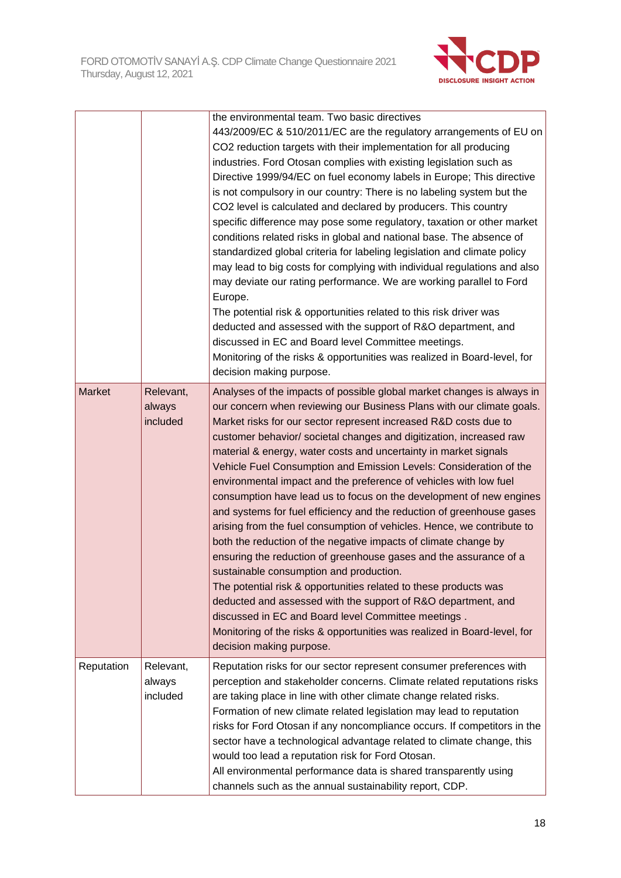| | | |
|---|---|---|
| | | the environmental team. Two basic directives 443/2009/EC & 510/2011/EC are the regulatory arrangements of EU on CO2 reduction targets with their implementation for all producing industries. Ford Otosan complies with existing legislation such as Directive 1999/94/EC on fuel economy labels in Europe; This directive is not compulsory in our country: There is no labeling system but the CO2 level is calculated and declared by producers. This country specific difference may pose some regulatory, taxation or other market conditions related risks in global and national base. The absence of standardized global criteria for labeling legislation and climate policy may lead to big costs for complying with individual regulations and also may deviate our rating performance. We are working parallel to Ford Europe.<br>The potential risk & opportunities related to this risk driver was deducted and assessed with the support of R&O department, and discussed in EC and Board level Committee meetings.<br>Monitoring of the risks & opportunities was realized in Board-level, for decision making purpose. |
| Market | Relevant, always included | Analyses of the impacts of possible global market changes is always in our concern when reviewing our Business Plans with our climate goals. Market risks for our sector represent increased R&D costs due to customer behavior/ societal changes and digitization, increased raw material & energy, water costs and uncertainty in market signals Vehicle Fuel Consumption and Emission Levels: Consideration of the environmental impact and the preference of vehicles with low fuel consumption have lead us to focus on the development of new engines and systems for fuel efficiency and the reduction of greenhouse gases arising from the fuel consumption of vehicles. Hence, we contribute to both the reduction of the negative impacts of climate change by ensuring the reduction of greenhouse gases and the assurance of a sustainable consumption and production.<br>The potential risk & opportunities related to these products was deducted and assessed with the support of R&O department, and discussed in EC and Board level Committee meetings .<br>Monitoring of the risks & opportunities was realized in Board-level, for decision making purpose. |
| Reputation | Relevant, always included | Reputation risks for our sector represent consumer preferences with perception and stakeholder concerns. Climate related reputations risks are taking place in line with other climate change related risks. Formation of new climate related legislation may lead to reputation risks for Ford Otosan if any noncompliance occurs. If competitors in the sector have a technological advantage related to climate change, this would too lead a reputation risk for Ford Otosan.<br>All environmental performance data is shared transparently using channels such as the annual sustainability report, CDP. |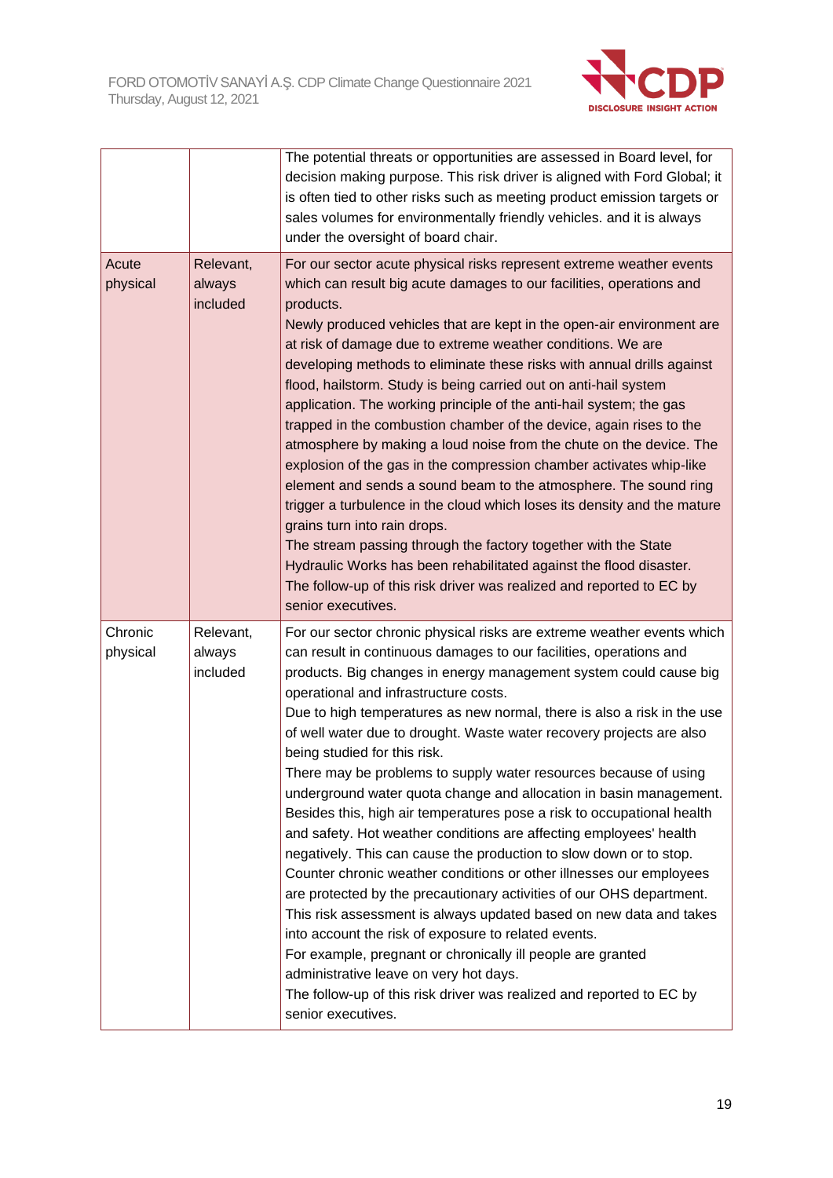|  |  |  |
|---|---|---|
|  |  | The potential threats or opportunities are assessed in Board level, for decision making purpose. This risk driver is aligned with Ford Global; it is often tied to other risks such as meeting product emission targets or sales volumes for environmentally friendly vehicles. and it is always under the oversight of board chair. |
| Acute physical | Relevant, always included | For our sector acute physical risks represent extreme weather events which can result big acute damages to our facilities, operations and products.<br>Newly produced vehicles that are kept in the open-air environment are at risk of damage due to extreme weather conditions. We are developing methods to eliminate these risks with annual drills against flood, hailstorm. Study is being carried out on anti-hail system application. The working principle of the anti-hail system; the gas trapped in the combustion chamber of the device, again rises to the atmosphere by making a loud noise from the chute on the device. The explosion of the gas in the compression chamber activates whip-like element and sends a sound beam to the atmosphere. The sound ring trigger a turbulence in the cloud which loses its density and the mature grains turn into rain drops.<br>The stream passing through the factory together with the State Hydraulic Works has been rehabilitated against the flood disaster.<br>The follow-up of this risk driver was realized and reported to EC by senior executives. |
| Chronic physical | Relevant, always included | For our sector chronic physical risks are extreme weather events which can result in continuous damages to our facilities, operations and products. Big changes in energy management system could cause big operational and infrastructure costs.<br>Due to high temperatures as new normal, there is also a risk in the use of well water due to drought. Waste water recovery projects are also being studied for this risk.<br>There may be problems to supply water resources because of using underground water quota change and allocation in basin management. Besides this, high air temperatures pose a risk to occupational health and safety. Hot weather conditions are affecting employees' health negatively. This can cause the production to slow down or to stop. Counter chronic weather conditions or other illnesses our employees are protected by the precautionary activities of our OHS department. This risk assessment is always updated based on new data and takes into account the risk of exposure to related events.<br>For example, pregnant or chronically ill people are granted administrative leave on very hot days.<br>The follow-up of this risk driver was realized and reported to EC by senior executives. |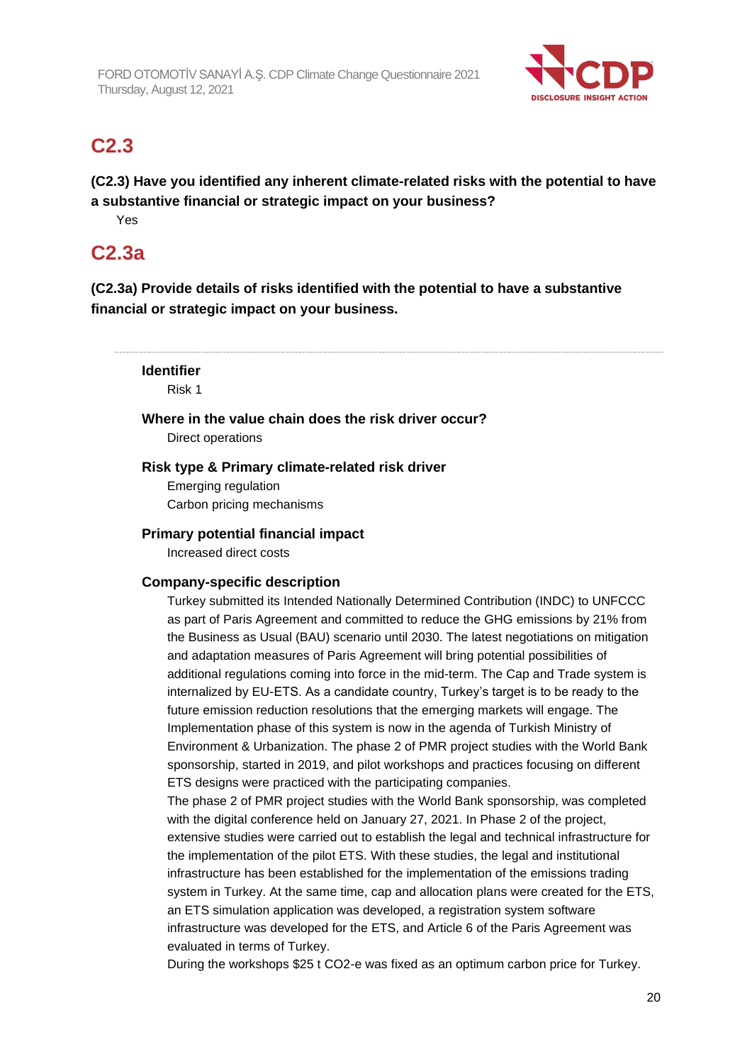## C2.3

**(C2.3) Have you identified any inherent climate-related risks with the potential to have a substantive financial or strategic impact on your business?**

Yes

## C2.3a

**(C2.3a) Provide details of risks identified with the potential to have a substantive financial or strategic impact on your business.**

---

**Identifier**

Risk 1

**Where in the value chain does the risk driver occur?**

Direct operations

**Risk type & Primary climate-related risk driver**

Emerging regulation

Carbon pricing mechanisms

**Primary potential financial impact**

Increased direct costs

**Company-specific description**

Turkey submitted its Intended Nationally Determined Contribution (INDC) to UNFCCC as part of Paris Agreement and committed to reduce the GHG emissions by 21% from the Business as Usual (BAU) scenario until 2030. The latest negotiations on mitigation and adaptation measures of Paris Agreement will bring potential possibilities of additional regulations coming into force in the mid-term. The Cap and Trade system is internalized by EU-ETS. As a candidate country, Turkey's target is to be ready to the future emission reduction resolutions that the emerging markets will engage. The Implementation phase of this system is now in the agenda of Turkish Ministry of Environment & Urbanization. The phase 2 of PMR project studies with the World Bank sponsorship, started in 2019, and pilot workshops and practices focusing on different ETS designs were practiced with the participating companies.

The phase 2 of PMR project studies with the World Bank sponsorship, was completed with the digital conference held on January 27, 2021. In Phase 2 of the project, extensive studies were carried out to establish the legal and technical infrastructure for the implementation of the pilot ETS. With these studies, the legal and institutional infrastructure has been established for the implementation of the emissions trading system in Turkey. At the same time, cap and allocation plans were created for the ETS, an ETS simulation application was developed, a registration system software infrastructure was developed for the ETS, and Article 6 of the Paris Agreement was evaluated in terms of Turkey.

During the workshops $25 t CO2-e was fixed as an optimum carbon price for Turkey.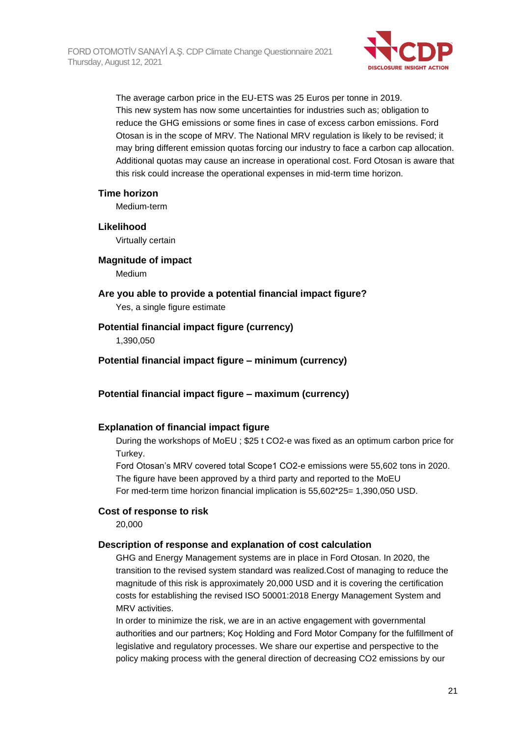The average carbon price in the EU-ETS was 25 Euros per tonne in 2019.
This new system has now some uncertainties for industries such as; obligation to reduce the GHG emissions or some fines in case of excess carbon emissions. Ford Otosan is in the scope of MRV. The National MRV regulation is likely to be revised; it may bring different emission quotas forcing our industry to face a carbon cap allocation. Additional quotas may cause an increase in operational cost. Ford Otosan is aware that this risk could increase the operational expenses in mid-term time horizon.

**Time horizon**

Medium-term

**Likelihood**

Virtually certain

**Magnitude of impact**

Medium

**Are you able to provide a potential financial impact figure?**

Yes, a single figure estimate

**Potential financial impact figure (currency)**

1,390,050

**Potential financial impact figure – minimum (currency)**

**Potential financial impact figure – maximum (currency)**

**Explanation of financial impact figure**

During the workshops of MoEU ; $25 t CO2-e was fixed as an optimum carbon price for Turkey.
Ford Otosan's MRV covered total Scope1 CO2-e emissions were 55,602 tons in 2020. The figure have been approved by a third party and reported to the MoEU
For med-term time horizon financial implication is 55,602*25= 1,390,050 USD.

**Cost of response to risk**

20,000

**Description of response and explanation of cost calculation**

GHG and Energy Management systems are in place in Ford Otosan. In 2020, the transition to the revised system standard was realized.Cost of managing to reduce the magnitude of this risk is approximately 20,000 USD and it is covering the certification costs for establishing the revised ISO 50001:2018 Energy Management System and MRV activities.
In order to minimize the risk, we are in an active engagement with governmental authorities and our partners; Koç Holding and Ford Motor Company for the fulfillment of legislative and regulatory processes. We share our expertise and perspective to the policy making process with the general direction of decreasing CO2 emissions by our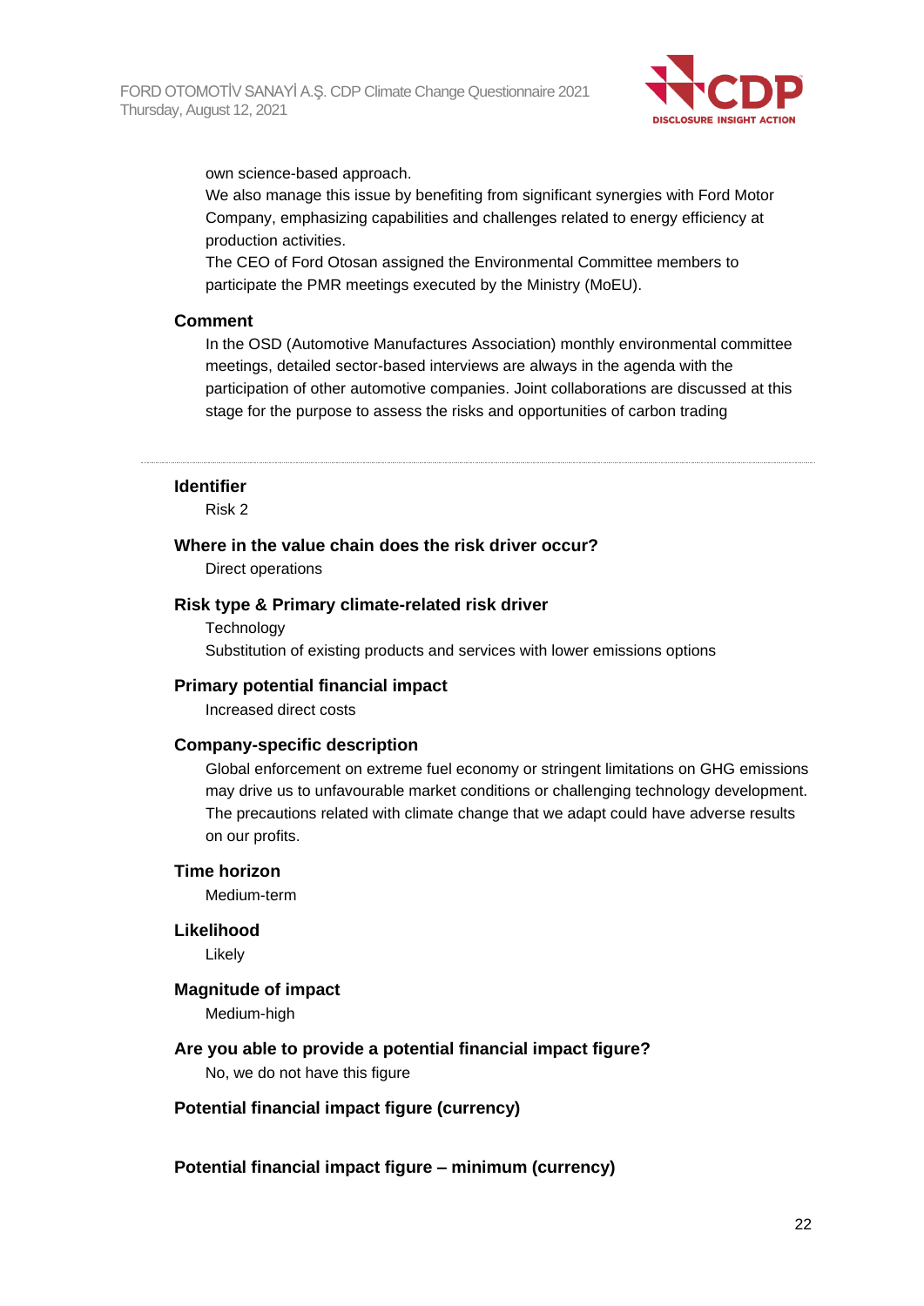own science-based approach.
We also manage this issue by benefiting from significant synergies with Ford Motor Company, emphasizing capabilities and challenges related to energy efficiency at production activities.
The CEO of Ford Otosan assigned the Environmental Committee members to participate the PMR meetings executed by the Ministry (MoEU).

**Comment**

In the OSD (Automotive Manufactures Association) monthly environmental committee meetings, detailed sector-based interviews are always in the agenda with the participation of other automotive companies. Joint collaborations are discussed at this stage for the purpose to assess the risks and opportunities of carbon trading

---

**Identifier**

Risk 2

**Where in the value chain does the risk driver occur?**

Direct operations

**Risk type & Primary climate-related risk driver**

Technology
Substitution of existing products and services with lower emissions options

**Primary potential financial impact**

Increased direct costs

**Company-specific description**

Global enforcement on extreme fuel economy or stringent limitations on GHG emissions may drive us to unfavourable market conditions or challenging technology development. The precautions related with climate change that we adapt could have adverse results on our profits.

**Time horizon**

Medium-term

**Likelihood**

Likely

**Magnitude of impact**

Medium-high

**Are you able to provide a potential financial impact figure?**

No, we do not have this figure

**Potential financial impact figure (currency)**

**Potential financial impact figure – minimum (currency)**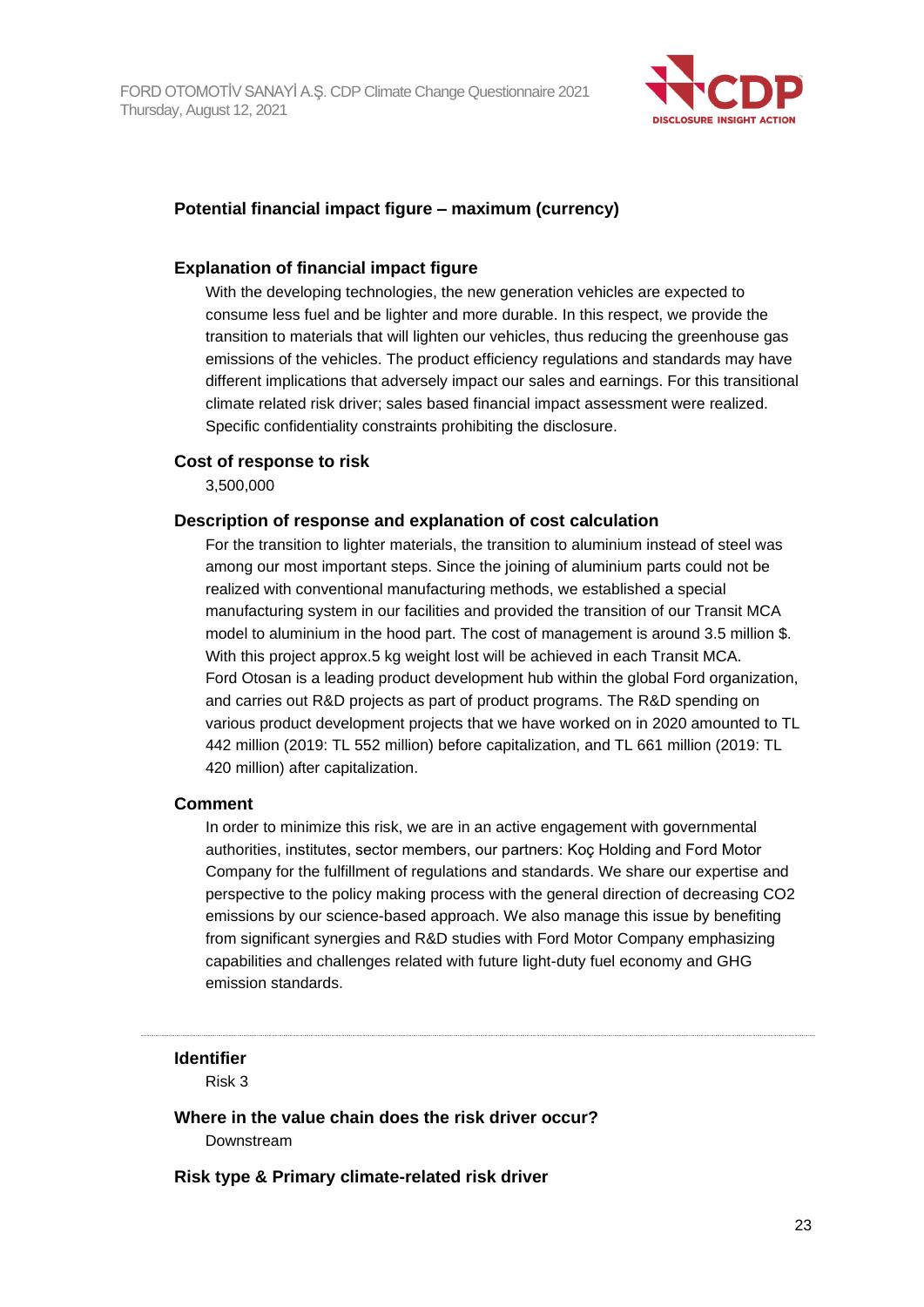**Potential financial impact figure – maximum (currency)**

**Explanation of financial impact figure**

With the developing technologies, the new generation vehicles are expected to consume less fuel and be lighter and more durable. In this respect, we provide the transition to materials that will lighten our vehicles, thus reducing the greenhouse gas emissions of the vehicles. The product efficiency regulations and standards may have different implications that adversely impact our sales and earnings. For this transitional climate related risk driver; sales based financial impact assessment were realized. Specific confidentiality constraints prohibiting the disclosure.

**Cost of response to risk**

3,500,000

**Description of response and explanation of cost calculation**

For the transition to lighter materials, the transition to aluminium instead of steel was among our most important steps. Since the joining of aluminium parts could not be realized with conventional manufacturing methods, we established a special manufacturing system in our facilities and provided the transition of our Transit MCA model to aluminium in the hood part. The cost of management is around 3.5 million $. With this project approx.5 kg weight lost will be achieved in each Transit MCA.
Ford Otosan is a leading product development hub within the global Ford organization, and carries out R&D projects as part of product programs. The R&D spending on various product development projects that we have worked on in 2020 amounted to TL 442 million (2019: TL 552 million) before capitalization, and TL 661 million (2019: TL 420 million) after capitalization.

**Comment**

In order to minimize this risk, we are in an active engagement with governmental authorities, institutes, sector members, our partners: Koç Holding and Ford Motor Company for the fulfillment of regulations and standards. We share our expertise and perspective to the policy making process with the general direction of decreasing $CO_2$ emissions by our science-based approach. We also manage this issue by benefiting from significant synergies and R&D studies with Ford Motor Company emphasizing capabilities and challenges related with future light-duty fuel economy and GHG emission standards.

---

**Identifier**

Risk 3

**Where in the value chain does the risk driver occur?**

Downstream

**Risk type & Primary climate-related risk driver**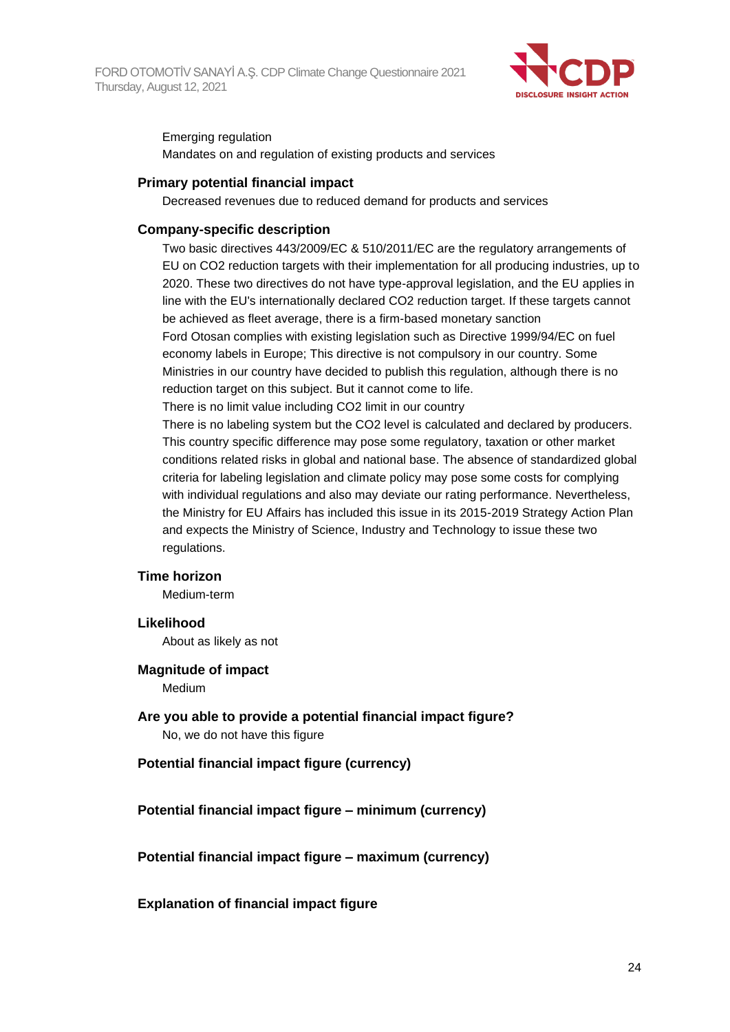Emerging regulation
Mandates on and regulation of existing products and services

**Primary potential financial impact**

Decreased revenues due to reduced demand for products and services

**Company-specific description**

Two basic directives 443/2009/EC & 510/2011/EC are the regulatory arrangements of EU on $CO_2$ reduction targets with their implementation for all producing industries, up to 2020. These two directives do not have type-approval legislation, and the EU applies in line with the EU's internationally declared $CO_2$ reduction target. If these targets cannot be achieved as fleet average, there is a firm-based monetary sanction
Ford Otosan complies with existing legislation such as Directive 1999/94/EC on fuel economy labels in Europe; This directive is not compulsory in our country. Some Ministries in our country have decided to publish this regulation, although there is no reduction target on this subject. But it cannot come to life.
There is no limit value including $CO_2$ limit in our country
There is no labeling system but the $CO_2$ level is calculated and declared by producers. This country specific difference may pose some regulatory, taxation or other market conditions related risks in global and national base. The absence of standardized global criteria for labeling legislation and climate policy may pose some costs for complying with individual regulations and also may deviate our rating performance. Nevertheless, the Ministry for EU Affairs has included this issue in its 2015-2019 Strategy Action Plan and expects the Ministry of Science, Industry and Technology to issue these two regulations.

**Time horizon**

Medium-term

**Likelihood**

About as likely as not

**Magnitude of impact**

Medium

**Are you able to provide a potential financial impact figure?**

No, we do not have this figure

**Potential financial impact figure (currency)**

**Potential financial impact figure – minimum (currency)**

**Potential financial impact figure – maximum (currency)**

**Explanation of financial impact figure**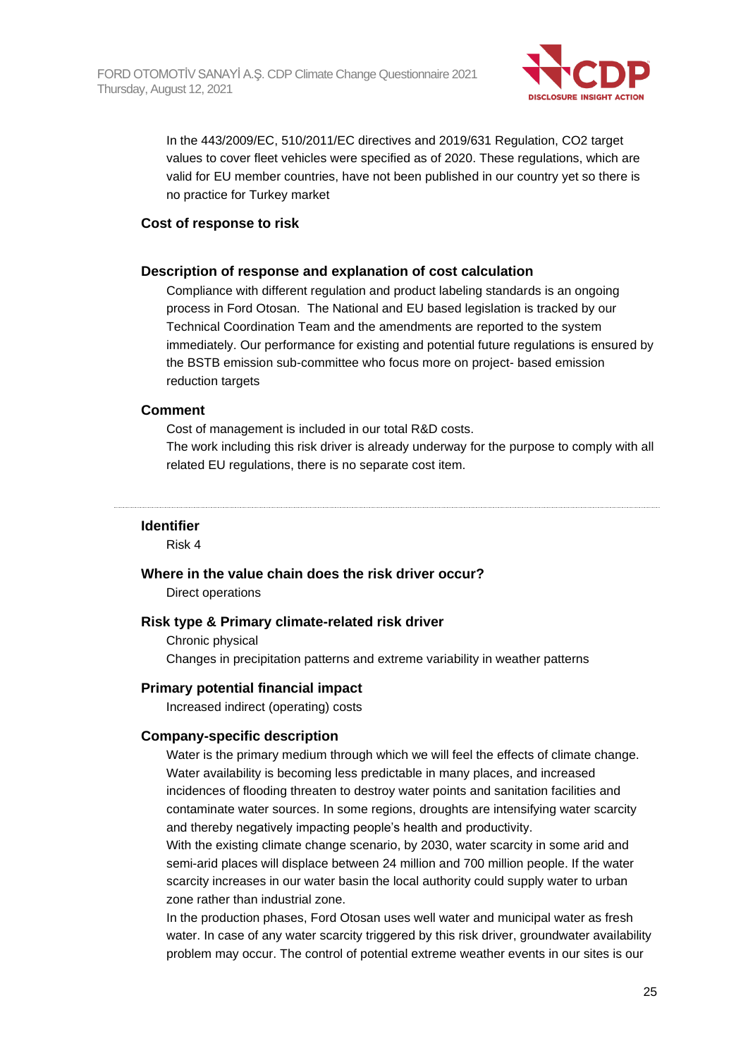In the 443/2009/EC, 510/2011/EC directives and 2019/631 Regulation, CO2 target values to cover fleet vehicles were specified as of 2020. These regulations, which are valid for EU member countries, have not been published in our country yet so there is no practice for Turkey market

### Cost of response to risk

### Description of response and explanation of cost calculation

Compliance with different regulation and product labeling standards is an ongoing process in Ford Otosan. The National and EU based legislation is tracked by our Technical Coordination Team and the amendments are reported to the system immediately. Our performance for existing and potential future regulations is ensured by the BSTB emission sub-committee who focus more on project- based emission reduction targets

### Comment

Cost of management is included in our total R&D costs.
The work including this risk driver is already underway for the purpose to comply with all related EU regulations, there is no separate cost item.

---

### Identifier

Risk 4

### Where in the value chain does the risk driver occur?

Direct operations

### Risk type & Primary climate-related risk driver

Chronic physical
Changes in precipitation patterns and extreme variability in weather patterns

### Primary potential financial impact

Increased indirect (operating) costs

### Company-specific description

Water is the primary medium through which we will feel the effects of climate change. Water availability is becoming less predictable in many places, and increased incidences of flooding threaten to destroy water points and sanitation facilities and contaminate water sources. In some regions, droughts are intensifying water scarcity and thereby negatively impacting people's health and productivity.
With the existing climate change scenario, by 2030, water scarcity in some arid and semi-arid places will displace between 24 million and 700 million people. If the water scarcity increases in our water basin the local authority could supply water to urban zone rather than industrial zone.
In the production phases, Ford Otosan uses well water and municipal water as fresh water. In case of any water scarcity triggered by this risk driver, groundwater availability problem may occur. The control of potential extreme weather events in our sites is our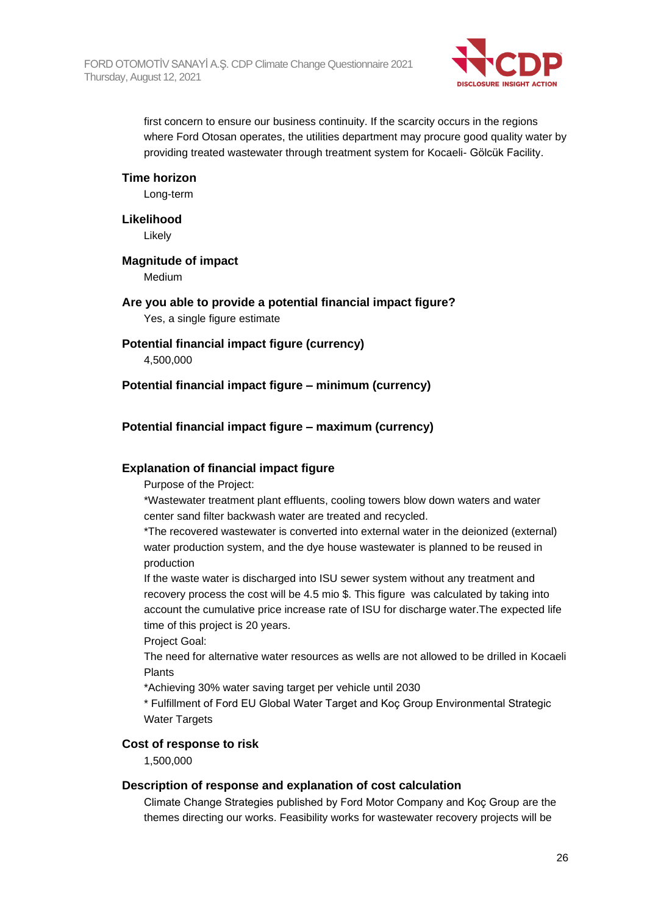first concern to ensure our business continuity. If the scarcity occurs in the regions where Ford Otosan operates, the utilities department may procure good quality water by providing treated wastewater through treatment system for Kocaeli- Gölcük Facility.

**Time horizon**

Long-term

**Likelihood**

Likely

**Magnitude of impact**

Medium

**Are you able to provide a potential financial impact figure?**

Yes, a single figure estimate

**Potential financial impact figure (currency)**

4,500,000

**Potential financial impact figure – minimum (currency)**

**Potential financial impact figure – maximum (currency)**

**Explanation of financial impact figure**

Purpose of the Project:

*Wastewater treatment plant effluents, cooling towers blow down waters and water center sand filter backwash water are treated and recycled.

*The recovered wastewater is converted into external water in the deionized (external) water production system, and the dye house wastewater is planned to be reused in production

If the waste water is discharged into ISU sewer system without any treatment and recovery process the cost will be 4.5 mio $. This figure was calculated by taking into account the cumulative price increase rate of ISU for discharge water.The expected life time of this project is 20 years.

Project Goal:

The need for alternative water resources as wells are not allowed to be drilled in Kocaeli Plants

*Achieving 30% water saving target per vehicle until 2030

* Fulfillment of Ford EU Global Water Target and Koç Group Environmental Strategic Water Targets

**Cost of response to risk**

1,500,000

**Description of response and explanation of cost calculation**

Climate Change Strategies published by Ford Motor Company and Koç Group are the themes directing our works. Feasibility works for wastewater recovery projects will be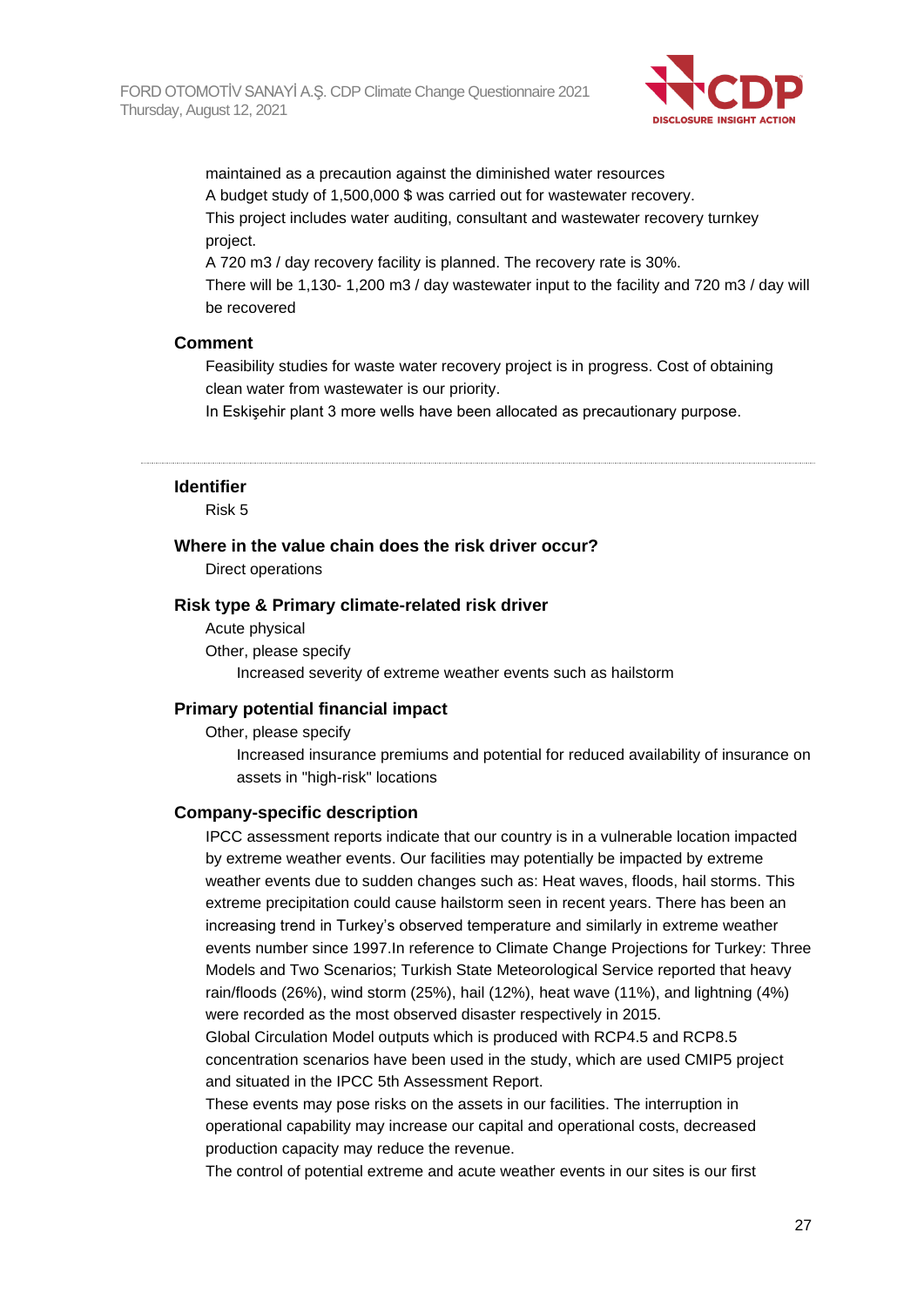maintained as a precaution against the diminished water resources
A budget study of 1,500,000 $ was carried out for wastewater recovery.
This project includes water auditing, consultant and wastewater recovery turnkey project.
A 720 m3 / day recovery facility is planned. The recovery rate is 30%.
There will be 1,130- 1,200 m3 / day wastewater input to the facility and 720 m3 / day will be recovered

### Comment

Feasibility studies for waste water recovery project is in progress. Cost of obtaining clean water from wastewater is our priority.
In Eskişehir plant 3 more wells have been allocated as precautionary purpose.

---

### Identifier

Risk 5

### Where in the value chain does the risk driver occur?

Direct operations

### Risk type & Primary climate-related risk driver

Acute physical
Other, please specify
Increased severity of extreme weather events such as hailstorm

### Primary potential financial impact

Other, please specify
Increased insurance premiums and potential for reduced availability of insurance on assets in "high-risk" locations

### Company-specific description

IPCC assessment reports indicate that our country is in a vulnerable location impacted by extreme weather events. Our facilities may potentially be impacted by extreme weather events due to sudden changes such as: Heat waves, floods, hail storms. This extreme precipitation could cause hailstorm seen in recent years. There has been an increasing trend in Turkey's observed temperature and similarly in extreme weather events number since 1997.In reference to Climate Change Projections for Turkey: Three Models and Two Scenarios; Turkish State Meteorological Service reported that heavy rain/floods (26%), wind storm (25%), hail (12%), heat wave (11%), and lightning (4%) were recorded as the most observed disaster respectively in 2015.
Global Circulation Model outputs which is produced with RCP4.5 and RCP8.5 concentration scenarios have been used in the study, which are used CMIP5 project and situated in the IPCC 5th Assessment Report.
These events may pose risks on the assets in our facilities. The interruption in operational capability may increase our capital and operational costs, decreased production capacity may reduce the revenue.
The control of potential extreme and acute weather events in our sites is our first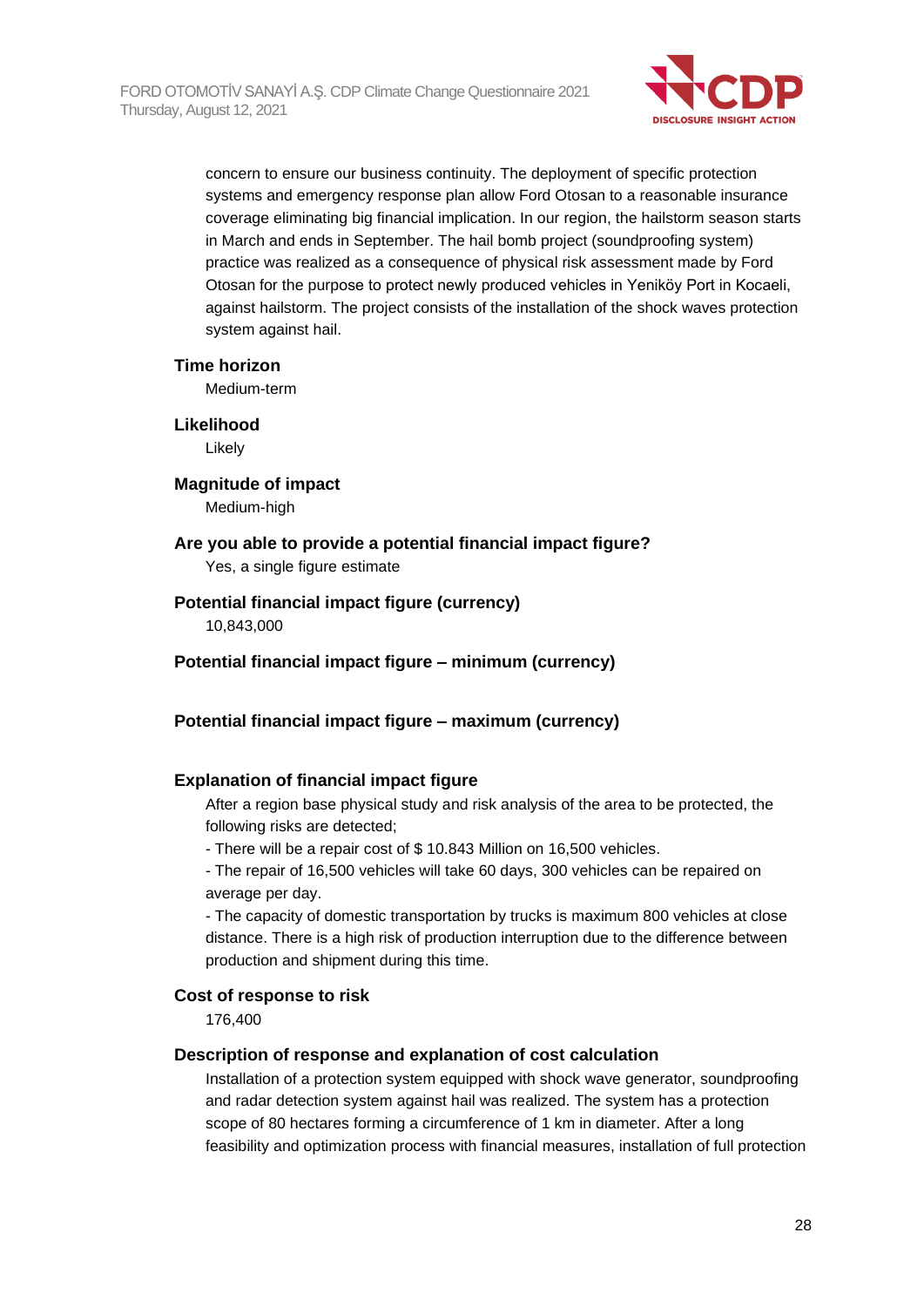concern to ensure our business continuity. The deployment of specific protection systems and emergency response plan allow Ford Otosan to a reasonable insurance coverage eliminating big financial implication. In our region, the hailstorm season starts in March and ends in September. The hail bomb project (soundproofing system) practice was realized as a consequence of physical risk assessment made by Ford Otosan for the purpose to protect newly produced vehicles in Yeniköy Port in Kocaeli, against hailstorm. The project consists of the installation of the shock waves protection system against hail.

**Time horizon**

Medium-term

**Likelihood**

Likely

**Magnitude of impact**

Medium-high

**Are you able to provide a potential financial impact figure?**

Yes, a single figure estimate

**Potential financial impact figure (currency)**

10,843,000

**Potential financial impact figure – minimum (currency)**

**Potential financial impact figure – maximum (currency)**

**Explanation of financial impact figure**

After a region base physical study and risk analysis of the area to be protected, the following risks are detected;

- There will be a repair cost of $ 10.843 Million on 16,500 vehicles.
- The repair of 16,500 vehicles will take 60 days, 300 vehicles can be repaired on average per day.
- The capacity of domestic transportation by trucks is maximum 800 vehicles at close distance. There is a high risk of production interruption due to the difference between production and shipment during this time.

**Cost of response to risk**

176,400

**Description of response and explanation of cost calculation**

Installation of a protection system equipped with shock wave generator, soundproofing and radar detection system against hail was realized. The system has a protection scope of 80 hectares forming a circumference of 1 km in diameter. After a long feasibility and optimization process with financial measures, installation of full protection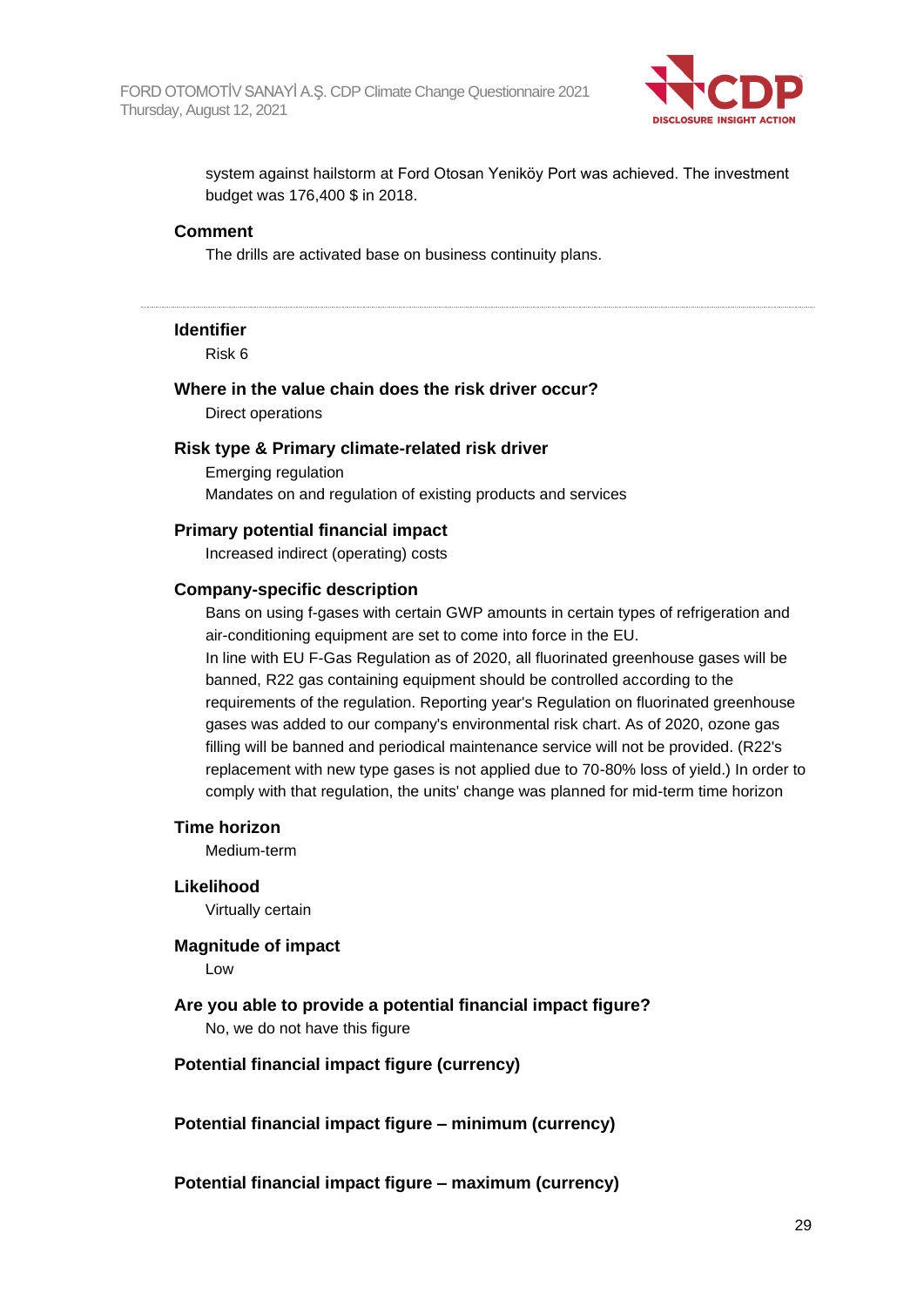system against hailstorm at Ford Otosan Yeniköy Port was achieved. The investment budget was 176,400 $ in 2018.

**Comment**

The drills are activated base on business continuity plans.

---

**Identifier**

Risk 6

**Where in the value chain does the risk driver occur?**

Direct operations

**Risk type & Primary climate-related risk driver**

Emerging regulation

Mandates on and regulation of existing products and services

**Primary potential financial impact**

Increased indirect (operating) costs

**Company-specific description**

Bans on using f-gases with certain GWP amounts in certain types of refrigeration and air-conditioning equipment are set to come into force in the EU.

In line with EU F-Gas Regulation as of 2020, all fluorinated greenhouse gases will be banned, R22 gas containing equipment should be controlled according to the requirements of the regulation. Reporting year's Regulation on fluorinated greenhouse gases was added to our company's environmental risk chart. As of 2020, ozone gas filling will be banned and periodical maintenance service will not be provided. (R22's replacement with new type gases is not applied due to 70-80% loss of yield.) In order to comply with that regulation, the units' change was planned for mid-term time horizon

**Time horizon**

Medium-term

**Likelihood**

Virtually certain

**Magnitude of impact**

Low

**Are you able to provide a potential financial impact figure?**

No, we do not have this figure

**Potential financial impact figure (currency)**

**Potential financial impact figure – minimum (currency)**

**Potential financial impact figure – maximum (currency)**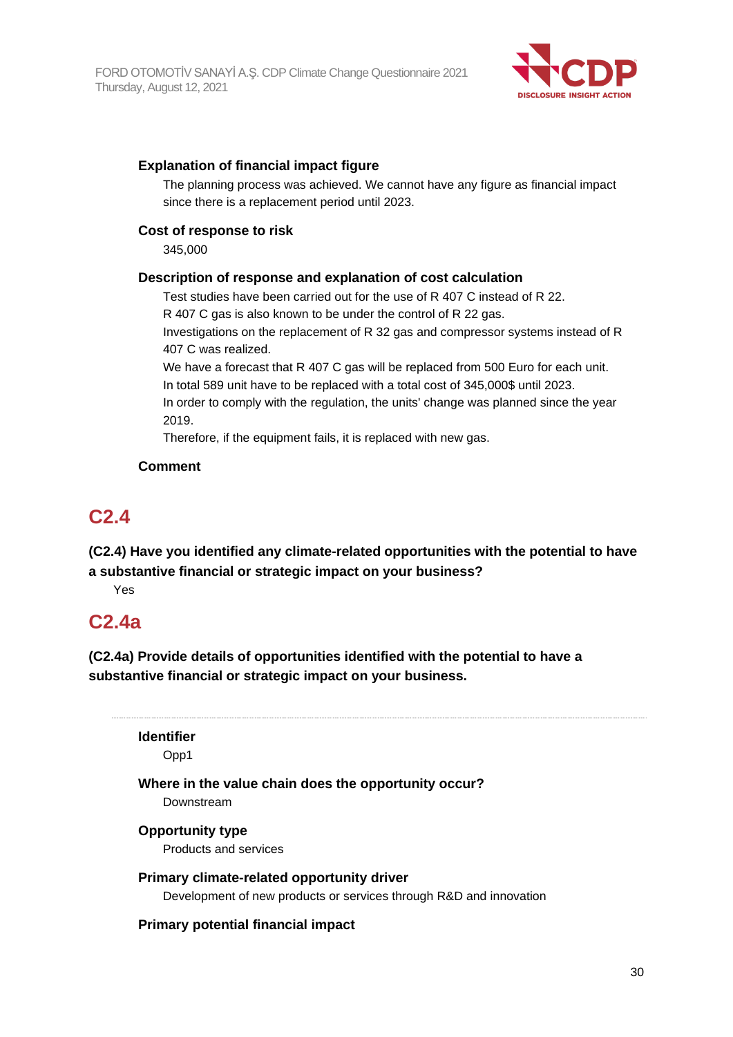**Explanation of financial impact figure**

The planning process was achieved. We cannot have any figure as financial impact since there is a replacement period until 2023.

**Cost of response to risk**

345,000

**Description of response and explanation of cost calculation**

Test studies have been carried out for the use of R 407 C instead of R 22.
R 407 C gas is also known to be under the control of R 22 gas.
Investigations on the replacement of R 32 gas and compressor systems instead of R 407 C was realized.
We have a forecast that R 407 C gas will be replaced from 500 Euro for each unit.
In total 589 unit have to be replaced with a total cost of 345,000$ until 2023.
In order to comply with the regulation, the units' change was planned since the year 2019.
Therefore, if the equipment fails, it is replaced with new gas.

**Comment**

## C2.4

**(C2.4) Have you identified any climate-related opportunities with the potential to have a substantive financial or strategic impact on your business?**

Yes

## C2.4a

**(C2.4a) Provide details of opportunities identified with the potential to have a substantive financial or strategic impact on your business.**

---

**Identifier**

Opp1

**Where in the value chain does the opportunity occur?**

Downstream

**Opportunity type**

Products and services

**Primary climate-related opportunity driver**

Development of new products or services through R&D and innovation

**Primary potential financial impact**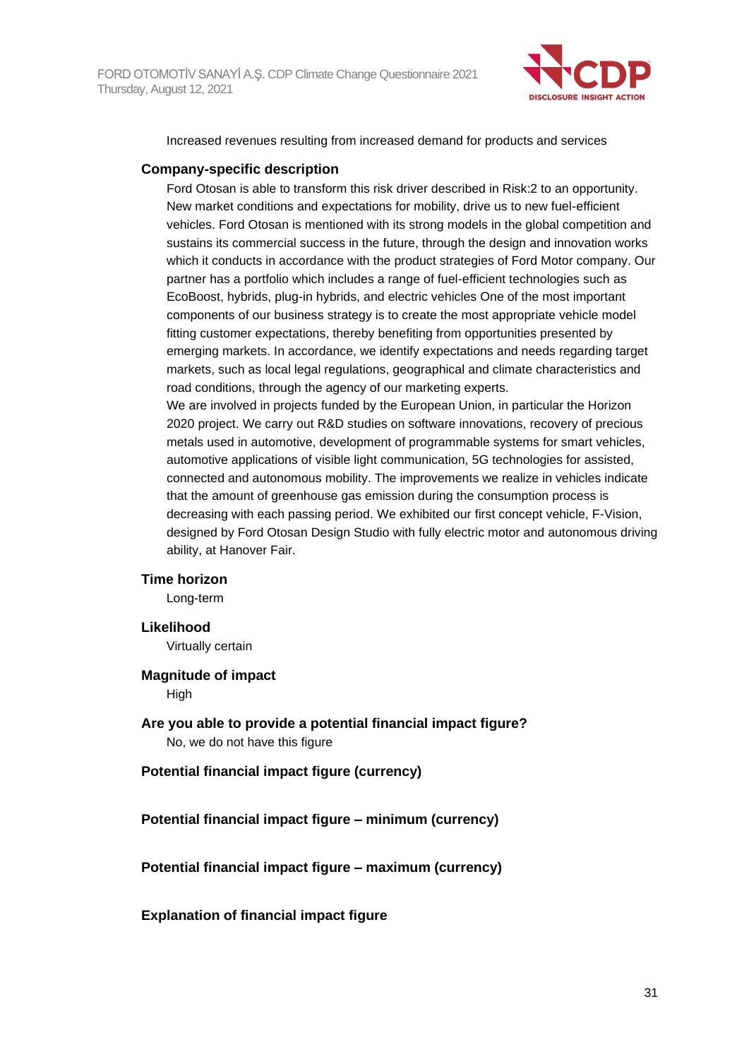Increased revenues resulting from increased demand for products and services

**Company-specific description**

Ford Otosan is able to transform this risk driver described in Risk:2 to an opportunity. New market conditions and expectations for mobility, drive us to new fuel-efficient vehicles. Ford Otosan is mentioned with its strong models in the global competition and sustains its commercial success in the future, through the design and innovation works which it conducts in accordance with the product strategies of Ford Motor company. Our partner has a portfolio which includes a range of fuel-efficient technologies such as EcoBoost, hybrids, plug-in hybrids, and electric vehicles One of the most important components of our business strategy is to create the most appropriate vehicle model fitting customer expectations, thereby benefiting from opportunities presented by emerging markets. In accordance, we identify expectations and needs regarding target markets, such as local legal regulations, geographical and climate characteristics and road conditions, through the agency of our marketing experts.

We are involved in projects funded by the European Union, in particular the Horizon 2020 project. We carry out R&D studies on software innovations, recovery of precious metals used in automotive, development of programmable systems for smart vehicles, automotive applications of visible light communication, 5G technologies for assisted, connected and autonomous mobility. The improvements we realize in vehicles indicate that the amount of greenhouse gas emission during the consumption process is decreasing with each passing period. We exhibited our first concept vehicle, F-Vision, designed by Ford Otosan Design Studio with fully electric motor and autonomous driving ability, at Hanover Fair.

**Time horizon**

Long-term

**Likelihood**

Virtually certain

**Magnitude of impact**

High

**Are you able to provide a potential financial impact figure?**

No, we do not have this figure

**Potential financial impact figure (currency)**

**Potential financial impact figure – minimum (currency)**

**Potential financial impact figure – maximum (currency)**

**Explanation of financial impact figure**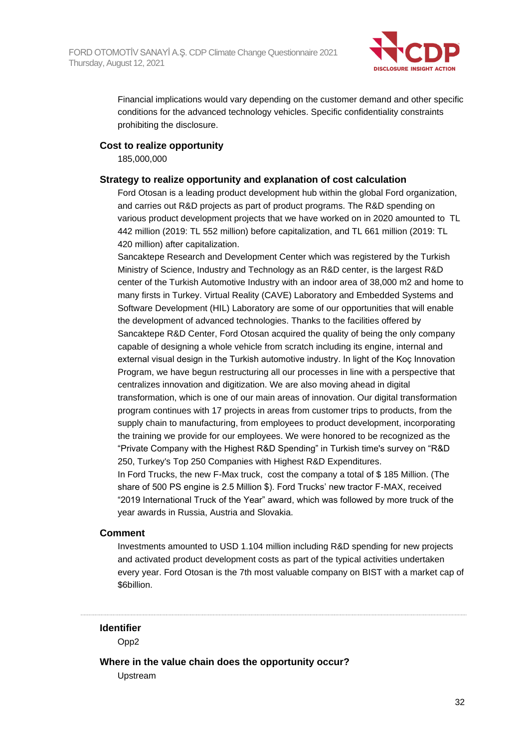Financial implications would vary depending on the customer demand and other specific conditions for the advanced technology vehicles. Specific confidentiality constraints prohibiting the disclosure.

**Cost to realize opportunity**

185,000,000

**Strategy to realize opportunity and explanation of cost calculation**

Ford Otosan is a leading product development hub within the global Ford organization, and carries out R&D projects as part of product programs. The R&D spending on various product development projects that we have worked on in 2020 amounted to TL 442 million (2019: TL 552 million) before capitalization, and TL 661 million (2019: TL 420 million) after capitalization.

Sancaktepe Research and Development Center which was registered by the Turkish Ministry of Science, Industry and Technology as an R&D center, is the largest R&D center of the Turkish Automotive Industry with an indoor area of 38,000 m2 and home to many firsts in Turkey. Virtual Reality (CAVE) Laboratory and Embedded Systems and Software Development (HIL) Laboratory are some of our opportunities that will enable the development of advanced technologies. Thanks to the facilities offered by Sancaktepe R&D Center, Ford Otosan acquired the quality of being the only company capable of designing a whole vehicle from scratch including its engine, internal and external visual design in the Turkish automotive industry. In light of the Koç Innovation Program, we have begun restructuring all our processes in line with a perspective that centralizes innovation and digitization. We are also moving ahead in digital transformation, which is one of our main areas of innovation. Our digital transformation program continues with 17 projects in areas from customer trips to products, from the supply chain to manufacturing, from employees to product development, incorporating the training we provide for our employees. We were honored to be recognized as the "Private Company with the Highest R&D Spending" in Turkish time's survey on "R&D 250, Turkey's Top 250 Companies with Highest R&D Expenditures.

In Ford Trucks, the new F-Max truck, cost the company a total of $ 185 Million. (The share of 500 PS engine is 2.5 Million $). Ford Trucks' new tractor F-MAX, received "2019 International Truck of the Year" award, which was followed by more truck of the year awards in Russia, Austria and Slovakia.

**Comment**

Investments amounted to USD 1.104 million including R&D spending for new projects and activated product development costs as part of the typical activities undertaken every year. Ford Otosan is the 7th most valuable company on BIST with a market cap of $6billion.

---

**Identifier**

Opp2

**Where in the value chain does the opportunity occur?**

Upstream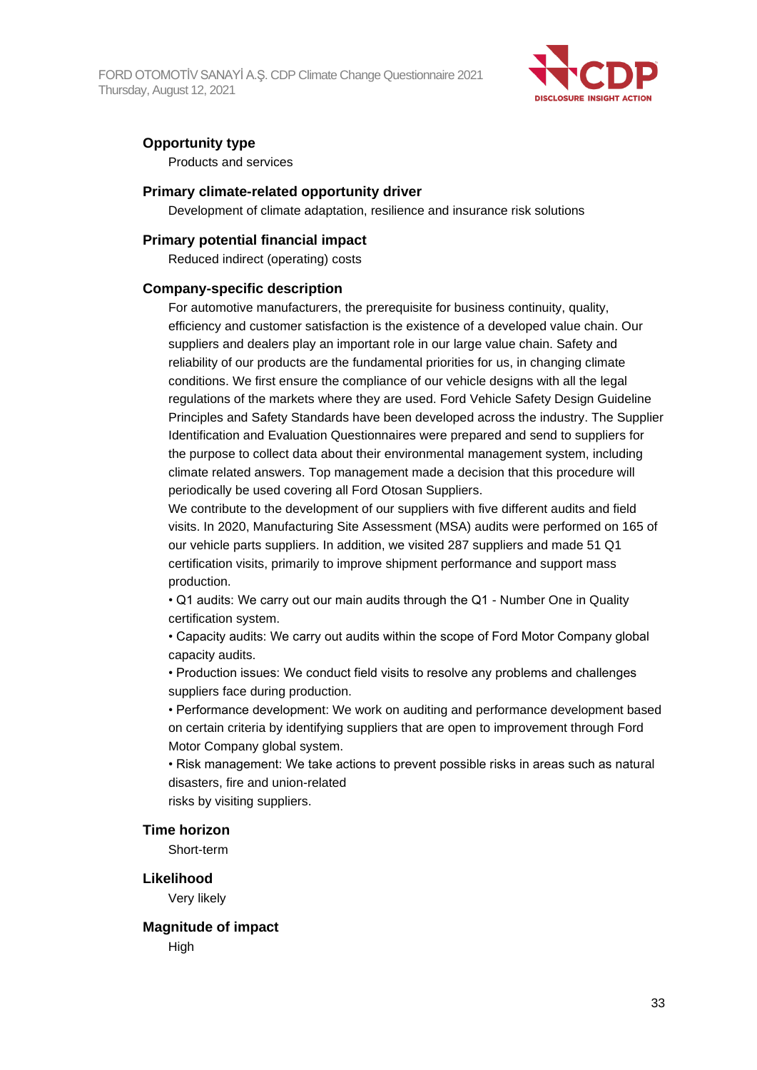### Opportunity type

Products and services

### Primary climate-related opportunity driver

Development of climate adaptation, resilience and insurance risk solutions

### Primary potential financial impact

Reduced indirect (operating) costs

### Company-specific description

For automotive manufacturers, the prerequisite for business continuity, quality, efficiency and customer satisfaction is the existence of a developed value chain. Our suppliers and dealers play an important role in our large value chain. Safety and reliability of our products are the fundamental priorities for us, in changing climate conditions. We first ensure the compliance of our vehicle designs with all the legal regulations of the markets where they are used. Ford Vehicle Safety Design Guideline Principles and Safety Standards have been developed across the industry. The Supplier Identification and Evaluation Questionnaires were prepared and send to suppliers for the purpose to collect data about their environmental management system, including climate related answers. Top management made a decision that this procedure will periodically be used covering all Ford Otosan Suppliers.

We contribute to the development of our suppliers with five different audits and field visits. In 2020, Manufacturing Site Assessment (MSA) audits were performed on 165 of our vehicle parts suppliers. In addition, we visited 287 suppliers and made 51 Q1 certification visits, primarily to improve shipment performance and support mass production.

• Q1 audits: We carry out our main audits through the Q1 - Number One in Quality certification system.

• Capacity audits: We carry out audits within the scope of Ford Motor Company global capacity audits.

• Production issues: We conduct field visits to resolve any problems and challenges suppliers face during production.

• Performance development: We work on auditing and performance development based on certain criteria by identifying suppliers that are open to improvement through Ford Motor Company global system.

• Risk management: We take actions to prevent possible risks in areas such as natural disasters, fire and union-related
risks by visiting suppliers.

### Time horizon

Short-term

### Likelihood

Very likely

### Magnitude of impact

High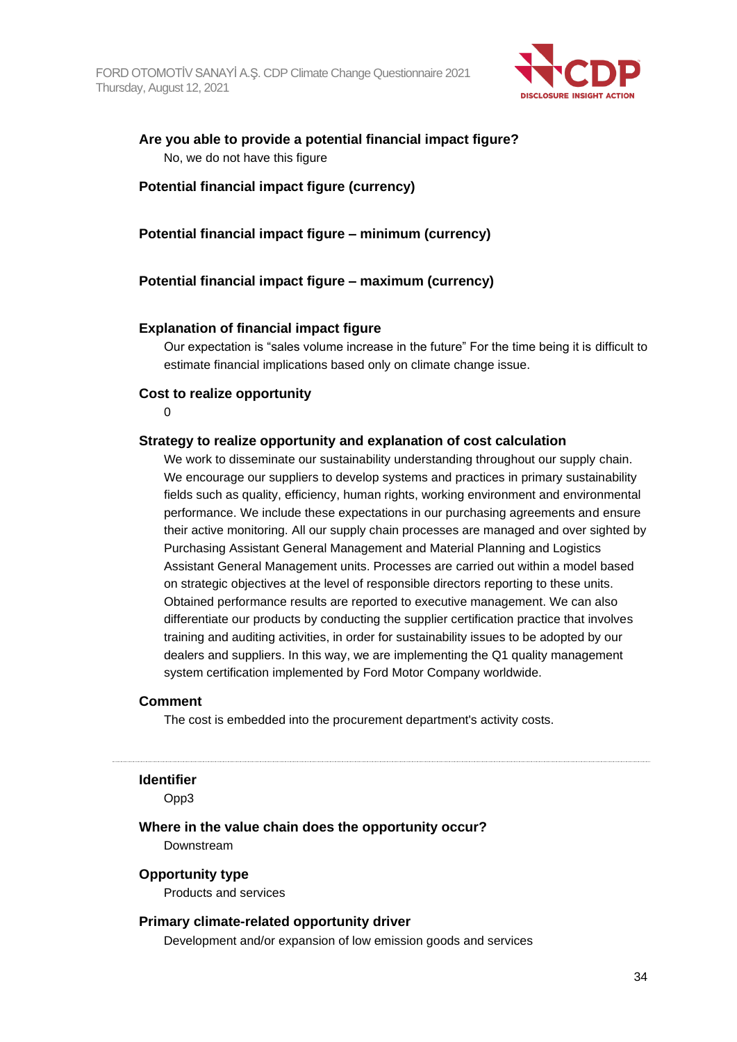**Are you able to provide a potential financial impact figure?**

No, we do not have this figure

**Potential financial impact figure (currency)**

**Potential financial impact figure – minimum (currency)**

**Potential financial impact figure – maximum (currency)**

**Explanation of financial impact figure**

Our expectation is "sales volume increase in the future" For the time being it is difficult to estimate financial implications based only on climate change issue.

**Cost to realize opportunity**

0

**Strategy to realize opportunity and explanation of cost calculation**

We work to disseminate our sustainability understanding throughout our supply chain. We encourage our suppliers to develop systems and practices in primary sustainability fields such as quality, efficiency, human rights, working environment and environmental performance. We include these expectations in our purchasing agreements and ensure their active monitoring. All our supply chain processes are managed and over sighted by Purchasing Assistant General Management and Material Planning and Logistics Assistant General Management units. Processes are carried out within a model based on strategic objectives at the level of responsible directors reporting to these units. Obtained performance results are reported to executive management. We can also differentiate our products by conducting the supplier certification practice that involves training and auditing activities, in order for sustainability issues to be adopted by our dealers and suppliers. In this way, we are implementing the Q1 quality management system certification implemented by Ford Motor Company worldwide.

**Comment**

The cost is embedded into the procurement department's activity costs.

---

**Identifier**

Opp3

**Where in the value chain does the opportunity occur?**

Downstream

**Opportunity type**

Products and services

**Primary climate-related opportunity driver**

Development and/or expansion of low emission goods and services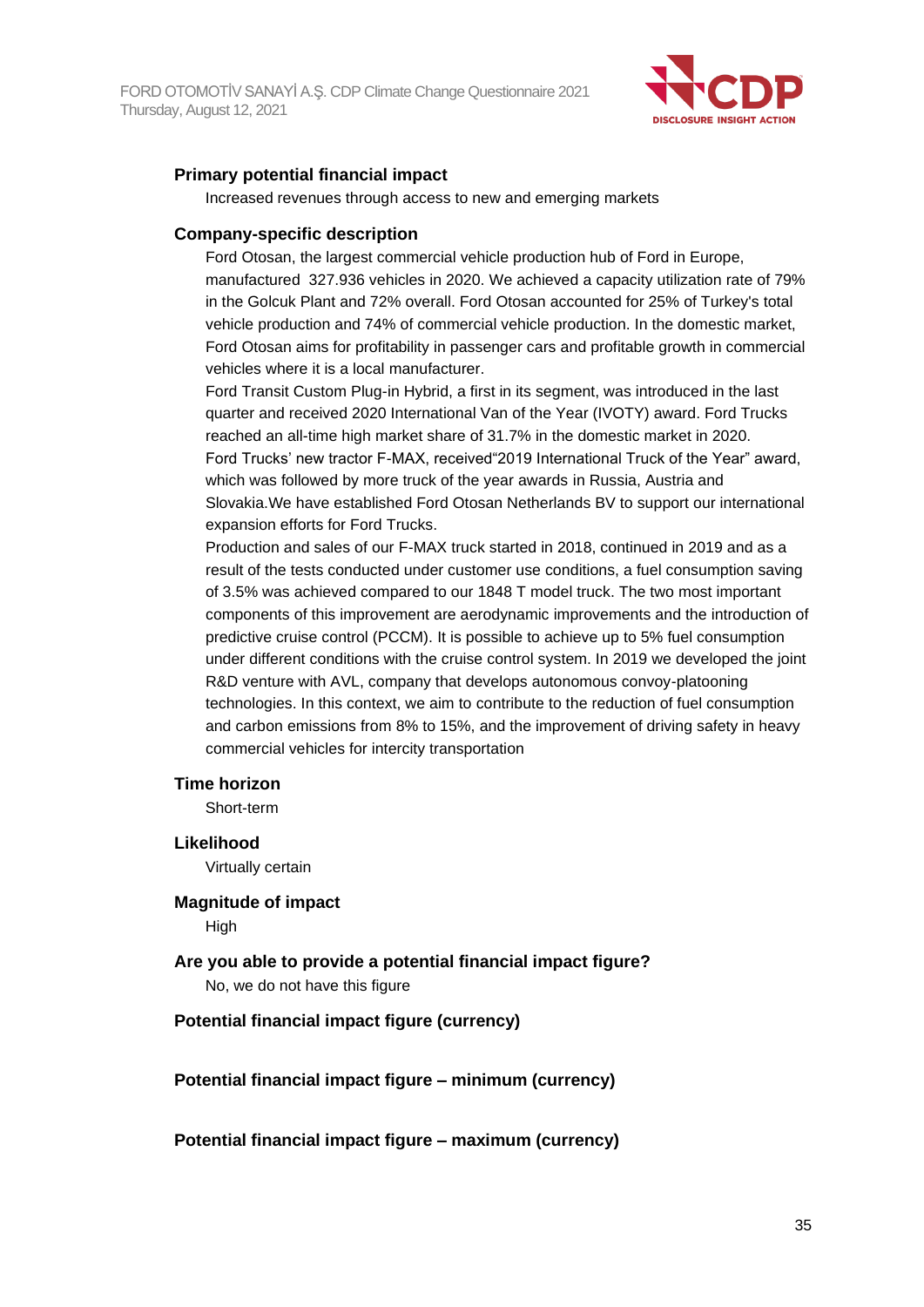**Primary potential financial impact**

Increased revenues through access to new and emerging markets

**Company-specific description**

Ford Otosan, the largest commercial vehicle production hub of Ford in Europe, manufactured 327.936 vehicles in 2020. We achieved a capacity utilization rate of 79% in the Golcuk Plant and 72% overall. Ford Otosan accounted for 25% of Turkey's total vehicle production and 74% of commercial vehicle production. In the domestic market, Ford Otosan aims for profitability in passenger cars and profitable growth in commercial vehicles where it is a local manufacturer.

Ford Transit Custom Plug-in Hybrid, a first in its segment, was introduced in the last quarter and received 2020 International Van of the Year (IVOTY) award. Ford Trucks reached an all-time high market share of 31.7% in the domestic market in 2020.

Ford Trucks' new tractor F-MAX, received"2019 International Truck of the Year" award, which was followed by more truck of the year awards in Russia, Austria and Slovakia.We have established Ford Otosan Netherlands BV to support our international expansion efforts for Ford Trucks.

Production and sales of our F-MAX truck started in 2018, continued in 2019 and as a result of the tests conducted under customer use conditions, a fuel consumption saving of 3.5% was achieved compared to our 1848 T model truck. The two most important components of this improvement are aerodynamic improvements and the introduction of predictive cruise control (PCCM). It is possible to achieve up to 5% fuel consumption under different conditions with the cruise control system. In 2019 we developed the joint R&D venture with AVL, company that develops autonomous convoy-platooning technologies. In this context, we aim to contribute to the reduction of fuel consumption and carbon emissions from 8% to 15%, and the improvement of driving safety in heavy commercial vehicles for intercity transportation

**Time horizon**

Short-term

**Likelihood**

Virtually certain

**Magnitude of impact**

High

**Are you able to provide a potential financial impact figure?**

No, we do not have this figure

**Potential financial impact figure (currency)**

**Potential financial impact figure – minimum (currency)**

**Potential financial impact figure – maximum (currency)**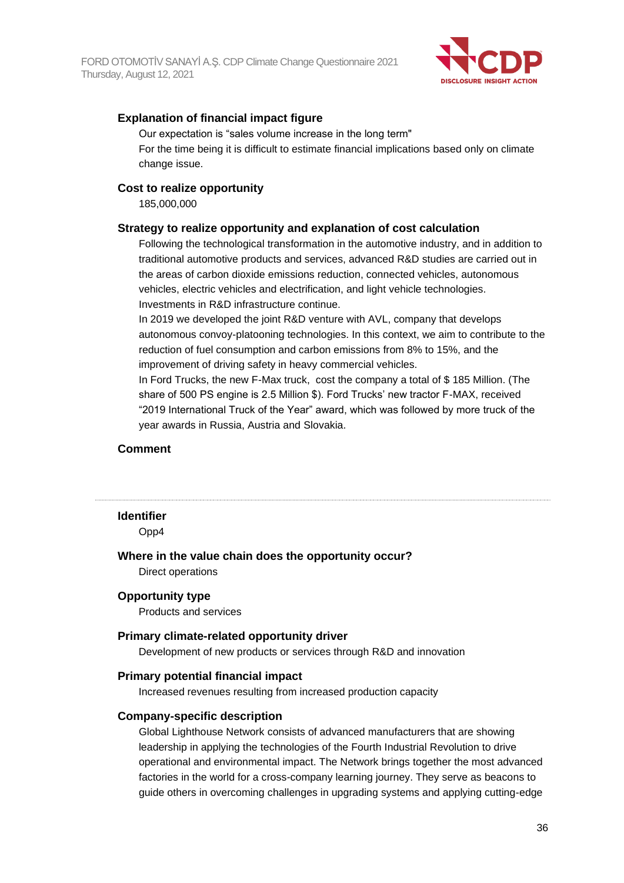#### Explanation of financial impact figure

Our expectation is "sales volume increase in the long term"
For the time being it is difficult to estimate financial implications based only on climate change issue.

#### Cost to realize opportunity

185,000,000

#### Strategy to realize opportunity and explanation of cost calculation

Following the technological transformation in the automotive industry, and in addition to traditional automotive products and services, advanced R&D studies are carried out in the areas of carbon dioxide emissions reduction, connected vehicles, autonomous vehicles, electric vehicles and electrification, and light vehicle technologies.
Investments in R&D infrastructure continue.
In 2019 we developed the joint R&D venture with AVL, company that develops autonomous convoy-platooning technologies. In this context, we aim to contribute to the reduction of fuel consumption and carbon emissions from 8% to 15%, and the improvement of driving safety in heavy commercial vehicles.
In Ford Trucks, the new F-Max truck, cost the company a total of $ 185 Million. (The share of 500 PS engine is 2.5 Million $). Ford Trucks' new tractor F-MAX, received "2019 International Truck of the Year" award, which was followed by more truck of the year awards in Russia, Austria and Slovakia.

#### Comment

---

#### Identifier

Opp4

#### Where in the value chain does the opportunity occur?

Direct operations

#### Opportunity type

Products and services

#### Primary climate-related opportunity driver

Development of new products or services through R&D and innovation

#### Primary potential financial impact

Increased revenues resulting from increased production capacity

#### Company-specific description

Global Lighthouse Network consists of advanced manufacturers that are showing leadership in applying the technologies of the Fourth Industrial Revolution to drive operational and environmental impact. The Network brings together the most advanced factories in the world for a cross-company learning journey. They serve as beacons to guide others in overcoming challenges in upgrading systems and applying cutting-edge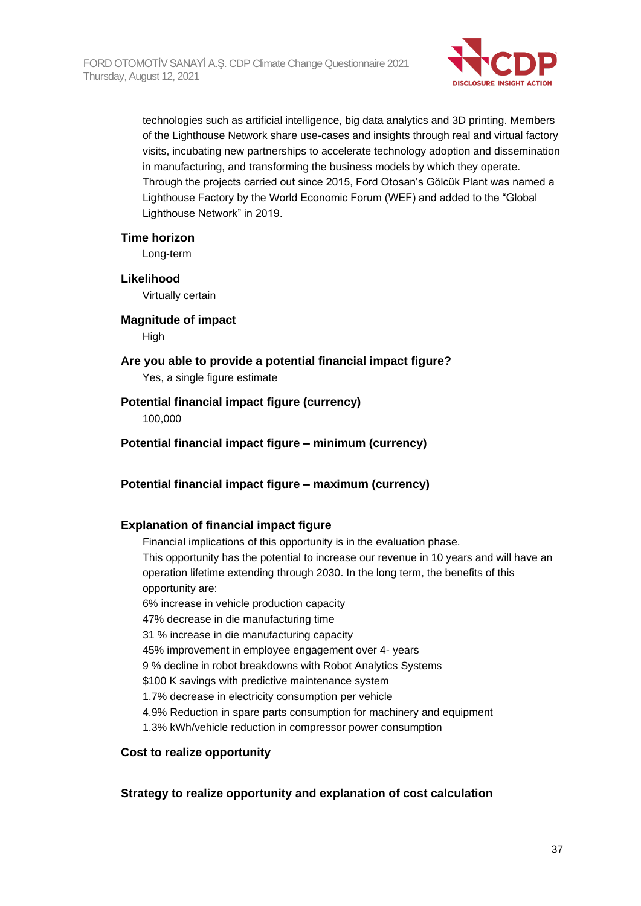technologies such as artificial intelligence, big data analytics and 3D printing. Members of the Lighthouse Network share use-cases and insights through real and virtual factory visits, incubating new partnerships to accelerate technology adoption and dissemination in manufacturing, and transforming the business models by which they operate.
Through the projects carried out since 2015, Ford Otosan's Gölcük Plant was named a Lighthouse Factory by the World Economic Forum (WEF) and added to the "Global Lighthouse Network" in 2019.

**Time horizon**

Long-term

**Likelihood**

Virtually certain

**Magnitude of impact**

High

**Are you able to provide a potential financial impact figure?**

Yes, a single figure estimate

**Potential financial impact figure (currency)**

100,000

**Potential financial impact figure – minimum (currency)**

**Potential financial impact figure – maximum (currency)**

**Explanation of financial impact figure**

Financial implications of this opportunity is in the evaluation phase.
This opportunity has the potential to increase our revenue in 10 years and will have an operation lifetime extending through 2030. In the long term, the benefits of this opportunity are:
6% increase in vehicle production capacity
47% decrease in die manufacturing time
31 % increase in die manufacturing capacity
45% improvement in employee engagement over 4- years
9 % decline in robot breakdowns with Robot Analytics Systems
$100 K savings with predictive maintenance system
1.7% decrease in electricity consumption per vehicle
4.9% Reduction in spare parts consumption for machinery and equipment
1.3% kWh/vehicle reduction in compressor power consumption

**Cost to realize opportunity**

**Strategy to realize opportunity and explanation of cost calculation**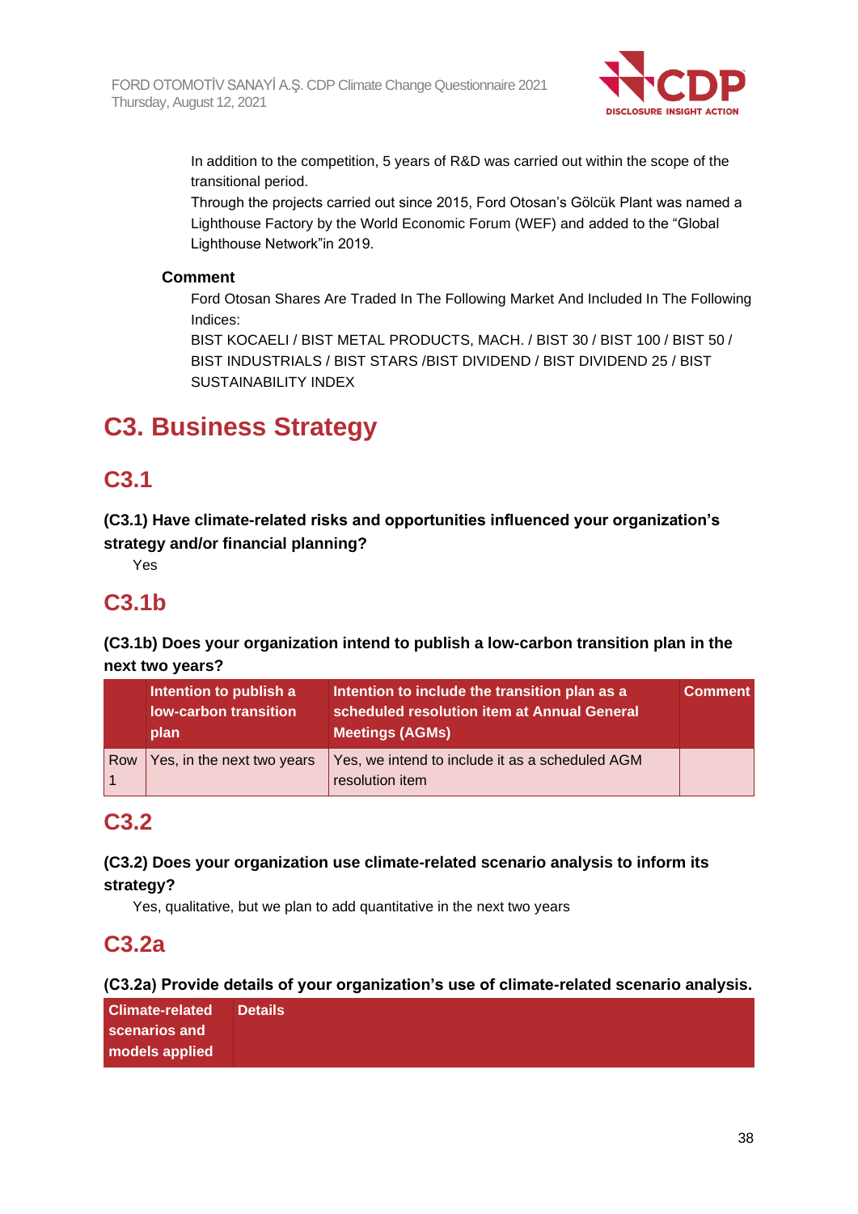In addition to the competition, 5 years of R&D was carried out within the scope of the transitional period.
Through the projects carried out since 2015, Ford Otosan's Gölcük Plant was named a Lighthouse Factory by the World Economic Forum (WEF) and added to the "Global Lighthouse Network"in 2019.

**Comment**

Ford Otosan Shares Are Traded In The Following Market And Included In The Following Indices:
BIST KOCAELI / BIST METAL PRODUCTS, MACH. / BIST 30 / BIST 100 / BIST 50 / BIST INDUSTRIALS / BIST STARS /BIST DIVIDEND / BIST DIVIDEND 25 / BIST SUSTAINABILITY INDEX

# C3. Business Strategy

## C3.1

**(C3.1) Have climate-related risks and opportunities influenced your organization's strategy and/or financial planning?**

Yes

## C3.1b

**(C3.1b) Does your organization intend to publish a low-carbon transition plan in the next two years?**

| | Intention to publish a low-carbon transition plan | Intention to include the transition plan as a scheduled resolution item at Annual General Meetings (AGMs) | Comment |
|---|---|---|---|
| Row 1 | Yes, in the next two years | Yes, we intend to include it as a scheduled AGM resolution item | |

## C3.2

**(C3.2) Does your organization use climate-related scenario analysis to inform its strategy?**

Yes, qualitative, but we plan to add quantitative in the next two years

## C3.2a

**(C3.2a) Provide details of your organization's use of climate-related scenario analysis.**

| Climate-related scenarios and models applied | Details |
|---|---|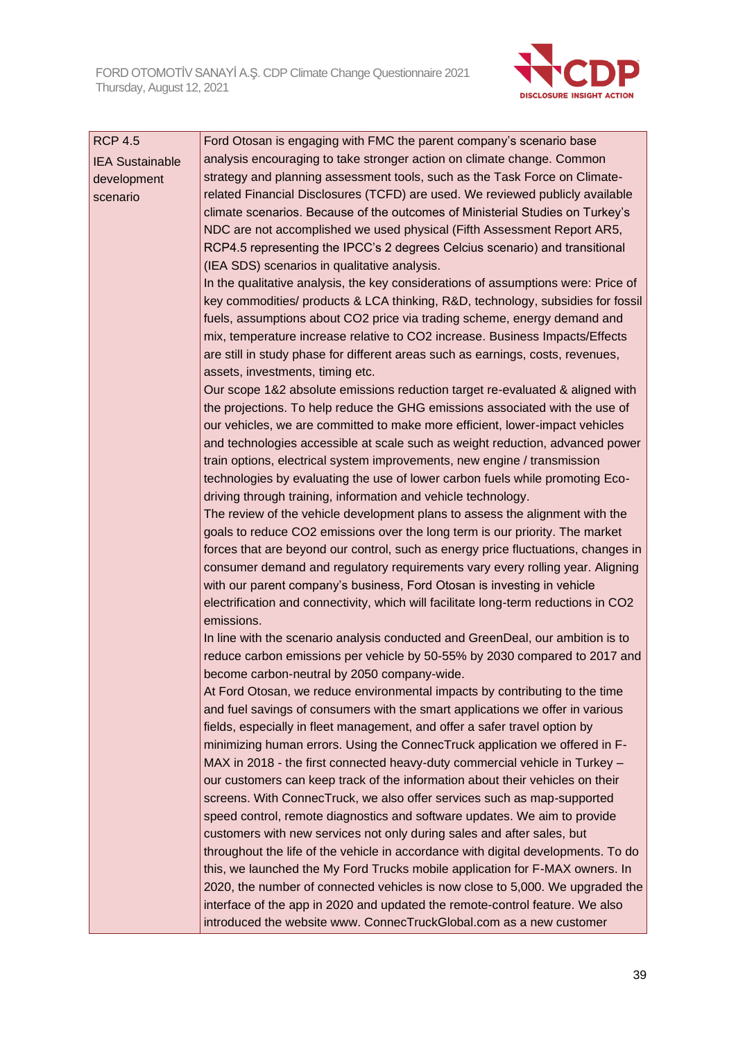| | |
|---|---|
| RCP 4.5<br>IEA Sustainable development scenario | Ford Otosan is engaging with FMC the parent company's scenario base analysis encouraging to take stronger action on climate change. Common strategy and planning assessment tools, such as the Task Force on Climate-related Financial Disclosures (TCFD) are used. We reviewed publicly available climate scenarios. Because of the outcomes of Ministerial Studies on Turkey's NDC are not accomplished we used physical (Fifth Assessment Report AR5, RCP4.5 representing the IPCC's 2 degrees Celcius scenario) and transitional (IEA SDS) scenarios in qualitative analysis.<br>In the qualitative analysis, the key considerations of assumptions were: Price of key commodities/ products & LCA thinking, R&D, technology, subsidies for fossil fuels, assumptions about CO2 price via trading scheme, energy demand and mix, temperature increase relative to CO2 increase. Business Impacts/Effects are still in study phase for different areas such as earnings, costs, revenues, assets, investments, timing etc.<br>Our scope 1&2 absolute emissions reduction target re-evaluated & aligned with the projections. To help reduce the GHG emissions associated with the use of our vehicles, we are committed to make more efficient, lower-impact vehicles and technologies accessible at scale such as weight reduction, advanced power train options, electrical system improvements, new engine / transmission technologies by evaluating the use of lower carbon fuels while promoting Eco-driving through training, information and vehicle technology.<br>The review of the vehicle development plans to assess the alignment with the goals to reduce CO2 emissions over the long term is our priority. The market forces that are beyond our control, such as energy price fluctuations, changes in consumer demand and regulatory requirements vary every rolling year. Aligning with our parent company's business, Ford Otosan is investing in vehicle electrification and connectivity, which will facilitate long-term reductions in CO2 emissions.<br>In line with the scenario analysis conducted and GreenDeal, our ambition is to reduce carbon emissions per vehicle by 50-55% by 2030 compared to 2017 and become carbon-neutral by 2050 company-wide.<br>At Ford Otosan, we reduce environmental impacts by contributing to the time and fuel savings of consumers with the smart applications we offer in various fields, especially in fleet management, and offer a safer travel option by minimizing human errors. Using the ConnecTruck application we offered in F-MAX in 2018 - the first connected heavy-duty commercial vehicle in Turkey – our customers can keep track of the information about their vehicles on their screens. With ConnecTruck, we also offer services such as map-supported speed control, remote diagnostics and software updates. We aim to provide customers with new services not only during sales and after sales, but throughout the life of the vehicle in accordance with digital developments. To do this, we launched the My Ford Trucks mobile application for F-MAX owners. In 2020, the number of connected vehicles is now close to 5,000. We upgraded the interface of the app in 2020 and updated the remote-control feature. We also introduced the website www. ConnecTruckGlobal.com as a new customer |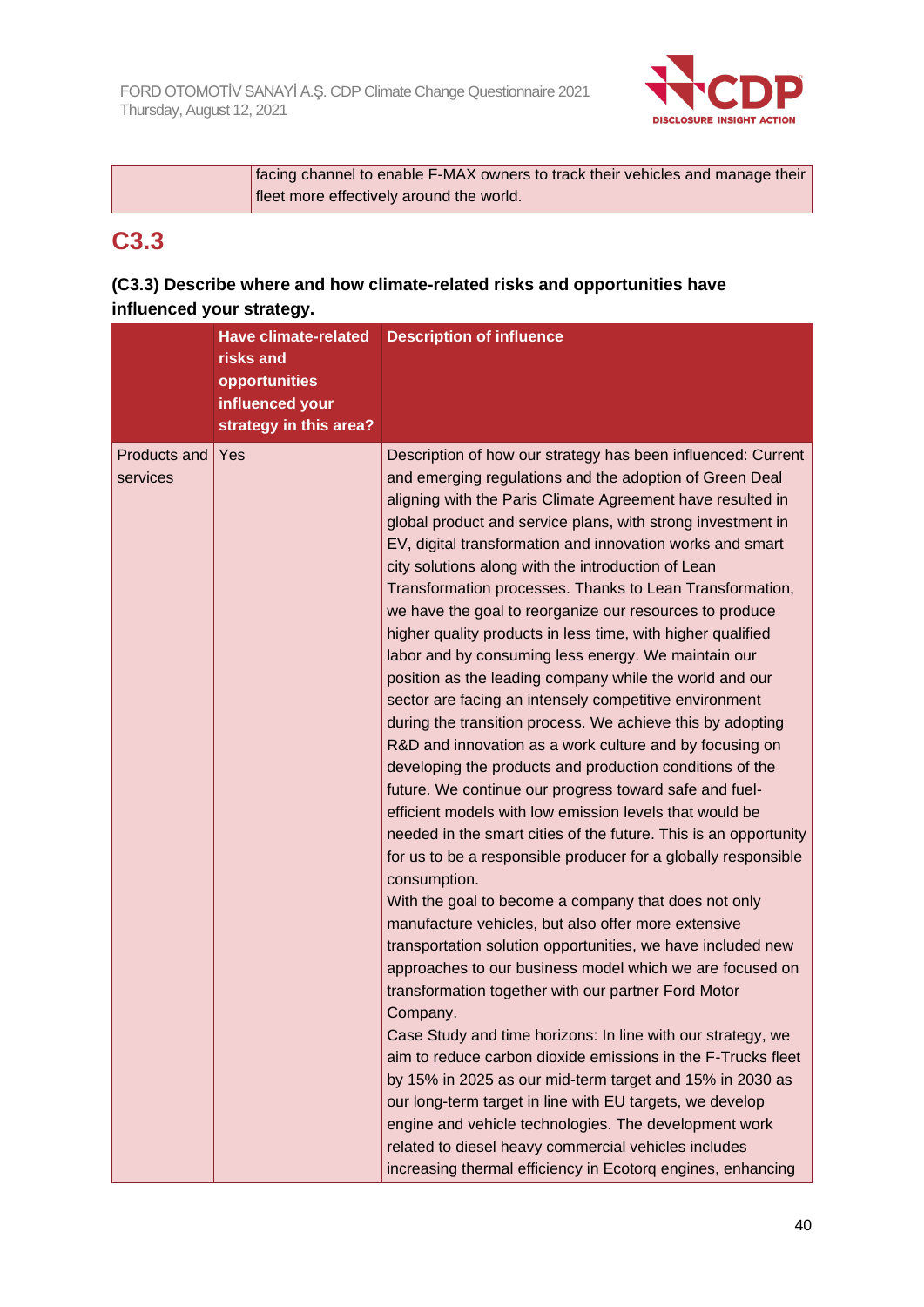| | |
|---|---|
| | facing channel to enable F-MAX owners to track their vehicles and manage their fleet more effectively around the world. |

## C3.3

**(C3.3) Describe where and how climate-related risks and opportunities have influenced your strategy.**

| | Have climate-related risks and opportunities influenced your strategy in this area? | Description of influence |
|---|---|---|
| Products and services | Yes | Description of how our strategy has been influenced: Current and emerging regulations and the adoption of Green Deal aligning with the Paris Climate Agreement have resulted in global product and service plans, with strong investment in EV, digital transformation and innovation works and smart city solutions along with the introduction of Lean Transformation processes. Thanks to Lean Transformation, we have the goal to reorganize our resources to produce higher quality products in less time, with higher qualified labor and by consuming less energy. We maintain our position as the leading company while the world and our sector are facing an intensely competitive environment during the transition process. We achieve this by adopting R&D and innovation as a work culture and by focusing on developing the products and production conditions of the future. We continue our progress toward safe and fuel-efficient models with low emission levels that would be needed in the smart cities of the future. This is an opportunity for us to be a responsible producer for a globally responsible consumption.<br>With the goal to become a company that does not only manufacture vehicles, but also offer more extensive transportation solution opportunities, we have included new approaches to our business model which we are focused on transformation together with our partner Ford Motor Company.<br>Case Study and time horizons: In line with our strategy, we aim to reduce carbon dioxide emissions in the F-Trucks fleet by 15% in 2025 as our mid-term target and 15% in 2030 as our long-term target in line with EU targets, we develop engine and vehicle technologies. The development work related to diesel heavy commercial vehicles includes increasing thermal efficiency in Ecotorq engines, enhancing |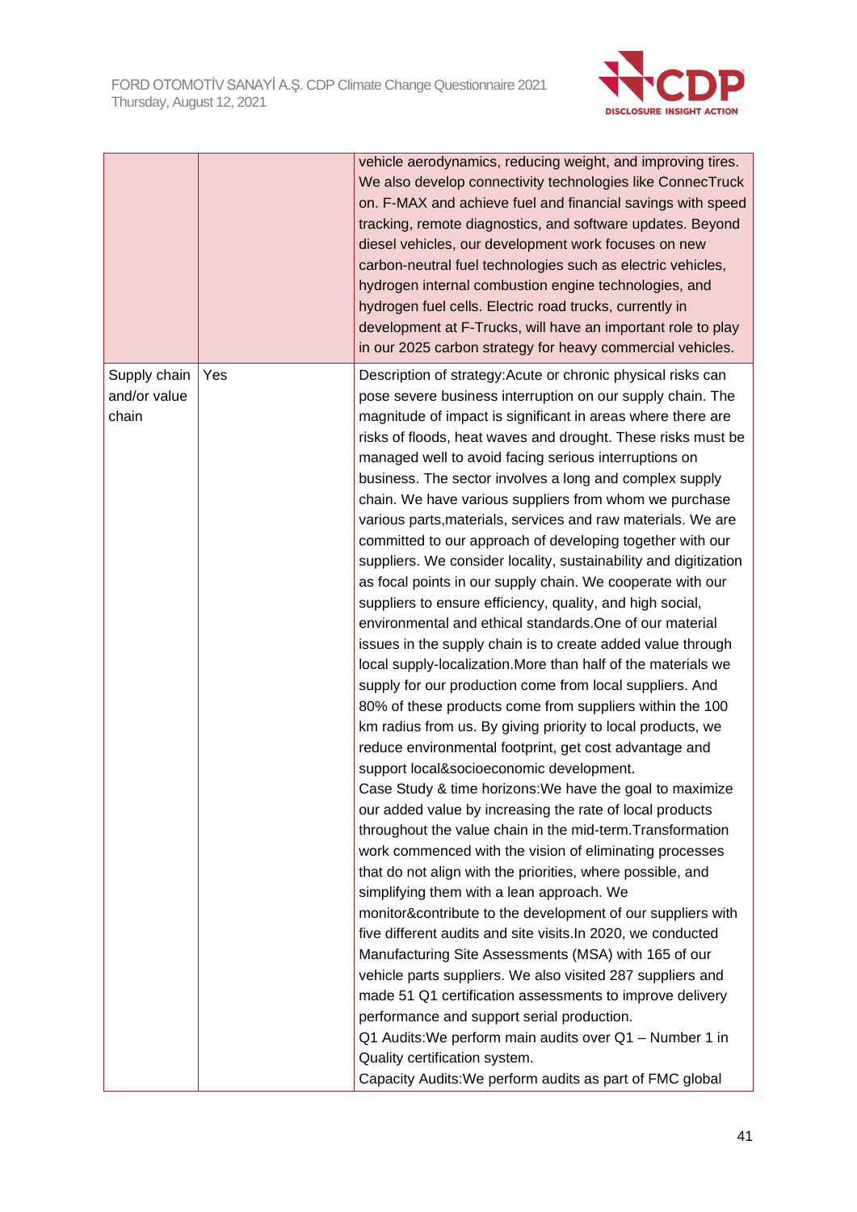| | | |
|---|---|---|
| | | vehicle aerodynamics, reducing weight, and improving tires. We also develop connectivity technologies like ConnecTruck on. F-MAX and achieve fuel and financial savings with speed tracking, remote diagnostics, and software updates. Beyond diesel vehicles, our development work focuses on new carbon-neutral fuel technologies such as electric vehicles, hydrogen internal combustion engine technologies, and hydrogen fuel cells. Electric road trucks, currently in development at F-Trucks, will have an important role to play in our 2025 carbon strategy for heavy commercial vehicles. |
| Supply chain and/or value chain | Yes | Description of strategy:Acute or chronic physical risks can pose severe business interruption on our supply chain. The magnitude of impact is significant in areas where there are risks of floods, heat waves and drought. These risks must be managed well to avoid facing serious interruptions on business. The sector involves a long and complex supply chain. We have various suppliers from whom we purchase various parts,materials, services and raw materials. We are committed to our approach of developing together with our suppliers. We consider locality, sustainability and digitization as focal points in our supply chain. We cooperate with our suppliers to ensure efficiency, quality, and high social, environmental and ethical standards.One of our material issues in the supply chain is to create added value through local supply-localization.More than half of the materials we supply for our production come from local suppliers. And 80% of these products come from suppliers within the 100 km radius from us. By giving priority to local products, we reduce environmental footprint, get cost advantage and support local&socioeconomic development.<br>Case Study & time horizons:We have the goal to maximize our added value by increasing the rate of local products throughout the value chain in the mid-term.Transformation work commenced with the vision of eliminating processes that do not align with the priorities, where possible, and simplifying them with a lean approach. We monitor&contribute to the development of our suppliers with five different audits and site visits.In 2020, we conducted Manufacturing Site Assessments (MSA) with 165 of our vehicle parts suppliers. We also visited 287 suppliers and made 51 Q1 certification assessments to improve delivery performance and support serial production.<br>Q1 Audits:We perform main audits over Q1 – Number 1 in Quality certification system.<br>Capacity Audits:We perform audits as part of FMC global |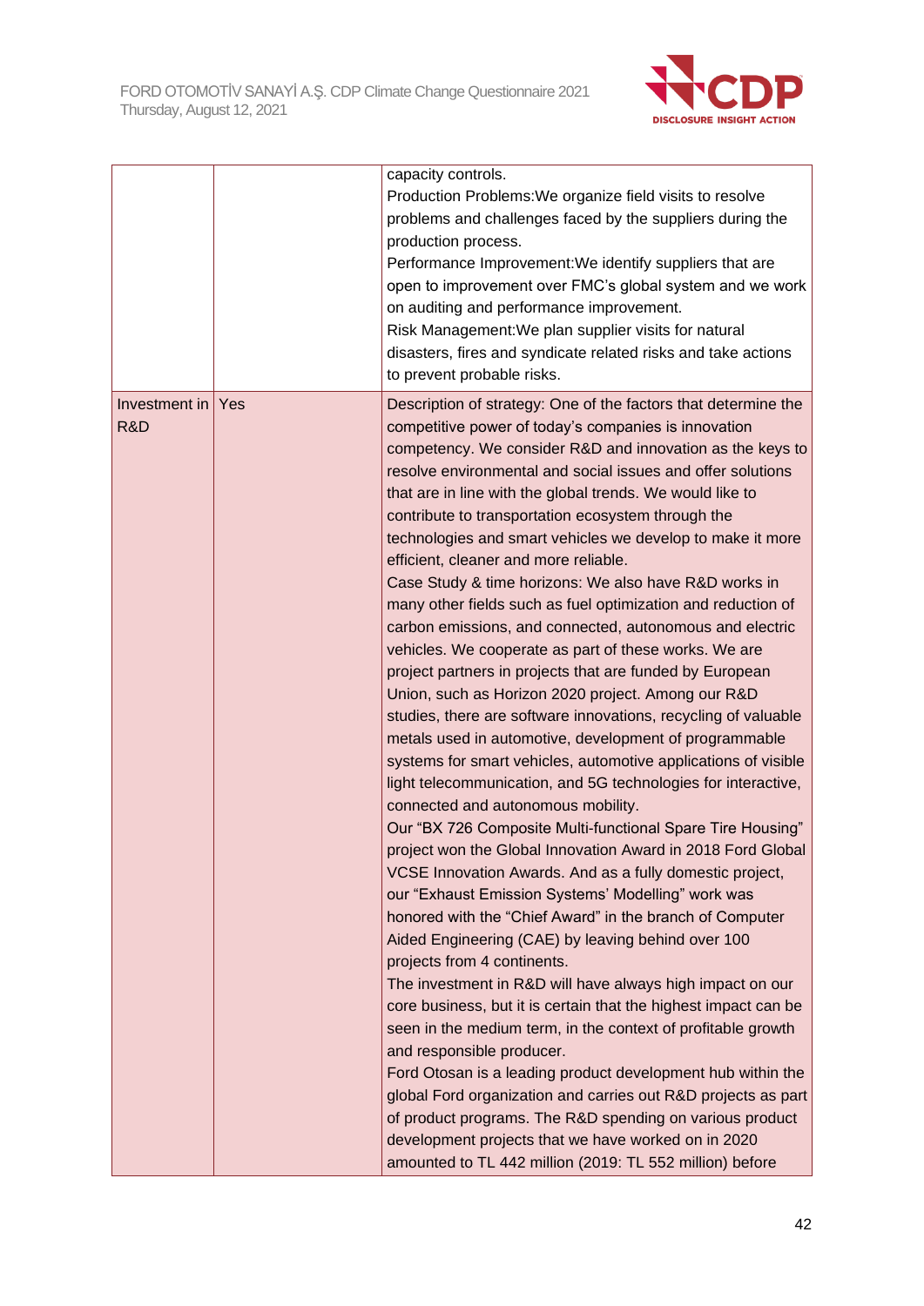| | | |
|---|---|---|
| | | capacity controls.<br>Production Problems:We organize field visits to resolve problems and challenges faced by the suppliers during the production process.<br>Performance Improvement:We identify suppliers that are open to improvement over FMC's global system and we work on auditing and performance improvement.<br>Risk Management:We plan supplier visits for natural disasters, fires and syndicate related risks and take actions to prevent probable risks. |
| Investment in R&D | Yes | Description of strategy: One of the factors that determine the competitive power of today's companies is innovation competency. We consider R&D and innovation as the keys to resolve environmental and social issues and offer solutions that are in line with the global trends. We would like to contribute to transportation ecosystem through the technologies and smart vehicles we develop to make it more efficient, cleaner and more reliable.<br>Case Study & time horizons: We also have R&D works in many other fields such as fuel optimization and reduction of carbon emissions, and connected, autonomous and electric vehicles. We cooperate as part of these works. We are project partners in projects that are funded by European Union, such as Horizon 2020 project. Among our R&D studies, there are software innovations, recycling of valuable metals used in automotive, development of programmable systems for smart vehicles, automotive applications of visible light telecommunication, and 5G technologies for interactive, connected and autonomous mobility.<br>Our "BX 726 Composite Multi-functional Spare Tire Housing" project won the Global Innovation Award in 2018 Ford Global VCSE Innovation Awards. And as a fully domestic project, our "Exhaust Emission Systems' Modelling" work was honored with the "Chief Award" in the branch of Computer Aided Engineering (CAE) by leaving behind over 100 projects from 4 continents.<br>The investment in R&D will have always high impact on our core business, but it is certain that the highest impact can be seen in the medium term, in the context of profitable growth and responsible producer.<br>Ford Otosan is a leading product development hub within the global Ford organization and carries out R&D projects as part of product programs. The R&D spending on various product development projects that we have worked on in 2020 amounted to TL 442 million (2019: TL 552 million) before |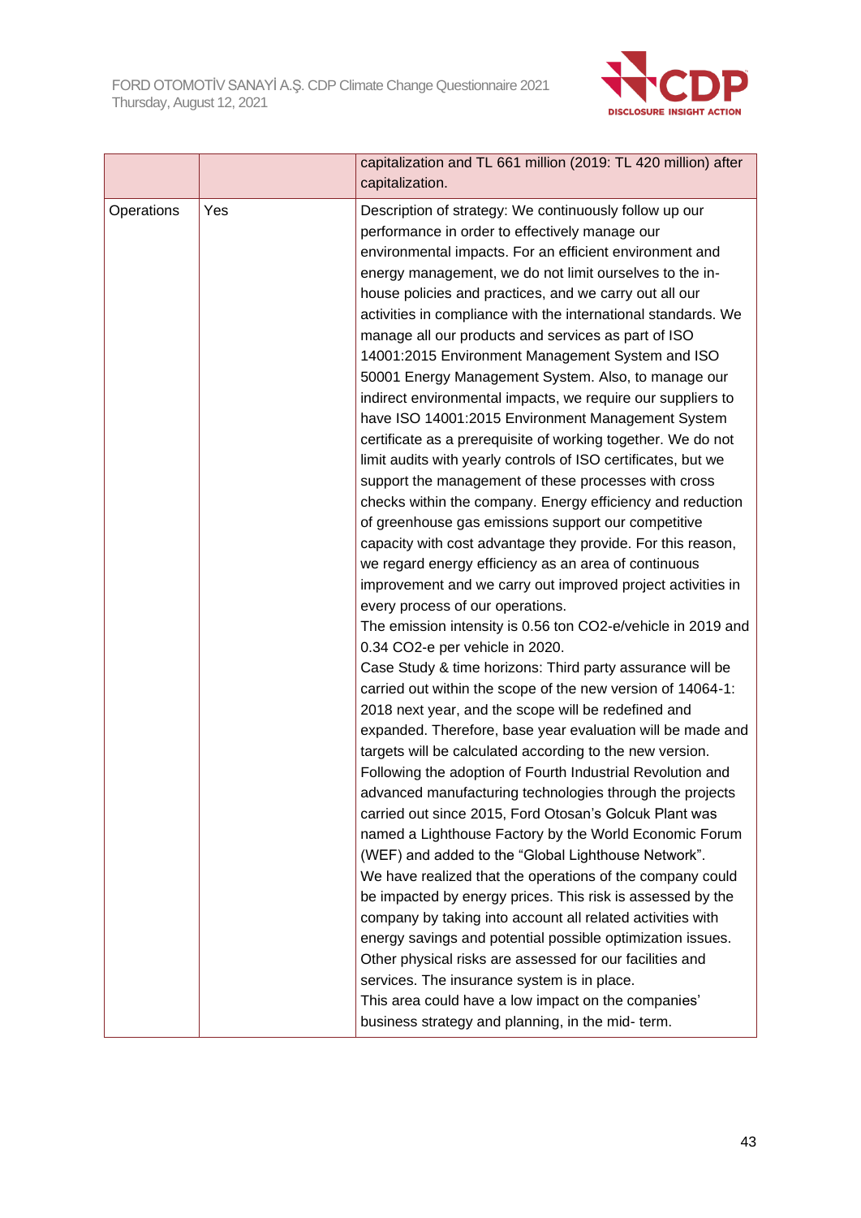| | | |
|---|---|---|
| | | capitalization and TL 661 million (2019: TL 420 million) after capitalization. |
| Operations | Yes | Description of strategy: We continuously follow up our performance in order to effectively manage our environmental impacts. For an efficient environment and energy management, we do not limit ourselves to the in-house policies and practices, and we carry out all our activities in compliance with the international standards. We manage all our products and services as part of ISO 14001:2015 Environment Management System and ISO 50001 Energy Management System. Also, to manage our indirect environmental impacts, we require our suppliers to have ISO 14001:2015 Environment Management System certificate as a prerequisite of working together. We do not limit audits with yearly controls of ISO certificates, but we support the management of these processes with cross checks within the company. Energy efficiency and reduction of greenhouse gas emissions support our competitive capacity with cost advantage they provide. For this reason, we regard energy efficiency as an area of continuous improvement and we carry out improved project activities in every process of our operations.<br>The emission intensity is 0.56 ton CO2-e/vehicle in 2019 and 0.34 CO2-e per vehicle in 2020.<br>Case Study & time horizons: Third party assurance will be carried out within the scope of the new version of 14064-1: 2018 next year, and the scope will be redefined and expanded. Therefore, base year evaluation will be made and targets will be calculated according to the new version. Following the adoption of Fourth Industrial Revolution and advanced manufacturing technologies through the projects carried out since 2015, Ford Otosan's Golcuk Plant was named a Lighthouse Factory by the World Economic Forum (WEF) and added to the "Global Lighthouse Network".<br>We have realized that the operations of the company could be impacted by energy prices. This risk is assessed by the company by taking into account all related activities with energy savings and potential possible optimization issues. Other physical risks are assessed for our facilities and services. The insurance system is in place.<br>This area could have a low impact on the companies' business strategy and planning, in the mid- term. |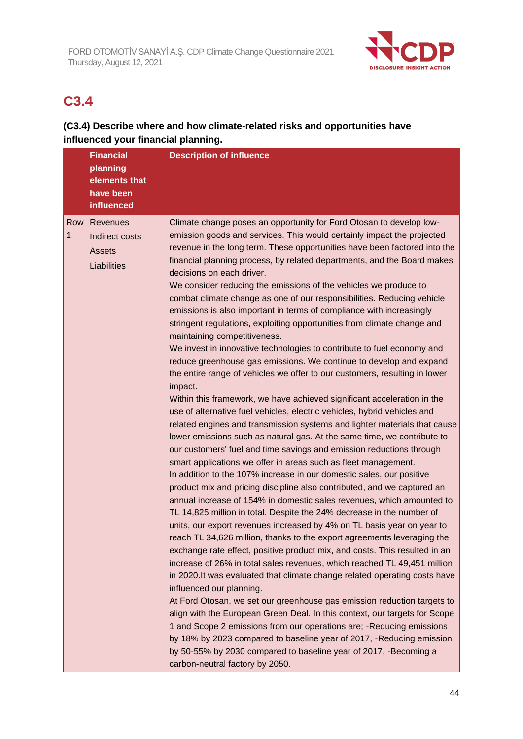## C3.4

**(C3.4) Describe where and how climate-related risks and opportunities have influenced your financial planning.**

| | Financial planning elements that have been influenced | Description of influence |
|---|---|---|
| Row 1 | Revenues<br>Indirect costs<br>Assets<br>Liabilities | Climate change poses an opportunity for Ford Otosan to develop low-emission goods and services. This would certainly impact the projected revenue in the long term. These opportunities have been factored into the financial planning process, by related departments, and the Board makes decisions on each driver.<br>We consider reducing the emissions of the vehicles we produce to combat climate change as one of our responsibilities. Reducing vehicle emissions is also important in terms of compliance with increasingly stringent regulations, exploiting opportunities from climate change and maintaining competitiveness.<br>We invest in innovative technologies to contribute to fuel economy and reduce greenhouse gas emissions. We continue to develop and expand the entire range of vehicles we offer to our customers, resulting in lower impact.<br>Within this framework, we have achieved significant acceleration in the use of alternative fuel vehicles, electric vehicles, hybrid vehicles and related engines and transmission systems and lighter materials that cause lower emissions such as natural gas. At the same time, we contribute to our customers' fuel and time savings and emission reductions through smart applications we offer in areas such as fleet management.<br>In addition to the 107% increase in our domestic sales, our positive product mix and pricing discipline also contributed, and we captured an annual increase of 154% in domestic sales revenues, which amounted to TL 14,825 million in total. Despite the 24% decrease in the number of units, our export revenues increased by 4% on TL basis year on year to reach TL 34,626 million, thanks to the export agreements leveraging the exchange rate effect, positive product mix, and costs. This resulted in an increase of 26% in total sales revenues, which reached TL 49,451 million in 2020.It was evaluated that climate change related operating costs have influenced our planning.<br>At Ford Otosan, we set our greenhouse gas emission reduction targets to align with the European Green Deal. In this context, our targets for Scope 1 and Scope 2 emissions from our operations are; -Reducing emissions by 18% by 2023 compared to baseline year of 2017, -Reducing emission by 50-55% by 2030 compared to baseline year of 2017, -Becoming a carbon-neutral factory by 2050. |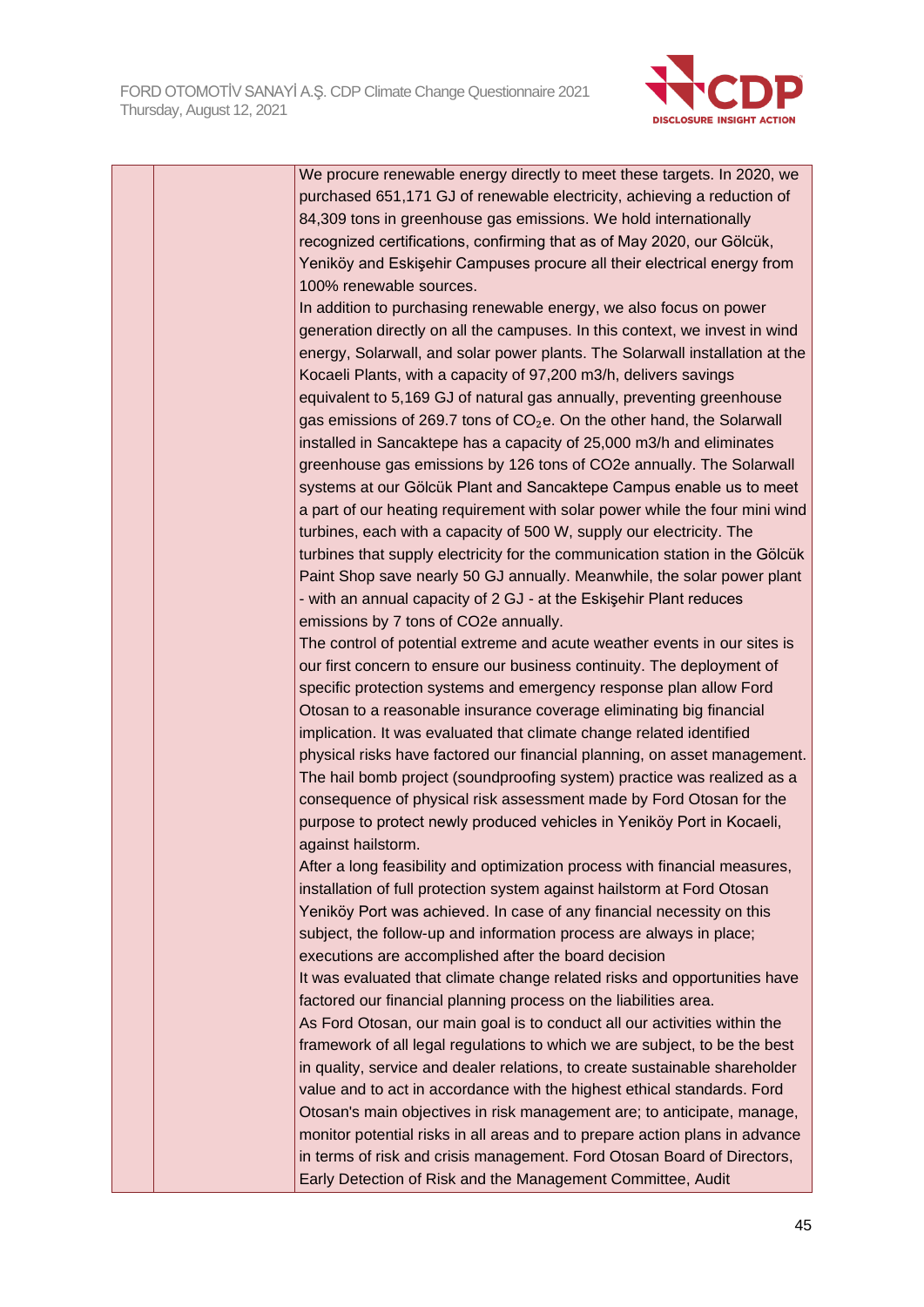| | | We procure renewable energy directly to meet these targets. In 2020, we purchased 651,171 GJ of renewable electricity, achieving a reduction of 84,309 tons in greenhouse gas emissions. We hold internationally recognized certifications, confirming that as of May 2020, our Gölcük, Yeniköy and Eskişehir Campuses procure all their electrical energy from 100% renewable sources.<br>In addition to purchasing renewable energy, we also focus on power generation directly on all the campuses. In this context, we invest in wind energy, Solarwall, and solar power plants. The Solarwall installation at the Kocaeli Plants, with a capacity of 97,200 m3/h, delivers savings equivalent to 5,169 GJ of natural gas annually, preventing greenhouse gas emissions of 269.7 tons of $CO_2$e. On the other hand, the Solarwall installed in Sancaktepe has a capacity of 25,000 m3/h and eliminates greenhouse gas emissions by 126 tons of CO2e annually. The Solarwall systems at our Gölcük Plant and Sancaktepe Campus enable us to meet a part of our heating requirement with solar power while the four mini wind turbines, each with a capacity of 500 W, supply our electricity. The turbines that supply electricity for the communication station in the Gölcük Paint Shop save nearly 50 GJ annually. Meanwhile, the solar power plant - with an annual capacity of 2 GJ - at the Eskişehir Plant reduces emissions by 7 tons of CO2e annually.<br>The control of potential extreme and acute weather events in our sites is our first concern to ensure our business continuity. The deployment of specific protection systems and emergency response plan allow Ford Otosan to a reasonable insurance coverage eliminating big financial implication. It was evaluated that climate change related identified physical risks have factored our financial planning, on asset management. The hail bomb project (soundproofing system) practice was realized as a consequence of physical risk assessment made by Ford Otosan for the purpose to protect newly produced vehicles in Yeniköy Port in Kocaeli, against hailstorm.<br>After a long feasibility and optimization process with financial measures, installation of full protection system against hailstorm at Ford Otosan Yeniköy Port was achieved. In case of any financial necessity on this subject, the follow-up and information process are always in place; executions are accomplished after the board decision<br>It was evaluated that climate change related risks and opportunities have factored our financial planning process on the liabilities area.<br>As Ford Otosan, our main goal is to conduct all our activities within the framework of all legal regulations to which we are subject, to be the best in quality, service and dealer relations, to create sustainable shareholder value and to act in accordance with the highest ethical standards. Ford Otosan's main objectives in risk management are; to anticipate, manage, monitor potential risks in all areas and to prepare action plans in advance in terms of risk and crisis management. Ford Otosan Board of Directors, Early Detection of Risk and the Management Committee, Audit |
|---|---|---|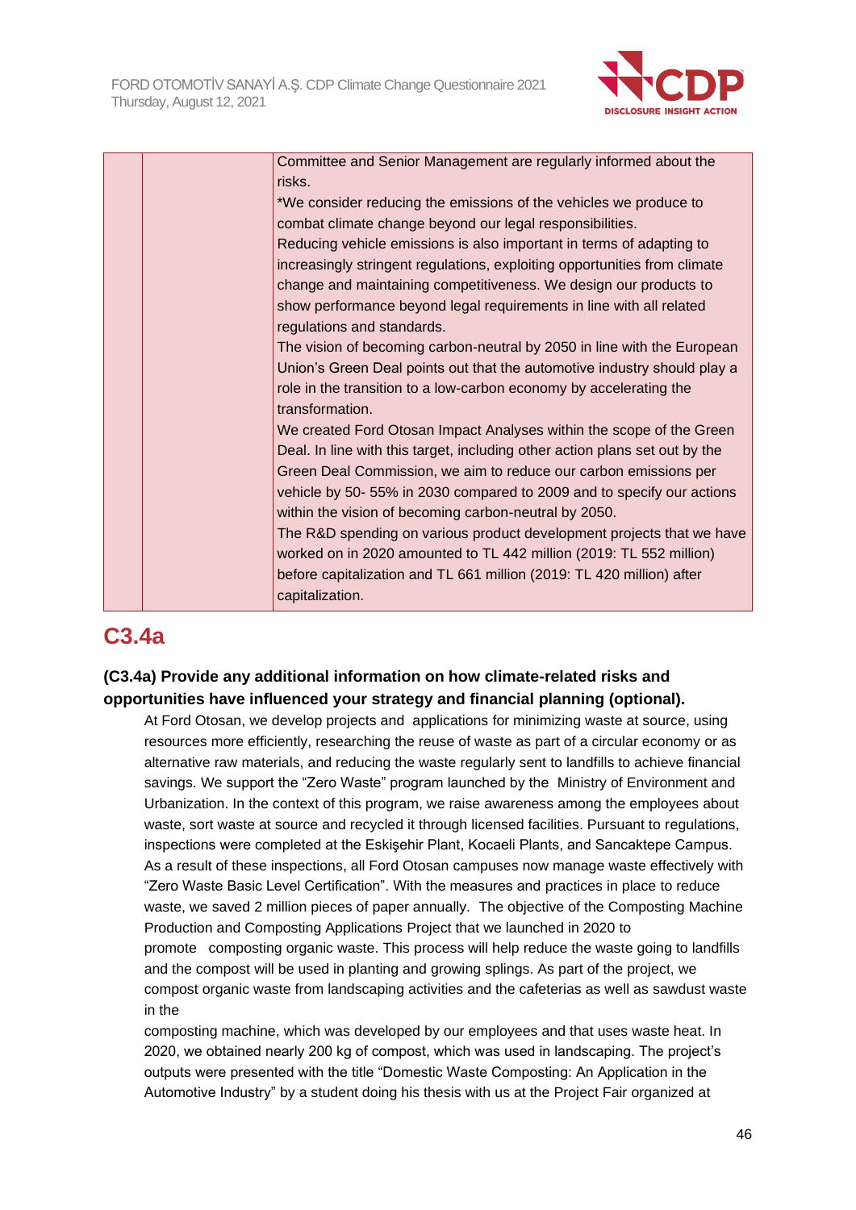| | | Committee and Senior Management are regularly informed about the risks.<br>*We consider reducing the emissions of the vehicles we produce to combat climate change beyond our legal responsibilities.<br>Reducing vehicle emissions is also important in terms of adapting to increasingly stringent regulations, exploiting opportunities from climate change and maintaining competitiveness. We design our products to show performance beyond legal requirements in line with all related regulations and standards.<br>The vision of becoming carbon-neutral by 2050 in line with the European Union's Green Deal points out that the automotive industry should play a role in the transition to a low-carbon economy by accelerating the transformation.<br>We created Ford Otosan Impact Analyses within the scope of the Green Deal. In line with this target, including other action plans set out by the Green Deal Commission, we aim to reduce our carbon emissions per vehicle by 50- 55% in 2030 compared to 2009 and to specify our actions within the vision of becoming carbon-neutral by 2050.<br>The R&D spending on various product development projects that we have worked on in 2020 amounted to TL 442 million (2019: TL 552 million) before capitalization and TL 661 million (2019: TL 420 million) after capitalization. |
|---|---|---|

## C3.4a

**(C3.4a) Provide any additional information on how climate-related risks and opportunities have influenced your strategy and financial planning (optional).**

At Ford Otosan, we develop projects and applications for minimizing waste at source, using resources more efficiently, researching the reuse of waste as part of a circular economy or as alternative raw materials, and reducing the waste regularly sent to landfills to achieve financial savings. We support the "Zero Waste" program launched by the Ministry of Environment and Urbanization. In the context of this program, we raise awareness among the employees about waste, sort waste at source and recycled it through licensed facilities. Pursuant to regulations, inspections were completed at the Eskişehir Plant, Kocaeli Plants, and Sancaktepe Campus. As a result of these inspections, all Ford Otosan campuses now manage waste effectively with "Zero Waste Basic Level Certification". With the measures and practices in place to reduce waste, we saved 2 million pieces of paper annually. The objective of the Composting Machine Production and Composting Applications Project that we launched in 2020 to promote composting organic waste. This process will help reduce the waste going to landfills and the compost will be used in planting and growing splings. As part of the project, we compost organic waste from landscaping activities and the cafeterias as well as sawdust waste in the

composting machine, which was developed by our employees and that uses waste heat. In 2020, we obtained nearly 200 kg of compost, which was used in landscaping. The project's outputs were presented with the title "Domestic Waste Composting: An Application in the Automotive Industry" by a student doing his thesis with us at the Project Fair organized at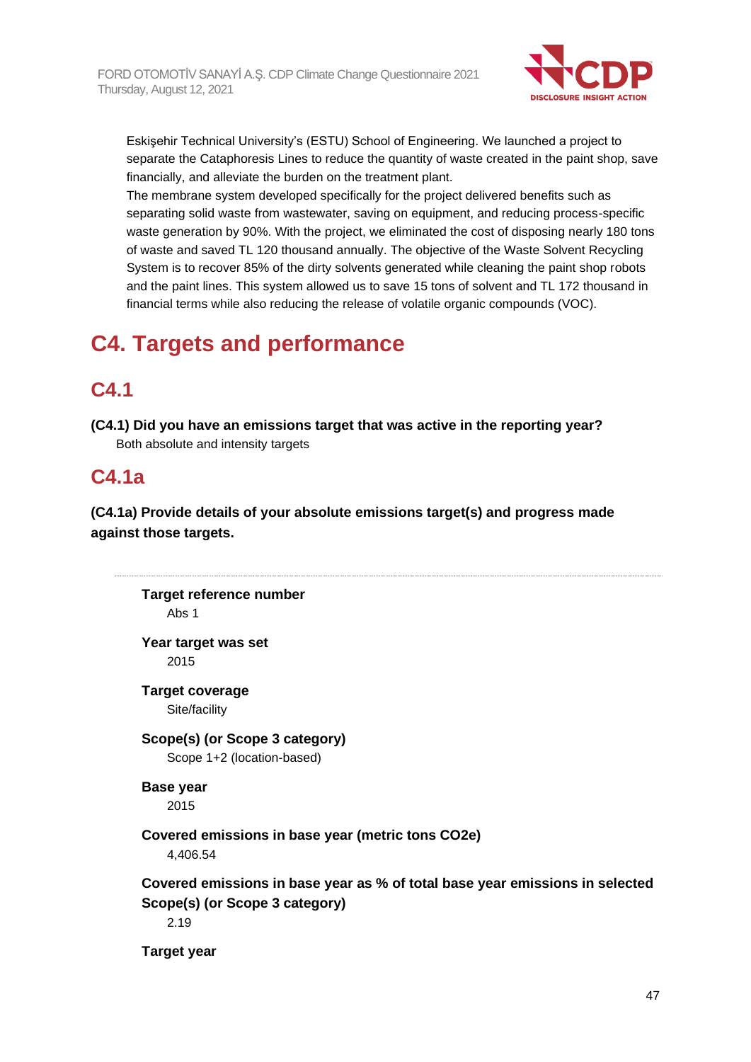Eskişehir Technical University's (ESTU) School of Engineering. We launched a project to separate the Cataphoresis Lines to reduce the quantity of waste created in the paint shop, save financially, and alleviate the burden on the treatment plant.
The membrane system developed specifically for the project delivered benefits such as separating solid waste from wastewater, saving on equipment, and reducing process-specific waste generation by 90%. With the project, we eliminated the cost of disposing nearly 180 tons of waste and saved TL 120 thousand annually. The objective of the Waste Solvent Recycling System is to recover 85% of the dirty solvents generated while cleaning the paint shop robots and the paint lines. This system allowed us to save 15 tons of solvent and TL 172 thousand in financial terms while also reducing the release of volatile organic compounds (VOC).

# C4. Targets and performance

## C4.1

**(C4.1) Did you have an emissions target that was active in the reporting year?**

Both absolute and intensity targets

## C4.1a

**(C4.1a) Provide details of your absolute emissions target(s) and progress made against those targets.**

---

**Target reference number**
Abs 1

**Year target was set**
2015

**Target coverage**
Site/facility

**Scope(s) (or Scope 3 category)**
Scope 1+2 (location-based)

**Base year**
2015

**Covered emissions in base year (metric tons CO2e)**
4,406.54

**Covered emissions in base year as % of total base year emissions in selected Scope(s) (or Scope 3 category)**
2.19

**Target year**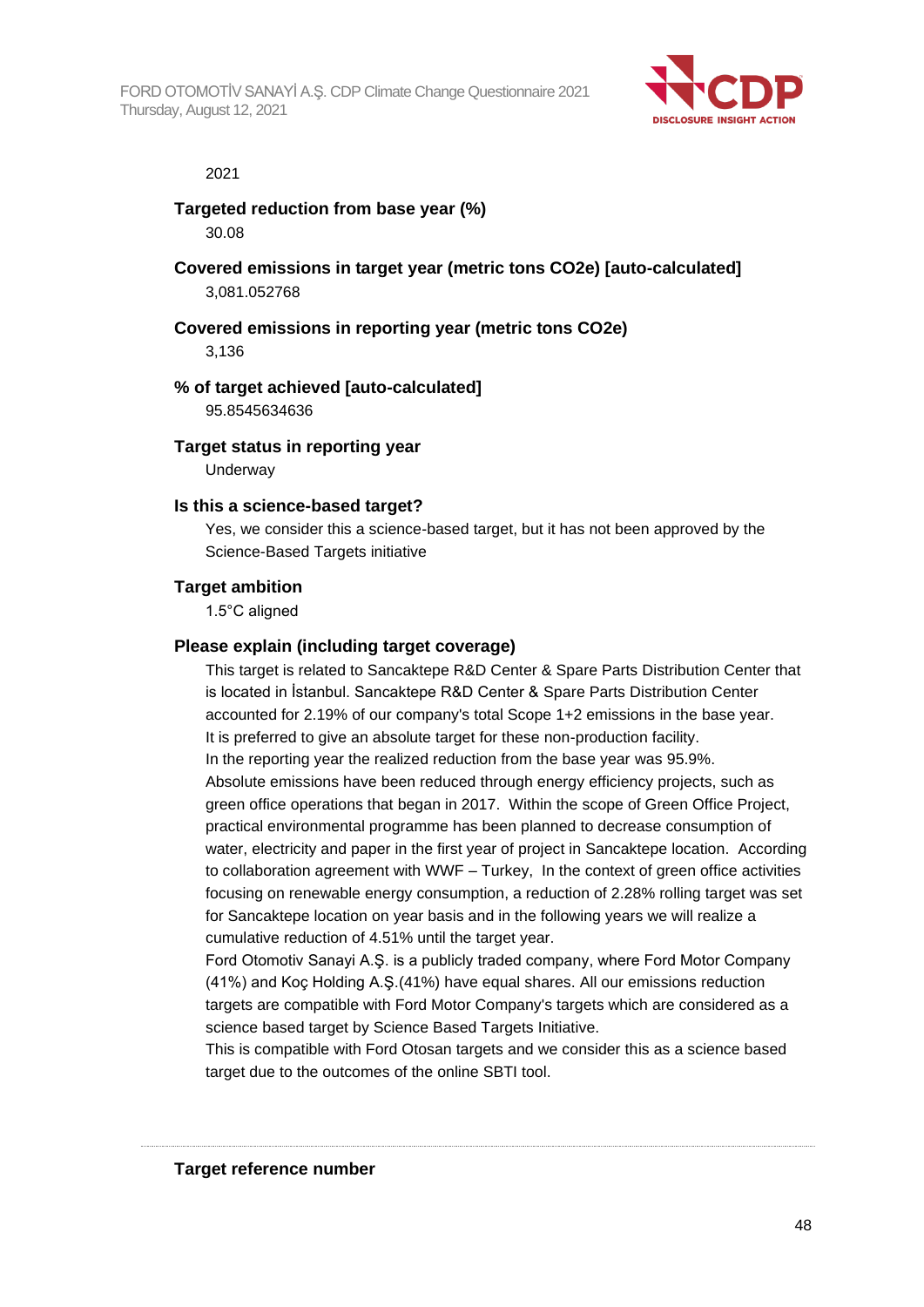2021

**Targeted reduction from base year (%)**

30.08

**Covered emissions in target year (metric tons CO2e) [auto-calculated]**

3,081.052768

**Covered emissions in reporting year (metric tons CO2e)**

3,136

**% of target achieved [auto-calculated]**

95.8545634636

**Target status in reporting year**

Underway

**Is this a science-based target?**

Yes, we consider this a science-based target, but it has not been approved by the Science-Based Targets initiative

**Target ambition**

1.5°C aligned

**Please explain (including target coverage)**

This target is related to Sancaktepe R&D Center & Spare Parts Distribution Center that is located in İstanbul. Sancaktepe R&D Center & Spare Parts Distribution Center accounted for 2.19% of our company's total Scope 1+2 emissions in the base year. It is preferred to give an absolute target for these non-production facility.
In the reporting year the realized reduction from the base year was 95.9%.
Absolute emissions have been reduced through energy efficiency projects, such as green office operations that began in 2017. Within the scope of Green Office Project, practical environmental programme has been planned to decrease consumption of water, electricity and paper in the first year of project in Sancaktepe location. According to collaboration agreement with WWF – Turkey, In the context of green office activities focusing on renewable energy consumption, a reduction of 2.28% rolling target was set for Sancaktepe location on year basis and in the following years we will realize a cumulative reduction of 4.51% until the target year.
Ford Otomotiv Sanayi A.Ş. is a publicly traded company, where Ford Motor Company (41%) and Koç Holding A.Ş.(41%) have equal shares. All our emissions reduction targets are compatible with Ford Motor Company's targets which are considered as a science based target by Science Based Targets Initiative.
This is compatible with Ford Otosan targets and we consider this as a science based target due to the outcomes of the online SBTI tool.

---

**Target reference number**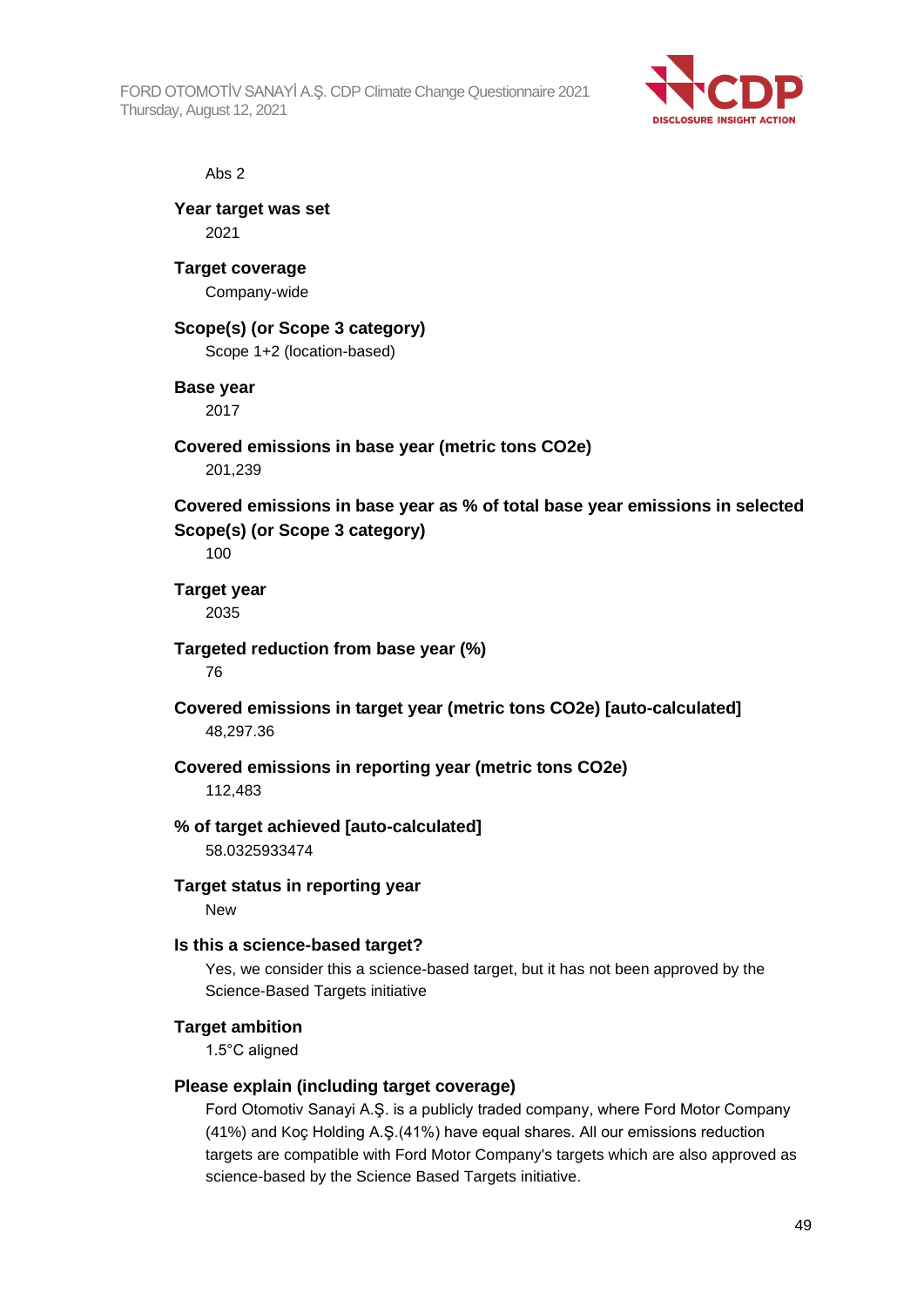Abs 2

**Year target was set**

2021

**Target coverage**

Company-wide

**Scope(s) (or Scope 3 category)**

Scope 1+2 (location-based)

**Base year**

2017

**Covered emissions in base year (metric tons CO2e)**

201,239

**Covered emissions in base year as % of total base year emissions in selected Scope(s) (or Scope 3 category)**

100

**Target year**

2035

**Targeted reduction from base year (%)**

76

**Covered emissions in target year (metric tons CO2e) [auto-calculated]**

48,297.36

**Covered emissions in reporting year (metric tons CO2e)**

112,483

**% of target achieved [auto-calculated]**

58.0325933474

**Target status in reporting year**

New

**Is this a science-based target?**

Yes, we consider this a science-based target, but it has not been approved by the Science-Based Targets initiative

**Target ambition**

1.5°C aligned

**Please explain (including target coverage)**

Ford Otomotiv Sanayi A.Ş. is a publicly traded company, where Ford Motor Company (41%) and Koç Holding A.Ş.(41%) have equal shares. All our emissions reduction targets are compatible with Ford Motor Company's targets which are also approved as science-based by the Science Based Targets initiative.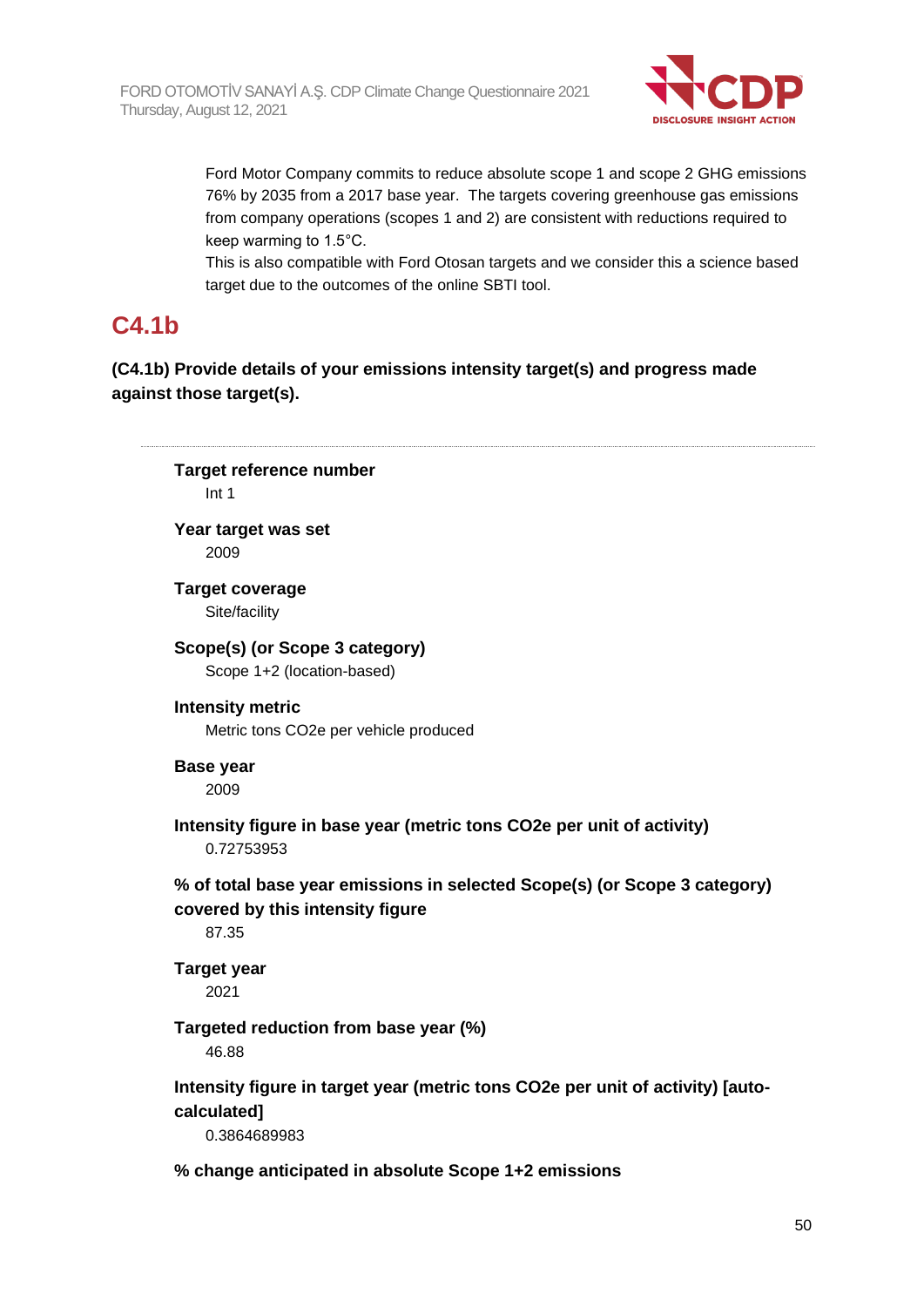Ford Motor Company commits to reduce absolute scope 1 and scope 2 GHG emissions 76% by 2035 from a 2017 base year. The targets covering greenhouse gas emissions from company operations (scopes 1 and 2) are consistent with reductions required to keep warming to 1.5°C.

This is also compatible with Ford Otosan targets and we consider this a science based target due to the outcomes of the online SBTI tool.

## C4.1b

**(C4.1b) Provide details of your emissions intensity target(s) and progress made against those target(s).**

---

**Target reference number**

Int 1

**Year target was set**

2009

**Target coverage**

Site/facility

**Scope(s) (or Scope 3 category)**

Scope 1+2 (location-based)

**Intensity metric**

Metric tons CO2e per vehicle produced

**Base year**

2009

**Intensity figure in base year (metric tons CO2e per unit of activity)**

0.72753953

**% of total base year emissions in selected Scope(s) (or Scope 3 category) covered by this intensity figure**

87.35

**Target year**

2021

**Targeted reduction from base year (%)**

46.88

**Intensity figure in target year (metric tons CO2e per unit of activity) [auto-calculated]**

0.3864689983

**% change anticipated in absolute Scope 1+2 emissions**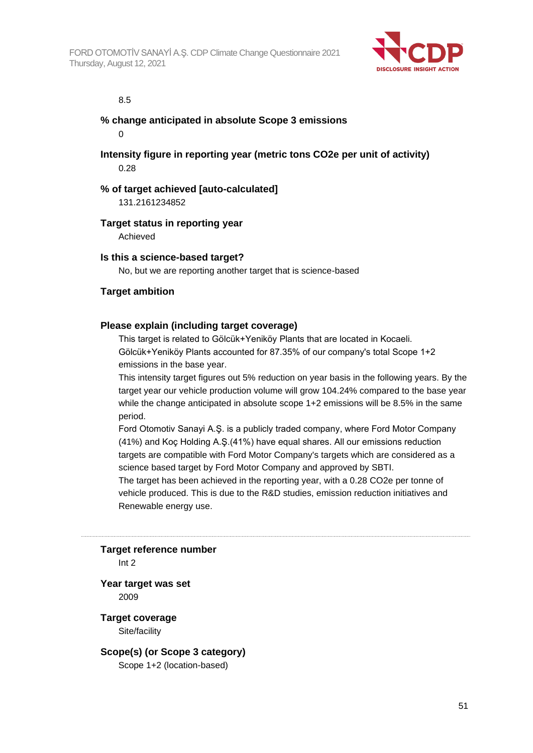8.5

**% change anticipated in absolute Scope 3 emissions**

0

**Intensity figure in reporting year (metric tons CO2e per unit of activity)**

0.28

**% of target achieved [auto-calculated]**

131.2161234852

**Target status in reporting year**

Achieved

**Is this a science-based target?**

No, but we are reporting another target that is science-based

**Target ambition**

**Please explain (including target coverage)**

This target is related to Gölcük+Yeniköy Plants that are located in Kocaeli. Gölcük+Yeniköy Plants accounted for 87.35% of our company's total Scope 1+2 emissions in the base year.

This intensity target figures out 5% reduction on year basis in the following years. By the target year our vehicle production volume will grow 104.24% compared to the base year while the change anticipated in absolute scope 1+2 emissions will be 8.5% in the same period.

Ford Otomotiv Sanayi A.Ş. is a publicly traded company, where Ford Motor Company (41%) and Koç Holding A.Ş.(41%) have equal shares. All our emissions reduction targets are compatible with Ford Motor Company's targets which are considered as a science based target by Ford Motor Company and approved by SBTI.

The target has been achieved in the reporting year, with a 0.28 CO2e per tonne of vehicle produced. This is due to the R&D studies, emission reduction initiatives and Renewable energy use.

---

**Target reference number**

Int 2

**Year target was set**

2009

**Target coverage**

Site/facility

**Scope(s) (or Scope 3 category)**

Scope 1+2 (location-based)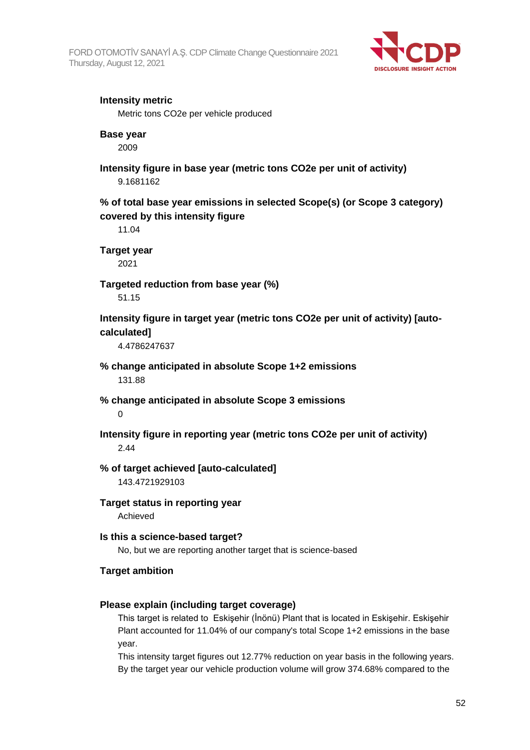**Intensity metric**

Metric tons CO2e per vehicle produced

**Base year**

2009

**Intensity figure in base year (metric tons CO2e per unit of activity)**

9.1681162

**% of total base year emissions in selected Scope(s) (or Scope 3 category) covered by this intensity figure**

11.04

**Target year**

2021

**Targeted reduction from base year (%)**

51.15

**Intensity figure in target year (metric tons CO2e per unit of activity) [auto-calculated]**

4.4786247637

**% change anticipated in absolute Scope 1+2 emissions**

131.88

**% change anticipated in absolute Scope 3 emissions**

0

**Intensity figure in reporting year (metric tons CO2e per unit of activity)**

2.44

**% of target achieved [auto-calculated]**

143.4721929103

**Target status in reporting year**

Achieved

**Is this a science-based target?**

No, but we are reporting another target that is science-based

**Target ambition**

**Please explain (including target coverage)**

This target is related to Eskişehir (İnönü) Plant that is located in Eskişehir. Eskişehir Plant accounted for 11.04% of our company's total Scope 1+2 emissions in the base year.

This intensity target figures out 12.77% reduction on year basis in the following years. By the target year our vehicle production volume will grow 374.68% compared to the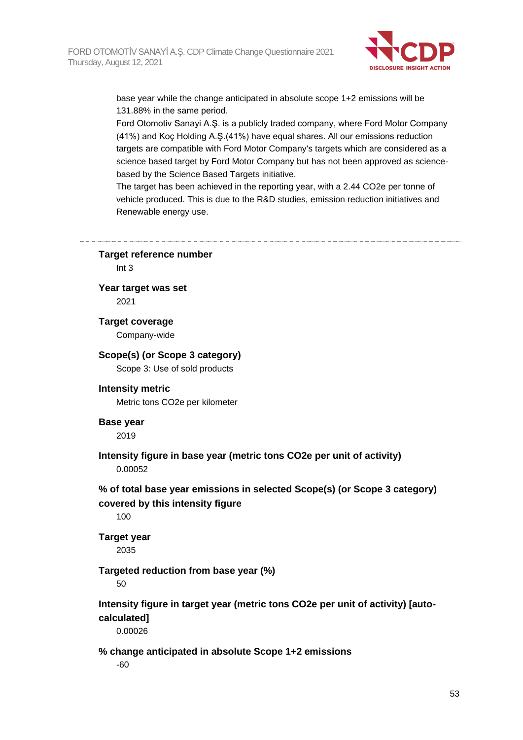base year while the change anticipated in absolute scope 1+2 emissions will be 131.88% in the same period.

Ford Otomotiv Sanayi A.Ş. is a publicly traded company, where Ford Motor Company (41%) and Koç Holding A.Ş.(41%) have equal shares. All our emissions reduction targets are compatible with Ford Motor Company's targets which are considered as a science based target by Ford Motor Company but has not been approved as science-based by the Science Based Targets initiative.

The target has been achieved in the reporting year, with a 2.44 CO2e per tonne of vehicle produced. This is due to the R&D studies, emission reduction initiatives and Renewable energy use.

---

**Target reference number**

Int 3

**Year target was set**

2021

**Target coverage**

Company-wide

**Scope(s) (or Scope 3 category)**

Scope 3: Use of sold products

**Intensity metric**

Metric tons CO2e per kilometer

**Base year**

2019

**Intensity figure in base year (metric tons CO2e per unit of activity)**

0.00052

**% of total base year emissions in selected Scope(s) (or Scope 3 category) covered by this intensity figure**

100

**Target year**

2035

**Targeted reduction from base year (%)**

50

**Intensity figure in target year (metric tons CO2e per unit of activity) [auto-calculated]**

0.00026

**% change anticipated in absolute Scope 1+2 emissions**

-60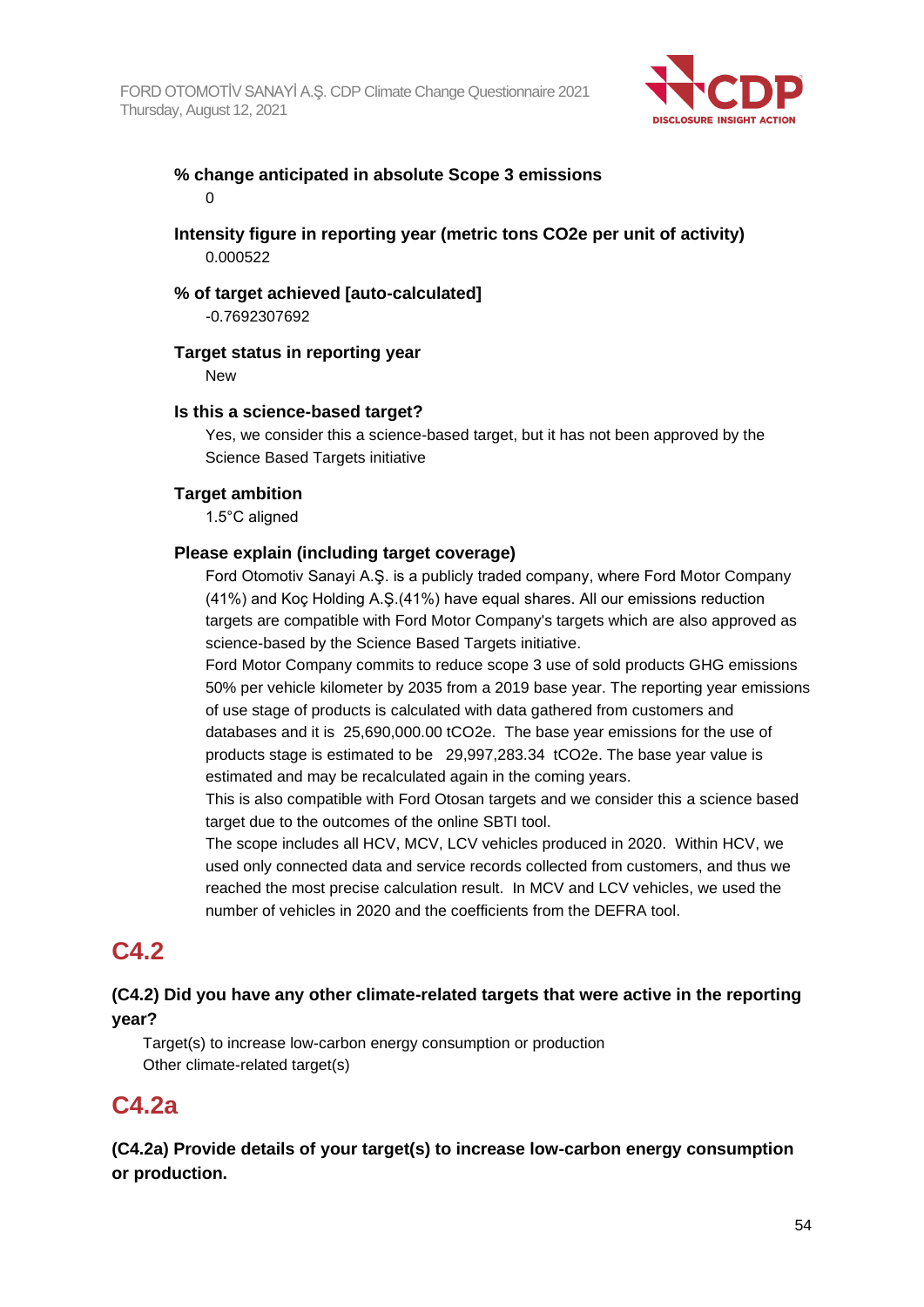**% change anticipated in absolute Scope 3 emissions**

0

**Intensity figure in reporting year (metric tons CO2e per unit of activity)**

0.000522

**% of target achieved [auto-calculated]**

-0.7692307692

**Target status in reporting year**

New

**Is this a science-based target?**

Yes, we consider this a science-based target, but it has not been approved by the Science Based Targets initiative

**Target ambition**

1.5°C aligned

**Please explain (including target coverage)**

Ford Otomotiv Sanayi A.Ş. is a publicly traded company, where Ford Motor Company (41%) and Koç Holding A.Ş.(41%) have equal shares. All our emissions reduction targets are compatible with Ford Motor Company's targets which are also approved as science-based by the Science Based Targets initiative.
Ford Motor Company commits to reduce scope 3 use of sold products GHG emissions 50% per vehicle kilometer by 2035 from a 2019 base year. The reporting year emissions of use stage of products is calculated with data gathered from customers and databases and it is 25,690,000.00 tCO2e. The base year emissions for the use of products stage is estimated to be 29,997,283.34 tCO2e. The base year value is estimated and may be recalculated again in the coming years.
This is also compatible with Ford Otosan targets and we consider this a science based target due to the outcomes of the online SBTI tool.
The scope includes all HCV, MCV, LCV vehicles produced in 2020. Within HCV, we used only connected data and service records collected from customers, and thus we reached the most precise calculation result. In MCV and LCV vehicles, we used the number of vehicles in 2020 and the coefficients from the DEFRA tool.

## C4.2

**(C4.2) Did you have any other climate-related targets that were active in the reporting year?**

Target(s) to increase low-carbon energy consumption or production
Other climate-related target(s)

## C4.2a

**(C4.2a) Provide details of your target(s) to increase low-carbon energy consumption or production.**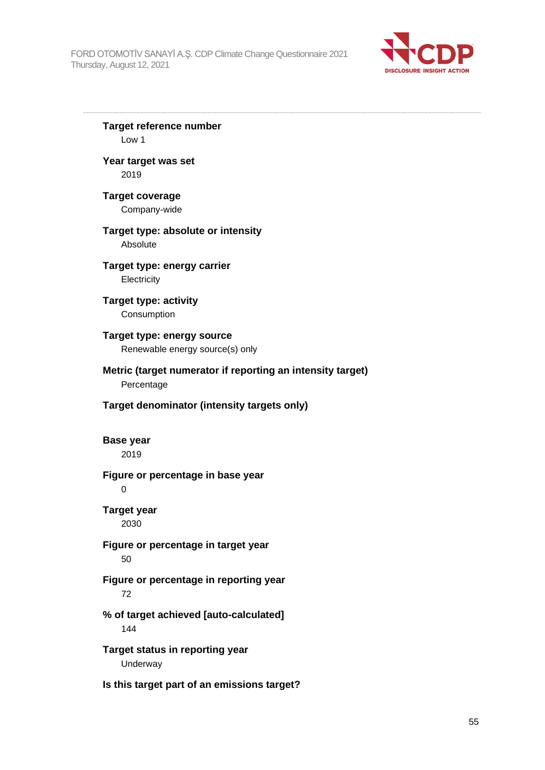**Target reference number**

Low 1

**Year target was set**

2019

**Target coverage**

Company-wide

**Target type: absolute or intensity**

Absolute

**Target type: energy carrier**

Electricity

**Target type: activity**

Consumption

**Target type: energy source**

Renewable energy source(s) only

**Metric (target numerator if reporting an intensity target)**

Percentage

**Target denominator (intensity targets only)**

**Base year**

2019

**Figure or percentage in base year**

0

**Target year**

2030

**Figure or percentage in target year**

50

**Figure or percentage in reporting year**

72

**% of target achieved [auto-calculated]**

144

**Target status in reporting year**

Underway

**Is this target part of an emissions target?**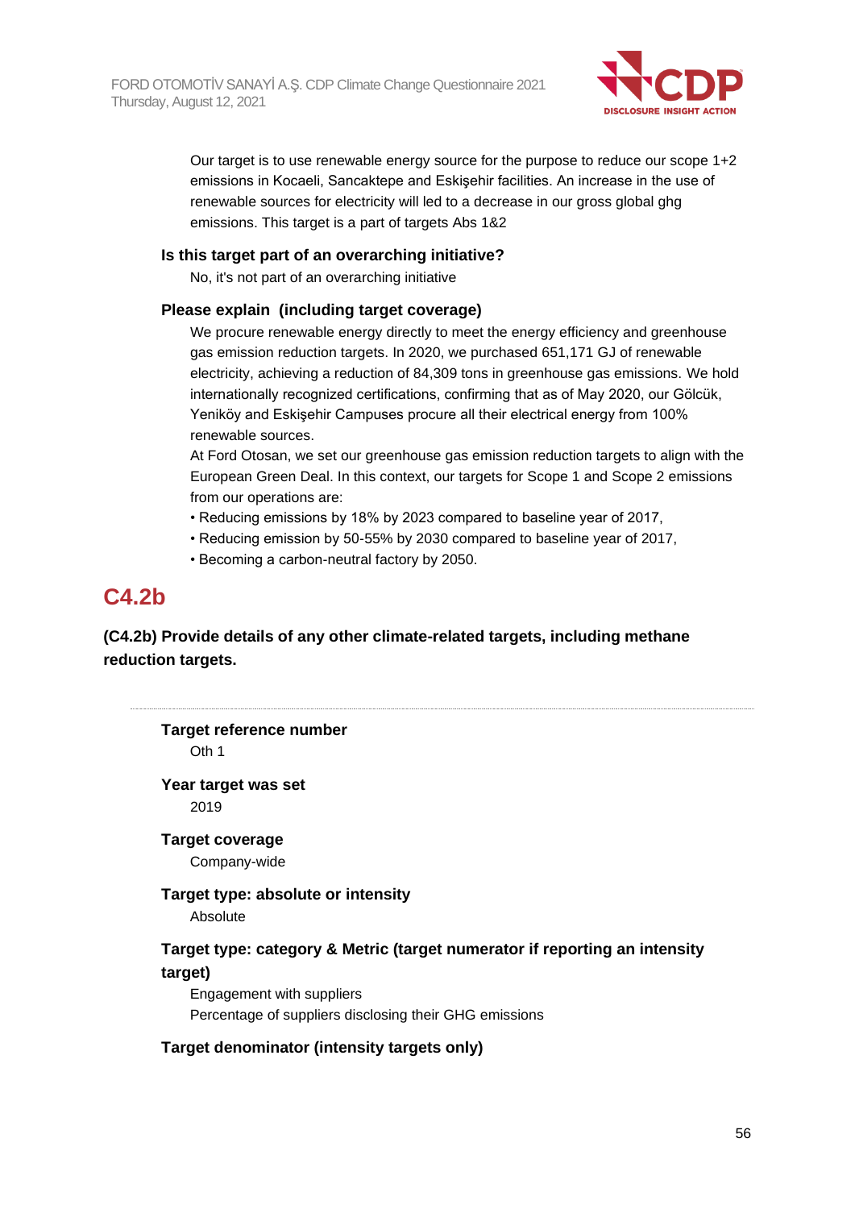Our target is to use renewable energy source for the purpose to reduce our scope 1+2 emissions in Kocaeli, Sancaktepe and Eskişehir facilities. An increase in the use of renewable sources for electricity will led to a decrease in our gross global ghg emissions. This target is a part of targets Abs 1&2

**Is this target part of an overarching initiative?**

No, it's not part of an overarching initiative

**Please explain (including target coverage)**

We procure renewable energy directly to meet the energy efficiency and greenhouse gas emission reduction targets. In 2020, we purchased 651,171 GJ of renewable electricity, achieving a reduction of 84,309 tons in greenhouse gas emissions. We hold internationally recognized certifications, confirming that as of May 2020, our Gölcük, Yeniköy and Eskişehir Campuses procure all their electrical energy from 100% renewable sources.

At Ford Otosan, we set our greenhouse gas emission reduction targets to align with the European Green Deal. In this context, our targets for Scope 1 and Scope 2 emissions from our operations are:

- Reducing emissions by 18% by 2023 compared to baseline year of 2017,
- Reducing emission by 50-55% by 2030 compared to baseline year of 2017,
- Becoming a carbon-neutral factory by 2050.

## C4.2b

**(C4.2b) Provide details of any other climate-related targets, including methane reduction targets.**

**Target reference number**

Oth 1

**Year target was set**

2019

**Target coverage**

Company-wide

**Target type: absolute or intensity**

Absolute

**Target type: category & Metric (target numerator if reporting an intensity target)**

Engagement with suppliers

Percentage of suppliers disclosing their GHG emissions

**Target denominator (intensity targets only)**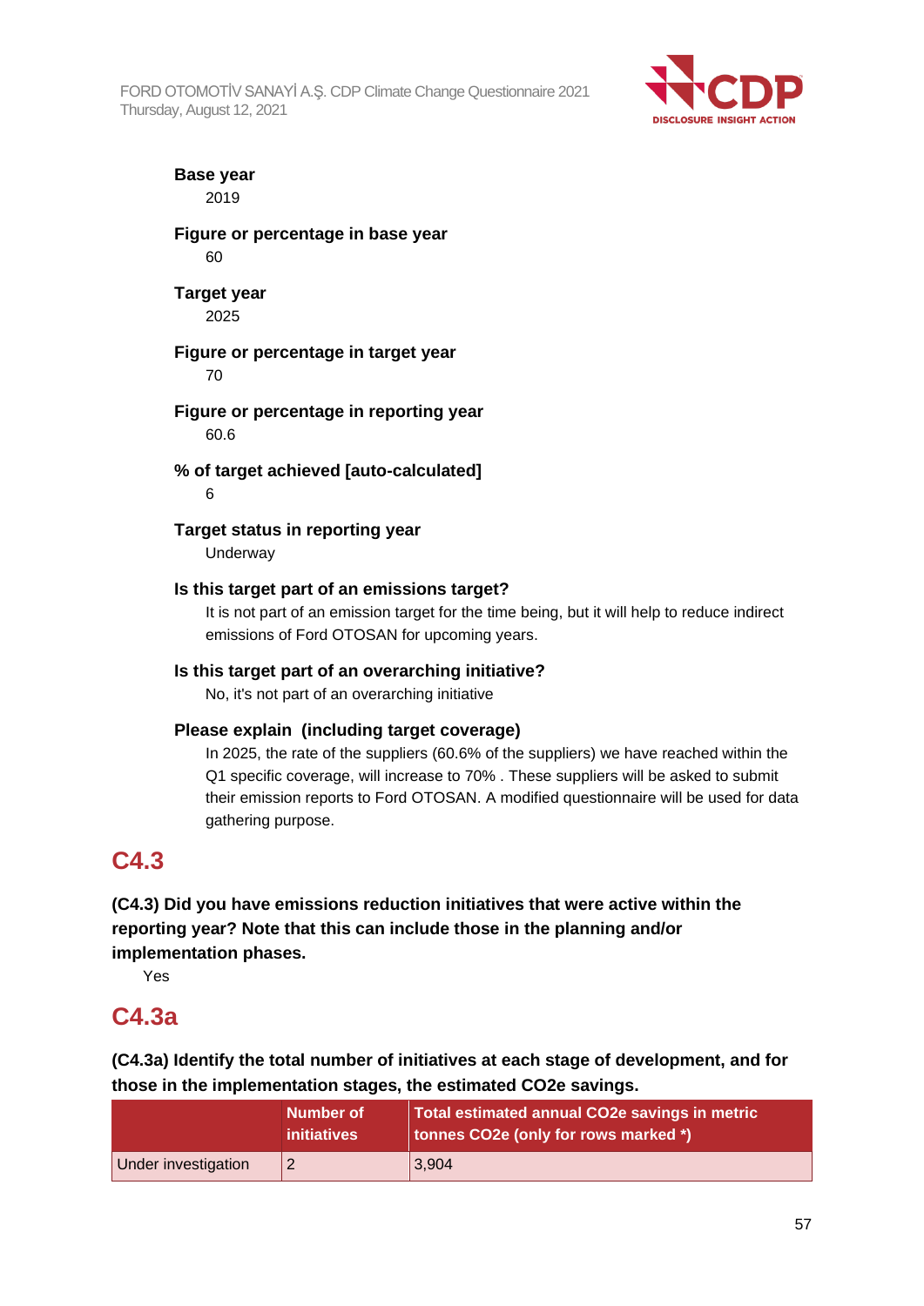**Base year**

2019

**Figure or percentage in base year**

60

**Target year**

2025

**Figure or percentage in target year**

70

**Figure or percentage in reporting year**

60.6

**% of target achieved [auto-calculated]**

6

**Target status in reporting year**

Underway

**Is this target part of an emissions target?**

It is not part of an emission target for the time being, but it will help to reduce indirect emissions of Ford OTOSAN for upcoming years.

**Is this target part of an overarching initiative?**

No, it's not part of an overarching initiative

**Please explain (including target coverage)**

In 2025, the rate of the suppliers (60.6% of the suppliers) we have reached within the Q1 specific coverage, will increase to 70% . These suppliers will be asked to submit their emission reports to Ford OTOSAN. A modified questionnaire will be used for data gathering purpose.

## C4.3

**(C4.3) Did you have emissions reduction initiatives that were active within the reporting year? Note that this can include those in the planning and/or implementation phases.**

Yes

## C4.3a

**(C4.3a) Identify the total number of initiatives at each stage of development, and for those in the implementation stages, the estimated CO2e savings.**

| | Number of initiatives | Total estimated annual CO2e savings in metric tonnes CO2e (only for rows marked *) |
|---|---|---|
| Under investigation | 2 | 3,904 |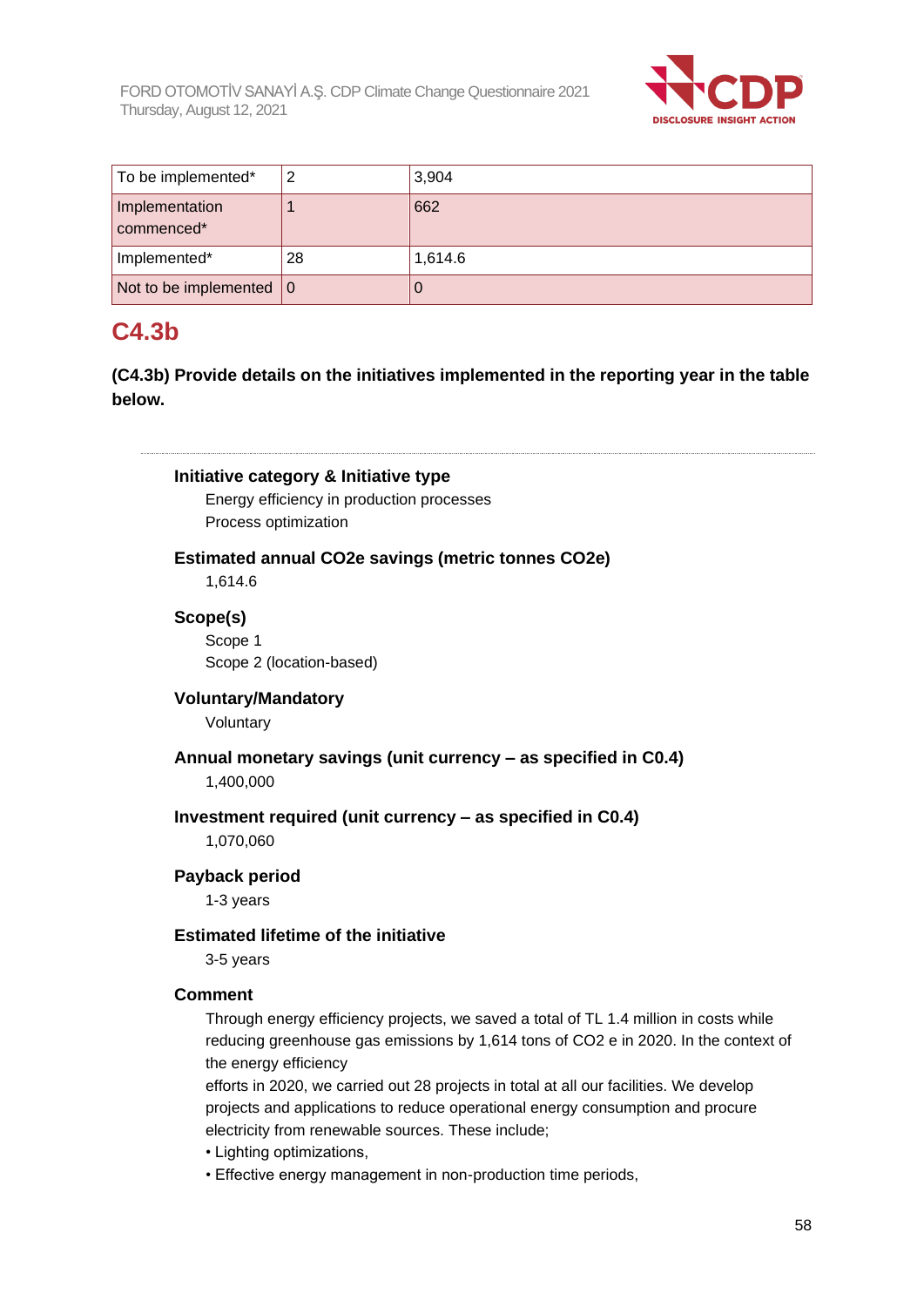| To be implemented* | 2 | 3,904 |
|---|---|---|
| Implementation commenced* | 1 | 662 |
| Implemented* | 28 | 1,614.6 |
| Not to be implemented | 0 | 0 |

## C4.3b

**(C4.3b) Provide details on the initiatives implemented in the reporting year in the table below.**

**Initiative category & Initiative type**

Energy efficiency in production processes

Process optimization

**Estimated annual CO2e savings (metric tonnes CO2e)**

1,614.6

**Scope(s)**

Scope 1

Scope 2 (location-based)

**Voluntary/Mandatory**

Voluntary

**Annual monetary savings (unit currency – as specified in C0.4)**

1,400,000

**Investment required (unit currency – as specified in C0.4)**

1,070,060

**Payback period**

1-3 years

**Estimated lifetime of the initiative**

3-5 years

**Comment**

Through energy efficiency projects, we saved a total of TL 1.4 million in costs while reducing greenhouse gas emissions by 1,614 tons of CO2 e in 2020. In the context of the energy efficiency

efforts in 2020, we carried out 28 projects in total at all our facilities. We develop projects and applications to reduce operational energy consumption and procure electricity from renewable sources. These include;

• Lighting optimizations,

• Effective energy management in non-production time periods,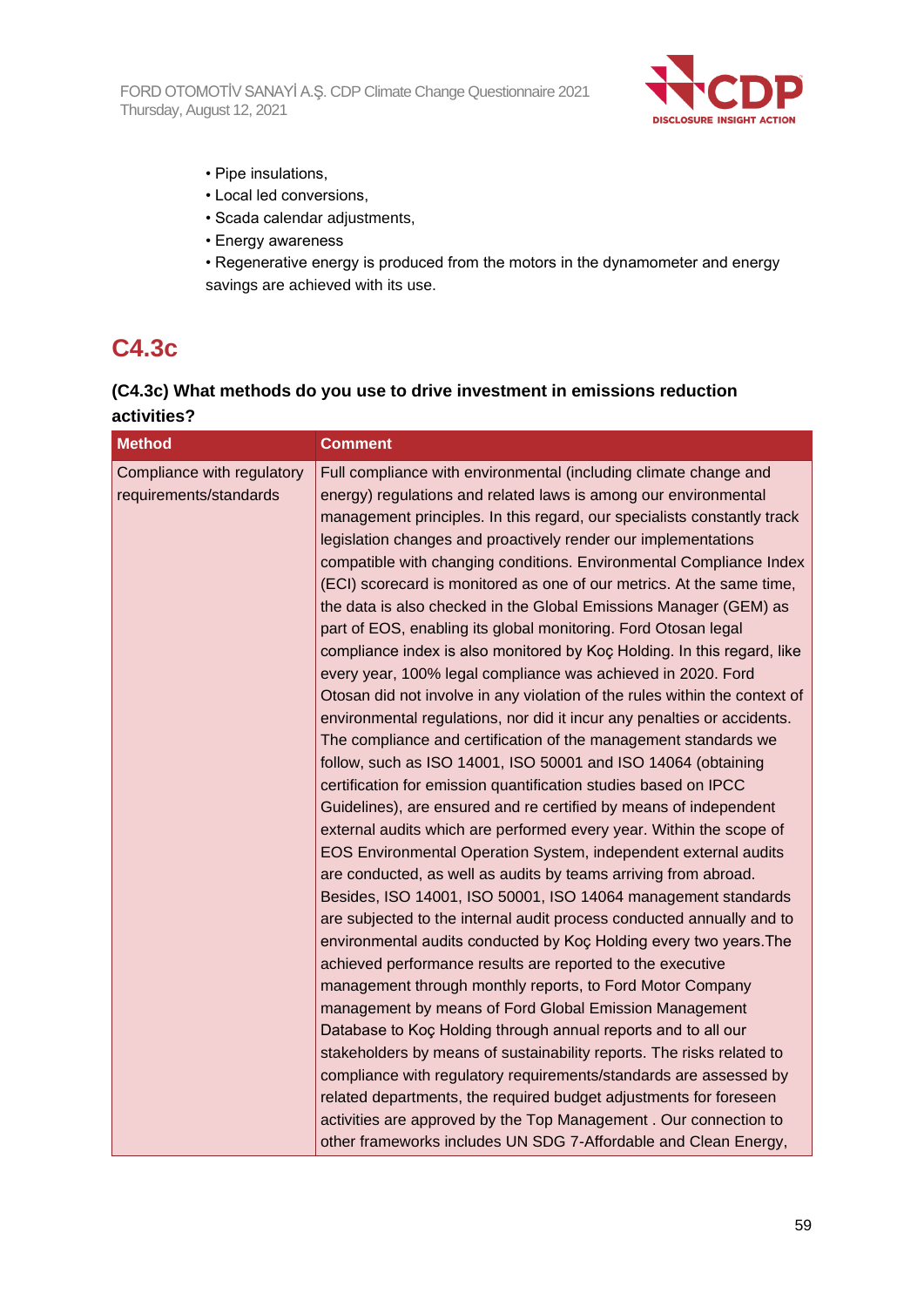• Pipe insulations,
• Local led conversions,
• Scada calendar adjustments,
• Energy awareness
• Regenerative energy is produced from the motors in the dynamometer and energy savings are achieved with its use.

## C4.3c

**(C4.3c) What methods do you use to drive investment in emissions reduction activities?**

| Method | Comment |
|---|---|
| Compliance with regulatory requirements/standards | Full compliance with environmental (including climate change and energy) regulations and related laws is among our environmental management principles. In this regard, our specialists constantly track legislation changes and proactively render our implementations compatible with changing conditions. Environmental Compliance Index (ECI) scorecard is monitored as one of our metrics. At the same time, the data is also checked in the Global Emissions Manager (GEM) as part of EOS, enabling its global monitoring. Ford Otosan legal compliance index is also monitored by Koç Holding. In this regard, like every year, 100% legal compliance was achieved in 2020. Ford Otosan did not involve in any violation of the rules within the context of environmental regulations, nor did it incur any penalties or accidents. The compliance and certification of the management standards we follow, such as ISO 14001, ISO 50001 and ISO 14064 (obtaining certification for emission quantification studies based on IPCC Guidelines), are ensured and re certified by means of independent external audits which are performed every year. Within the scope of EOS Environmental Operation System, independent external audits are conducted, as well as audits by teams arriving from abroad. Besides, ISO 14001, ISO 50001, ISO 14064 management standards are subjected to the internal audit process conducted annually and to environmental audits conducted by Koç Holding every two years.The achieved performance results are reported to the executive management through monthly reports, to Ford Motor Company management by means of Ford Global Emission Management Database to Koç Holding through annual reports and to all our stakeholders by means of sustainability reports. The risks related to compliance with regulatory requirements/standards are assessed by related departments, the required budget adjustments for foreseen activities are approved by the Top Management . Our connection to other frameworks includes UN SDG 7-Affordable and Clean Energy, |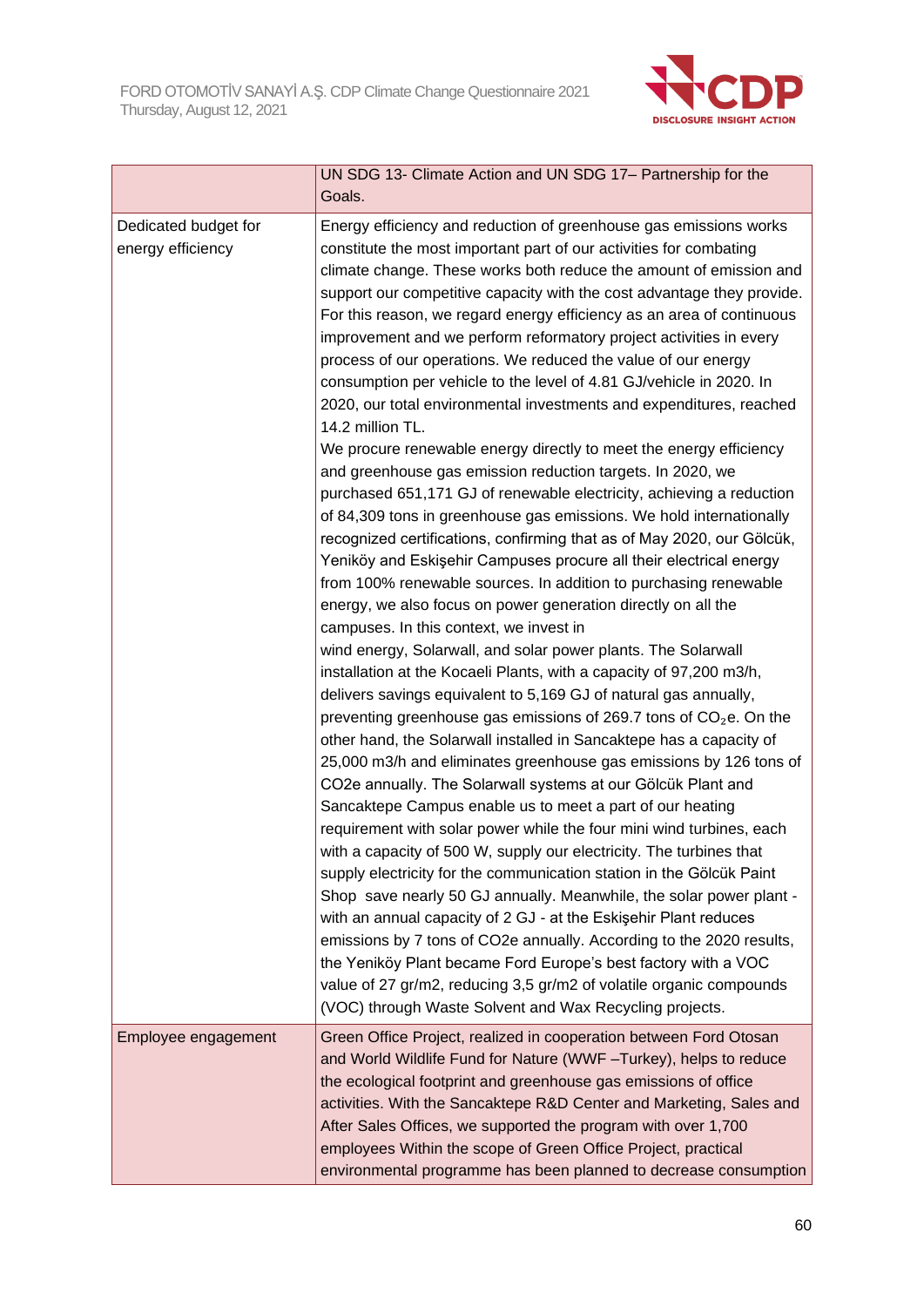| | |
|---|---|
| | UN SDG 13- Climate Action and UN SDG 17– Partnership for the Goals. |
| Dedicated budget for energy efficiency | Energy efficiency and reduction of greenhouse gas emissions works constitute the most important part of our activities for combating climate change. These works both reduce the amount of emission and support our competitive capacity with the cost advantage they provide. For this reason, we regard energy efficiency as an area of continuous improvement and we perform reformatory project activities in every process of our operations. We reduced the value of our energy consumption per vehicle to the level of 4.81 GJ/vehicle in 2020. In 2020, our total environmental investments and expenditures, reached 14.2 million TL.<br>We procure renewable energy directly to meet the energy efficiency and greenhouse gas emission reduction targets. In 2020, we purchased 651,171 GJ of renewable electricity, achieving a reduction of 84,309 tons in greenhouse gas emissions. We hold internationally recognized certifications, confirming that as of May 2020, our Gölcük, Yeniköy and Eskişehir Campuses procure all their electrical energy from 100% renewable sources. In addition to purchasing renewable energy, we also focus on power generation directly on all the campuses. In this context, we invest in wind energy, Solarwall, and solar power plants. The Solarwall installation at the Kocaeli Plants, with a capacity of 97,200 m3/h, delivers savings equivalent to 5,169 GJ of natural gas annually, preventing greenhouse gas emissions of 269.7 tons of $CO_2e$. On the other hand, the Solarwall installed in Sancaktepe has a capacity of 25,000 m3/h and eliminates greenhouse gas emissions by 126 tons of CO2e annually. The Solarwall systems at our Gölcük Plant and Sancaktepe Campus enable us to meet a part of our heating requirement with solar power while the four mini wind turbines, each with a capacity of 500 W, supply our electricity. The turbines that supply electricity for the communication station in the Gölcük Paint Shop save nearly 50 GJ annually. Meanwhile, the solar power plant - with an annual capacity of 2 GJ - at the Eskişehir Plant reduces emissions by 7 tons of CO2e annually. According to the 2020 results, the Yeniköy Plant became Ford Europe's best factory with a VOC value of 27 gr/m2, reducing 3,5 gr/m2 of volatile organic compounds (VOC) through Waste Solvent and Wax Recycling projects. |
| Employee engagement | Green Office Project, realized in cooperation between Ford Otosan and World Wildlife Fund for Nature (WWF –Turkey), helps to reduce the ecological footprint and greenhouse gas emissions of office activities. With the Sancaktepe R&D Center and Marketing, Sales and After Sales Offices, we supported the program with over 1,700 employees Within the scope of Green Office Project, practical environmental programme has been planned to decrease consumption |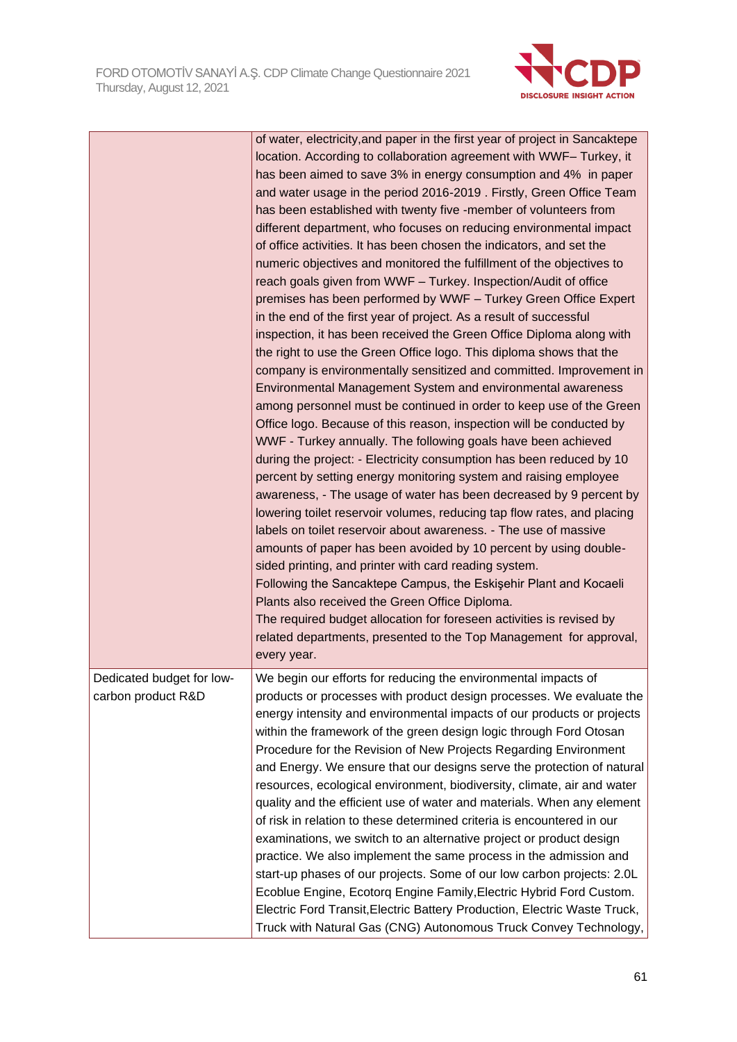| | |
|---|---|
| | of water, electricity,and paper in the first year of project in Sancaktepe location. According to collaboration agreement with WWF– Turkey, it has been aimed to save 3% in energy consumption and 4% in paper and water usage in the period 2016-2019 . Firstly, Green Office Team has been established with twenty five -member of volunteers from different department, who focuses on reducing environmental impact of office activities. It has been chosen the indicators, and set the numeric objectives and monitored the fulfillment of the objectives to reach goals given from WWF – Turkey. Inspection/Audit of office premises has been performed by WWF – Turkey Green Office Expert in the end of the first year of project. As a result of successful inspection, it has been received the Green Office Diploma along with the right to use the Green Office logo. This diploma shows that the company is environmentally sensitized and committed. Improvement in Environmental Management System and environmental awareness among personnel must be continued in order to keep use of the Green Office logo. Because of this reason, inspection will be conducted by WWF - Turkey annually. The following goals have been achieved during the project: - Electricity consumption has been reduced by 10 percent by setting energy monitoring system and raising employee awareness, - The usage of water has been decreased by 9 percent by lowering toilet reservoir volumes, reducing tap flow rates, and placing labels on toilet reservoir about awareness. - The use of massive amounts of paper has been avoided by 10 percent by using double-sided printing, and printer with card reading system.<br>Following the Sancaktepe Campus, the Eskişehir Plant and Kocaeli Plants also received the Green Office Diploma.<br>The required budget allocation for foreseen activities is revised by related departments, presented to the Top Management for approval, every year. |
| Dedicated budget for low-carbon product R&D | We begin our efforts for reducing the environmental impacts of products or processes with product design processes. We evaluate the energy intensity and environmental impacts of our products or projects within the framework of the green design logic through Ford Otosan Procedure for the Revision of New Projects Regarding Environment and Energy. We ensure that our designs serve the protection of natural resources, ecological environment, biodiversity, climate, air and water quality and the efficient use of water and materials. When any element of risk in relation to these determined criteria is encountered in our examinations, we switch to an alternative project or product design practice. We also implement the same process in the admission and start-up phases of our projects. Some of our low carbon projects: 2.0L Ecoblue Engine, Ecotorq Engine Family,Electric Hybrid Ford Custom. Electric Ford Transit,Electric Battery Production, Electric Waste Truck, Truck with Natural Gas (CNG) Autonomous Truck Convey Technology, |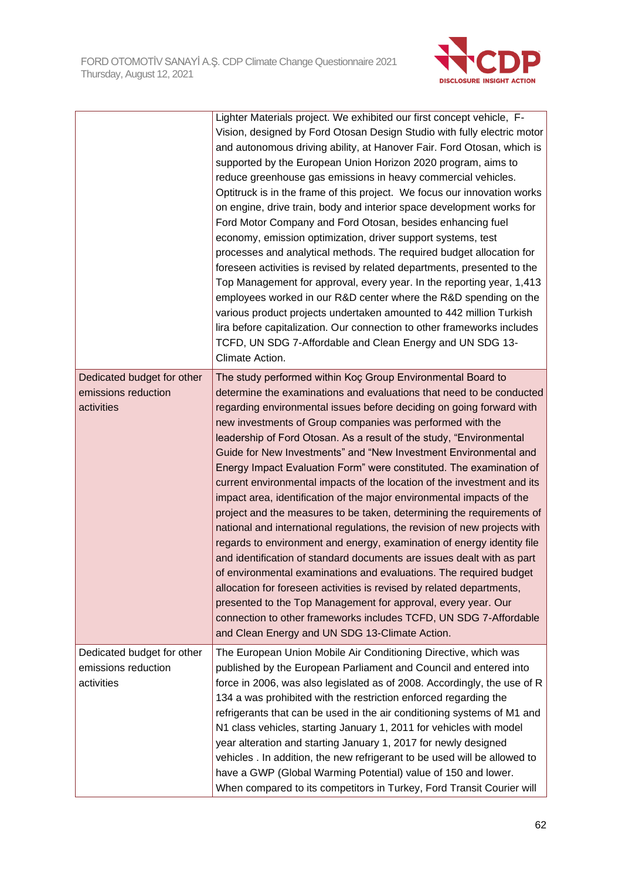| | |
|---|---|
| | Lighter Materials project. We exhibited our first concept vehicle, F-Vision, designed by Ford Otosan Design Studio with fully electric motor and autonomous driving ability, at Hanover Fair. Ford Otosan, which is supported by the European Union Horizon 2020 program, aims to reduce greenhouse gas emissions in heavy commercial vehicles. Optitruck is in the frame of this project. We focus our innovation works on engine, drive train, body and interior space development works for Ford Motor Company and Ford Otosan, besides enhancing fuel economy, emission optimization, driver support systems, test processes and analytical methods. The required budget allocation for foreseen activities is revised by related departments, presented to the Top Management for approval, every year. In the reporting year, 1,413 employees worked in our R&D center where the R&D spending on the various product projects undertaken amounted to 442 million Turkish lira before capitalization. Our connection to other frameworks includes TCFD, UN SDG 7-Affordable and Clean Energy and UN SDG 13-Climate Action. |
| Dedicated budget for other emissions reduction activities | The study performed within Koç Group Environmental Board to determine the examinations and evaluations that need to be conducted regarding environmental issues before deciding on going forward with new investments of Group companies was performed with the leadership of Ford Otosan. As a result of the study, "Environmental Guide for New Investments" and "New Investment Environmental and Energy Impact Evaluation Form" were constituted. The examination of current environmental impacts of the location of the investment and its impact area, identification of the major environmental impacts of the project and the measures to be taken, determining the requirements of national and international regulations, the revision of new projects with regards to environment and energy, examination of energy identity file and identification of standard documents are issues dealt with as part of environmental examinations and evaluations. The required budget allocation for foreseen activities is revised by related departments, presented to the Top Management for approval, every year. Our connection to other frameworks includes TCFD, UN SDG 7-Affordable and Clean Energy and UN SDG 13-Climate Action. |
| Dedicated budget for other emissions reduction activities | The European Union Mobile Air Conditioning Directive, which was published by the European Parliament and Council and entered into force in 2006, was also legislated as of 2008. Accordingly, the use of R 134 a was prohibited with the restriction enforced regarding the refrigerants that can be used in the air conditioning systems of M1 and N1 class vehicles, starting January 1, 2011 for vehicles with model year alteration and starting January 1, 2017 for newly designed vehicles . In addition, the new refrigerant to be used will be allowed to have a GWP (Global Warming Potential) value of 150 and lower. When compared to its competitors in Turkey, Ford Transit Courier will |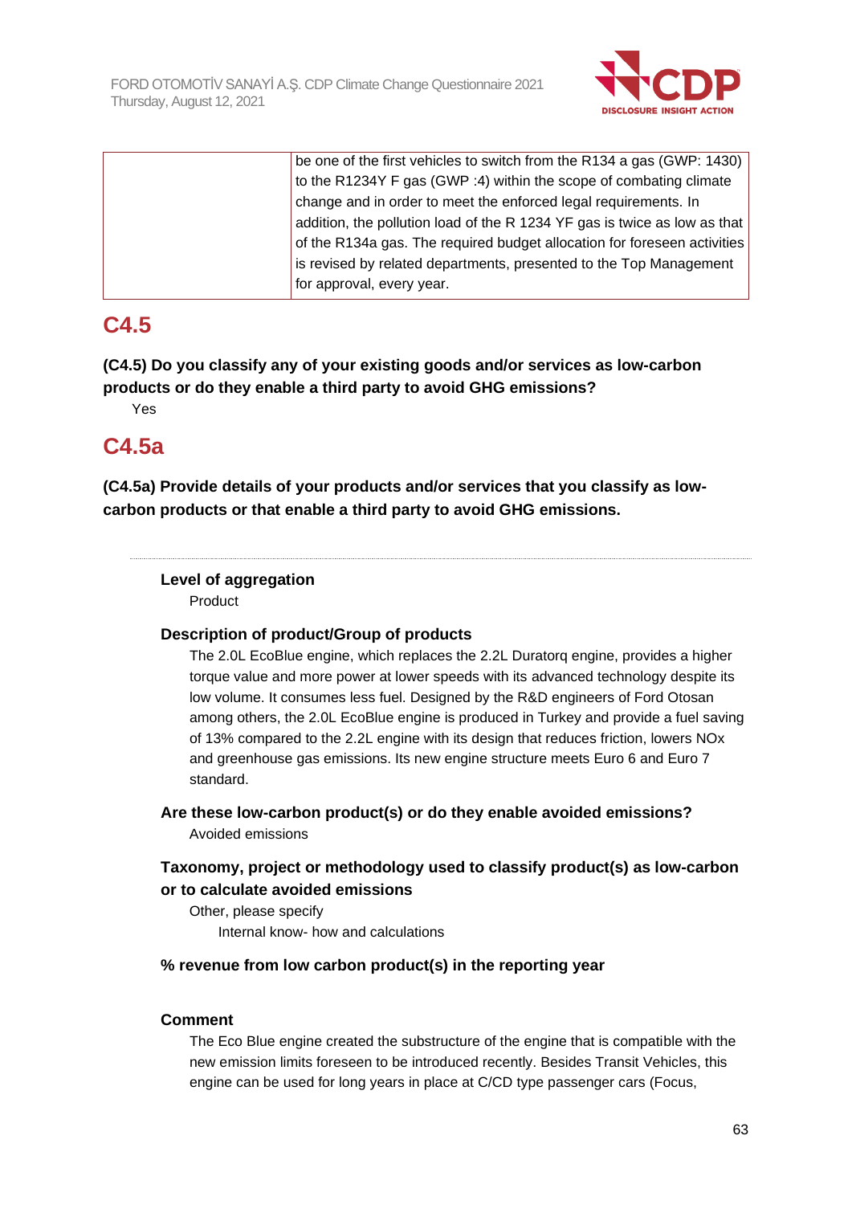| | be one of the first vehicles to switch from the R134 a gas (GWP: 1430) to the R1234Y F gas (GWP :4) within the scope of combating climate change and in order to meet the enforced legal requirements. In addition, the pollution load of the R 1234 YF gas is twice as low as that of the R134a gas. The required budget allocation for foreseen activities is revised by related departments, presented to the Top Management for approval, every year. |
|---|---|

## C4.5

**(C4.5) Do you classify any of your existing goods and/or services as low-carbon products or do they enable a third party to avoid GHG emissions?**

Yes

## C4.5a

**(C4.5a) Provide details of your products and/or services that you classify as low-carbon products or that enable a third party to avoid GHG emissions.**

---

**Level of aggregation**

Product

**Description of product/Group of products**

The 2.0L EcoBlue engine, which replaces the 2.2L Duratorq engine, provides a higher torque value and more power at lower speeds with its advanced technology despite its low volume. It consumes less fuel. Designed by the R&D engineers of Ford Otosan among others, the 2.0L EcoBlue engine is produced in Turkey and provide a fuel saving of 13% compared to the 2.2L engine with its design that reduces friction, lowers NOx and greenhouse gas emissions. Its new engine structure meets Euro 6 and Euro 7 standard.

**Are these low-carbon product(s) or do they enable avoided emissions?**

Avoided emissions

**Taxonomy, project or methodology used to classify product(s) as low-carbon or to calculate avoided emissions**

Other, please specify

Internal know- how and calculations

**% revenue from low carbon product(s) in the reporting year**

**Comment**

The Eco Blue engine created the substructure of the engine that is compatible with the new emission limits foreseen to be introduced recently. Besides Transit Vehicles, this engine can be used for long years in place at C/CD type passenger cars (Focus,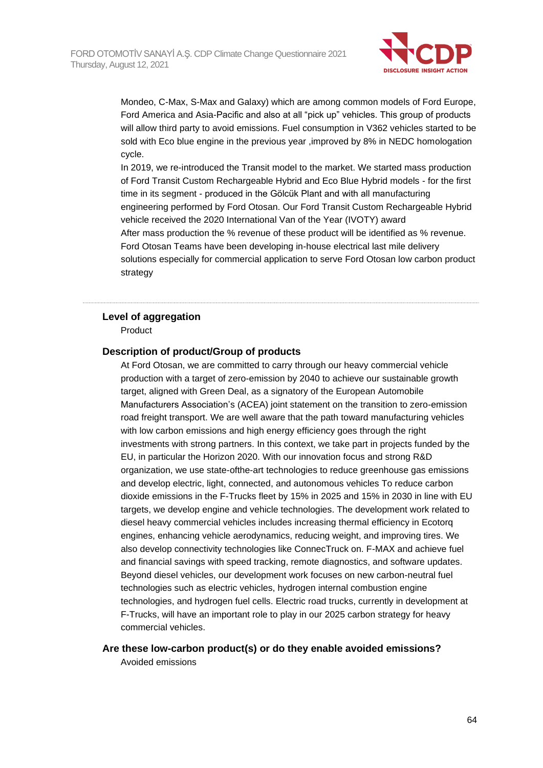Mondeo, C-Max, S-Max and Galaxy) which are among common models of Ford Europe, Ford America and Asia-Pacific and also at all "pick up" vehicles. This group of products will allow third party to avoid emissions. Fuel consumption in V362 vehicles started to be sold with Eco blue engine in the previous year ,improved by 8% in NEDC homologation cycle.
In 2019, we re-introduced the Transit model to the market. We started mass production of Ford Transit Custom Rechargeable Hybrid and Eco Blue Hybrid models - for the first time in its segment - produced in the Gölcük Plant and with all manufacturing engineering performed by Ford Otosan. Our Ford Transit Custom Rechargeable Hybrid vehicle received the 2020 International Van of the Year (IVOTY) award
After mass production the % revenue of these product will be identified as % revenue. Ford Otosan Teams have been developing in-house electrical last mile delivery solutions especially for commercial application to serve Ford Otosan low carbon product strategy

---

**Level of aggregation**

Product

**Description of product/Group of products**

At Ford Otosan, we are committed to carry through our heavy commercial vehicle production with a target of zero-emission by 2040 to achieve our sustainable growth target, aligned with Green Deal, as a signatory of the European Automobile Manufacturers Association's (ACEA) joint statement on the transition to zero-emission road freight transport. We are well aware that the path toward manufacturing vehicles with low carbon emissions and high energy efficiency goes through the right investments with strong partners. In this context, we take part in projects funded by the EU, in particular the Horizon 2020. With our innovation focus and strong R&D organization, we use state-ofthe-art technologies to reduce greenhouse gas emissions and develop electric, light, connected, and autonomous vehicles To reduce carbon dioxide emissions in the F-Trucks fleet by 15% in 2025 and 15% in 2030 in line with EU targets, we develop engine and vehicle technologies. The development work related to diesel heavy commercial vehicles includes increasing thermal efficiency in Ecotorq engines, enhancing vehicle aerodynamics, reducing weight, and improving tires. We also develop connectivity technologies like ConnecTruck on. F-MAX and achieve fuel and financial savings with speed tracking, remote diagnostics, and software updates. Beyond diesel vehicles, our development work focuses on new carbon-neutral fuel technologies such as electric vehicles, hydrogen internal combustion engine technologies, and hydrogen fuel cells. Electric road trucks, currently in development at F-Trucks, will have an important role to play in our 2025 carbon strategy for heavy commercial vehicles.

**Are these low-carbon product(s) or do they enable avoided emissions?**

Avoided emissions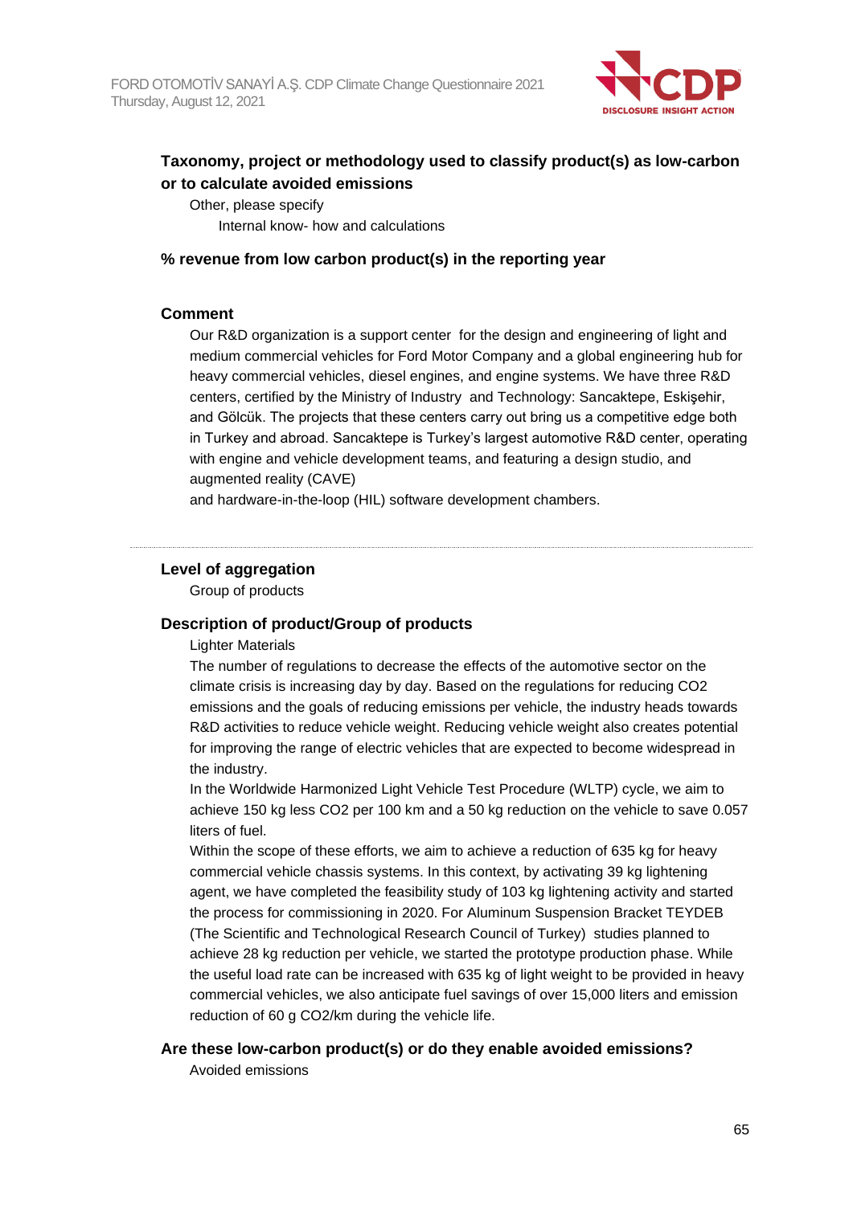**Taxonomy, project or methodology used to classify product(s) as low-carbon or to calculate avoided emissions**

Other, please specify

Internal know- how and calculations

**% revenue from low carbon product(s) in the reporting year**

**Comment**

Our R&D organization is a support center for the design and engineering of light and medium commercial vehicles for Ford Motor Company and a global engineering hub for heavy commercial vehicles, diesel engines, and engine systems. We have three R&D centers, certified by the Ministry of Industry and Technology: Sancaktepe, Eskişehir, and Gölcük. The projects that these centers carry out bring us a competitive edge both in Turkey and abroad. Sancaktepe is Turkey's largest automotive R&D center, operating with engine and vehicle development teams, and featuring a design studio, and augmented reality (CAVE)
and hardware-in-the-loop (HIL) software development chambers.

---

**Level of aggregation**

Group of products

**Description of product/Group of products**

Lighter Materials

The number of regulations to decrease the effects of the automotive sector on the climate crisis is increasing day by day. Based on the regulations for reducing CO2 emissions and the goals of reducing emissions per vehicle, the industry heads towards R&D activities to reduce vehicle weight. Reducing vehicle weight also creates potential for improving the range of electric vehicles that are expected to become widespread in the industry.

In the Worldwide Harmonized Light Vehicle Test Procedure (WLTP) cycle, we aim to achieve 150 kg less CO2 per 100 km and a 50 kg reduction on the vehicle to save 0.057 liters of fuel.

Within the scope of these efforts, we aim to achieve a reduction of 635 kg for heavy commercial vehicle chassis systems. In this context, by activating 39 kg lightening agent, we have completed the feasibility study of 103 kg lightening activity and started the process for commissioning in 2020. For Aluminum Suspension Bracket TEYDEB (The Scientific and Technological Research Council of Turkey) studies planned to achieve 28 kg reduction per vehicle, we started the prototype production phase. While the useful load rate can be increased with 635 kg of light weight to be provided in heavy commercial vehicles, we also anticipate fuel savings of over 15,000 liters and emission reduction of 60 g CO2/km during the vehicle life.

**Are these low-carbon product(s) or do they enable avoided emissions?**

Avoided emissions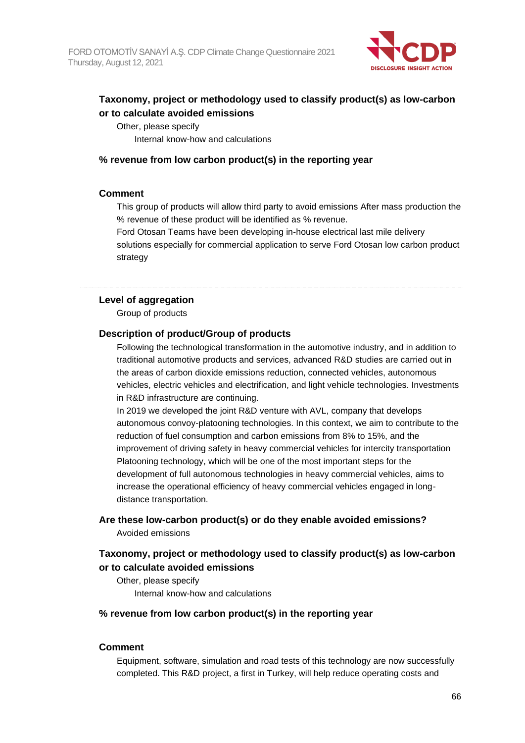**Taxonomy, project or methodology used to classify product(s) as low-carbon or to calculate avoided emissions**

Other, please specify

Internal know-how and calculations

**% revenue from low carbon product(s) in the reporting year**

**Comment**

This group of products will allow third party to avoid emissions After mass production the % revenue of these product will be identified as % revenue.

Ford Otosan Teams have been developing in-house electrical last mile delivery solutions especially for commercial application to serve Ford Otosan low carbon product strategy

---

**Level of aggregation**

Group of products

**Description of product/Group of products**

Following the technological transformation in the automotive industry, and in addition to traditional automotive products and services, advanced R&D studies are carried out in the areas of carbon dioxide emissions reduction, connected vehicles, autonomous vehicles, electric vehicles and electrification, and light vehicle technologies. Investments in R&D infrastructure are continuing.

In 2019 we developed the joint R&D venture with AVL, company that develops autonomous convoy-platooning technologies. In this context, we aim to contribute to the reduction of fuel consumption and carbon emissions from 8% to 15%, and the improvement of driving safety in heavy commercial vehicles for intercity transportation Platooning technology, which will be one of the most important steps for the development of full autonomous technologies in heavy commercial vehicles, aims to increase the operational efficiency of heavy commercial vehicles engaged in long-distance transportation.

**Are these low-carbon product(s) or do they enable avoided emissions?**

Avoided emissions

**Taxonomy, project or methodology used to classify product(s) as low-carbon or to calculate avoided emissions**

Other, please specify

Internal know-how and calculations

**% revenue from low carbon product(s) in the reporting year**

**Comment**

Equipment, software, simulation and road tests of this technology are now successfully completed. This R&D project, a first in Turkey, will help reduce operating costs and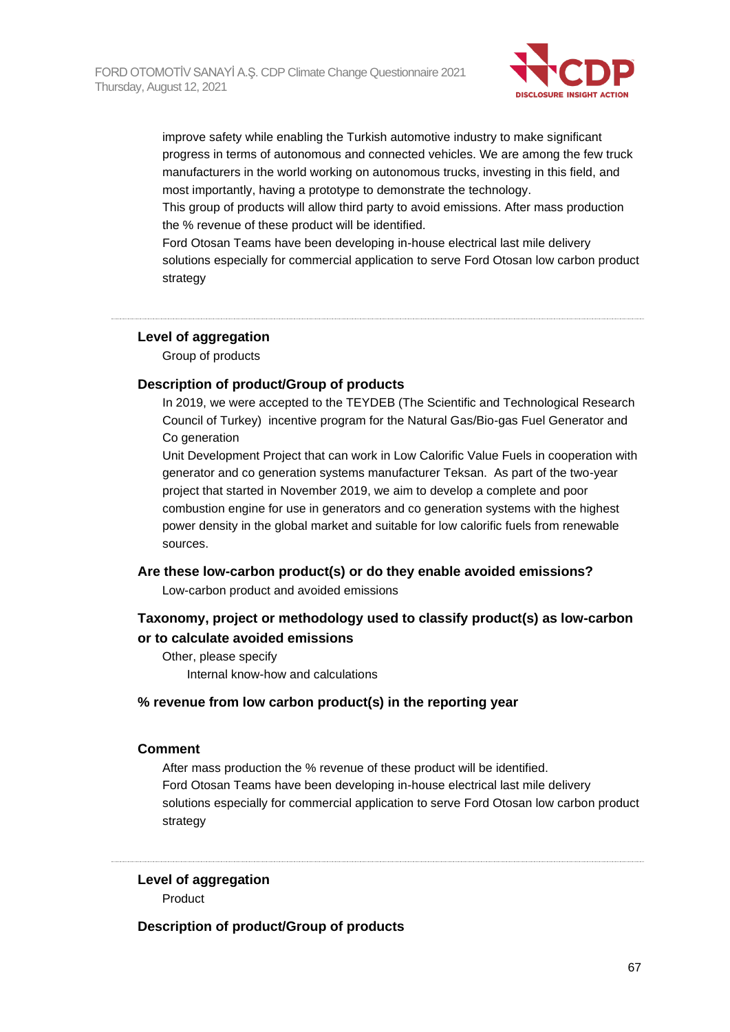improve safety while enabling the Turkish automotive industry to make significant progress in terms of autonomous and connected vehicles. We are among the few truck manufacturers in the world working on autonomous trucks, investing in this field, and most importantly, having a prototype to demonstrate the technology.
This group of products will allow third party to avoid emissions. After mass production the % revenue of these product will be identified.
Ford Otosan Teams have been developing in-house electrical last mile delivery solutions especially for commercial application to serve Ford Otosan low carbon product strategy

---

### Level of aggregation

Group of products

### Description of product/Group of products

In 2019, we were accepted to the TEYDEB (The Scientific and Technological Research Council of Turkey) incentive program for the Natural Gas/Bio-gas Fuel Generator and Co generation
Unit Development Project that can work in Low Calorific Value Fuels in cooperation with generator and co generation systems manufacturer Teksan. As part of the two-year project that started in November 2019, we aim to develop a complete and poor combustion engine for use in generators and co generation systems with the highest power density in the global market and suitable for low calorific fuels from renewable sources.

### Are these low-carbon product(s) or do they enable avoided emissions?

Low-carbon product and avoided emissions

### Taxonomy, project or methodology used to classify product(s) as low-carbon or to calculate avoided emissions

Other, please specify
Internal know-how and calculations

### % revenue from low carbon product(s) in the reporting year

### Comment

After mass production the % revenue of these product will be identified.
Ford Otosan Teams have been developing in-house electrical last mile delivery solutions especially for commercial application to serve Ford Otosan low carbon product strategy

---

### Level of aggregation

Product

### Description of product/Group of products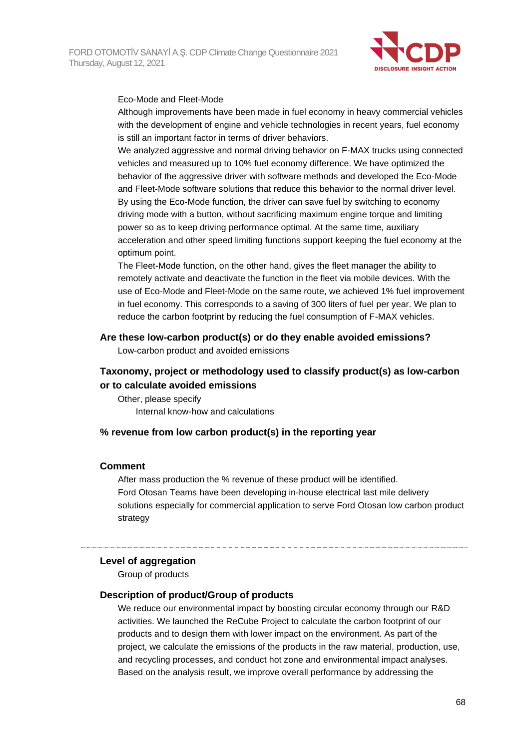Eco-Mode and Fleet-Mode

Although improvements have been made in fuel economy in heavy commercial vehicles with the development of engine and vehicle technologies in recent years, fuel economy is still an important factor in terms of driver behaviors.

We analyzed aggressive and normal driving behavior on F-MAX trucks using connected vehicles and measured up to 10% fuel economy difference. We have optimized the behavior of the aggressive driver with software methods and developed the Eco-Mode and Fleet-Mode software solutions that reduce this behavior to the normal driver level. By using the Eco-Mode function, the driver can save fuel by switching to economy driving mode with a button, without sacrificing maximum engine torque and limiting power so as to keep driving performance optimal. At the same time, auxiliary acceleration and other speed limiting functions support keeping the fuel economy at the optimum point.

The Fleet-Mode function, on the other hand, gives the fleet manager the ability to remotely activate and deactivate the function in the fleet via mobile devices. With the use of Eco-Mode and Fleet-Mode on the same route, we achieved 1% fuel improvement in fuel economy. This corresponds to a saving of 300 liters of fuel per year. We plan to reduce the carbon footprint by reducing the fuel consumption of F-MAX vehicles.

### Are these low-carbon product(s) or do they enable avoided emissions?

Low-carbon product and avoided emissions

### Taxonomy, project or methodology used to classify product(s) as low-carbon or to calculate avoided emissions

Other, please specify

Internal know-how and calculations

### % revenue from low carbon product(s) in the reporting year

### Comment

After mass production the % revenue of these product will be identified.

Ford Otosan Teams have been developing in-house electrical last mile delivery solutions especially for commercial application to serve Ford Otosan low carbon product strategy

---

### Level of aggregation

Group of products

### Description of product/Group of products

We reduce our environmental impact by boosting circular economy through our R&D activities. We launched the ReCube Project to calculate the carbon footprint of our products and to design them with lower impact on the environment. As part of the project, we calculate the emissions of the products in the raw material, production, use, and recycling processes, and conduct hot zone and environmental impact analyses. Based on the analysis result, we improve overall performance by addressing the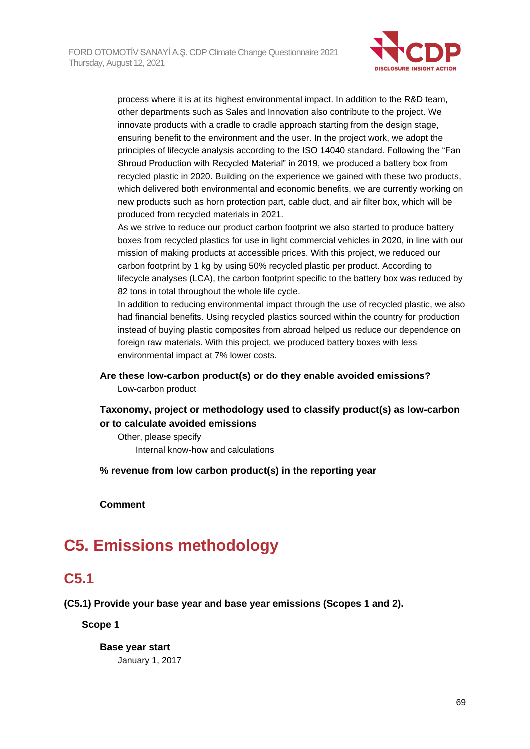process where it is at its highest environmental impact. In addition to the R&D team, other departments such as Sales and Innovation also contribute to the project. We innovate products with a cradle to cradle approach starting from the design stage, ensuring benefit to the environment and the user. In the project work, we adopt the principles of lifecycle analysis according to the ISO 14040 standard. Following the "Fan Shroud Production with Recycled Material" in 2019, we produced a battery box from recycled plastic in 2020. Building on the experience we gained with these two products, which delivered both environmental and economic benefits, we are currently working on new products such as horn protection part, cable duct, and air filter box, which will be produced from recycled materials in 2021.

As we strive to reduce our product carbon footprint we also started to produce battery boxes from recycled plastics for use in light commercial vehicles in 2020, in line with our mission of making products at accessible prices. With this project, we reduced our carbon footprint by 1 kg by using 50% recycled plastic per product. According to lifecycle analyses (LCA), the carbon footprint specific to the battery box was reduced by 82 tons in total throughout the whole life cycle.

In addition to reducing environmental impact through the use of recycled plastic, we also had financial benefits. Using recycled plastics sourced within the country for production instead of buying plastic composites from abroad helped us reduce our dependence on foreign raw materials. With this project, we produced battery boxes with less environmental impact at 7% lower costs.

**Are these low-carbon product(s) or do they enable avoided emissions?**

Low-carbon product

**Taxonomy, project or methodology used to classify product(s) as low-carbon or to calculate avoided emissions**

Other, please specify

Internal know-how and calculations

**% revenue from low carbon product(s) in the reporting year**

**Comment**

# C5. Emissions methodology

## C5.1

**(C5.1) Provide your base year and base year emissions (Scopes 1 and 2).**

**Scope 1**

**Base year start**

January 1, 2017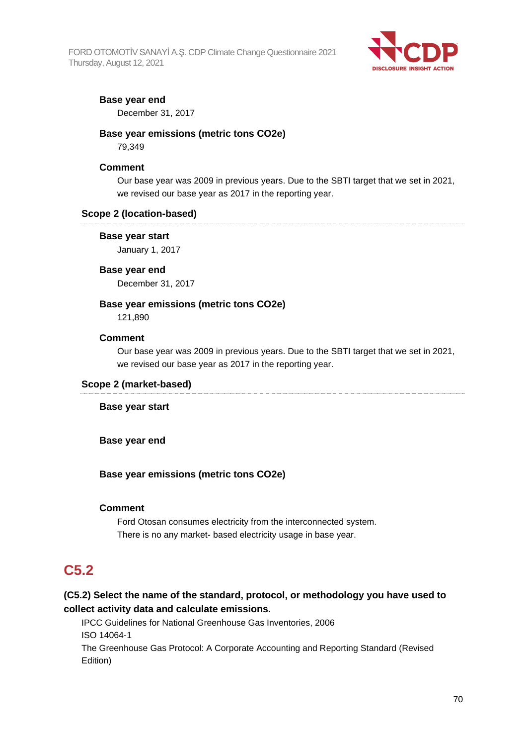**Base year end**

December 31, 2017

**Base year emissions (metric tons CO2e)**

79,349

**Comment**

Our base year was 2009 in previous years. Due to the SBTI target that we set in 2021, we revised our base year as 2017 in the reporting year.

**Scope 2 (location-based)**

**Base year start**

January 1, 2017

**Base year end**

December 31, 2017

**Base year emissions (metric tons CO2e)**

121,890

**Comment**

Our base year was 2009 in previous years. Due to the SBTI target that we set in 2021, we revised our base year as 2017 in the reporting year.

**Scope 2 (market-based)**

**Base year start**

**Base year end**

**Base year emissions (metric tons CO2e)**

**Comment**

Ford Otosan consumes electricity from the interconnected system.
There is no any market- based electricity usage in base year.

## C5.2

**(C5.2) Select the name of the standard, protocol, or methodology you have used to collect activity data and calculate emissions.**

IPCC Guidelines for National Greenhouse Gas Inventories, 2006
ISO 14064-1
The Greenhouse Gas Protocol: A Corporate Accounting and Reporting Standard (Revised Edition)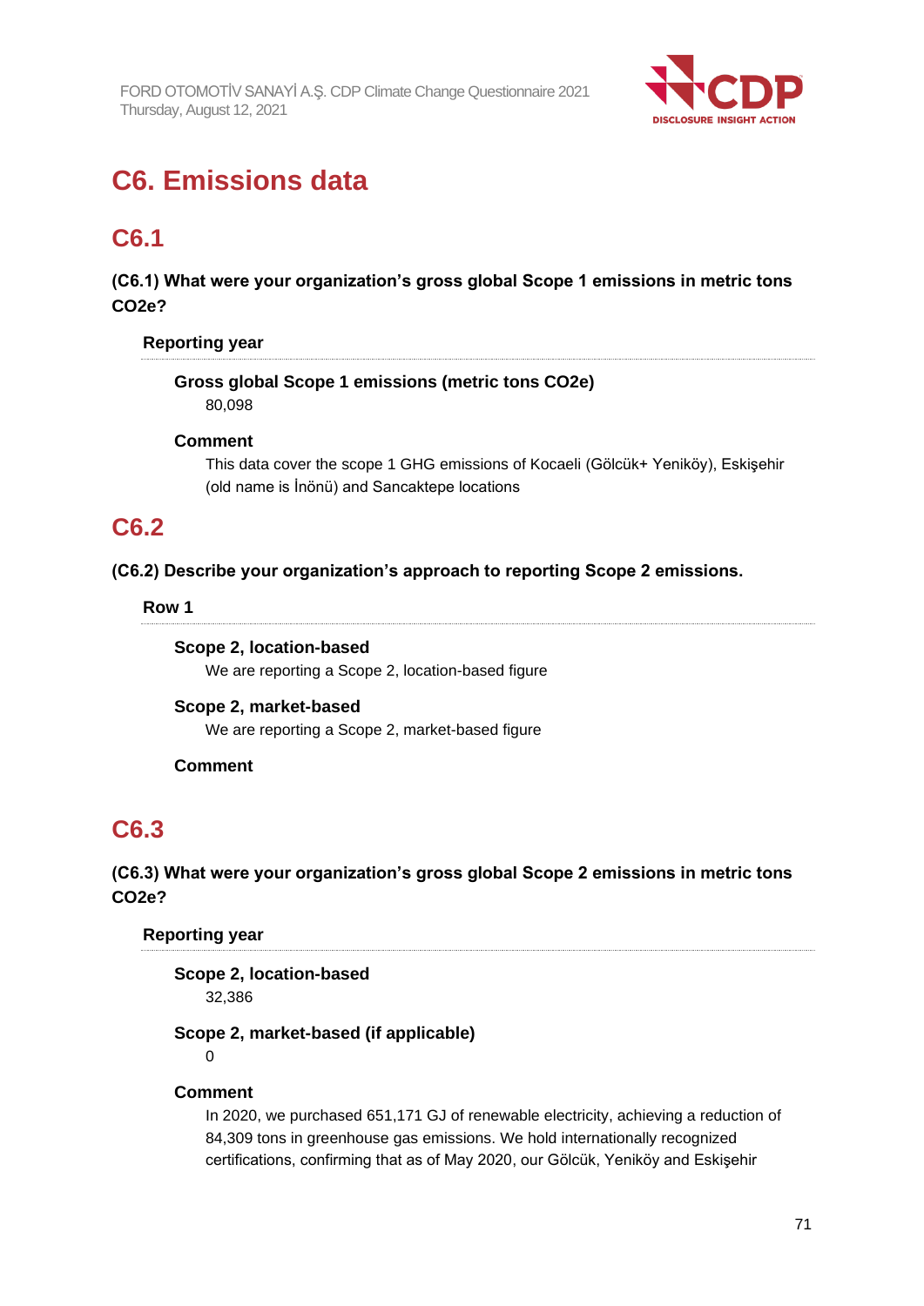# C6. Emissions data

## C6.1

**(C6.1) What were your organization's gross global Scope 1 emissions in metric tons CO2e?**

### Reporting year

**Gross global Scope 1 emissions (metric tons CO2e)**

80,098

**Comment**

This data cover the scope 1 GHG emissions of Kocaeli (Gölcük+ Yeniköy), Eskişehir (old name is İnönü) and Sancaktepe locations

## C6.2

**(C6.2) Describe your organization's approach to reporting Scope 2 emissions.**

### Row 1

**Scope 2, location-based**

We are reporting a Scope 2, location-based figure

**Scope 2, market-based**

We are reporting a Scope 2, market-based figure

**Comment**

## C6.3

**(C6.3) What were your organization's gross global Scope 2 emissions in metric tons CO2e?**

### Reporting year

**Scope 2, location-based**

32,386

**Scope 2, market-based (if applicable)**

0

**Comment**

In 2020, we purchased 651,171 GJ of renewable electricity, achieving a reduction of 84,309 tons in greenhouse gas emissions. We hold internationally recognized certifications, confirming that as of May 2020, our Gölcük, Yeniköy and Eskişehir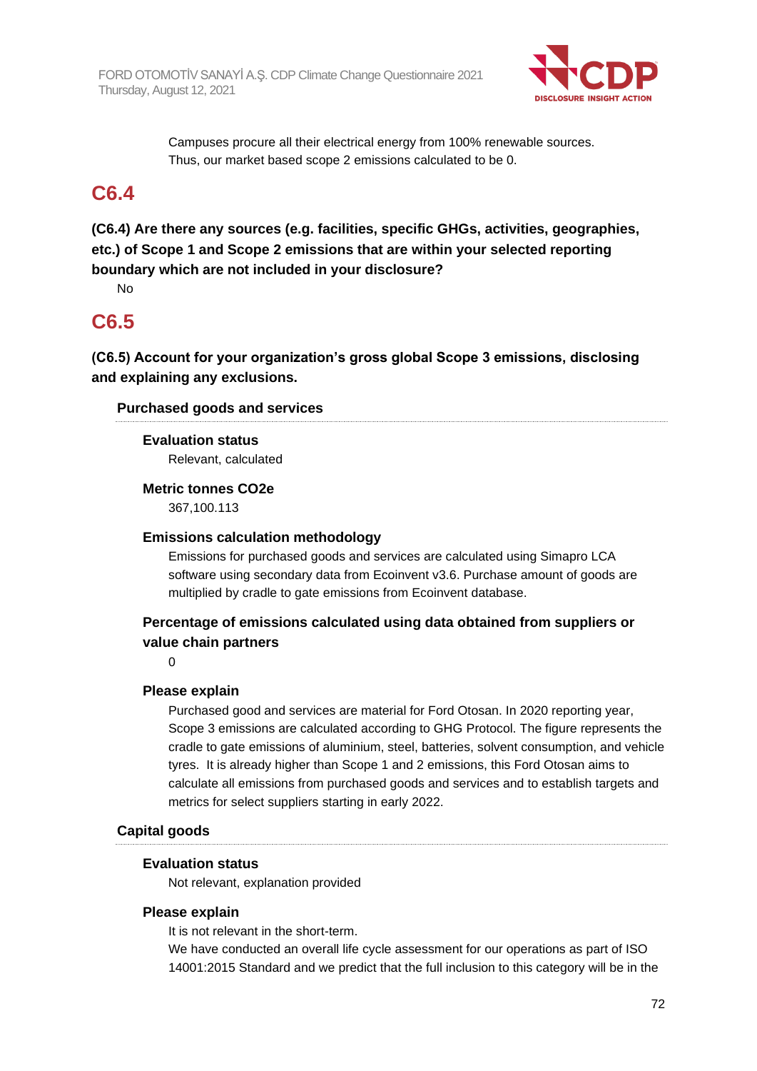Campuses procure all their electrical energy from 100% renewable sources. Thus, our market based scope 2 emissions calculated to be 0.

## C6.4

**(C6.4) Are there any sources (e.g. facilities, specific GHGs, activities, geographies, etc.) of Scope 1 and Scope 2 emissions that are within your selected reporting boundary which are not included in your disclosure?**

No

## C6.5

**(C6.5) Account for your organization's gross global Scope 3 emissions, disclosing and explaining any exclusions.**

### Purchased goods and services

**Evaluation status**

Relevant, calculated

**Metric tonnes CO2e**

367,100.113

**Emissions calculation methodology**

Emissions for purchased goods and services are calculated using Simapro LCA software using secondary data from Ecoinvent v3.6. Purchase amount of goods are multiplied by cradle to gate emissions from Ecoinvent database.

**Percentage of emissions calculated using data obtained from suppliers or value chain partners**

0

**Please explain**

Purchased good and services are material for Ford Otosan. In 2020 reporting year, Scope 3 emissions are calculated according to GHG Protocol. The figure represents the cradle to gate emissions of aluminium, steel, batteries, solvent consumption, and vehicle tyres. It is already higher than Scope 1 and 2 emissions, this Ford Otosan aims to calculate all emissions from purchased goods and services and to establish targets and metrics for select suppliers starting in early 2022.

### Capital goods

**Evaluation status**

Not relevant, explanation provided

**Please explain**

It is not relevant in the short-term.
We have conducted an overall life cycle assessment for our operations as part of ISO 14001:2015 Standard and we predict that the full inclusion to this category will be in the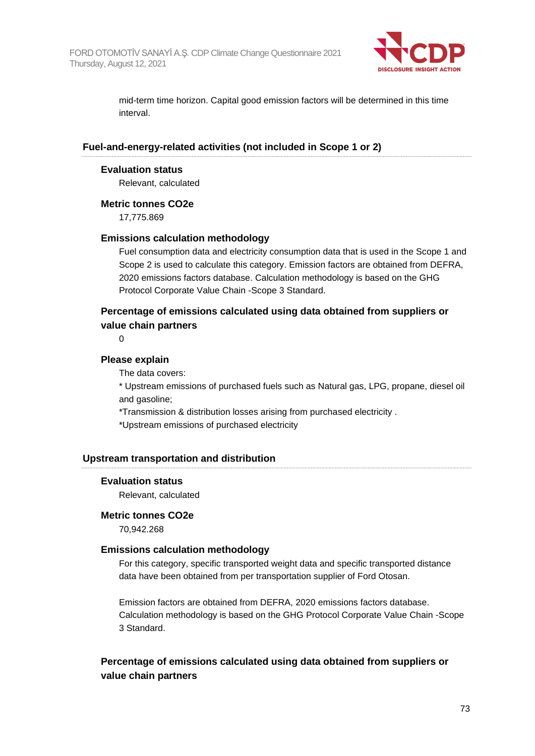mid-term time horizon. Capital good emission factors will be determined in this time interval.

### Fuel-and-energy-related activities (not included in Scope 1 or 2)

**Evaluation status**

Relevant, calculated

**Metric tonnes CO2e**

17,775.869

**Emissions calculation methodology**

Fuel consumption data and electricity consumption data that is used in the Scope 1 and Scope 2 is used to calculate this category. Emission factors are obtained from DEFRA, 2020 emissions factors database. Calculation methodology is based on the GHG Protocol Corporate Value Chain -Scope 3 Standard.

**Percentage of emissions calculated using data obtained from suppliers or value chain partners**

0

**Please explain**

The data covers:

* Upstream emissions of purchased fuels such as Natural gas, LPG, propane, diesel oil and gasoline;

*Transmission & distribution losses arising from purchased electricity .

*Upstream emissions of purchased electricity

### Upstream transportation and distribution

**Evaluation status**

Relevant, calculated

**Metric tonnes CO2e**

70,942.268

**Emissions calculation methodology**

For this category, specific transported weight data and specific transported distance data have been obtained from per transportation supplier of Ford Otosan.

Emission factors are obtained from DEFRA, 2020 emissions factors database. Calculation methodology is based on the GHG Protocol Corporate Value Chain -Scope 3 Standard.

**Percentage of emissions calculated using data obtained from suppliers or value chain partners**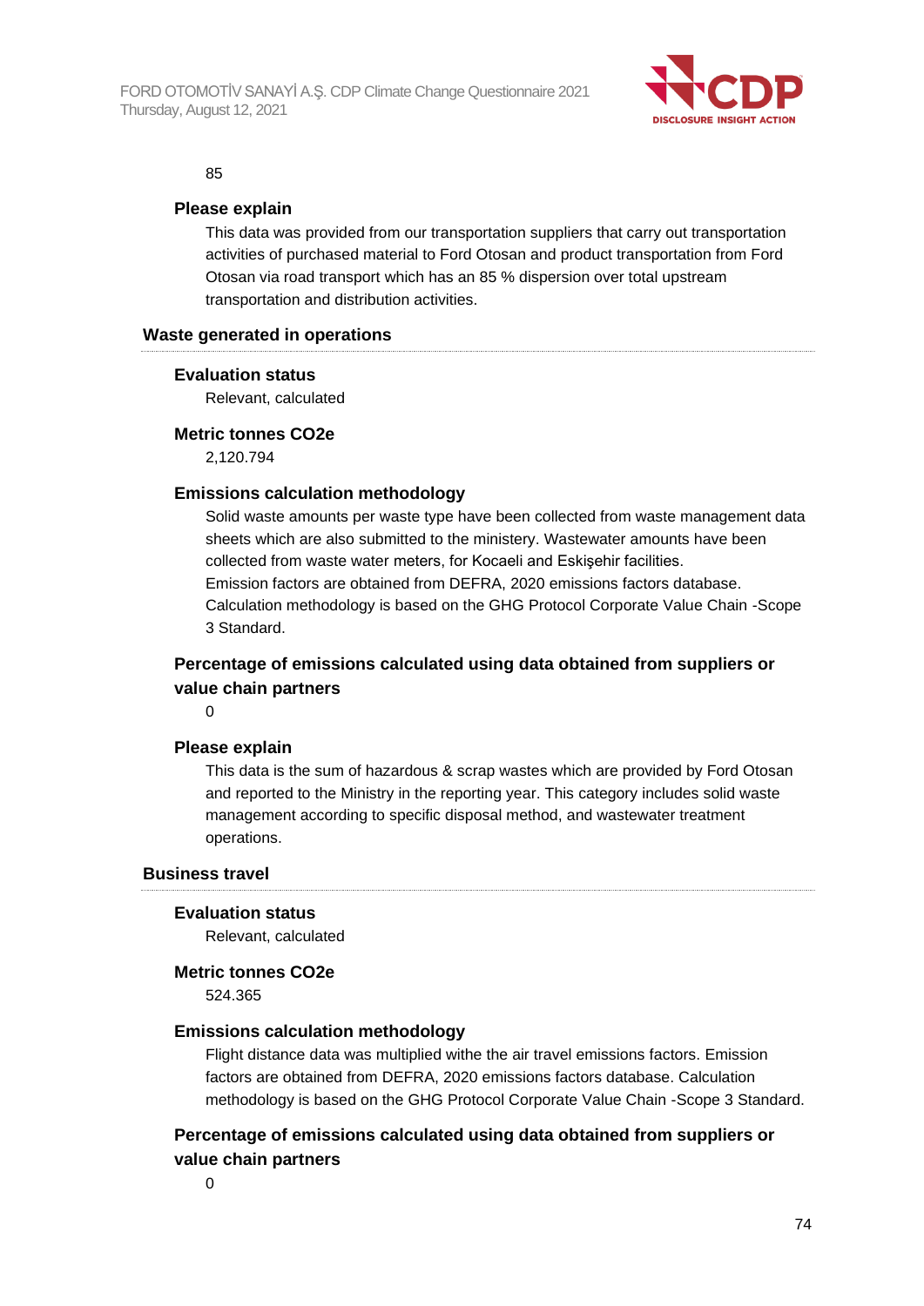85

#### Please explain

This data was provided from our transportation suppliers that carry out transportation activities of purchased material to Ford Otosan and product transportation from Ford Otosan via road transport which has an 85 % dispersion over total upstream transportation and distribution activities.

### Waste generated in operations

#### Evaluation status

Relevant, calculated

#### Metric tonnes CO2e

2,120.794

#### Emissions calculation methodology

Solid waste amounts per waste type have been collected from waste management data sheets which are also submitted to the ministery. Wastewater amounts have been collected from waste water meters, for Kocaeli and Eskişehir facilities.
Emission factors are obtained from DEFRA, 2020 emissions factors database.
Calculation methodology is based on the GHG Protocol Corporate Value Chain -Scope 3 Standard.

#### Percentage of emissions calculated using data obtained from suppliers or value chain partners

0

#### Please explain

This data is the sum of hazardous & scrap wastes which are provided by Ford Otosan and reported to the Ministry in the reporting year. This category includes solid waste management according to specific disposal method, and wastewater treatment operations.

### Business travel

#### Evaluation status

Relevant, calculated

#### Metric tonnes CO2e

524.365

#### Emissions calculation methodology

Flight distance data was multiplied withe the air travel emissions factors. Emission factors are obtained from DEFRA, 2020 emissions factors database. Calculation methodology is based on the GHG Protocol Corporate Value Chain -Scope 3 Standard.

#### Percentage of emissions calculated using data obtained from suppliers or value chain partners

0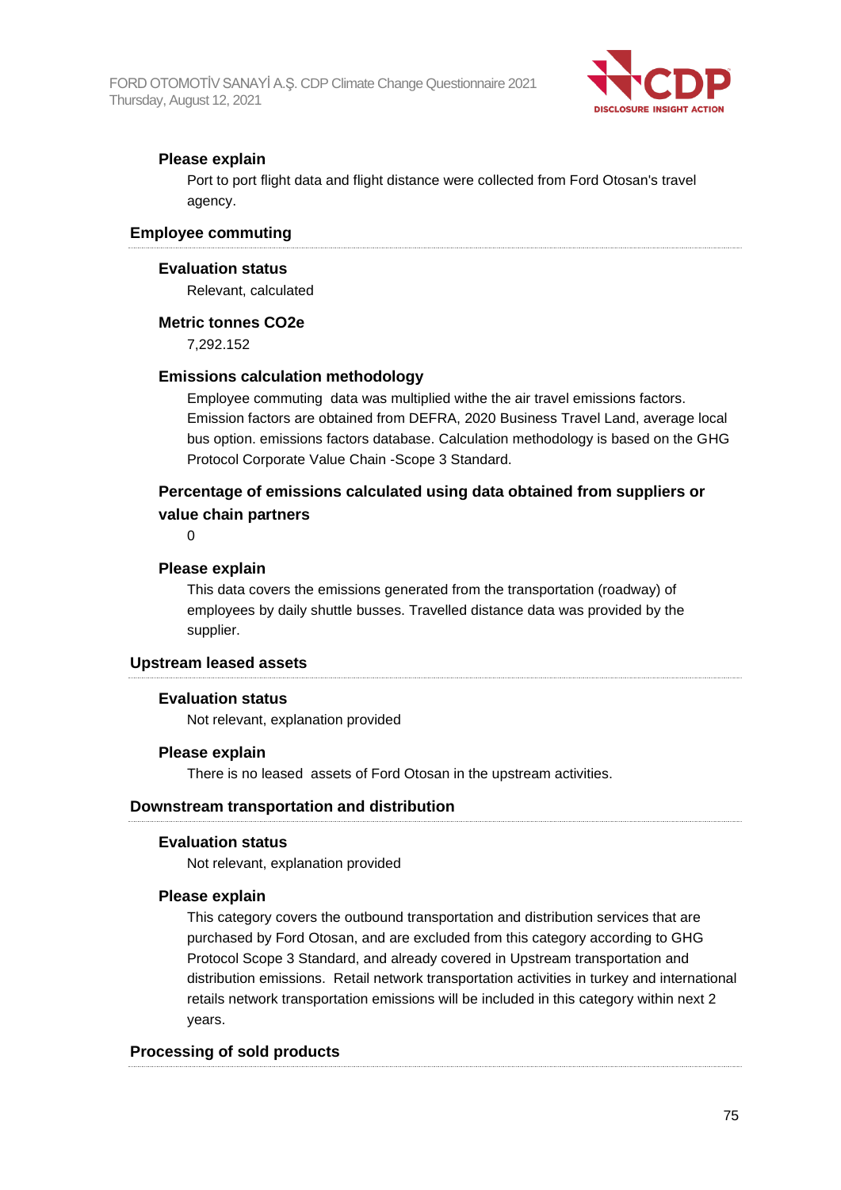#### Please explain

Port to port flight data and flight distance were collected from Ford Otosan's travel agency.

### Employee commuting

#### Evaluation status

Relevant, calculated

#### Metric tonnes CO2e

7,292.152

#### Emissions calculation methodology

Employee commuting  data was multiplied withe the air travel emissions factors. Emission factors are obtained from DEFRA, 2020 Business Travel Land, average local bus option. emissions factors database. Calculation methodology is based on the GHG Protocol Corporate Value Chain -Scope 3 Standard.

#### Percentage of emissions calculated using data obtained from suppliers or value chain partners

0

#### Please explain

This data covers the emissions generated from the transportation (roadway) of employees by daily shuttle busses. Travelled distance data was provided by the supplier.

### Upstream leased assets

#### Evaluation status

Not relevant, explanation provided

#### Please explain

There is no leased  assets of Ford Otosan in the upstream activities.

### Downstream transportation and distribution

#### Evaluation status

Not relevant, explanation provided

#### Please explain

This category covers the outbound transportation and distribution services that are purchased by Ford Otosan, and are excluded from this category according to GHG Protocol Scope 3 Standard, and already covered in Upstream transportation and distribution emissions.  Retail network transportation activities in turkey and international retails network transportation emissions will be included in this category within next 2 years.

### Processing of sold products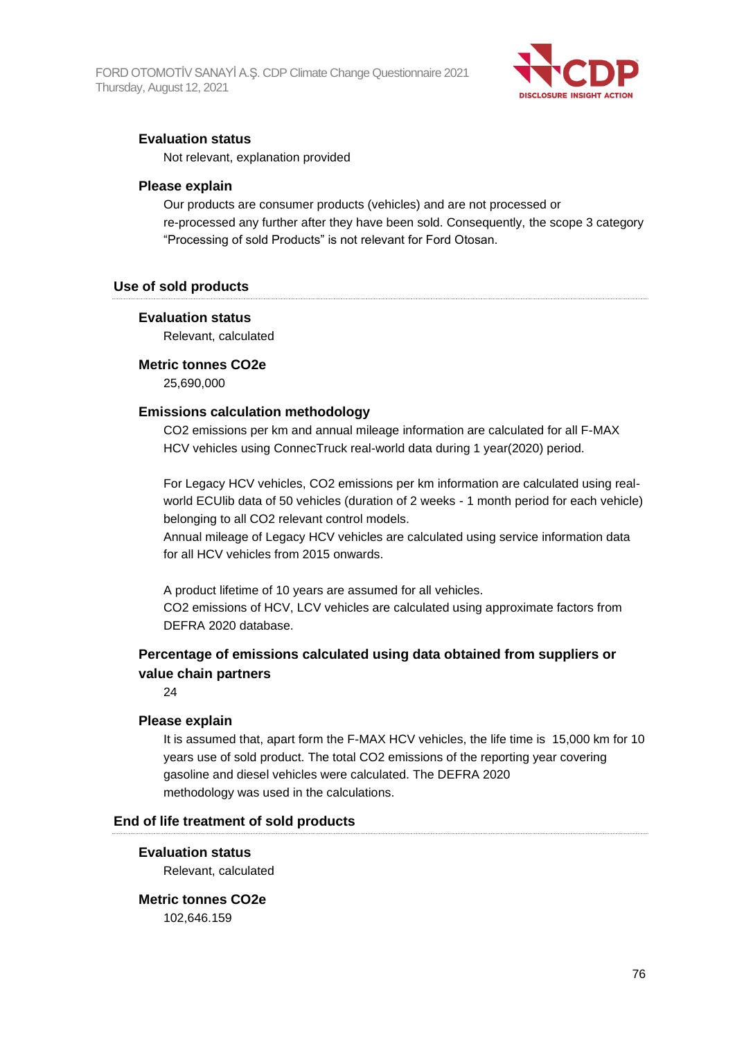**Evaluation status**

Not relevant, explanation provided

**Please explain**

Our products are consumer products (vehicles) and are not processed or re-processed any further after they have been sold. Consequently, the scope 3 category “Processing of sold Products” is not relevant for Ford Otosan.

### Use of sold products

**Evaluation status**

Relevant, calculated

**Metric tonnes CO2e**

25,690,000

**Emissions calculation methodology**

CO2 emissions per km and annual mileage information are calculated for all F-MAX HCV vehicles using ConnecTruck real-world data during 1 year(2020) period.

For Legacy HCV vehicles, CO2 emissions per km information are calculated using real-world ECUlib data of 50 vehicles (duration of 2 weeks - 1 month period for each vehicle) belonging to all CO2 relevant control models.
Annual mileage of Legacy HCV vehicles are calculated using service information data for all HCV vehicles from 2015 onwards.

A product lifetime of 10 years are assumed for all vehicles.
CO2 emissions of HCV, LCV vehicles are calculated using approximate factors from DEFRA 2020 database.

**Percentage of emissions calculated using data obtained from suppliers or value chain partners**

24

**Please explain**

It is assumed that, apart form the F-MAX HCV vehicles, the life time is 15,000 km for 10 years use of sold product. The total CO2 emissions of the reporting year covering gasoline and diesel vehicles were calculated. The DEFRA 2020 methodology was used in the calculations.

### End of life treatment of sold products

**Evaluation status**

Relevant, calculated

**Metric tonnes CO2e**

102,646.159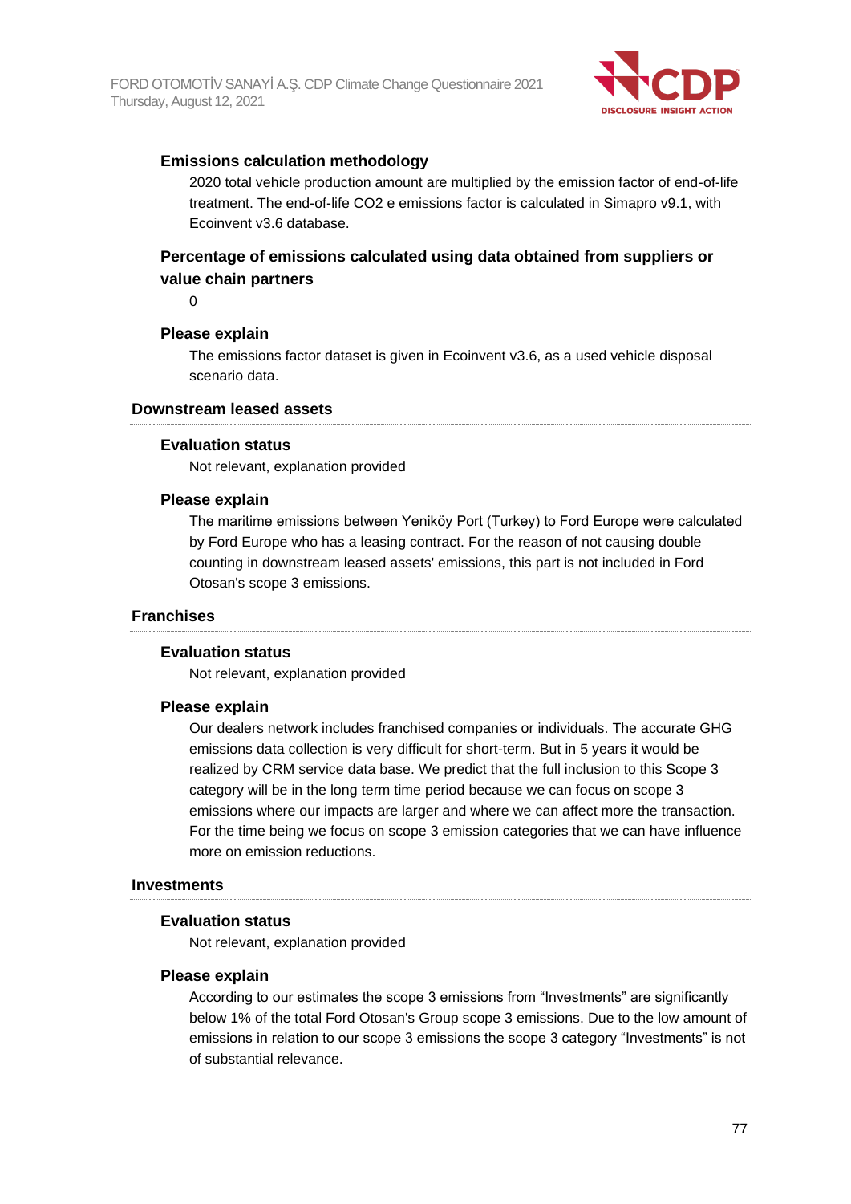#### Emissions calculation methodology

2020 total vehicle production amount are multiplied by the emission factor of end-of-life treatment. The end-of-life CO2 e emissions factor is calculated in Simapro v9.1, with Ecoinvent v3.6 database.

#### Percentage of emissions calculated using data obtained from suppliers or value chain partners

0

#### Please explain

The emissions factor dataset is given in Ecoinvent v3.6, as a used vehicle disposal scenario data.

### Downstream leased assets

#### Evaluation status

Not relevant, explanation provided

#### Please explain

The maritime emissions between Yeniköy Port (Turkey) to Ford Europe were calculated by Ford Europe who has a leasing contract. For the reason of not causing double counting in downstream leased assets' emissions, this part is not included in Ford Otosan's scope 3 emissions.

### Franchises

#### Evaluation status

Not relevant, explanation provided

#### Please explain

Our dealers network includes franchised companies or individuals. The accurate GHG emissions data collection is very difficult for short-term. But in 5 years it would be realized by CRM service data base. We predict that the full inclusion to this Scope 3 category will be in the long term time period because we can focus on scope 3 emissions where our impacts are larger and where we can affect more the transaction. For the time being we focus on scope 3 emission categories that we can have influence more on emission reductions.

### Investments

#### Evaluation status

Not relevant, explanation provided

#### Please explain

According to our estimates the scope 3 emissions from “Investments” are significantly below 1% of the total Ford Otosan's Group scope 3 emissions. Due to the low amount of emissions in relation to our scope 3 emissions the scope 3 category “Investments” is not of substantial relevance.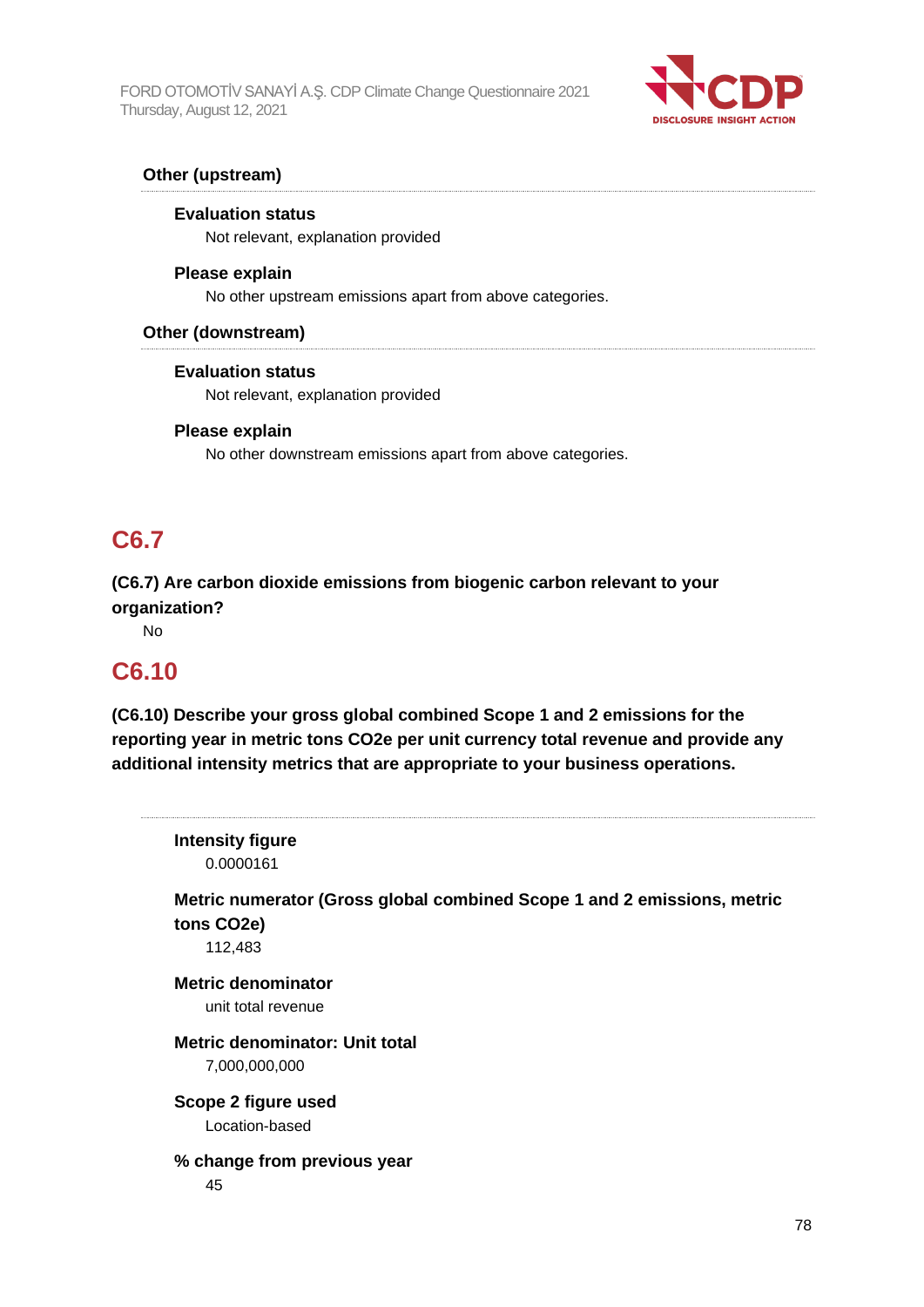### Other (upstream)

**Evaluation status**

Not relevant, explanation provided

**Please explain**

No other upstream emissions apart from above categories.

### Other (downstream)

**Evaluation status**

Not relevant, explanation provided

**Please explain**

No other downstream emissions apart from above categories.

## C6.7

**(C6.7) Are carbon dioxide emissions from biogenic carbon relevant to your organization?**

No

## C6.10

**(C6.10) Describe your gross global combined Scope 1 and 2 emissions for the reporting year in metric tons CO2e per unit currency total revenue and provide any additional intensity metrics that are appropriate to your business operations.**

**Intensity figure**

0.0000161

**Metric numerator (Gross global combined Scope 1 and 2 emissions, metric tons CO2e)**

112,483

**Metric denominator**

unit total revenue

**Metric denominator: Unit total**

7,000,000,000

**Scope 2 figure used**

Location-based

**% change from previous year**

45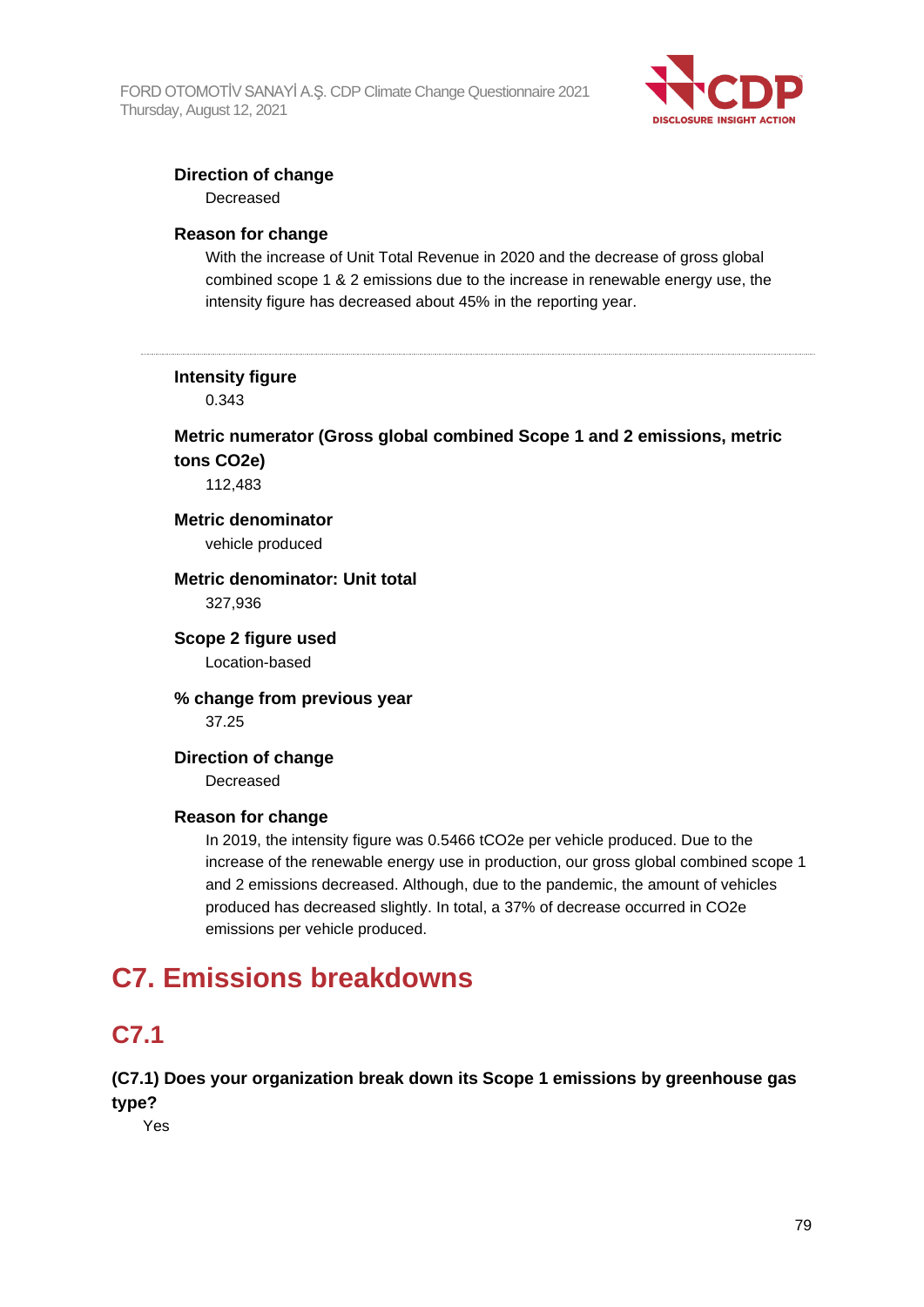**Direction of change**

Decreased

**Reason for change**

With the increase of Unit Total Revenue in 2020 and the decrease of gross global combined scope 1 & 2 emissions due to the increase in renewable energy use, the intensity figure has decreased about 45% in the reporting year.

---

**Intensity figure**

0.343

**Metric numerator (Gross global combined Scope 1 and 2 emissions, metric tons CO2e)**

112,483

**Metric denominator**

vehicle produced

**Metric denominator: Unit total**

327,936

**Scope 2 figure used**

Location-based

**% change from previous year**

37.25

**Direction of change**

Decreased

**Reason for change**

In 2019, the intensity figure was 0.5466 tCO2e per vehicle produced. Due to the increase of the renewable energy use in production, our gross global combined scope 1 and 2 emissions decreased. Although, due to the pandemic, the amount of vehicles produced has decreased slightly. In total, a 37% of decrease occurred in CO2e emissions per vehicle produced.

# C7. Emissions breakdowns

## C7.1

**(C7.1) Does your organization break down its Scope 1 emissions by greenhouse gas type?**

Yes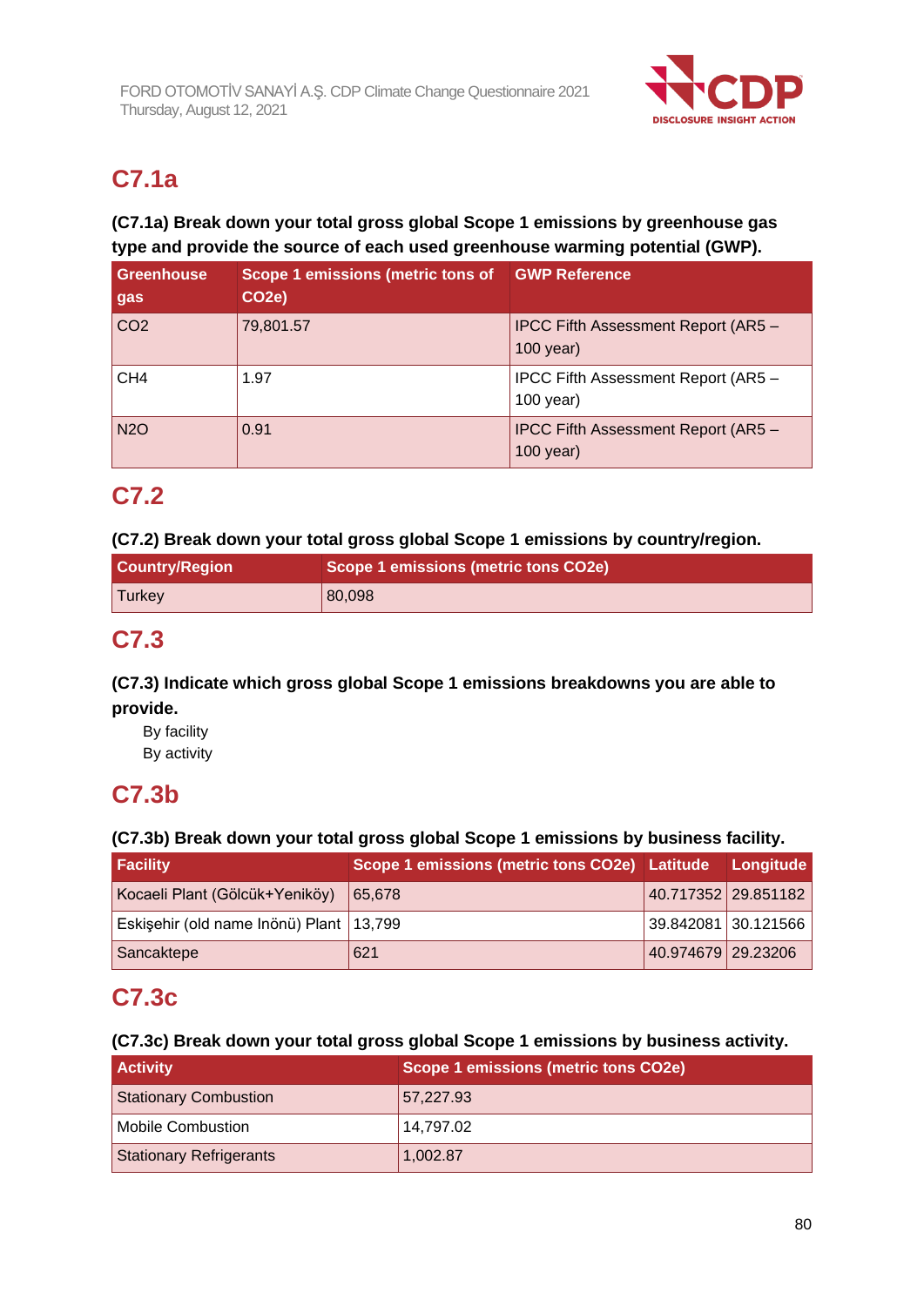## C7.1a

**(C7.1a) Break down your total gross global Scope 1 emissions by greenhouse gas type and provide the source of each used greenhouse warming potential (GWP).**

| Greenhouse gas | Scope 1 emissions (metric tons of CO2e) | GWP Reference |
|---|---|---|
| CO2 | 79,801.57 | IPCC Fifth Assessment Report (AR5 – 100 year) |
| CH4 | 1.97 | IPCC Fifth Assessment Report (AR5 – 100 year) |
| N2O | 0.91 | IPCC Fifth Assessment Report (AR5 – 100 year) |

## C7.2

**(C7.2) Break down your total gross global Scope 1 emissions by country/region.**

| Country/Region | Scope 1 emissions (metric tons CO2e) |
|---|---|
| Turkey | 80,098 |

## C7.3

**(C7.3) Indicate which gross global Scope 1 emissions breakdowns you are able to provide.**

By facility
By activity

## C7.3b

**(C7.3b) Break down your total gross global Scope 1 emissions by business facility.**

| Facility | Scope 1 emissions (metric tons CO2e) | Latitude | Longitude |
|---|---|---|---|
| Kocaeli Plant (Gölcük+Yeniköy) | 65,678 | 40.717352 | 29.851182 |
| Eskişehir (old name Inönü) Plant | 13,799 | 39.842081 | 30.121566 |
| Sancaktepe | 621 | 40.974679 | 29.23206 |

## C7.3c

**(C7.3c) Break down your total gross global Scope 1 emissions by business activity.**

| Activity | Scope 1 emissions (metric tons CO2e) |
|---|---|
| Stationary Combustion | 57,227.93 |
| Mobile Combustion | 14,797.02 |
| Stationary Refrigerants | 1,002.87 |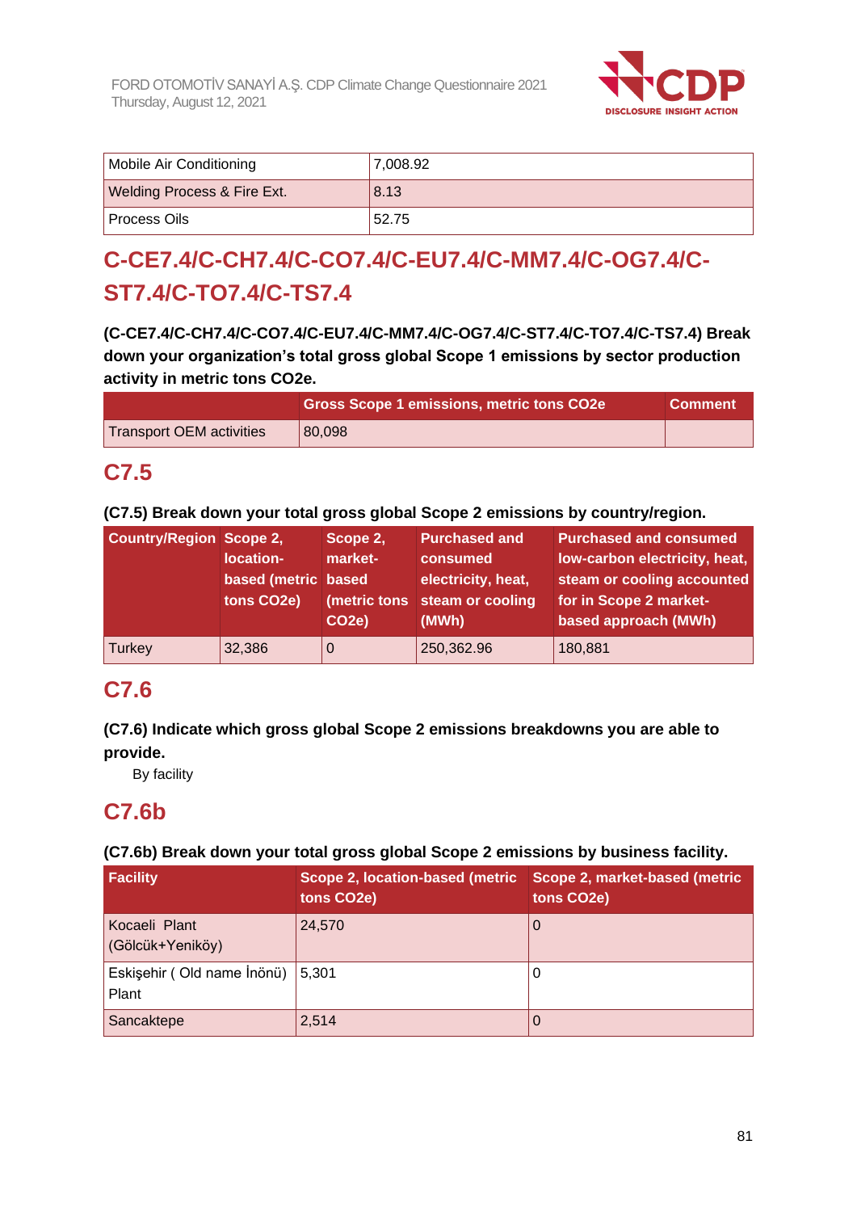| Mobile Air Conditioning | 7,008.92 |
|---|---|
| Welding Process & Fire Ext. | 8.13 |
| Process Oils | 52.75 |

## C-CE7.4/C-CH7.4/C-CO7.4/C-EU7.4/C-MM7.4/C-OG7.4/C-ST7.4/C-TO7.4/C-TS7.4

**(C-CE7.4/C-CH7.4/C-CO7.4/C-EU7.4/C-MM7.4/C-OG7.4/C-ST7.4/C-TO7.4/C-TS7.4) Break down your organization's total gross global Scope 1 emissions by sector production activity in metric tons CO2e.**

| | Gross Scope 1 emissions, metric tons CO2e | Comment |
|---|---|---|
| Transport OEM activities | 80,098 | |

## C7.5

**(C7.5) Break down your total gross global Scope 2 emissions by country/region.**

| Country/Region | Scope 2, location-based (metric tons CO2e) | Scope 2, market-based (metric tons CO2e) | Purchased and consumed electricity, heat, steam or cooling (MWh) | Purchased and consumed low-carbon electricity, heat, steam or cooling accounted for in Scope 2 market-based approach (MWh) |
|---|---|---|---|---|
| Turkey | 32,386 | 0 | 250,362.96 | 180,881 |

## C7.6

**(C7.6) Indicate which gross global Scope 2 emissions breakdowns you are able to provide.**

By facility

## C7.6b

**(C7.6b) Break down your total gross global Scope 2 emissions by business facility.**

| Facility | Scope 2, location-based (metric tons CO2e) | Scope 2, market-based (metric tons CO2e) |
|---|---|---|
| Kocaeli Plant (Gölcük+Yeniköy) | 24,570 | 0 |
| Eskişehir ( Old name İnönü) Plant | 5,301 | 0 |
| Sancaktepe | 2,514 | 0 |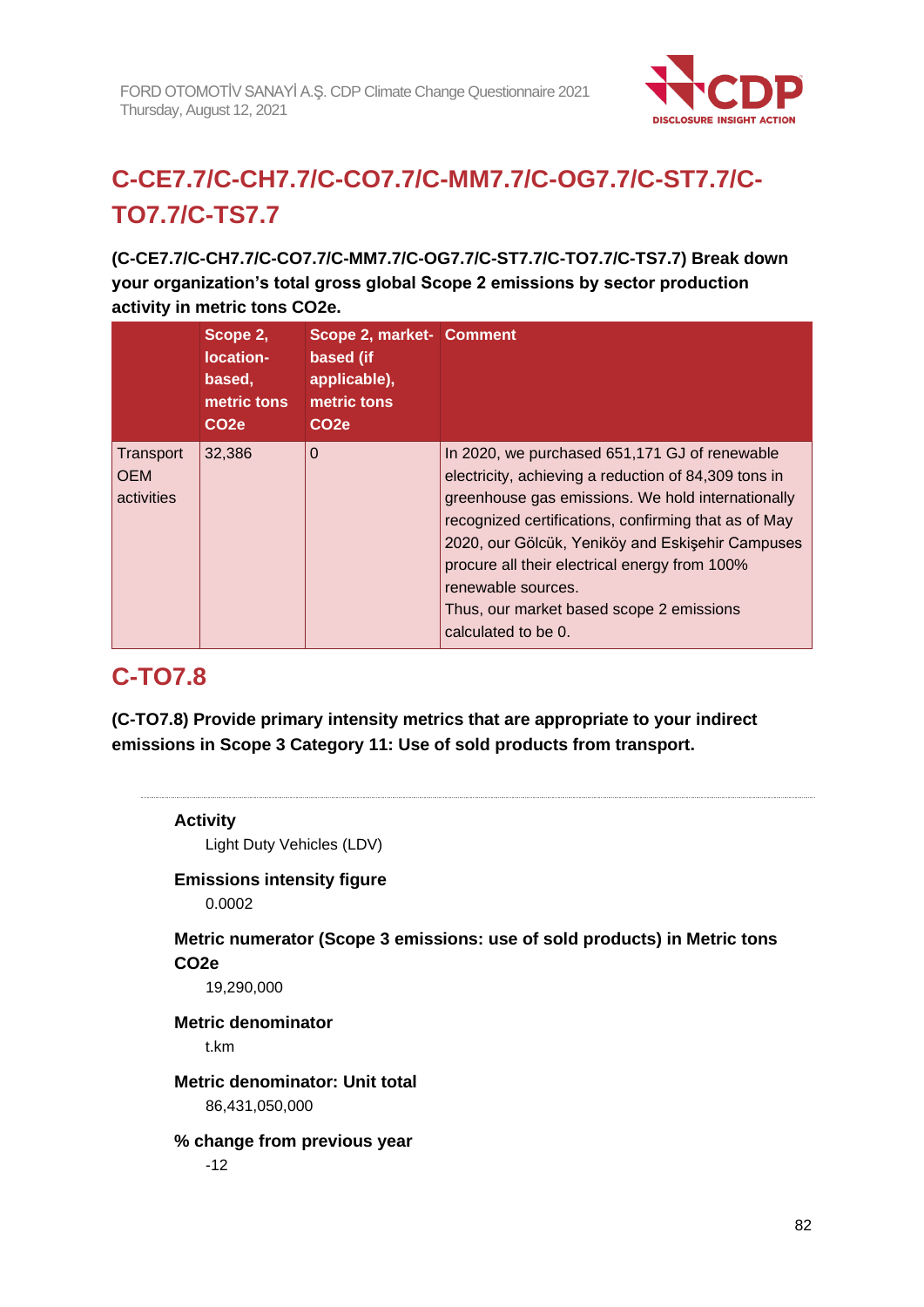## C-CE7.7/C-CH7.7/C-CO7.7/C-MM7.7/C-OG7.7/C-ST7.7/C-TO7.7/C-TS7.7

**(C-CE7.7/C-CH7.7/C-CO7.7/C-MM7.7/C-OG7.7/C-ST7.7/C-TO7.7/C-TS7.7) Break down your organization's total gross global Scope 2 emissions by sector production activity in metric tons CO2e.**

| | Scope 2, location-based, metric tons CO2e | Scope 2, market-based (if applicable), metric tons CO2e | Comment |
|---|---|---|---|
| Transport OEM activities | 32,386 | 0 | In 2020, we purchased 651,171 GJ of renewable electricity, achieving a reduction of 84,309 tons in greenhouse gas emissions. We hold internationally recognized certifications, confirming that as of May 2020, our Gölcük, Yeniköy and Eskişehir Campuses procure all their electrical energy from 100% renewable sources.<br>Thus, our market based scope 2 emissions calculated to be 0. |

## C-TO7.8

**(C-TO7.8) Provide primary intensity metrics that are appropriate to your indirect emissions in Scope 3 Category 11: Use of sold products from transport.**

**Activity**
Light Duty Vehicles (LDV)

**Emissions intensity figure**
0.0002

**Metric numerator (Scope 3 emissions: use of sold products) in Metric tons CO2e**
19,290,000

**Metric denominator**
t.km

**Metric denominator: Unit total**
86,431,050,000

**% change from previous year**
-12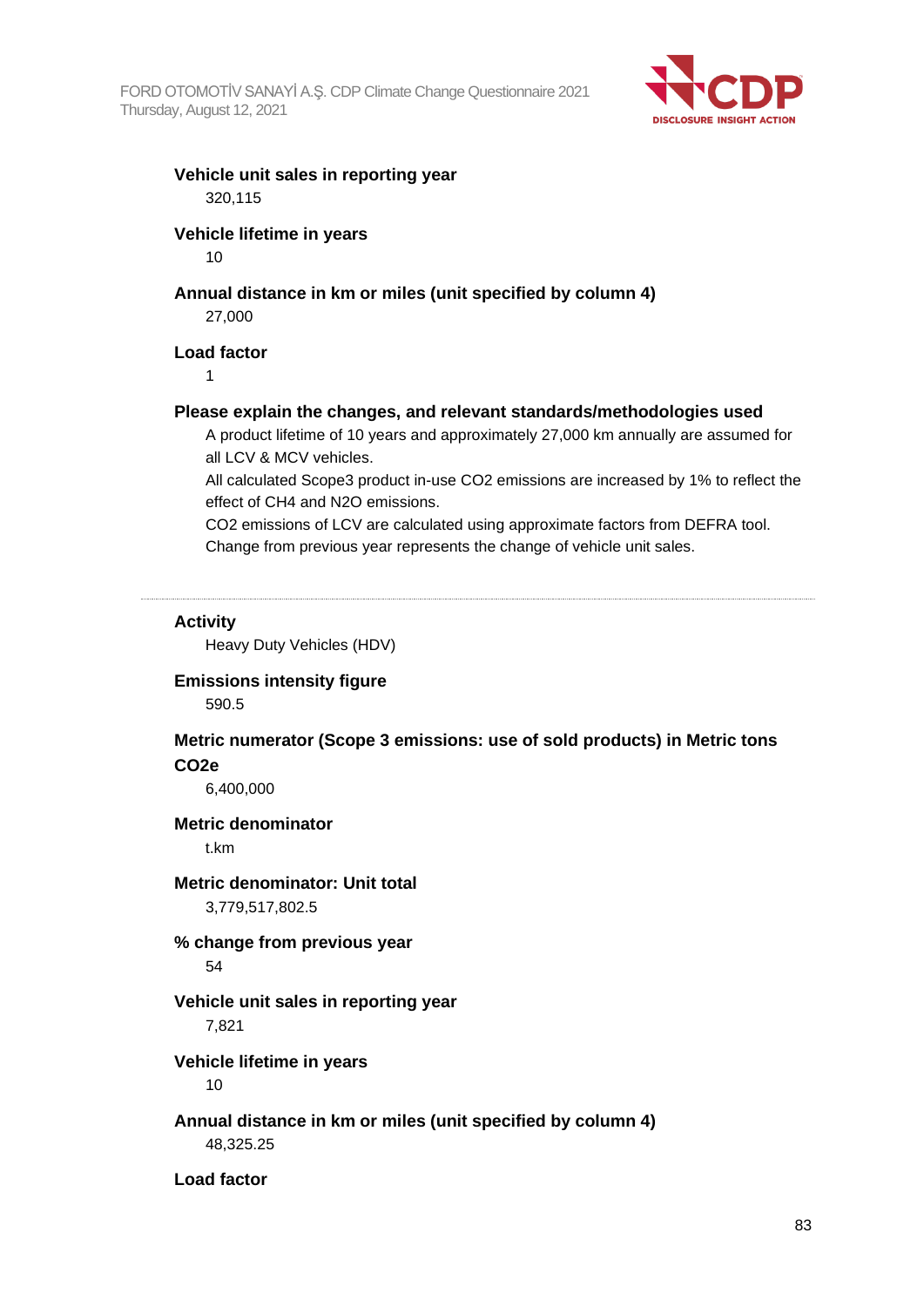**Vehicle unit sales in reporting year**

320,115

**Vehicle lifetime in years**

10

**Annual distance in km or miles (unit specified by column 4)**

27,000

**Load factor**

1

**Please explain the changes, and relevant standards/methodologies used**

A product lifetime of 10 years and approximately 27,000 km annually are assumed for all LCV & MCV vehicles.

All calculated Scope3 product in-use $CO_2$ emissions are increased by 1% to reflect the effect of $CH_4$ and $N_2O$ emissions.

$CO_2$ emissions of LCV are calculated using approximate factors from DEFRA tool.

Change from previous year represents the change of vehicle unit sales.

---

**Activity**

Heavy Duty Vehicles (HDV)

**Emissions intensity figure**

590.5

**Metric numerator (Scope 3 emissions: use of sold products) in Metric tons CO2e**

6,400,000

**Metric denominator**

t.km

**Metric denominator: Unit total**

3,779,517,802.5

**% change from previous year**

54

**Vehicle unit sales in reporting year**

7,821

**Vehicle lifetime in years**

10

**Annual distance in km or miles (unit specified by column 4)**

48,325.25

**Load factor**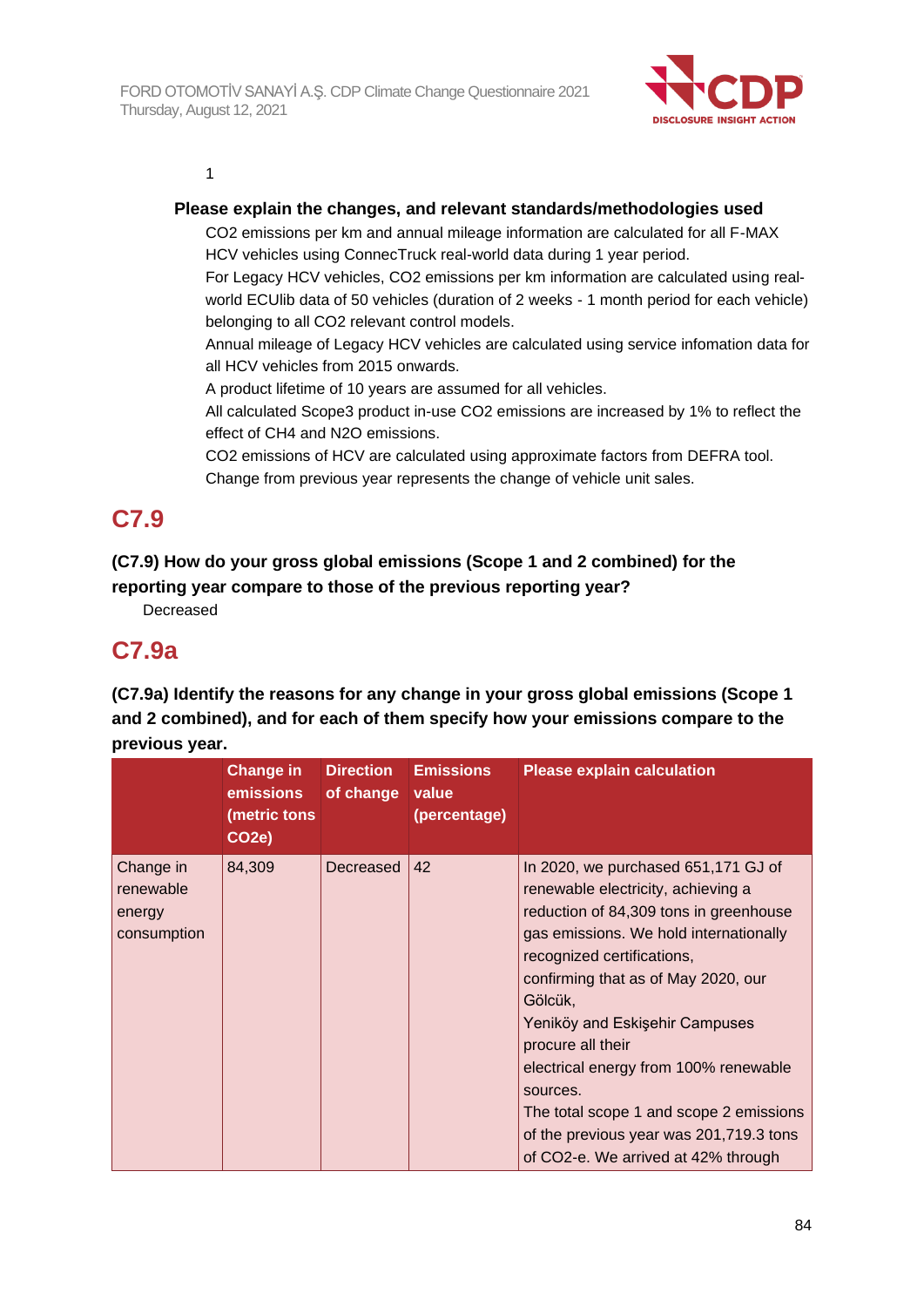1

**Please explain the changes, and relevant standards/methodologies used**

CO2 emissions per km and annual mileage information are calculated for all F-MAX HCV vehicles using ConnecTruck real-world data during 1 year period.
For Legacy HCV vehicles, CO2 emissions per km information are calculated using real-world ECUlib data of 50 vehicles (duration of 2 weeks - 1 month period for each vehicle) belonging to all CO2 relevant control models.
Annual mileage of Legacy HCV vehicles are calculated using service infomation data for all HCV vehicles from 2015 onwards.
A product lifetime of 10 years are assumed for all vehicles.
All calculated Scope3 product in-use CO2 emissions are increased by 1% to reflect the effect of CH4 and N2O emissions.
CO2 emissions of HCV are calculated using approximate factors from DEFRA tool.
Change from previous year represents the change of vehicle unit sales.

# C7.9

**(C7.9) How do your gross global emissions (Scope 1 and 2 combined) for the reporting year compare to those of the previous reporting year?**

Decreased

# C7.9a

**(C7.9a) Identify the reasons for any change in your gross global emissions (Scope 1 and 2 combined), and for each of them specify how your emissions compare to the previous year.**

| | Change in emissions (metric tons CO2e) | Direction of change | Emissions value (percentage) | Please explain calculation |
|---|---|---|---|---|
| Change in renewable energy consumption | 84,309 | Decreased | 42 | In 2020, we purchased 651,171 GJ of renewable electricity, achieving a reduction of 84,309 tons in greenhouse gas emissions. We hold internationally recognized certifications, confirming that as of May 2020, our Gölcük, Yeniköy and Eskişehir Campuses procure all their electrical energy from 100% renewable sources. The total scope 1 and scope 2 emissions of the previous year was 201,719.3 tons of CO2-e. We arrived at 42% through |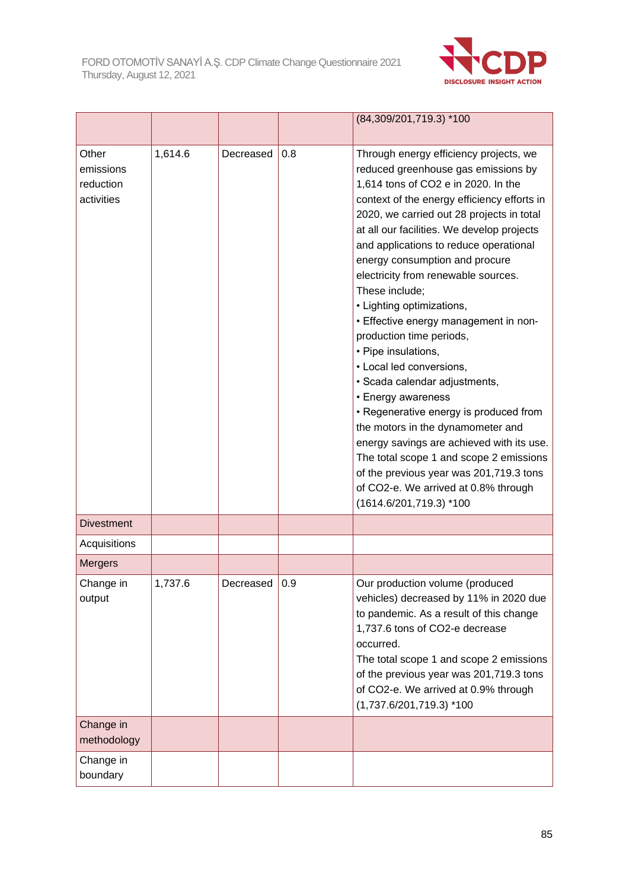| | | | | |
|---|---|---|---|---|
| | | | | (84,309/201,719.3) *100 |
| Other emissions reduction activities | 1,614.6 | Decreased | 0.8 | Through energy efficiency projects, we reduced greenhouse gas emissions by 1,614 tons of CO2 e in 2020. In the context of the energy efficiency efforts in 2020, we carried out 28 projects in total at all our facilities. We develop projects and applications to reduce operational energy consumption and procure electricity from renewable sources.<br>These include;<br>• Lighting optimizations,<br>• Effective energy management in non-production time periods,<br>• Pipe insulations,<br>• Local led conversions,<br>• Scada calendar adjustments,<br>• Energy awareness<br>• Regenerative energy is produced from the motors in the dynamometer and energy savings are achieved with its use.<br>The total scope 1 and scope 2 emissions of the previous year was 201,719.3 tons of CO2-e. We arrived at 0.8% through (1614.6/201,719.3) *100 |
| Divestment | | | | |
| Acquisitions | | | | |
| Mergers | | | | |
| Change in output | 1,737.6 | Decreased | 0.9 | Our production volume (produced vehicles) decreased by 11% in 2020 due to pandemic. As a result of this change 1,737.6 tons of CO2-e decrease occurred.<br>The total scope 1 and scope 2 emissions of the previous year was 201,719.3 tons of CO2-e. We arrived at 0.9% through (1,737.6/201,719.3) *100 |
| Change in methodology | | | | |
| Change in boundary | | | | |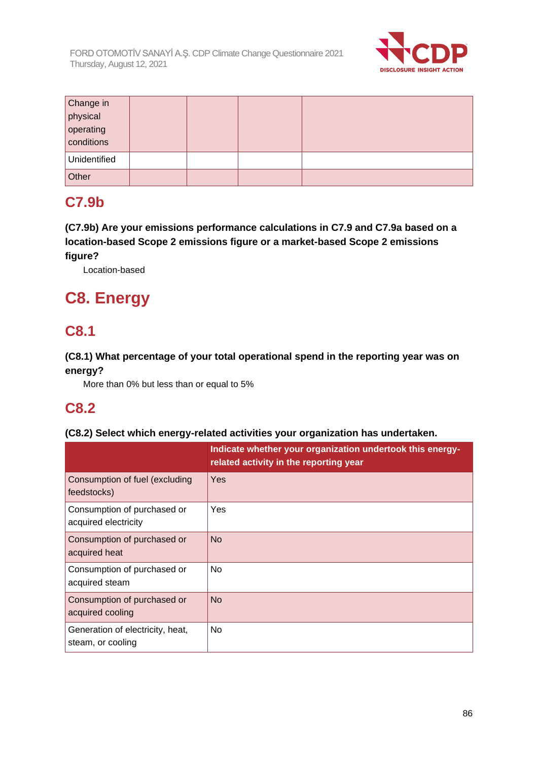| Change in physical operating conditions | | | | |
|---|---|---|---|---|
| Unidentified | | | | |
| Other | | | | |

## C7.9b

**(C7.9b) Are your emissions performance calculations in C7.9 and C7.9a based on a location-based Scope 2 emissions figure or a market-based Scope 2 emissions figure?**

Location-based

# C8. Energy

## C8.1

**(C8.1) What percentage of your total operational spend in the reporting year was on energy?**

More than 0% but less than or equal to 5%

## C8.2

**(C8.2) Select which energy-related activities your organization has undertaken.**

| | Indicate whether your organization undertook this energy-related activity in the reporting year |
|---|---|
| Consumption of fuel (excluding feedstocks) | Yes |
| Consumption of purchased or acquired electricity | Yes |
| Consumption of purchased or acquired heat | No |
| Consumption of purchased or acquired steam | No |
| Consumption of purchased or acquired cooling | No |
| Generation of electricity, heat, steam, or cooling | No |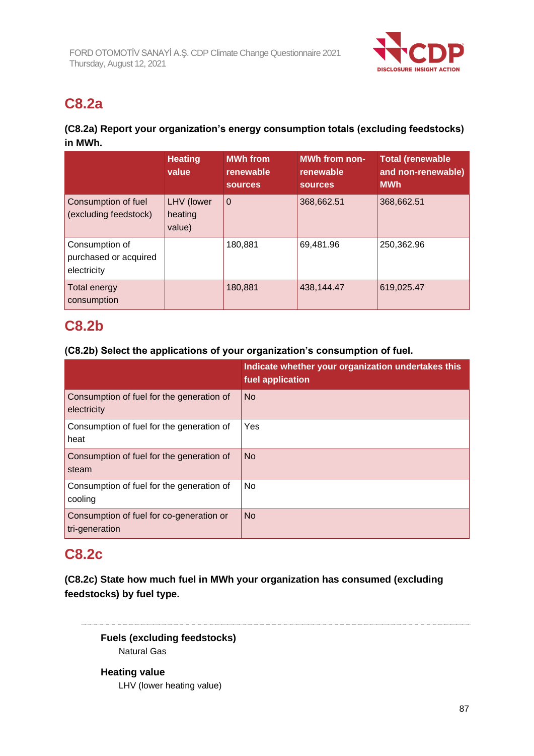## C8.2a

**(C8.2a) Report your organization's energy consumption totals (excluding feedstocks) in MWh.**

| | Heating value | MWh from renewable sources | MWh from non-renewable sources | Total (renewable and non-renewable) MWh |
|---|---|---|---|---|
| Consumption of fuel (excluding feedstock) | LHV (lower heating value) | 0 | 368,662.51 | 368,662.51 |
| Consumption of purchased or acquired electricity | | 180,881 | 69,481.96 | 250,362.96 |
| Total energy consumption | | 180,881 | 438,144.47 | 619,025.47 |

## C8.2b

**(C8.2b) Select the applications of your organization's consumption of fuel.**

| | Indicate whether your organization undertakes this fuel application |
|---|---|
| Consumption of fuel for the generation of electricity | No |
| Consumption of fuel for the generation of heat | Yes |
| Consumption of fuel for the generation of steam | No |
| Consumption of fuel for the generation of cooling | No |
| Consumption of fuel for co-generation or tri-generation | No |

## C8.2c

**(C8.2c) State how much fuel in MWh your organization has consumed (excluding feedstocks) by fuel type.**

**Fuels (excluding feedstocks)**
Natural Gas

**Heating value**
LHV (lower heating value)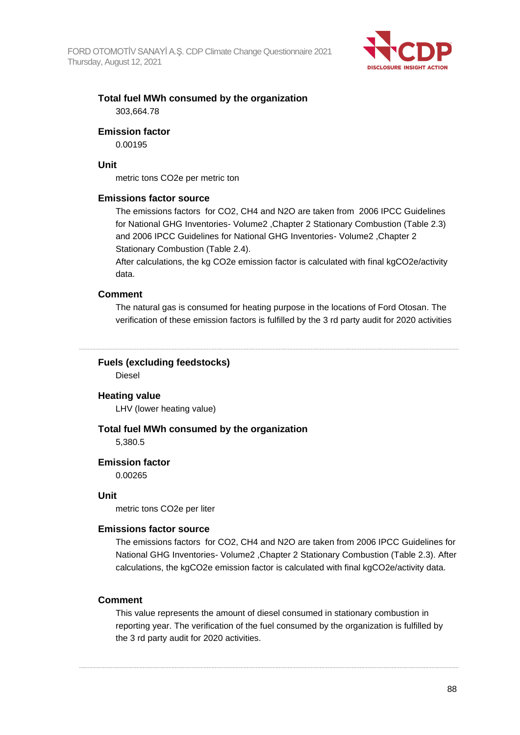**Total fuel MWh consumed by the organization**

303,664.78

**Emission factor**

0.00195

**Unit**

metric tons CO2e per metric ton

**Emissions factor source**

The emissions factors for CO2, CH4 and N2O are taken from 2006 IPCC Guidelines for National GHG Inventories- Volume2 ,Chapter 2 Stationary Combustion (Table 2.3) and 2006 IPCC Guidelines for National GHG Inventories- Volume2 ,Chapter 2 Stationary Combustion (Table 2.4).
After calculations, the kg CO2e emission factor is calculated with final kgCO2e/activity data.

**Comment**

The natural gas is consumed for heating purpose in the locations of Ford Otosan. The verification of these emission factors is fulfilled by the 3 rd party audit for 2020 activities

---

**Fuels (excluding feedstocks)**

Diesel

**Heating value**

LHV (lower heating value)

**Total fuel MWh consumed by the organization**

5,380.5

**Emission factor**

0.00265

**Unit**

metric tons CO2e per liter

**Emissions factor source**

The emissions factors for CO2, CH4 and N2O are taken from 2006 IPCC Guidelines for National GHG Inventories- Volume2 ,Chapter 2 Stationary Combustion (Table 2.3). After calculations, the kgCO2e emission factor is calculated with final kgCO2e/activity data.

**Comment**

This value represents the amount of diesel consumed in stationary combustion in reporting year. The verification of the fuel consumed by the organization is fulfilled by the 3 rd party audit for 2020 activities.

---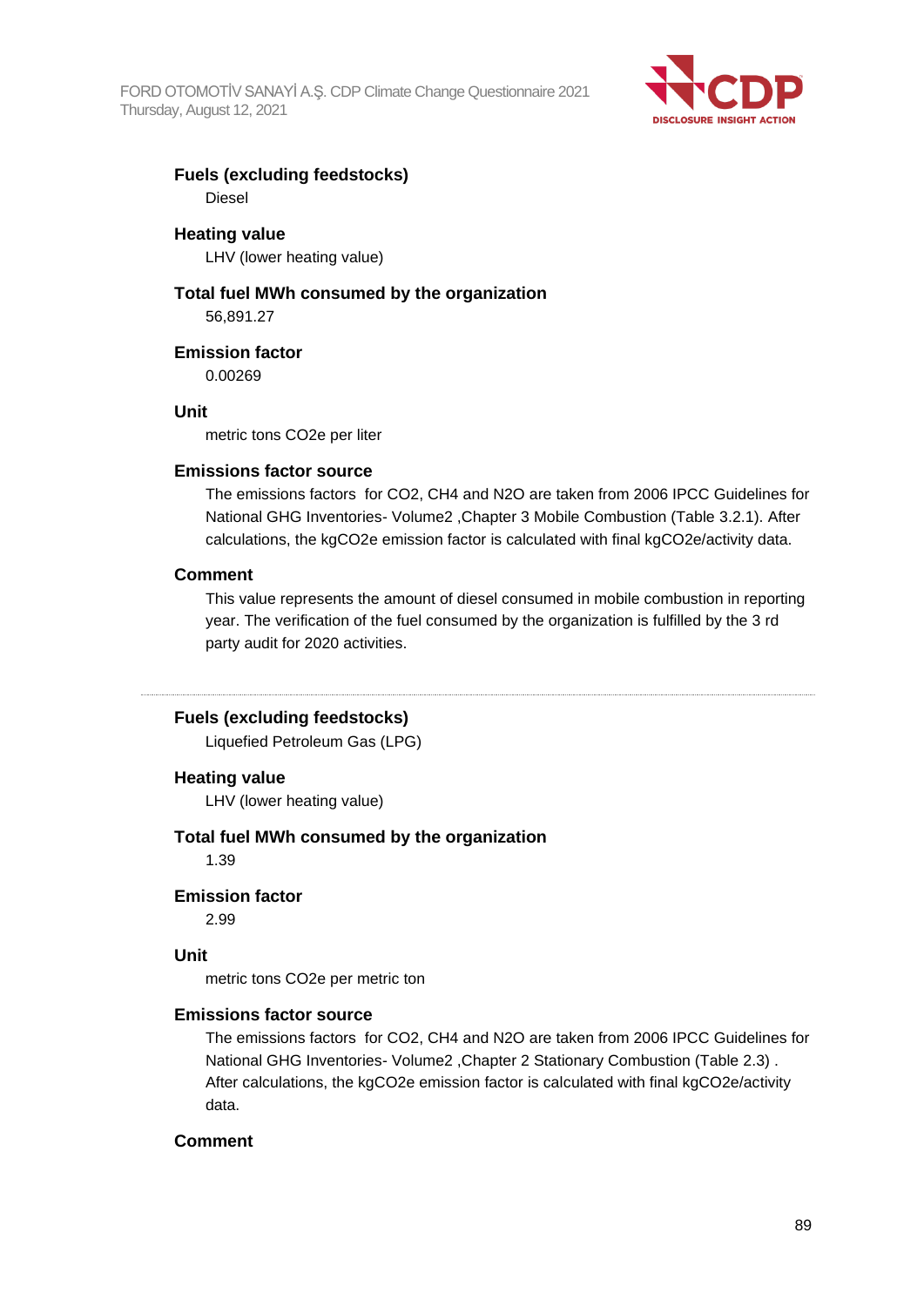**Fuels (excluding feedstocks)**

Diesel

**Heating value**

LHV (lower heating value)

**Total fuel MWh consumed by the organization**

56,891.27

**Emission factor**

0.00269

**Unit**

metric tons $CO_2e$ per liter

**Emissions factor source**

The emissions factors for $CO_2$, $CH_4$ and $N_2O$ are taken from 2006 IPCC Guidelines for National GHG Inventories- Volume2 ,Chapter 3 Mobile Combustion (Table 3.2.1). After calculations, the $kgCO_2e$ emission factor is calculated with final $kgCO_2e$/activity data.

**Comment**

This value represents the amount of diesel consumed in mobile combustion in reporting year. The verification of the fuel consumed by the organization is fulfilled by the 3 rd party audit for 2020 activities.

---

**Fuels (excluding feedstocks)**

Liquefied Petroleum Gas (LPG)

**Heating value**

LHV (lower heating value)

**Total fuel MWh consumed by the organization**

1.39

**Emission factor**

2.99

**Unit**

metric tons $CO_2e$ per metric ton

**Emissions factor source**

The emissions factors for $CO_2$, $CH_4$ and $N_2O$ are taken from 2006 IPCC Guidelines for National GHG Inventories- Volume2 ,Chapter 2 Stationary Combustion (Table 2.3) . After calculations, the $kgCO_2e$ emission factor is calculated with final $kgCO_2e$/activity data.

**Comment**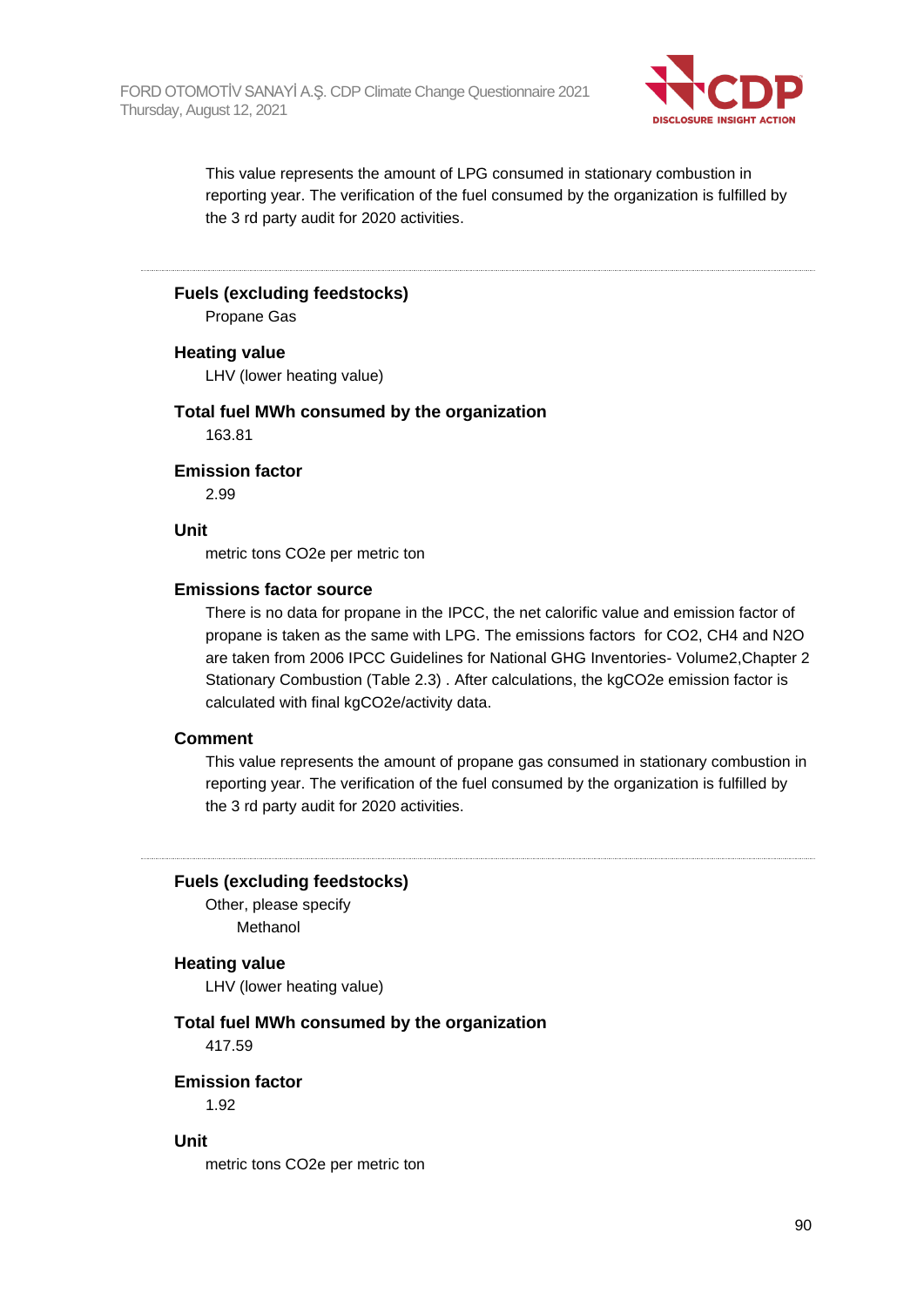This value represents the amount of LPG consumed in stationary combustion in reporting year. The verification of the fuel consumed by the organization is fulfilled by the 3 rd party audit for 2020 activities.

---

**Fuels (excluding feedstocks)**

Propane Gas

**Heating value**

LHV (lower heating value)

**Total fuel MWh consumed by the organization**

163.81

**Emission factor**

2.99

**Unit**

metric tons CO2e per metric ton

**Emissions factor source**

There is no data for propane in the IPCC, the net calorific value and emission factor of propane is taken as the same with LPG. The emissions factors for CO2, CH4 and N2O are taken from 2006 IPCC Guidelines for National GHG Inventories- Volume2,Chapter 2 Stationary Combustion (Table 2.3) . After calculations, the kgCO2e emission factor is calculated with final kgCO2e/activity data.

**Comment**

This value represents the amount of propane gas consumed in stationary combustion in reporting year. The verification of the fuel consumed by the organization is fulfilled by the 3 rd party audit for 2020 activities.

---

**Fuels (excluding feedstocks)**

Other, please specify

Methanol

**Heating value**

LHV (lower heating value)

**Total fuel MWh consumed by the organization**

417.59

**Emission factor**

1.92

**Unit**

metric tons CO2e per metric ton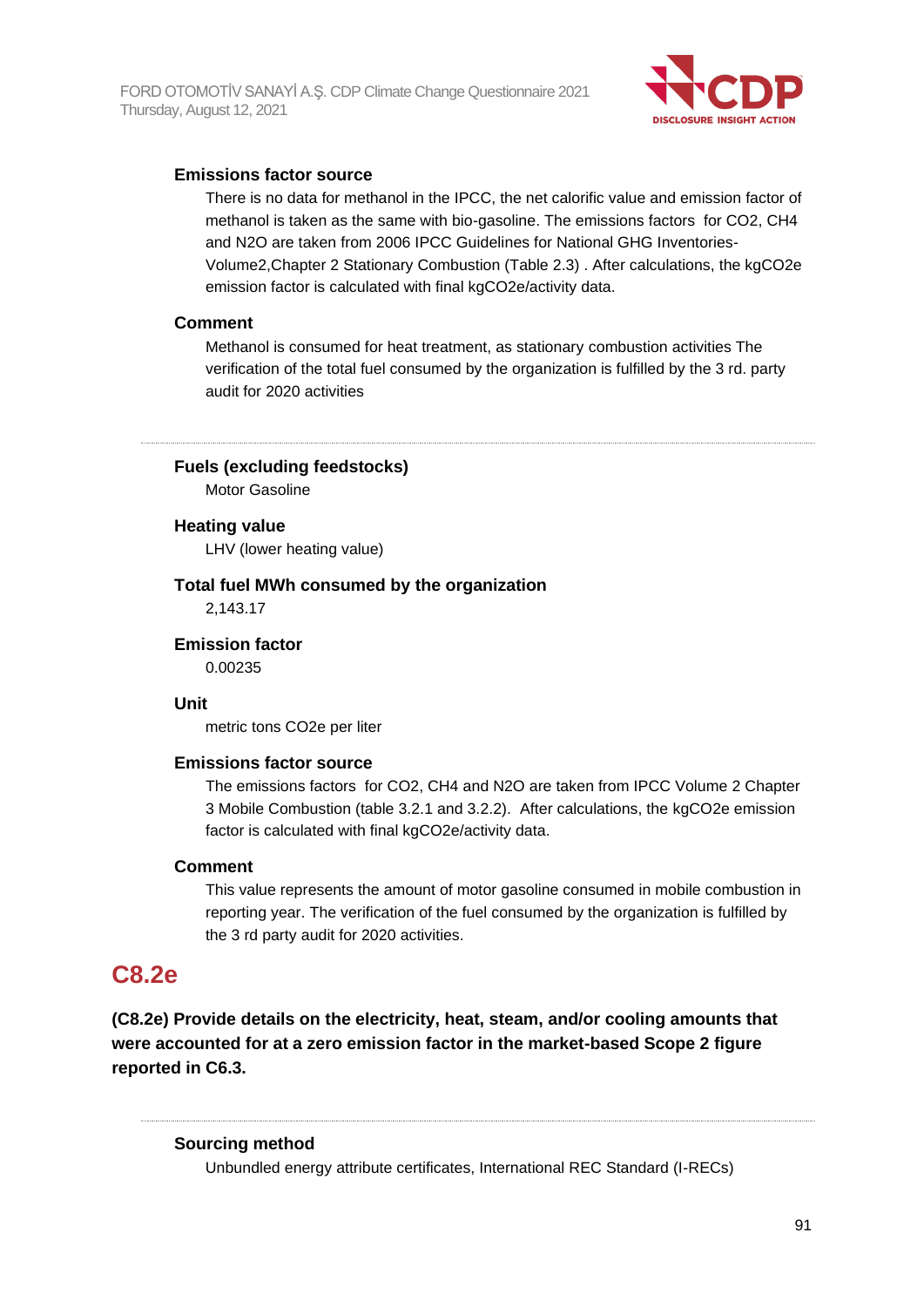**Emissions factor source**

There is no data for methanol in the IPCC, the net calorific value and emission factor of methanol is taken as the same with bio-gasoline. The emissions factors for $CO_2$, $CH_4$ and $N_2O$ are taken from 2006 IPCC Guidelines for National GHG Inventories-Volume2,Chapter 2 Stationary Combustion (Table 2.3) . After calculations, the $kgCO_2e$ emission factor is calculated with final $kgCO_2e$/activity data.

**Comment**

Methanol is consumed for heat treatment, as stationary combustion activities The verification of the total fuel consumed by the organization is fulfilled by the 3 rd. party audit for 2020 activities

---

**Fuels (excluding feedstocks)**

Motor Gasoline

**Heating value**

LHV (lower heating value)

**Total fuel MWh consumed by the organization**

2,143.17

**Emission factor**

0.00235

**Unit**

metric tons $CO_2e$ per liter

**Emissions factor source**

The emissions factors for $CO_2$, $CH_4$ and $N_2O$ are taken from IPCC Volume 2 Chapter 3 Mobile Combustion (table 3.2.1 and 3.2.2). After calculations, the $kgCO_2e$ emission factor is calculated with final $kgCO_2e$/activity data.

**Comment**

This value represents the amount of motor gasoline consumed in mobile combustion in reporting year. The verification of the fuel consumed by the organization is fulfilled by the 3 rd party audit for 2020 activities.

## C8.2e

**(C8.2e) Provide details on the electricity, heat, steam, and/or cooling amounts that were accounted for at a zero emission factor in the market-based Scope 2 figure reported in C6.3.**

---

**Sourcing method**

Unbundled energy attribute certificates, International REC Standard (I-RECs)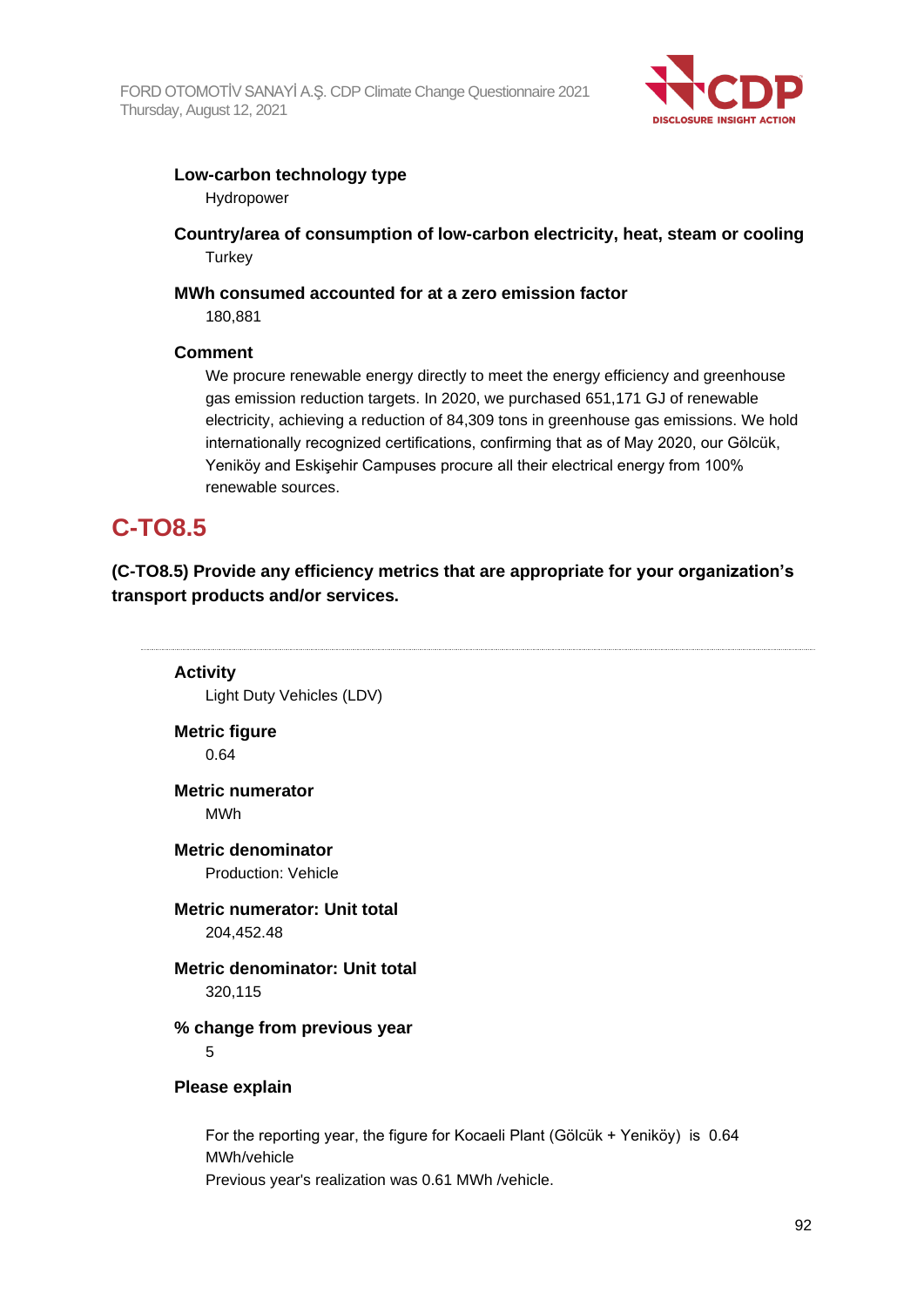**Low-carbon technology type**

Hydropower

**Country/area of consumption of low-carbon electricity, heat, steam or cooling**

Turkey

**MWh consumed accounted for at a zero emission factor**

180,881

**Comment**

We procure renewable energy directly to meet the energy efficiency and greenhouse gas emission reduction targets. In 2020, we purchased 651,171 GJ of renewable electricity, achieving a reduction of 84,309 tons in greenhouse gas emissions. We hold internationally recognized certifications, confirming that as of May 2020, our Gölcük, Yeniköy and Eskişehir Campuses procure all their electrical energy from 100% renewable sources.

## C-TO8.5

**(C-TO8.5) Provide any efficiency metrics that are appropriate for your organization's transport products and/or services.**

---

**Activity**

Light Duty Vehicles (LDV)

**Metric figure**

0.64

**Metric numerator**

MWh

**Metric denominator**

Production: Vehicle

**Metric numerator: Unit total**

204,452.48

**Metric denominator: Unit total**

320,115

**% change from previous year**

5

**Please explain**

For the reporting year, the figure for Kocaeli Plant (Gölcük + Yeniköy) is 0.64 MWh/vehicle

Previous year's realization was 0.61 MWh /vehicle.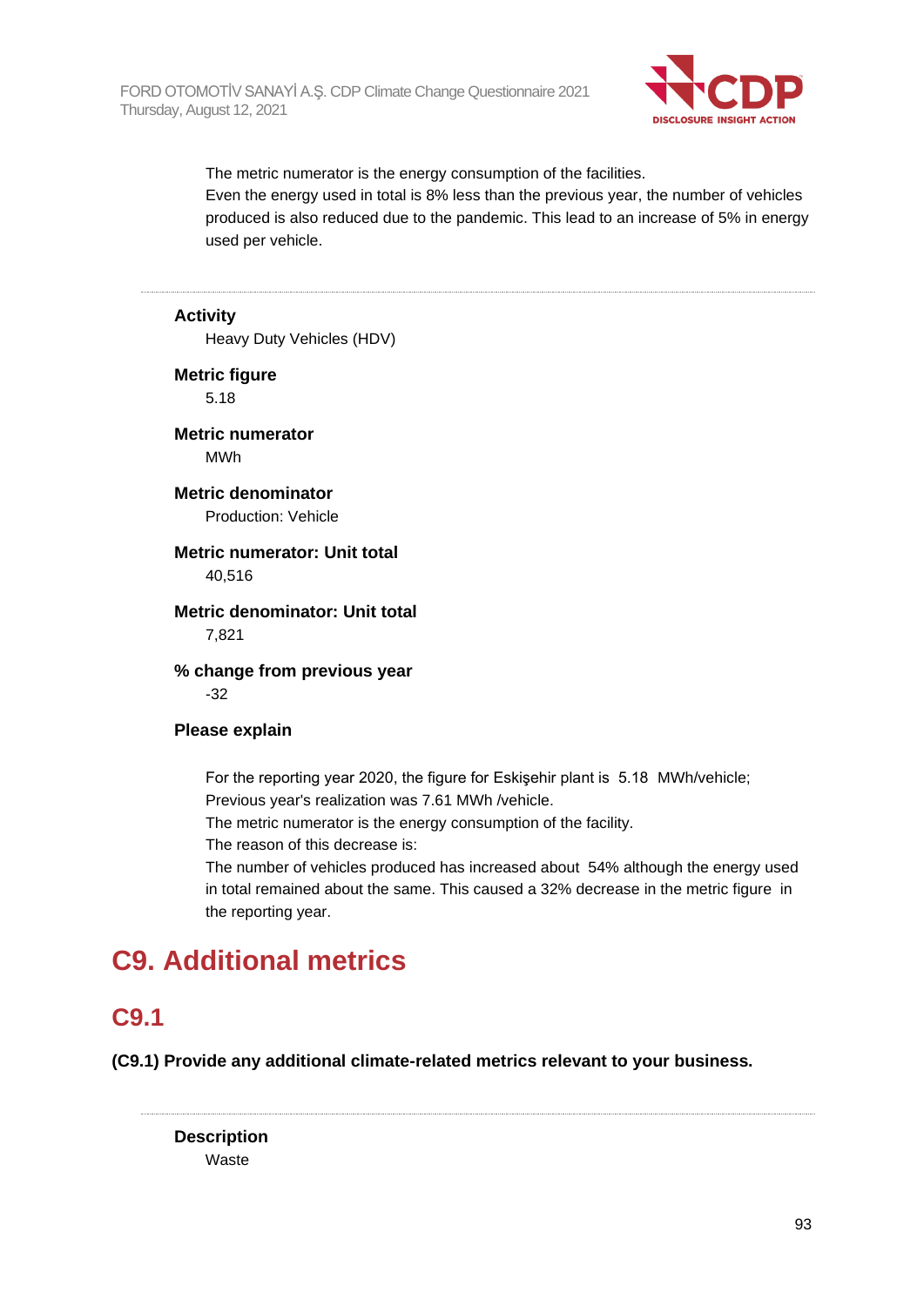The metric numerator is the energy consumption of the facilities.
Even the energy used in total is 8% less than the previous year, the number of vehicles produced is also reduced due to the pandemic. This lead to an increase of 5% in energy used per vehicle.

---

**Activity**
Heavy Duty Vehicles (HDV)

**Metric figure**
5.18

**Metric numerator**
MWh

**Metric denominator**
Production: Vehicle

**Metric numerator: Unit total**
40,516

**Metric denominator: Unit total**
7,821

**% change from previous year**
-32

**Please explain**

For the reporting year 2020, the figure for Eskişehir plant is 5.18 MWh/vehicle;
Previous year's realization was 7.61 MWh /vehicle.
The metric numerator is the energy consumption of the facility.
The reason of this decrease is:
The number of vehicles produced has increased about 54% although the energy used in total remained about the same. This caused a 32% decrease in the metric figure in the reporting year.

# C9. Additional metrics

## C9.1

**(C9.1) Provide any additional climate-related metrics relevant to your business.**

---

**Description**
Waste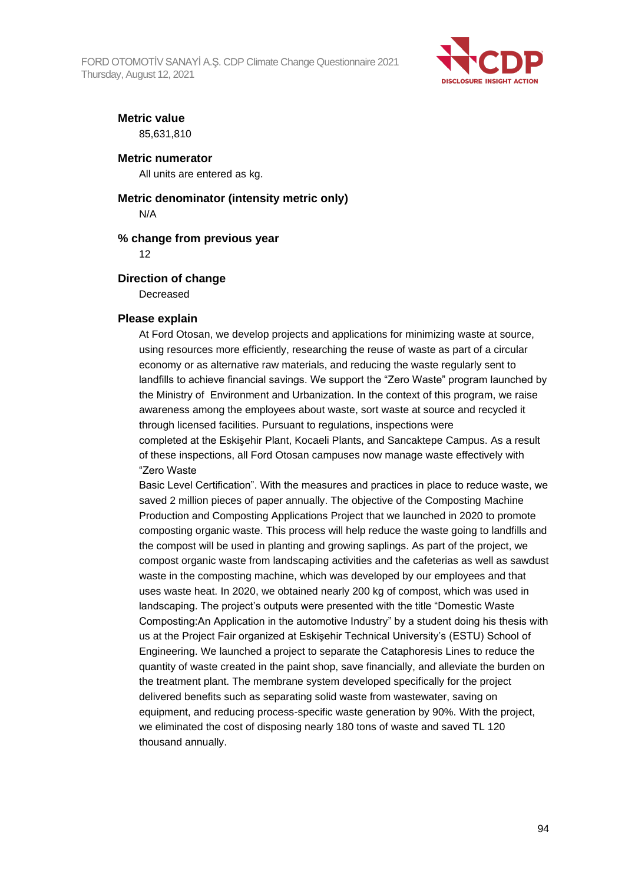**Metric value**

85,631,810

**Metric numerator**

All units are entered as kg.

**Metric denominator (intensity metric only)**

N/A

**% change from previous year**

12

**Direction of change**

Decreased

**Please explain**

At Ford Otosan, we develop projects and applications for minimizing waste at source, using resources more efficiently, researching the reuse of waste as part of a circular economy or as alternative raw materials, and reducing the waste regularly sent to landfills to achieve financial savings. We support the "Zero Waste" program launched by the Ministry of Environment and Urbanization. In the context of this program, we raise awareness among the employees about waste, sort waste at source and recycled it through licensed facilities. Pursuant to regulations, inspections were completed at the Eskişehir Plant, Kocaeli Plants, and Sancaktepe Campus. As a result of these inspections, all Ford Otosan campuses now manage waste effectively with "Zero Waste Basic Level Certification". With the measures and practices in place to reduce waste, we saved 2 million pieces of paper annually. The objective of the Composting Machine Production and Composting Applications Project that we launched in 2020 to promote composting organic waste. This process will help reduce the waste going to landfills and the compost will be used in planting and growing saplings. As part of the project, we compost organic waste from landscaping activities and the cafeterias as well as sawdust waste in the composting machine, which was developed by our employees and that uses waste heat. In 2020, we obtained nearly 200 kg of compost, which was used in landscaping. The project's outputs were presented with the title "Domestic Waste Composting:An Application in the automotive Industry" by a student doing his thesis with us at the Project Fair organized at Eskişehir Technical University's (ESTU) School of Engineering. We launched a project to separate the Cataphoresis Lines to reduce the quantity of waste created in the paint shop, save financially, and alleviate the burden on the treatment plant. The membrane system developed specifically for the project delivered benefits such as separating solid waste from wastewater, saving on equipment, and reducing process-specific waste generation by 90%. With the project, we eliminated the cost of disposing nearly 180 tons of waste and saved TL 120 thousand annually.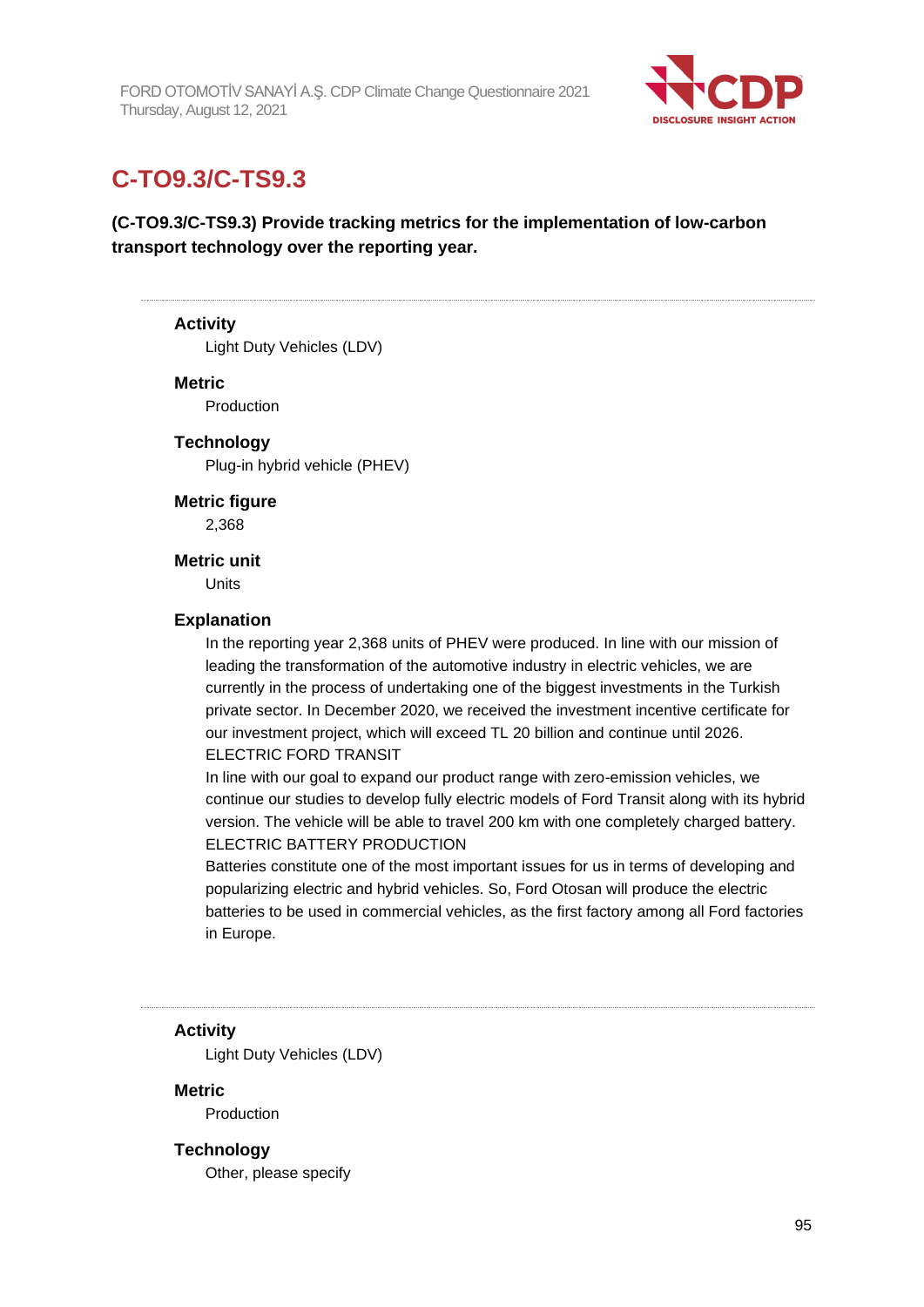## C-TO9.3/C-TS9.3

**(C-TO9.3/C-TS9.3) Provide tracking metrics for the implementation of low-carbon transport technology over the reporting year.**

---

**Activity**

Light Duty Vehicles (LDV)

**Metric**

Production

**Technology**

Plug-in hybrid vehicle (PHEV)

**Metric figure**

2,368

**Metric unit**

Units

**Explanation**

In the reporting year 2,368 units of PHEV were produced. In line with our mission of leading the transformation of the automotive industry in electric vehicles, we are currently in the process of undertaking one of the biggest investments in the Turkish private sector. In December 2020, we received the investment incentive certificate for our investment project, which will exceed TL 20 billion and continue until 2026.
ELECTRIC FORD TRANSIT
In line with our goal to expand our product range with zero-emission vehicles, we continue our studies to develop fully electric models of Ford Transit along with its hybrid version. The vehicle will be able to travel 200 km with one completely charged battery.
ELECTRIC BATTERY PRODUCTION
Batteries constitute one of the most important issues for us in terms of developing and popularizing electric and hybrid vehicles. So, Ford Otosan will produce the electric batteries to be used in commercial vehicles, as the first factory among all Ford factories in Europe.

---

**Activity**

Light Duty Vehicles (LDV)

**Metric**

Production

**Technology**

Other, please specify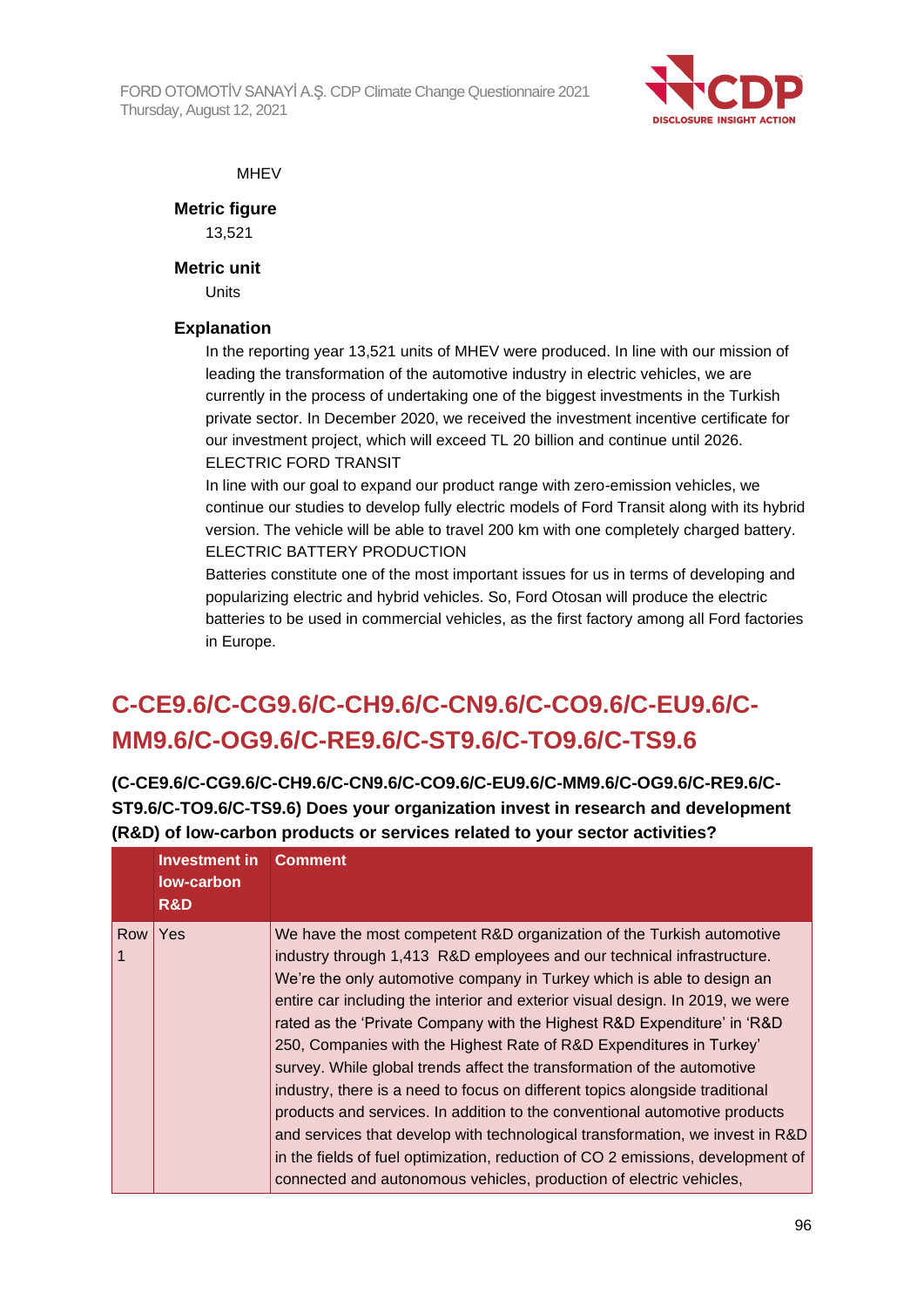MHEV

**Metric figure**

13,521

**Metric unit**

Units

**Explanation**

In the reporting year 13,521 units of MHEV were produced. In line with our mission of leading the transformation of the automotive industry in electric vehicles, we are currently in the process of undertaking one of the biggest investments in the Turkish private sector. In December 2020, we received the investment incentive certificate for our investment project, which will exceed TL 20 billion and continue until 2026.
ELECTRIC FORD TRANSIT
In line with our goal to expand our product range with zero-emission vehicles, we continue our studies to develop fully electric models of Ford Transit along with its hybrid version. The vehicle will be able to travel 200 km with one completely charged battery.
ELECTRIC BATTERY PRODUCTION
Batteries constitute one of the most important issues for us in terms of developing and popularizing electric and hybrid vehicles. So, Ford Otosan will produce the electric batteries to be used in commercial vehicles, as the first factory among all Ford factories in Europe.

## C-CE9.6/C-CG9.6/C-CH9.6/C-CN9.6/C-CO9.6/C-EU9.6/C-MM9.6/C-OG9.6/C-RE9.6/C-ST9.6/C-TO9.6/C-TS9.6

**(C-CE9.6/C-CG9.6/C-CH9.6/C-CN9.6/C-CO9.6/C-EU9.6/C-MM9.6/C-OG9.6/C-RE9.6/C-ST9.6/C-TO9.6/C-TS9.6) Does your organization invest in research and development (R&D) of low-carbon products or services related to your sector activities?**

| | Investment in low-carbon R&D | Comment |
|---|---|---|
| Row 1 | Yes | We have the most competent R&D organization of the Turkish automotive industry through 1,413 R&D employees and our technical infrastructure. We're the only automotive company in Turkey which is able to design an entire car including the interior and exterior visual design. In 2019, we were rated as the 'Private Company with the Highest R&D Expenditure' in 'R&D 250, Companies with the Highest Rate of R&D Expenditures in Turkey' survey. While global trends affect the transformation of the automotive industry, there is a need to focus on different topics alongside traditional products and services. In addition to the conventional automotive products and services that develop with technological transformation, we invest in R&D in the fields of fuel optimization, reduction of $CO_2$ emissions, development of connected and autonomous vehicles, production of electric vehicles, |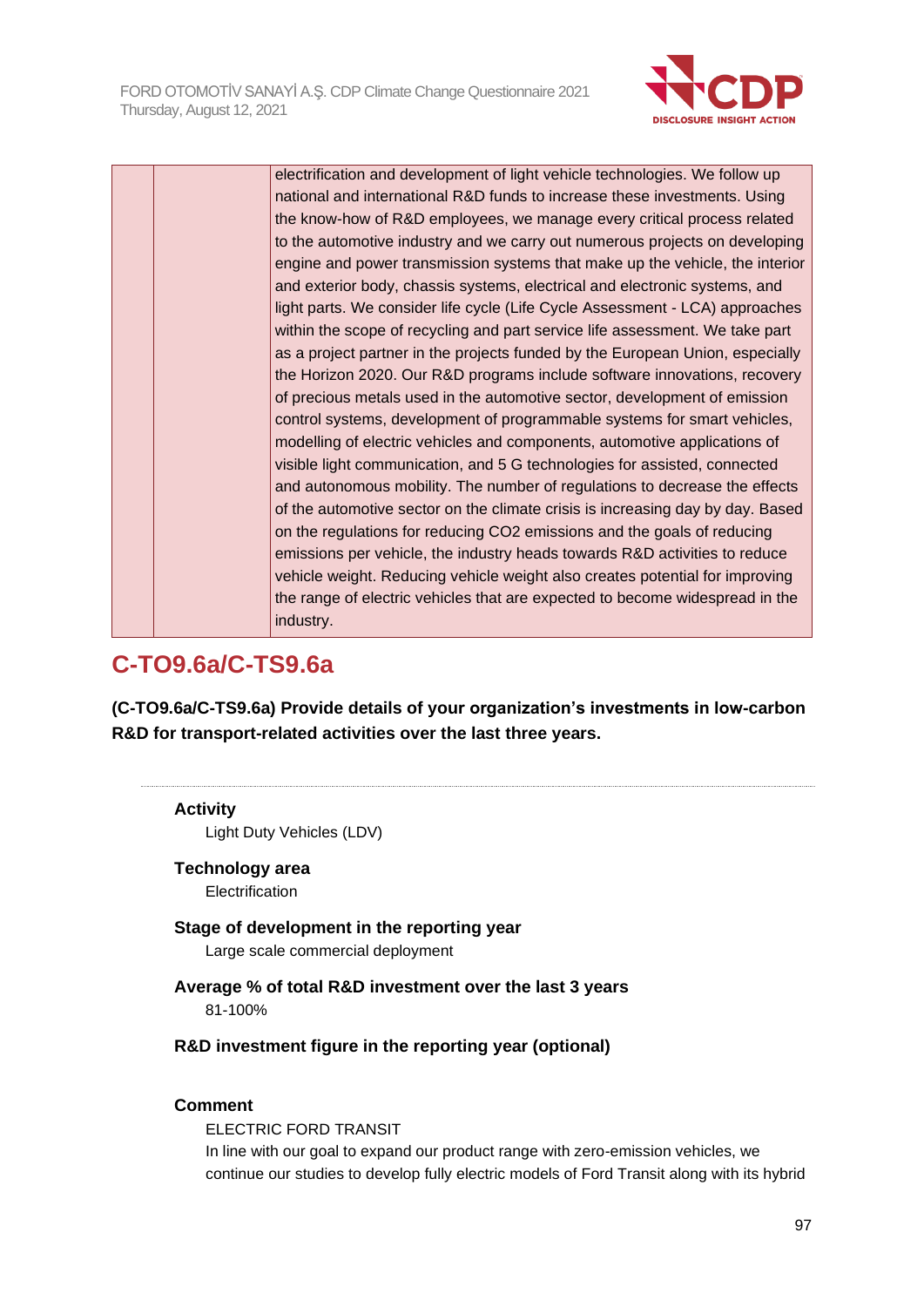| | | electrification and development of light vehicle technologies. We follow up national and international R&D funds to increase these investments. Using the know-how of R&D employees, we manage every critical process related to the automotive industry and we carry out numerous projects on developing engine and power transmission systems that make up the vehicle, the interior and exterior body, chassis systems, electrical and electronic systems, and light parts. We consider life cycle (Life Cycle Assessment - LCA) approaches within the scope of recycling and part service life assessment. We take part as a project partner in the projects funded by the European Union, especially the Horizon 2020. Our R&D programs include software innovations, recovery of precious metals used in the automotive sector, development of emission control systems, development of programmable systems for smart vehicles, modelling of electric vehicles and components, automotive applications of visible light communication, and 5 G technologies for assisted, connected and autonomous mobility. The number of regulations to decrease the effects of the automotive sector on the climate crisis is increasing day by day. Based on the regulations for reducing CO2 emissions and the goals of reducing emissions per vehicle, the industry heads towards R&D activities to reduce vehicle weight. Reducing vehicle weight also creates potential for improving the range of electric vehicles that are expected to become widespread in the industry. |
|---|---|---|

## C-TO9.6a/C-TS9.6a

**(C-TO9.6a/C-TS9.6a) Provide details of your organization's investments in low-carbon R&D for transport-related activities over the last three years.**

**Activity**
Light Duty Vehicles (LDV)

**Technology area**
Electrification

**Stage of development in the reporting year**
Large scale commercial deployment

**Average % of total R&D investment over the last 3 years**
81-100%

**R&D investment figure in the reporting year (optional)**

**Comment**
ELECTRIC FORD TRANSIT
In line with our goal to expand our product range with zero-emission vehicles, we continue our studies to develop fully electric models of Ford Transit along with its hybrid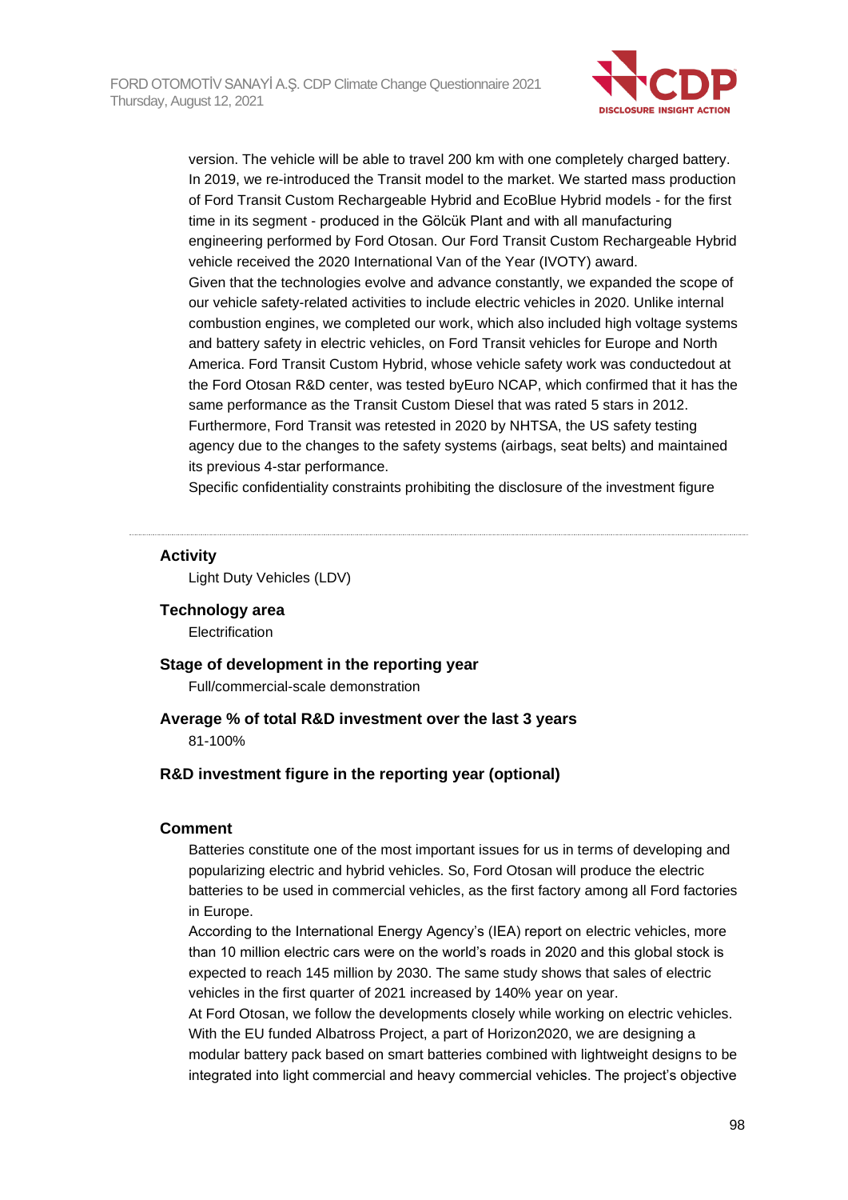version. The vehicle will be able to travel 200 km with one completely charged battery. In 2019, we re-introduced the Transit model to the market. We started mass production of Ford Transit Custom Rechargeable Hybrid and EcoBlue Hybrid models - for the first time in its segment - produced in the Gölcük Plant and with all manufacturing engineering performed by Ford Otosan. Our Ford Transit Custom Rechargeable Hybrid vehicle received the 2020 International Van of the Year (IVOTY) award.
Given that the technologies evolve and advance constantly, we expanded the scope of our vehicle safety-related activities to include electric vehicles in 2020. Unlike internal combustion engines, we completed our work, which also included high voltage systems and battery safety in electric vehicles, on Ford Transit vehicles for Europe and North America. Ford Transit Custom Hybrid, whose vehicle safety work was conductedout at the Ford Otosan R&D center, was tested byEuro NCAP, which confirmed that it has the same performance as the Transit Custom Diesel that was rated 5 stars in 2012. Furthermore, Ford Transit was retested in 2020 by NHTSA, the US safety testing agency due to the changes to the safety systems (airbags, seat belts) and maintained its previous 4-star performance.
Specific confidentiality constraints prohibiting the disclosure of the investment figure

---

**Activity**

Light Duty Vehicles (LDV)

**Technology area**

Electrification

**Stage of development in the reporting year**

Full/commercial-scale demonstration

**Average % of total R&D investment over the last 3 years**

81-100%

**R&D investment figure in the reporting year (optional)**

**Comment**

Batteries constitute one of the most important issues for us in terms of developing and popularizing electric and hybrid vehicles. So, Ford Otosan will produce the electric batteries to be used in commercial vehicles, as the first factory among all Ford factories in Europe.
According to the International Energy Agency's (IEA) report on electric vehicles, more than 10 million electric cars were on the world's roads in 2020 and this global stock is expected to reach 145 million by 2030. The same study shows that sales of electric vehicles in the first quarter of 2021 increased by 140% year on year.
At Ford Otosan, we follow the developments closely while working on electric vehicles. With the EU funded Albatross Project, a part of Horizon2020, we are designing a modular battery pack based on smart batteries combined with lightweight designs to be integrated into light commercial and heavy commercial vehicles. The project's objective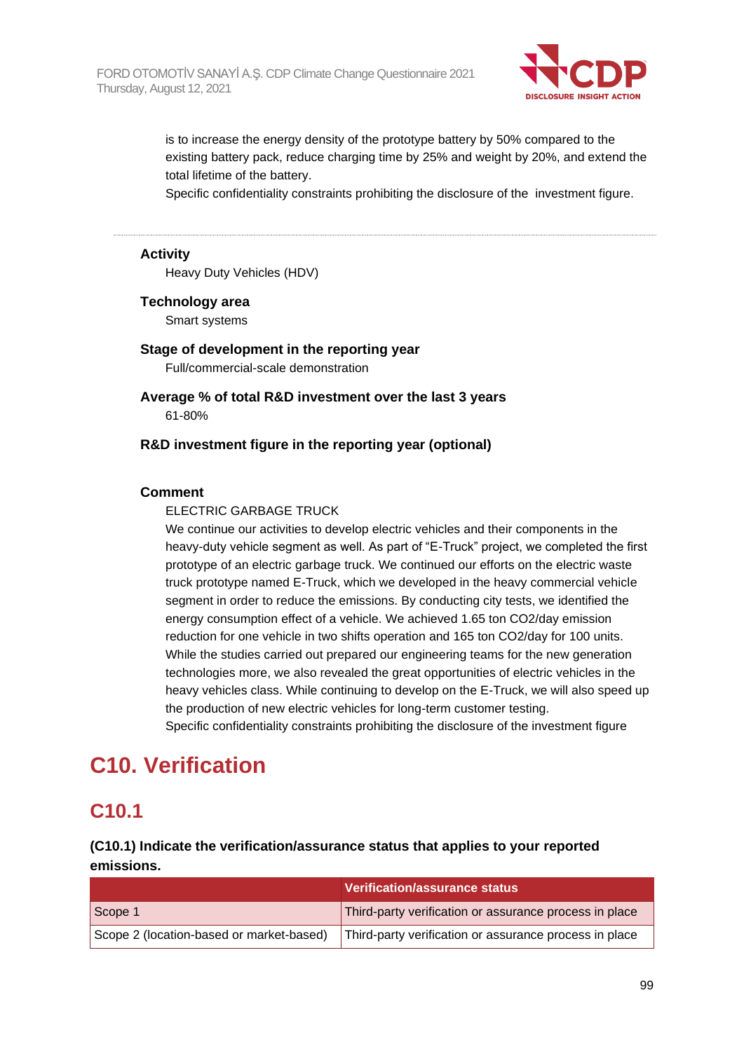is to increase the energy density of the prototype battery by 50% compared to the existing battery pack, reduce charging time by 25% and weight by 20%, and extend the total lifetime of the battery.
Specific confidentiality constraints prohibiting the disclosure of the investment figure.

---

**Activity**
Heavy Duty Vehicles (HDV)

**Technology area**
Smart systems

**Stage of development in the reporting year**
Full/commercial-scale demonstration

**Average % of total R&D investment over the last 3 years**
61-80%

**R&D investment figure in the reporting year (optional)**

**Comment**
ELECTRIC GARBAGE TRUCK
We continue our activities to develop electric vehicles and their components in the heavy-duty vehicle segment as well. As part of "E-Truck" project, we completed the first prototype of an electric garbage truck. We continued our efforts on the electric waste truck prototype named E-Truck, which we developed in the heavy commercial vehicle segment in order to reduce the emissions. By conducting city tests, we identified the energy consumption effect of a vehicle. We achieved 1.65 ton $CO_2$/day emission reduction for one vehicle in two shifts operation and 165 ton $CO_2$/day for 100 units. While the studies carried out prepared our engineering teams for the new generation technologies more, we also revealed the great opportunities of electric vehicles in the heavy vehicles class. While continuing to develop on the E-Truck, we will also speed up the production of new electric vehicles for long-term customer testing.
Specific confidentiality constraints prohibiting the disclosure of the investment figure

# C10. Verification

## C10.1

**(C10.1) Indicate the verification/assurance status that applies to your reported emissions.**

| | Verification/assurance status |
|---|---|
| Scope 1 | Third-party verification or assurance process in place |
| Scope 2 (location-based or market-based) | Third-party verification or assurance process in place |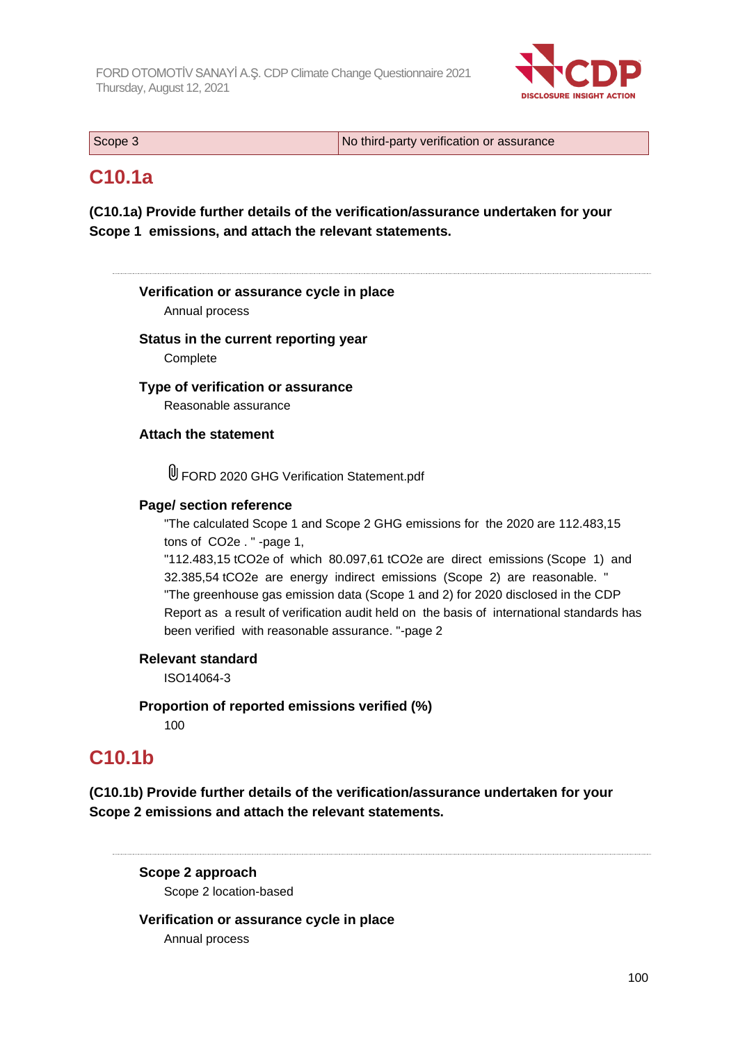| Scope 3 | No third-party verification or assurance |
|---|---|

## C10.1a

**(C10.1a) Provide further details of the verification/assurance undertaken for your Scope 1 emissions, and attach the relevant statements.**

**Verification or assurance cycle in place**

Annual process

**Status in the current reporting year**

Complete

**Type of verification or assurance**

Reasonable assurance

**Attach the statement**

FORD 2020 GHG Verification Statement.pdf

**Page/ section reference**

"The calculated Scope 1 and Scope 2 GHG emissions for the 2020 are 112.483,15 tons of CO2e . " -page 1,
"112.483,15 tCO2e of which 80.097,61 tCO2e are direct emissions (Scope 1) and 32.385,54 tCO2e are energy indirect emissions (Scope 2) are reasonable. "
"The greenhouse gas emission data (Scope 1 and 2) for 2020 disclosed in the CDP Report as a result of verification audit held on the basis of international standards has been verified with reasonable assurance. "-page 2

**Relevant standard**

ISO14064-3

**Proportion of reported emissions verified (%)**

100

## C10.1b

**(C10.1b) Provide further details of the verification/assurance undertaken for your Scope 2 emissions and attach the relevant statements.**

**Scope 2 approach**

Scope 2 location-based

**Verification or assurance cycle in place**

Annual process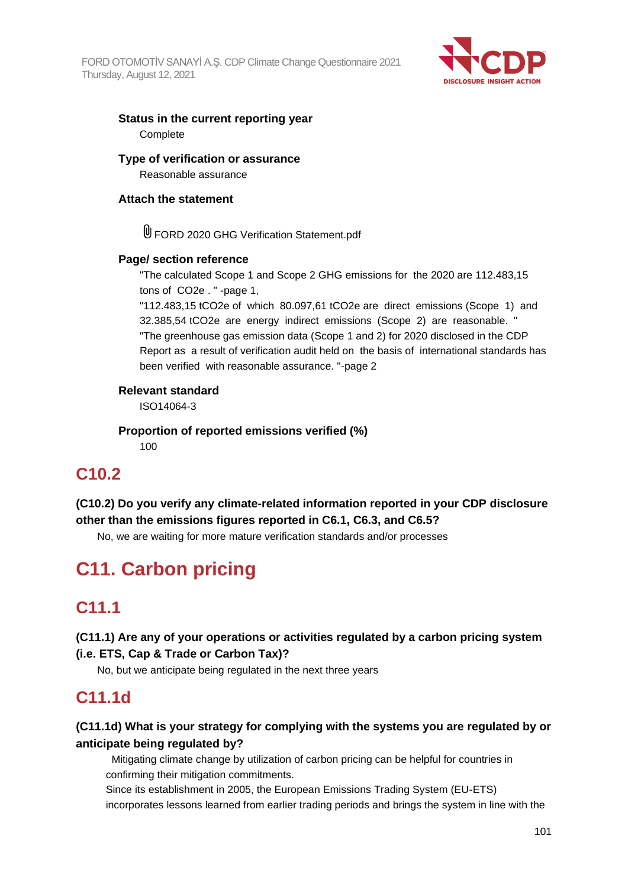**Status in the current reporting year**

Complete

**Type of verification or assurance**

Reasonable assurance

**Attach the statement**

FORD 2020 GHG Verification Statement.pdf

**Page/ section reference**

"The calculated Scope 1 and Scope 2 GHG emissions for the 2020 are 112.483,15 tons of CO2e . " -page 1,

"112.483,15 tCO2e of which 80.097,61 tCO2e are direct emissions (Scope 1) and 32.385,54 tCO2e are energy indirect emissions (Scope 2) are reasonable. "

"The greenhouse gas emission data (Scope 1 and 2) for 2020 disclosed in the CDP Report as a result of verification audit held on the basis of international standards has been verified with reasonable assurance. "-page 2

**Relevant standard**

ISO14064-3

**Proportion of reported emissions verified (%)**

100

## C10.2

**(C10.2) Do you verify any climate-related information reported in your CDP disclosure other than the emissions figures reported in C6.1, C6.3, and C6.5?**

No, we are waiting for more mature verification standards and/or processes

# C11. Carbon pricing

## C11.1

**(C11.1) Are any of your operations or activities regulated by a carbon pricing system (i.e. ETS, Cap & Trade or Carbon Tax)?**

No, but we anticipate being regulated in the next three years

## C11.1d

**(C11.1d) What is your strategy for complying with the systems you are regulated by or anticipate being regulated by?**

Mitigating climate change by utilization of carbon pricing can be helpful for countries in confirming their mitigation commitments.

Since its establishment in 2005, the European Emissions Trading System (EU-ETS) incorporates lessons learned from earlier trading periods and brings the system in line with the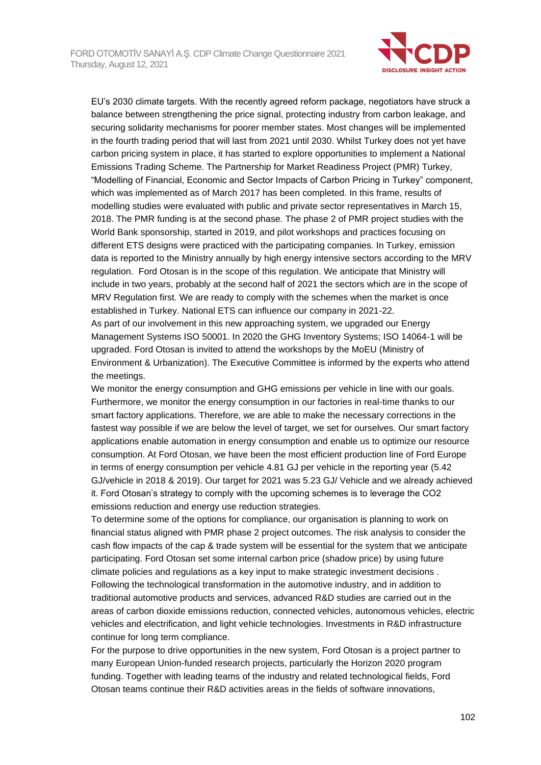EU's 2030 climate targets. With the recently agreed reform package, negotiators have struck a balance between strengthening the price signal, protecting industry from carbon leakage, and securing solidarity mechanisms for poorer member states. Most changes will be implemented in the fourth trading period that will last from 2021 until 2030. Whilst Turkey does not yet have carbon pricing system in place, it has started to explore opportunities to implement a National Emissions Trading Scheme. The Partnership for Market Readiness Project (PMR) Turkey, "Modelling of Financial, Economic and Sector Impacts of Carbon Pricing in Turkey" component, which was implemented as of March 2017 has been completed. In this frame, results of modelling studies were evaluated with public and private sector representatives in March 15, 2018. The PMR funding is at the second phase. The phase 2 of PMR project studies with the World Bank sponsorship, started in 2019, and pilot workshops and practices focusing on different ETS designs were practiced with the participating companies. In Turkey, emission data is reported to the Ministry annually by high energy intensive sectors according to the MRV regulation. Ford Otosan is in the scope of this regulation. We anticipate that Ministry will include in two years, probably at the second half of 2021 the sectors which are in the scope of MRV Regulation first. We are ready to comply with the schemes when the market is once established in Turkey. National ETS can influence our company in 2021-22.
As part of our involvement in this new approaching system, we upgraded our Energy Management Systems ISO 50001. In 2020 the GHG Inventory Systems; ISO 14064-1 will be upgraded. Ford Otosan is invited to attend the workshops by the MoEU (Ministry of Environment & Urbanization). The Executive Committee is informed by the experts who attend the meetings.
We monitor the energy consumption and GHG emissions per vehicle in line with our goals. Furthermore, we monitor the energy consumption in our factories in real-time thanks to our smart factory applications. Therefore, we are able to make the necessary corrections in the fastest way possible if we are below the level of target, we set for ourselves. Our smart factory applications enable automation in energy consumption and enable us to optimize our resource consumption. At Ford Otosan, we have been the most efficient production line of Ford Europe in terms of energy consumption per vehicle 4.81 GJ per vehicle in the reporting year (5.42 GJ/vehicle in 2018 & 2019). Our target for 2021 was 5.23 GJ/ Vehicle and we already achieved it. Ford Otosan's strategy to comply with the upcoming schemes is to leverage the CO2 emissions reduction and energy use reduction strategies.
To determine some of the options for compliance, our organisation is planning to work on financial status aligned with PMR phase 2 project outcomes. The risk analysis to consider the cash flow impacts of the cap & trade system will be essential for the system that we anticipate participating. Ford Otosan set some internal carbon price (shadow price) by using future climate policies and regulations as a key input to make strategic investment decisions .
Following the technological transformation in the automotive industry, and in addition to traditional automotive products and services, advanced R&D studies are carried out in the areas of carbon dioxide emissions reduction, connected vehicles, autonomous vehicles, electric vehicles and electrification, and light vehicle technologies. Investments in R&D infrastructure continue for long term compliance.
For the purpose to drive opportunities in the new system, Ford Otosan is a project partner to many European Union-funded research projects, particularly the Horizon 2020 program funding. Together with leading teams of the industry and related technological fields, Ford Otosan teams continue their R&D activities areas in the fields of software innovations,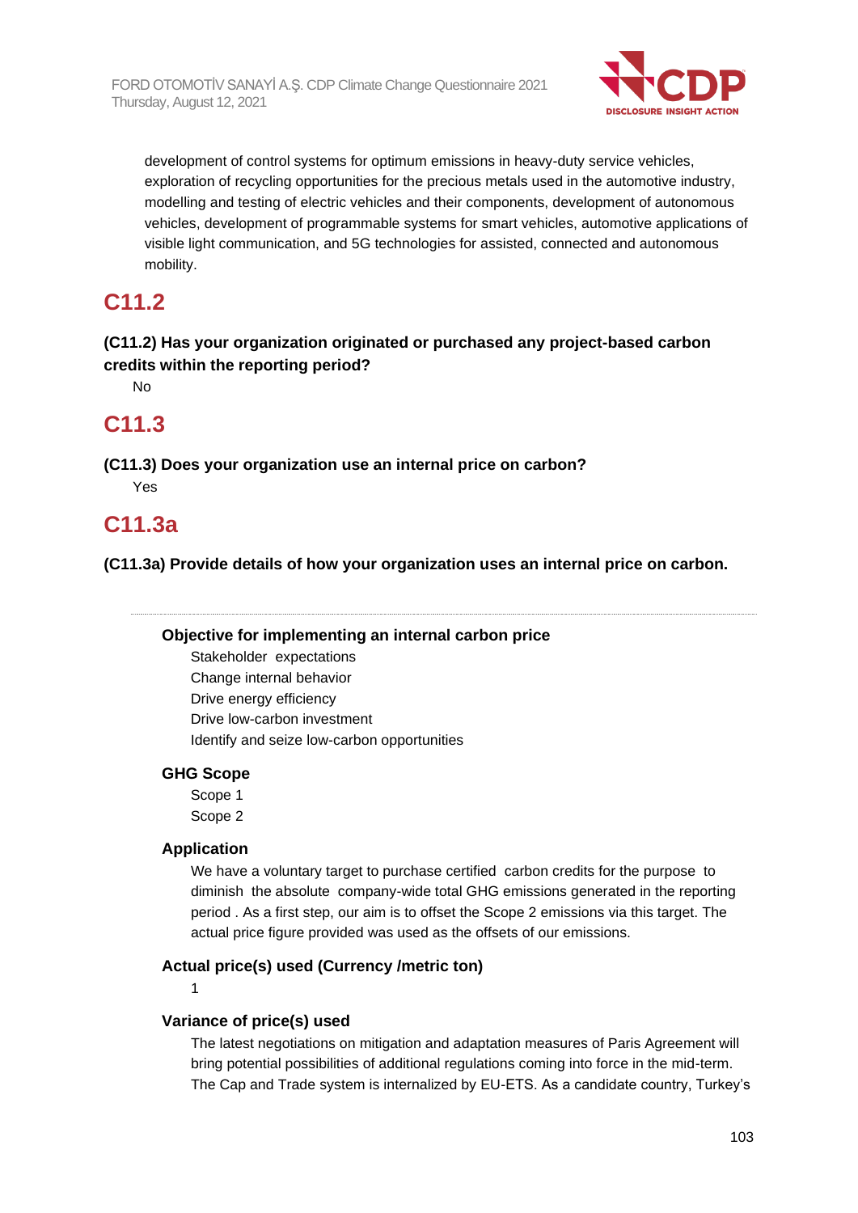development of control systems for optimum emissions in heavy-duty service vehicles, exploration of recycling opportunities for the precious metals used in the automotive industry, modelling and testing of electric vehicles and their components, development of autonomous vehicles, development of programmable systems for smart vehicles, automotive applications of visible light communication, and 5G technologies for assisted, connected and autonomous mobility.

## C11.2

**(C11.2) Has your organization originated or purchased any project-based carbon credits within the reporting period?**

No

## C11.3

**(C11.3) Does your organization use an internal price on carbon?**

Yes

## C11.3a

**(C11.3a) Provide details of how your organization uses an internal price on carbon.**

---

**Objective for implementing an internal carbon price**

Stakeholder expectations
Change internal behavior
Drive energy efficiency
Drive low-carbon investment
Identify and seize low-carbon opportunities

**GHG Scope**

Scope 1
Scope 2

**Application**

We have a voluntary target to purchase certified carbon credits for the purpose to diminish the absolute company-wide total GHG emissions generated in the reporting period . As a first step, our aim is to offset the Scope 2 emissions via this target. The actual price figure provided was used as the offsets of our emissions.

**Actual price(s) used (Currency /metric ton)**

1

**Variance of price(s) used**

The latest negotiations on mitigation and adaptation measures of Paris Agreement will bring potential possibilities of additional regulations coming into force in the mid-term. The Cap and Trade system is internalized by EU-ETS. As a candidate country, Turkey's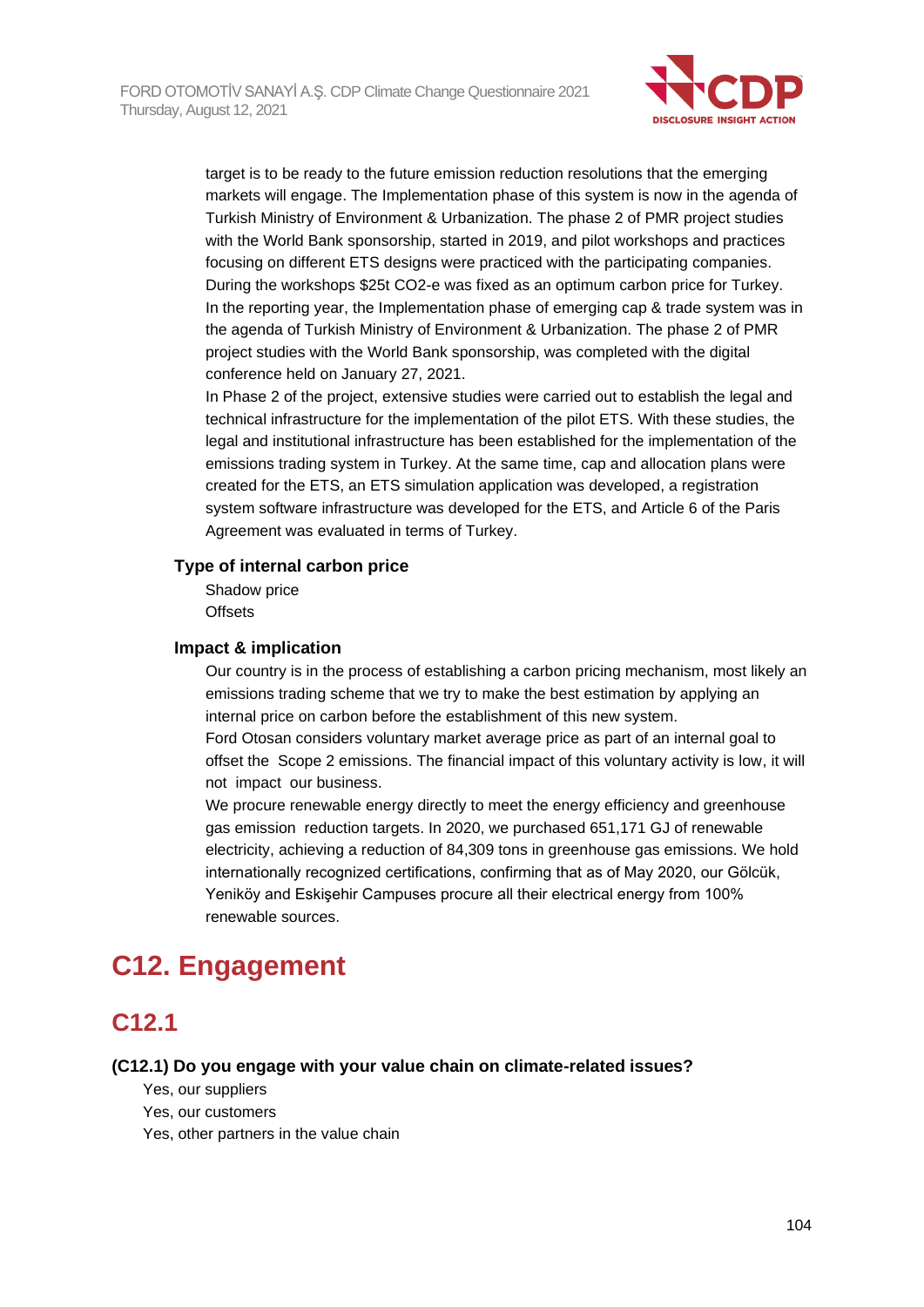target is to be ready to the future emission reduction resolutions that the emerging markets will engage. The Implementation phase of this system is now in the agenda of Turkish Ministry of Environment & Urbanization. The phase 2 of PMR project studies with the World Bank sponsorship, started in 2019, and pilot workshops and practices focusing on different ETS designs were practiced with the participating companies. During the workshops \$25t CO2-e was fixed as an optimum carbon price for Turkey. In the reporting year, the Implementation phase of emerging cap & trade system was in the agenda of Turkish Ministry of Environment & Urbanization. The phase 2 of PMR project studies with the World Bank sponsorship, was completed with the digital conference held on January 27, 2021.
In Phase 2 of the project, extensive studies were carried out to establish the legal and technical infrastructure for the implementation of the pilot ETS. With these studies, the legal and institutional infrastructure has been established for the implementation of the emissions trading system in Turkey. At the same time, cap and allocation plans were created for the ETS, an ETS simulation application was developed, a registration system software infrastructure was developed for the ETS, and Article 6 of the Paris Agreement was evaluated in terms of Turkey.

### Type of internal carbon price

Shadow price
Offsets

### Impact & implication

Our country is in the process of establishing a carbon pricing mechanism, most likely an emissions trading scheme that we try to make the best estimation by applying an internal price on carbon before the establishment of this new system.
Ford Otosan considers voluntary market average price as part of an internal goal to offset the Scope 2 emissions. The financial impact of this voluntary activity is low, it will not impact our business.
We procure renewable energy directly to meet the energy efficiency and greenhouse gas emission reduction targets. In 2020, we purchased 651,171 GJ of renewable electricity, achieving a reduction of 84,309 tons in greenhouse gas emissions. We hold internationally recognized certifications, confirming that as of May 2020, our Gölcük, Yeniköy and Eskişehir Campuses procure all their electrical energy from 100% renewable sources.

# C12. Engagement

## C12.1

**(C12.1) Do you engage with your value chain on climate-related issues?**

Yes, our suppliers
Yes, our customers
Yes, other partners in the value chain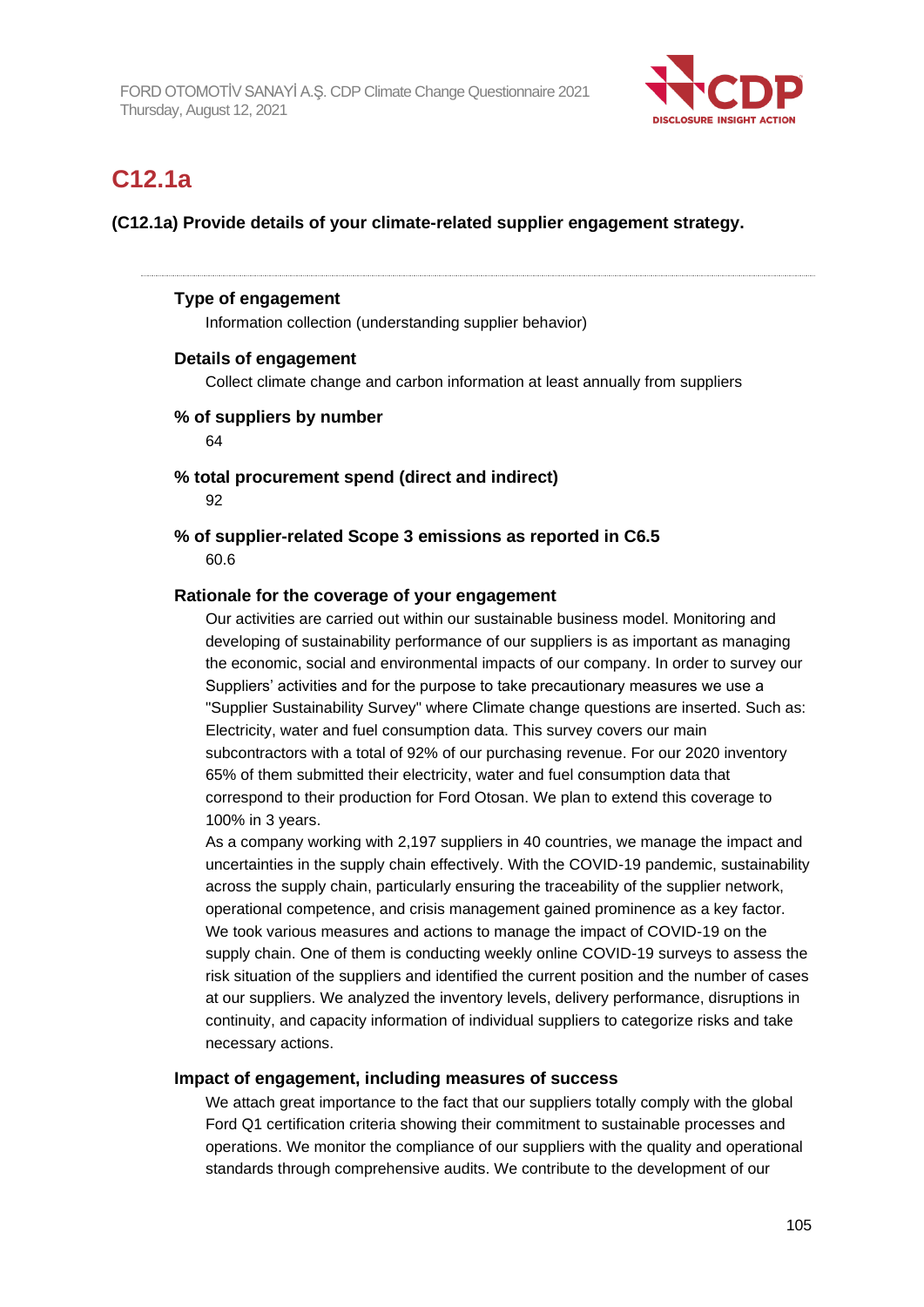# C12.1a

**(C12.1a) Provide details of your climate-related supplier engagement strategy.**

**Type of engagement**

Information collection (understanding supplier behavior)

**Details of engagement**

Collect climate change and carbon information at least annually from suppliers

**% of suppliers by number**

64

**% total procurement spend (direct and indirect)**

92

**% of supplier-related Scope 3 emissions as reported in C6.5**

60.6

**Rationale for the coverage of your engagement**

Our activities are carried out within our sustainable business model. Monitoring and developing of sustainability performance of our suppliers is as important as managing the economic, social and environmental impacts of our company. In order to survey our Suppliers' activities and for the purpose to take precautionary measures we use a "Supplier Sustainability Survey" where Climate change questions are inserted. Such as: Electricity, water and fuel consumption data. This survey covers our main subcontractors with a total of 92% of our purchasing revenue. For our 2020 inventory 65% of them submitted their electricity, water and fuel consumption data that correspond to their production for Ford Otosan. We plan to extend this coverage to 100% in 3 years.

As a company working with 2,197 suppliers in 40 countries, we manage the impact and uncertainties in the supply chain effectively. With the COVID-19 pandemic, sustainability across the supply chain, particularly ensuring the traceability of the supplier network, operational competence, and crisis management gained prominence as a key factor. We took various measures and actions to manage the impact of COVID-19 on the supply chain. One of them is conducting weekly online COVID-19 surveys to assess the risk situation of the suppliers and identified the current position and the number of cases at our suppliers. We analyzed the inventory levels, delivery performance, disruptions in continuity, and capacity information of individual suppliers to categorize risks and take necessary actions.

**Impact of engagement, including measures of success**

We attach great importance to the fact that our suppliers totally comply with the global Ford Q1 certification criteria showing their commitment to sustainable processes and operations. We monitor the compliance of our suppliers with the quality and operational standards through comprehensive audits. We contribute to the development of our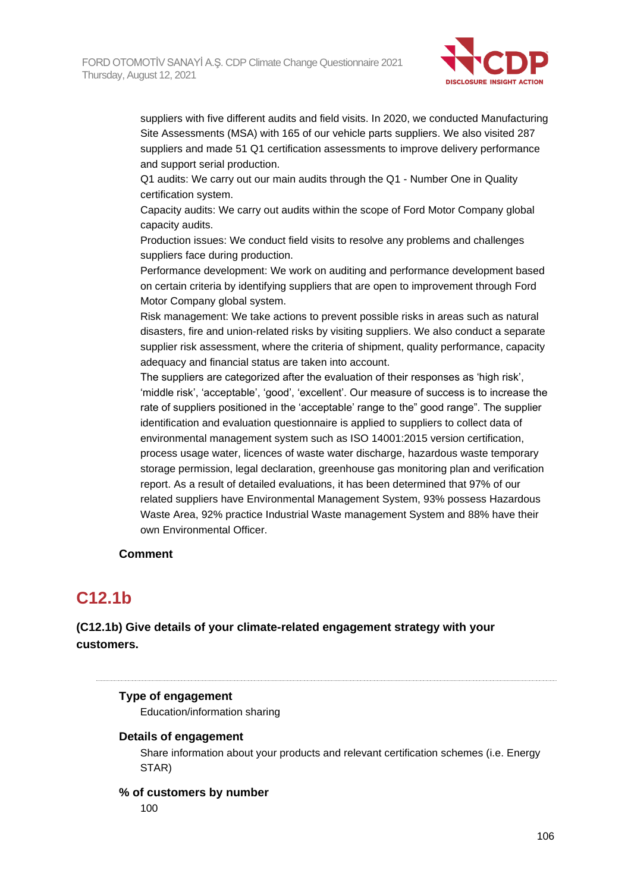suppliers with five different audits and field visits. In 2020, we conducted Manufacturing Site Assessments (MSA) with 165 of our vehicle parts suppliers. We also visited 287 suppliers and made 51 Q1 certification assessments to improve delivery performance and support serial production.

Q1 audits: We carry out our main audits through the Q1 - Number One in Quality certification system.

Capacity audits: We carry out audits within the scope of Ford Motor Company global capacity audits.

Production issues: We conduct field visits to resolve any problems and challenges suppliers face during production.

Performance development: We work on auditing and performance development based on certain criteria by identifying suppliers that are open to improvement through Ford Motor Company global system.

Risk management: We take actions to prevent possible risks in areas such as natural disasters, fire and union-related risks by visiting suppliers. We also conduct a separate supplier risk assessment, where the criteria of shipment, quality performance, capacity adequacy and financial status are taken into account.

The suppliers are categorized after the evaluation of their responses as 'high risk', 'middle risk', 'acceptable', 'good', 'excellent'. Our measure of success is to increase the rate of suppliers positioned in the 'acceptable' range to the" good range". The supplier identification and evaluation questionnaire is applied to suppliers to collect data of environmental management system such as ISO 14001:2015 version certification, process usage water, licences of waste water discharge, hazardous waste temporary storage permission, legal declaration, greenhouse gas monitoring plan and verification report. As a result of detailed evaluations, it has been determined that 97% of our related suppliers have Environmental Management System, 93% possess Hazardous Waste Area, 92% practice Industrial Waste management System and 88% have their own Environmental Officer.

**Comment**

## C12.1b

**(C12.1b) Give details of your climate-related engagement strategy with your customers.**

---

**Type of engagement**

Education/information sharing

**Details of engagement**

Share information about your products and relevant certification schemes (i.e. Energy STAR)

**% of customers by number**

100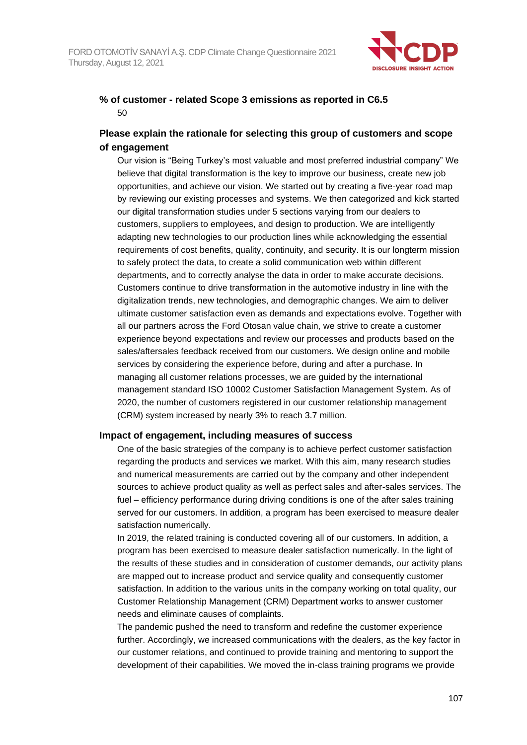**% of customer - related Scope 3 emissions as reported in C6.5**

50

**Please explain the rationale for selecting this group of customers and scope of engagement**

Our vision is "Being Turkey's most valuable and most preferred industrial company" We believe that digital transformation is the key to improve our business, create new job opportunities, and achieve our vision. We started out by creating a five-year road map by reviewing our existing processes and systems. We then categorized and kick started our digital transformation studies under 5 sections varying from our dealers to customers, suppliers to employees, and design to production. We are intelligently adapting new technologies to our production lines while acknowledging the essential requirements of cost benefits, quality, continuity, and security. It is our longterm mission to safely protect the data, to create a solid communication web within different departments, and to correctly analyse the data in order to make accurate decisions. Customers continue to drive transformation in the automotive industry in line with the digitalization trends, new technologies, and demographic changes. We aim to deliver ultimate customer satisfaction even as demands and expectations evolve. Together with all our partners across the Ford Otosan value chain, we strive to create a customer experience beyond expectations and review our processes and products based on the sales/aftersales feedback received from our customers. We design online and mobile services by considering the experience before, during and after a purchase. In managing all customer relations processes, we are guided by the international management standard ISO 10002 Customer Satisfaction Management System. As of 2020, the number of customers registered in our customer relationship management (CRM) system increased by nearly 3% to reach 3.7 million.

**Impact of engagement, including measures of success**

One of the basic strategies of the company is to achieve perfect customer satisfaction regarding the products and services we market. With this aim, many research studies and numerical measurements are carried out by the company and other independent sources to achieve product quality as well as perfect sales and after-sales services. The fuel – efficiency performance during driving conditions is one of the after sales training served for our customers. In addition, a program has been exercised to measure dealer satisfaction numerically.

In 2019, the related training is conducted covering all of our customers. In addition, a program has been exercised to measure dealer satisfaction numerically. In the light of the results of these studies and in consideration of customer demands, our activity plans are mapped out to increase product and service quality and consequently customer satisfaction. In addition to the various units in the company working on total quality, our Customer Relationship Management (CRM) Department works to answer customer needs and eliminate causes of complaints.

The pandemic pushed the need to transform and redefine the customer experience further. Accordingly, we increased communications with the dealers, as the key factor in our customer relations, and continued to provide training and mentoring to support the development of their capabilities. We moved the in-class training programs we provide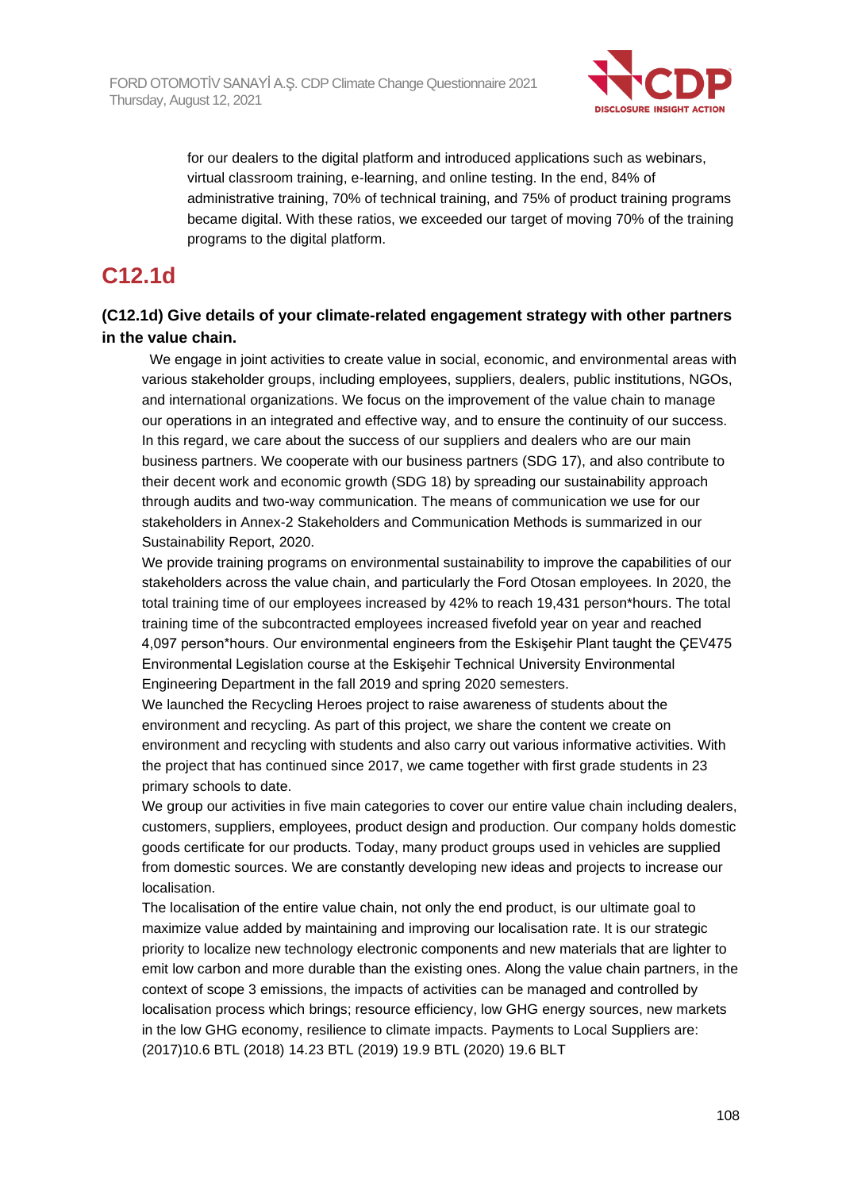for our dealers to the digital platform and introduced applications such as webinars, virtual classroom training, e-learning, and online testing. In the end, 84% of administrative training, 70% of technical training, and 75% of product training programs became digital. With these ratios, we exceeded our target of moving 70% of the training programs to the digital platform.

# C12.1d

### (C12.1d) Give details of your climate-related engagement strategy with other partners in the value chain.

We engage in joint activities to create value in social, economic, and environmental areas with various stakeholder groups, including employees, suppliers, dealers, public institutions, NGOs, and international organizations. We focus on the improvement of the value chain to manage our operations in an integrated and effective way, and to ensure the continuity of our success. In this regard, we care about the success of our suppliers and dealers who are our main business partners. We cooperate with our business partners (SDG 17), and also contribute to their decent work and economic growth (SDG 18) by spreading our sustainability approach through audits and two-way communication. The means of communication we use for our stakeholders in Annex-2 Stakeholders and Communication Methods is summarized in our Sustainability Report, 2020.

We provide training programs on environmental sustainability to improve the capabilities of our stakeholders across the value chain, and particularly the Ford Otosan employees. In 2020, the total training time of our employees increased by 42% to reach 19,431 person*hours. The total training time of the subcontracted employees increased fivefold year on year and reached 4,097 person*hours. Our environmental engineers from the Eskişehir Plant taught the ÇEV475 Environmental Legislation course at the Eskişehir Technical University Environmental Engineering Department in the fall 2019 and spring 2020 semesters.

We launched the Recycling Heroes project to raise awareness of students about the environment and recycling. As part of this project, we share the content we create on environment and recycling with students and also carry out various informative activities. With the project that has continued since 2017, we came together with first grade students in 23 primary schools to date.

We group our activities in five main categories to cover our entire value chain including dealers, customers, suppliers, employees, product design and production. Our company holds domestic goods certificate for our products. Today, many product groups used in vehicles are supplied from domestic sources. We are constantly developing new ideas and projects to increase our localisation.

The localisation of the entire value chain, not only the end product, is our ultimate goal to maximize value added by maintaining and improving our localisation rate. It is our strategic priority to localize new technology electronic components and new materials that are lighter to emit low carbon and more durable than the existing ones. Along the value chain partners, in the context of scope 3 emissions, the impacts of activities can be managed and controlled by localisation process which brings; resource efficiency, low GHG energy sources, new markets in the low GHG economy, resilience to climate impacts. Payments to Local Suppliers are: (2017)10.6 BTL (2018) 14.23 BTL (2019) 19.9 BTL (2020) 19.6 BLT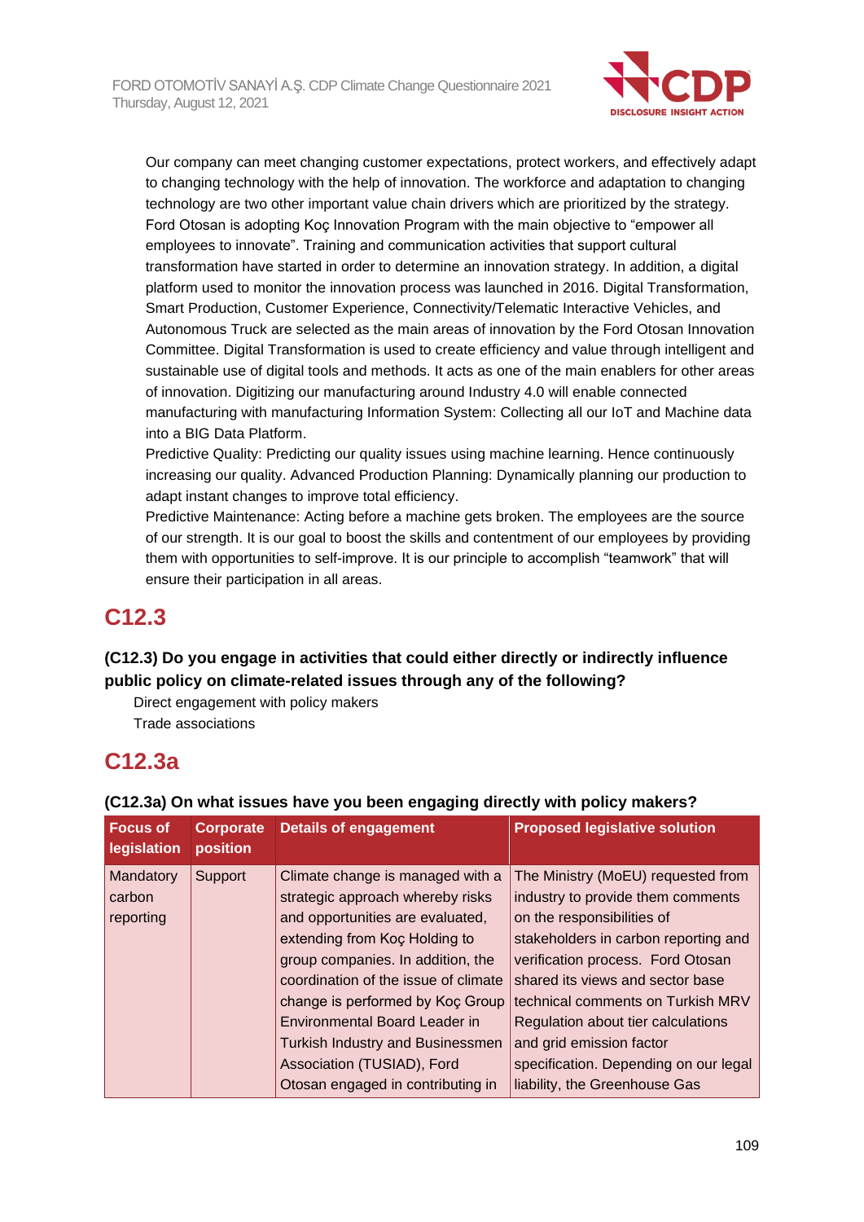Our company can meet changing customer expectations, protect workers, and effectively adapt to changing technology with the help of innovation. The workforce and adaptation to changing technology are two other important value chain drivers which are prioritized by the strategy. Ford Otosan is adopting Koç Innovation Program with the main objective to "empower all employees to innovate". Training and communication activities that support cultural transformation have started in order to determine an innovation strategy. In addition, a digital platform used to monitor the innovation process was launched in 2016. Digital Transformation, Smart Production, Customer Experience, Connectivity/Telematic Interactive Vehicles, and Autonomous Truck are selected as the main areas of innovation by the Ford Otosan Innovation Committee. Digital Transformation is used to create efficiency and value through intelligent and sustainable use of digital tools and methods. It acts as one of the main enablers for other areas of innovation. Digitizing our manufacturing around Industry 4.0 will enable connected manufacturing with manufacturing Information System: Collecting all our IoT and Machine data into a BIG Data Platform.
Predictive Quality: Predicting our quality issues using machine learning. Hence continuously increasing our quality. Advanced Production Planning: Dynamically planning our production to adapt instant changes to improve total efficiency.
Predictive Maintenance: Acting before a machine gets broken. The employees are the source of our strength. It is our goal to boost the skills and contentment of our employees by providing them with opportunities to self-improve. It is our principle to accomplish "teamwork" that will ensure their participation in all areas.

# C12.3

**(C12.3) Do you engage in activities that could either directly or indirectly influence public policy on climate-related issues through any of the following?**

Direct engagement with policy makers
Trade associations

# C12.3a

**(C12.3a) On what issues have you been engaging directly with policy makers?**

| Focus of legislation | Corporate position | Details of engagement | Proposed legislative solution |
|---|---|---|---|
| Mandatory carbon reporting | Support | Climate change is managed with a strategic approach whereby risks and opportunities are evaluated, extending from Koç Holding to group companies. In addition, the coordination of the issue of climate change is performed by Koç Group Environmental Board Leader in Turkish Industry and Businessmen Association (TUSIAD), Ford Otosan engaged in contributing in | The Ministry (MoEU) requested from industry to provide them comments on the responsibilities of stakeholders in carbon reporting and verification process. Ford Otosan shared its views and sector base technical comments on Turkish MRV Regulation about tier calculations and grid emission factor specification. Depending on our legal liability, the Greenhouse Gas |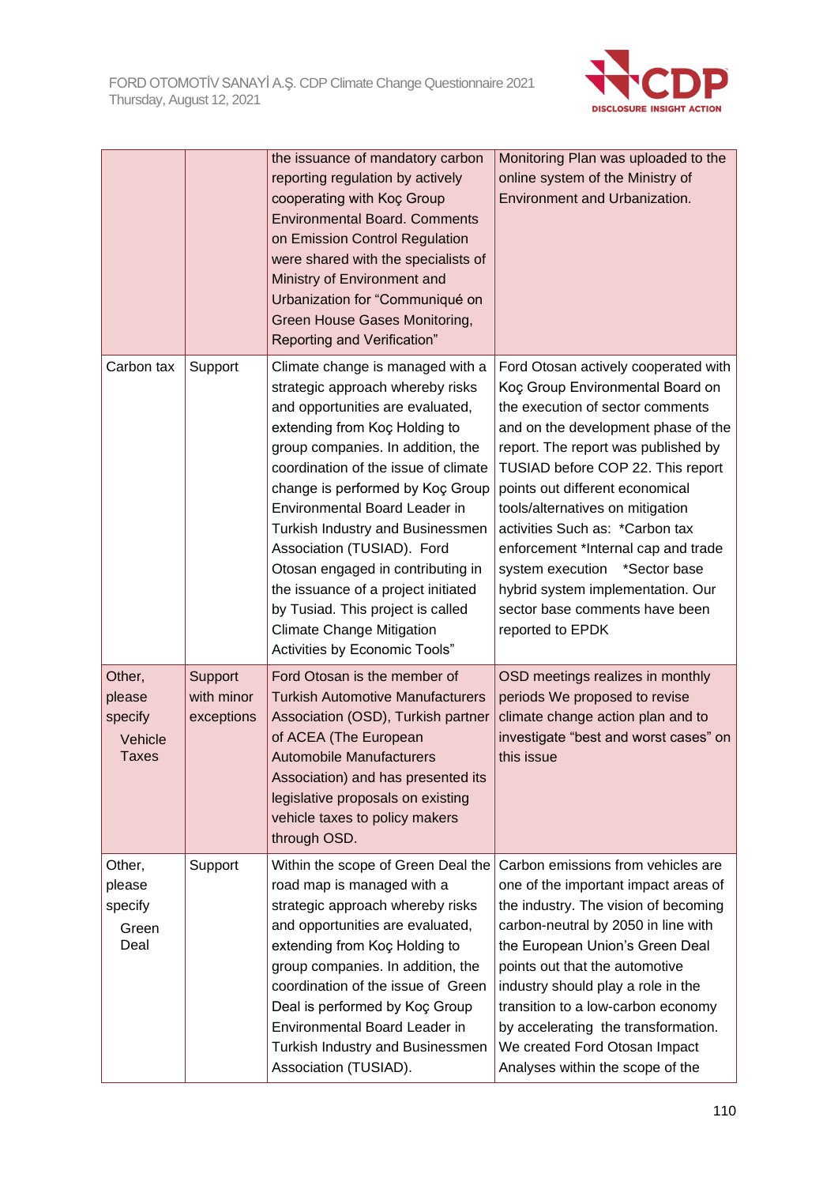| | | | |
|---|---|---|---|
| | | the issuance of mandatory carbon reporting regulation by actively cooperating with Koç Group Environmental Board. Comments on Emission Control Regulation were shared with the specialists of Ministry of Environment and Urbanization for "Communiqué on Green House Gases Monitoring, Reporting and Verification" | Monitoring Plan was uploaded to the online system of the Ministry of Environment and Urbanization. |
| Carbon tax | Support | Climate change is managed with a strategic approach whereby risks and opportunities are evaluated, extending from Koç Holding to group companies. In addition, the coordination of the issue of climate change is performed by Koç Group Environmental Board Leader in Turkish Industry and Businessmen Association (TUSIAD). Ford Otosan engaged in contributing in the issuance of a project initiated by Tusiad. This project is called Climate Change Mitigation Activities by Economic Tools" | Ford Otosan actively cooperated with Koç Group Environmental Board on the execution of sector comments and on the development phase of the report. The report was published by TUSIAD before COP 22. This report points out different economical tools/alternatives on mitigation activities Such as: *Carbon tax enforcement *Internal cap and trade system execution *Sector base hybrid system implementation. Our sector base comments have been reported to EPDK |
| Other, please specify Vehicle Taxes | Support with minor exceptions | Ford Otosan is the member of Turkish Automotive Manufacturers Association (OSD), Turkish partner of ACEA (The European Automobile Manufacturers Association) and has presented its legislative proposals on existing vehicle taxes to policy makers through OSD. | OSD meetings realizes in monthly periods We proposed to revise climate change action plan and to investigate "best and worst cases" on this issue |
| Other, please specify Green Deal | Support | Within the scope of Green Deal the road map is managed with a strategic approach whereby risks and opportunities are evaluated, extending from Koç Holding to group companies. In addition, the coordination of the issue of Green Deal is performed by Koç Group Environmental Board Leader in Turkish Industry and Businessmen Association (TUSIAD). | Carbon emissions from vehicles are one of the important impact areas of the industry. The vision of becoming carbon-neutral by 2050 in line with the European Union's Green Deal points out that the automotive industry should play a role in the transition to a low-carbon economy by accelerating the transformation. We created Ford Otosan Impact Analyses within the scope of the |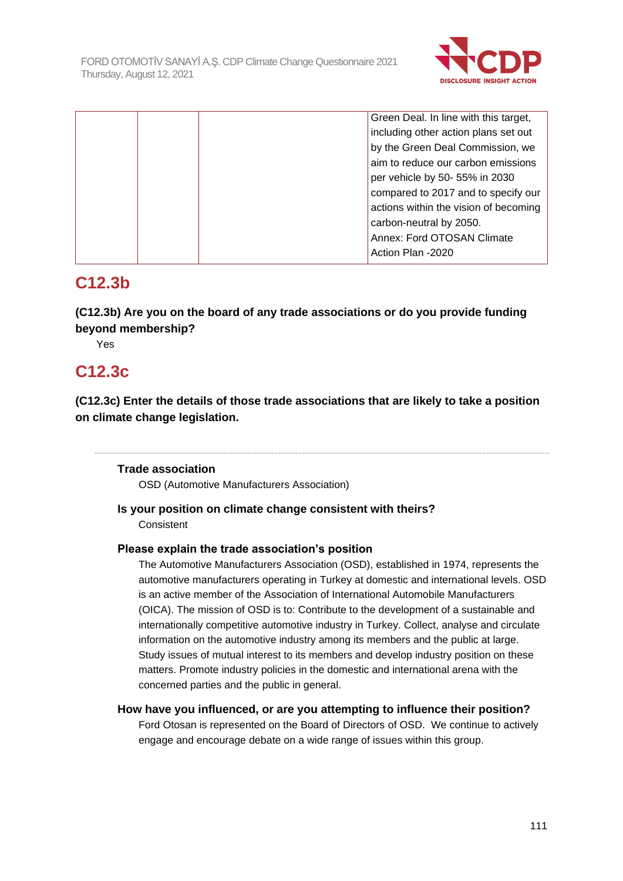| | | | Green Deal. In line with this target, including other action plans set out by the Green Deal Commission, we aim to reduce our carbon emissions per vehicle by 50- 55% in 2030 compared to 2017 and to specify our actions within the vision of becoming carbon-neutral by 2050. Annex: Ford OTOSAN Climate Action Plan -2020 |
|---|---|---|---|

## C12.3b

**(C12.3b) Are you on the board of any trade associations or do you provide funding beyond membership?**

Yes

## C12.3c

**(C12.3c) Enter the details of those trade associations that are likely to take a position on climate change legislation.**

---

**Trade association**

OSD (Automotive Manufacturers Association)

**Is your position on climate change consistent with theirs?**

Consistent

**Please explain the trade association's position**

The Automotive Manufacturers Association (OSD), established in 1974, represents the automotive manufacturers operating in Turkey at domestic and international levels. OSD is an active member of the Association of International Automobile Manufacturers (OICA). The mission of OSD is to: Contribute to the development of a sustainable and internationally competitive automotive industry in Turkey. Collect, analyse and circulate information on the automotive industry among its members and the public at large. Study issues of mutual interest to its members and develop industry position on these matters. Promote industry policies in the domestic and international arena with the concerned parties and the public in general.

**How have you influenced, or are you attempting to influence their position?**

Ford Otosan is represented on the Board of Directors of OSD. We continue to actively engage and encourage debate on a wide range of issues within this group.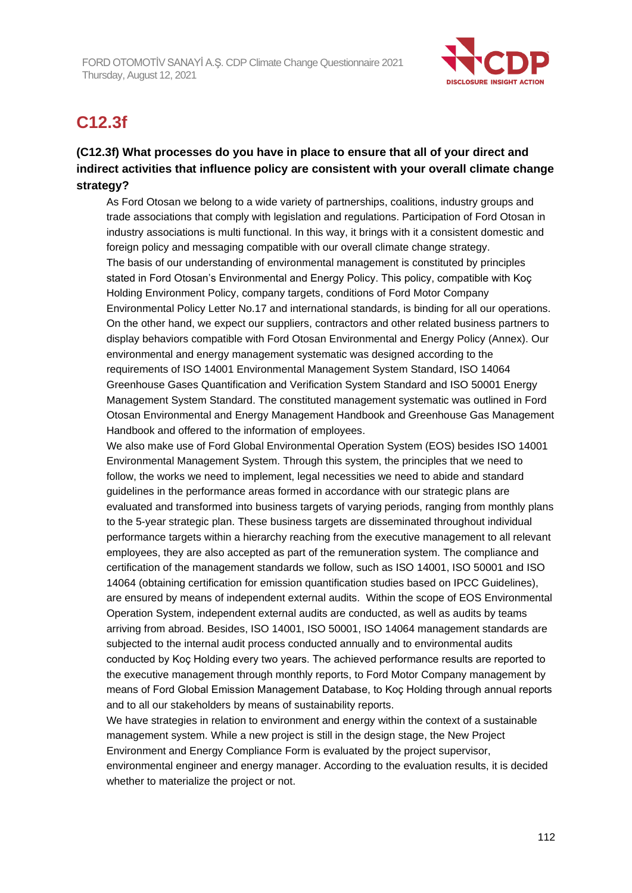# C12.3f

### (C12.3f) What processes do you have in place to ensure that all of your direct and indirect activities that influence policy are consistent with your overall climate change strategy?

As Ford Otosan we belong to a wide variety of partnerships, coalitions, industry groups and trade associations that comply with legislation and regulations. Participation of Ford Otosan in industry associations is multi functional. In this way, it brings with it a consistent domestic and foreign policy and messaging compatible with our overall climate change strategy.
The basis of our understanding of environmental management is constituted by principles stated in Ford Otosan's Environmental and Energy Policy. This policy, compatible with Koç Holding Environment Policy, company targets, conditions of Ford Motor Company Environmental Policy Letter No.17 and international standards, is binding for all our operations. On the other hand, we expect our suppliers, contractors and other related business partners to display behaviors compatible with Ford Otosan Environmental and Energy Policy (Annex). Our environmental and energy management systematic was designed according to the requirements of ISO 14001 Environmental Management System Standard, ISO 14064 Greenhouse Gases Quantification and Verification System Standard and ISO 50001 Energy Management System Standard. The constituted management systematic was outlined in Ford Otosan Environmental and Energy Management Handbook and Greenhouse Gas Management Handbook and offered to the information of employees.
We also make use of Ford Global Environmental Operation System (EOS) besides ISO 14001 Environmental Management System. Through this system, the principles that we need to follow, the works we need to implement, legal necessities we need to abide and standard guidelines in the performance areas formed in accordance with our strategic plans are evaluated and transformed into business targets of varying periods, ranging from monthly plans to the 5-year strategic plan. These business targets are disseminated throughout individual performance targets within a hierarchy reaching from the executive management to all relevant employees, they are also accepted as part of the remuneration system. The compliance and certification of the management standards we follow, such as ISO 14001, ISO 50001 and ISO 14064 (obtaining certification for emission quantification studies based on IPCC Guidelines), are ensured by means of independent external audits. Within the scope of EOS Environmental Operation System, independent external audits are conducted, as well as audits by teams arriving from abroad. Besides, ISO 14001, ISO 50001, ISO 14064 management standards are subjected to the internal audit process conducted annually and to environmental audits conducted by Koç Holding every two years. The achieved performance results are reported to the executive management through monthly reports, to Ford Motor Company management by means of Ford Global Emission Management Database, to Koç Holding through annual reports and to all our stakeholders by means of sustainability reports.
We have strategies in relation to environment and energy within the context of a sustainable management system. While a new project is still in the design stage, the New Project Environment and Energy Compliance Form is evaluated by the project supervisor, environmental engineer and energy manager. According to the evaluation results, it is decided whether to materialize the project or not.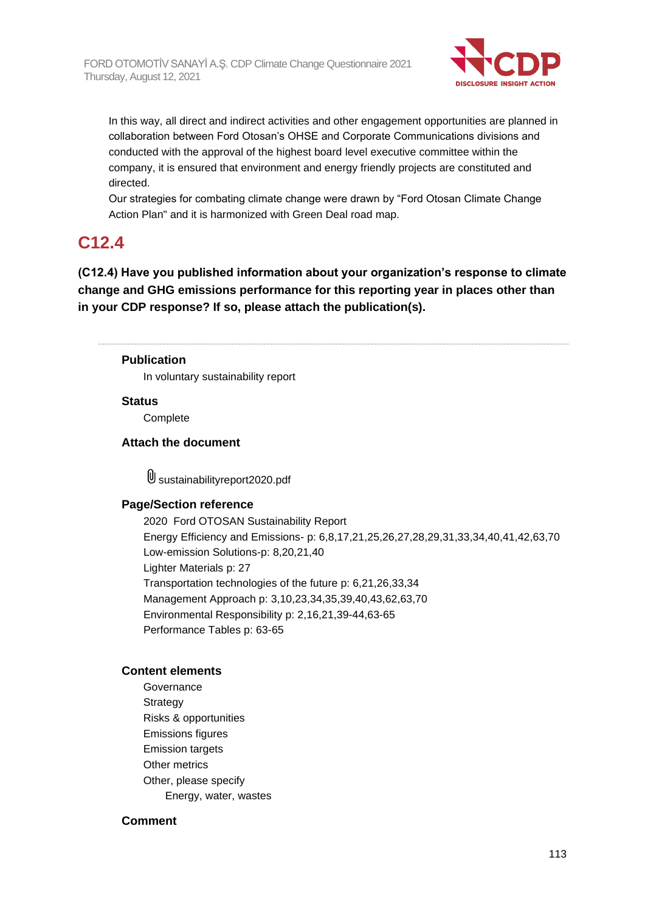In this way, all direct and indirect activities and other engagement opportunities are planned in collaboration between Ford Otosan's OHSE and Corporate Communications divisions and conducted with the approval of the highest board level executive committee within the company, it is ensured that environment and energy friendly projects are constituted and directed.

Our strategies for combating climate change were drawn by "Ford Otosan Climate Change Action Plan" and it is harmonized with Green Deal road map.

## C12.4

**(C12.4) Have you published information about your organization's response to climate change and GHG emissions performance for this reporting year in places other than in your CDP response? If so, please attach the publication(s).**

---

**Publication**

In voluntary sustainability report

**Status**

Complete

**Attach the document**

sustainabilityreport2020.pdf

**Page/Section reference**

2020 Ford OTOSAN Sustainability Report
Energy Efficiency and Emissions- p: 6,8,17,21,25,26,27,28,29,31,33,34,40,41,42,63,70
Low-emission Solutions-p: 8,20,21,40
Lighter Materials p: 27
Transportation technologies of the future p: 6,21,26,33,34
Management Approach p: 3,10,23,34,35,39,40,43,62,63,70
Environmental Responsibility p: 2,16,21,39-44,63-65
Performance Tables p: 63-65

**Content elements**

Governance
Strategy
Risks & opportunities
Emissions figures
Emission targets
Other metrics
Other, please specify
Energy, water, wastes

**Comment**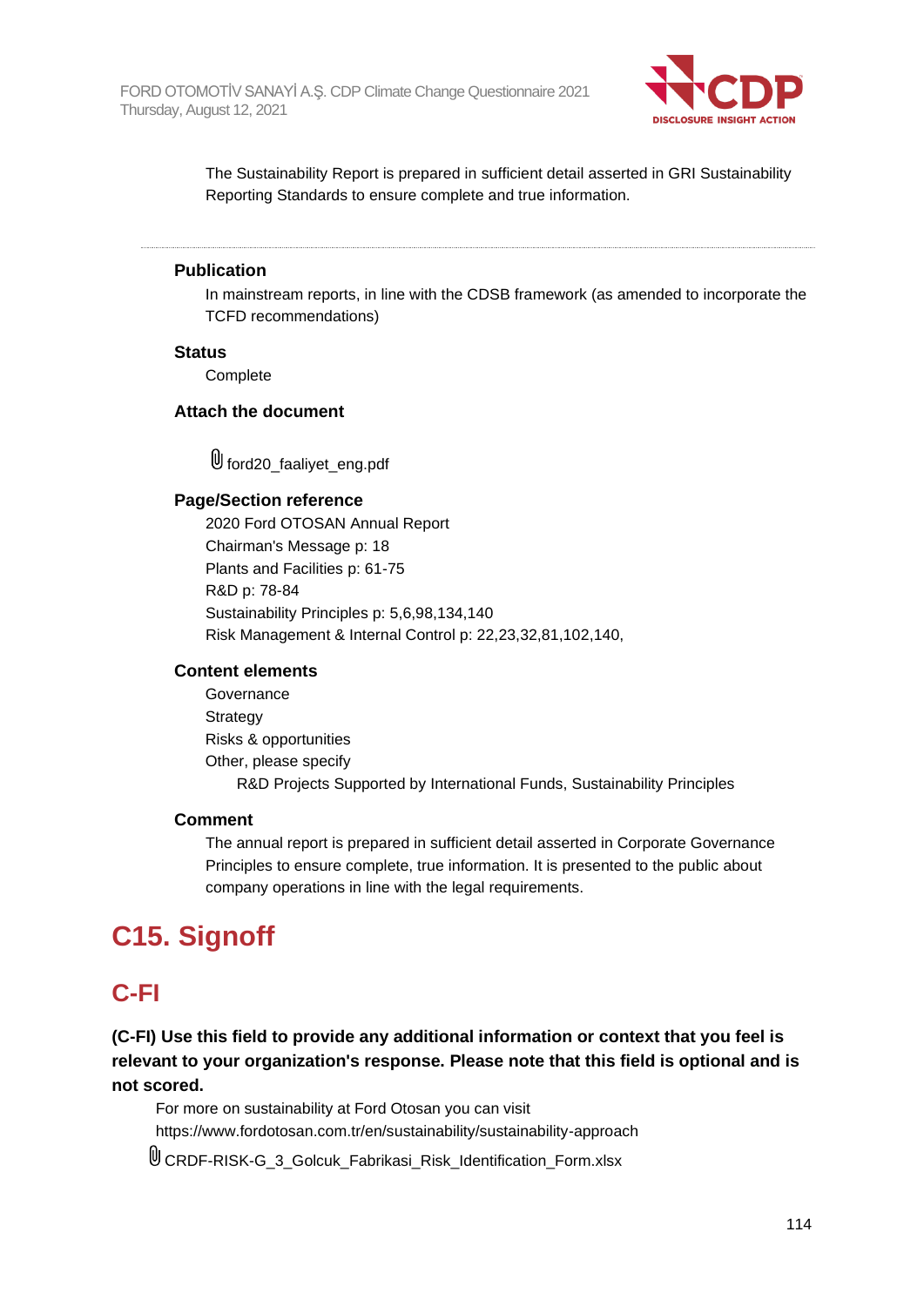The Sustainability Report is prepared in sufficient detail asserted in GRI Sustainability Reporting Standards to ensure complete and true information.

---

**Publication**

In mainstream reports, in line with the CDSB framework (as amended to incorporate the TCFD recommendations)

**Status**

Complete

**Attach the document**

ford20_faaliyet_eng.pdf

**Page/Section reference**

2020 Ford OTOSAN Annual Report
Chairman's Message p: 18
Plants and Facilities p: 61-75
R&D p: 78-84
Sustainability Principles p: 5,6,98,134,140
Risk Management & Internal Control p: 22,23,32,81,102,140,

**Content elements**

Governance
Strategy
Risks & opportunities
Other, please specify
R&D Projects Supported by International Funds, Sustainability Principles

**Comment**

The annual report is prepared in sufficient detail asserted in Corporate Governance Principles to ensure complete, true information. It is presented to the public about company operations in line with the legal requirements.

# C15. Signoff

## C-FI

**(C-FI) Use this field to provide any additional information or context that you feel is relevant to your organization's response. Please note that this field is optional and is not scored.**

For more on sustainability at Ford Otosan you can visit
https://www.fordotosan.com.tr/en/sustainability/sustainability-approach

CRDF-RISK-G_3_Golcuk_Fabrikasi_Risk_Identification_Form.xlsx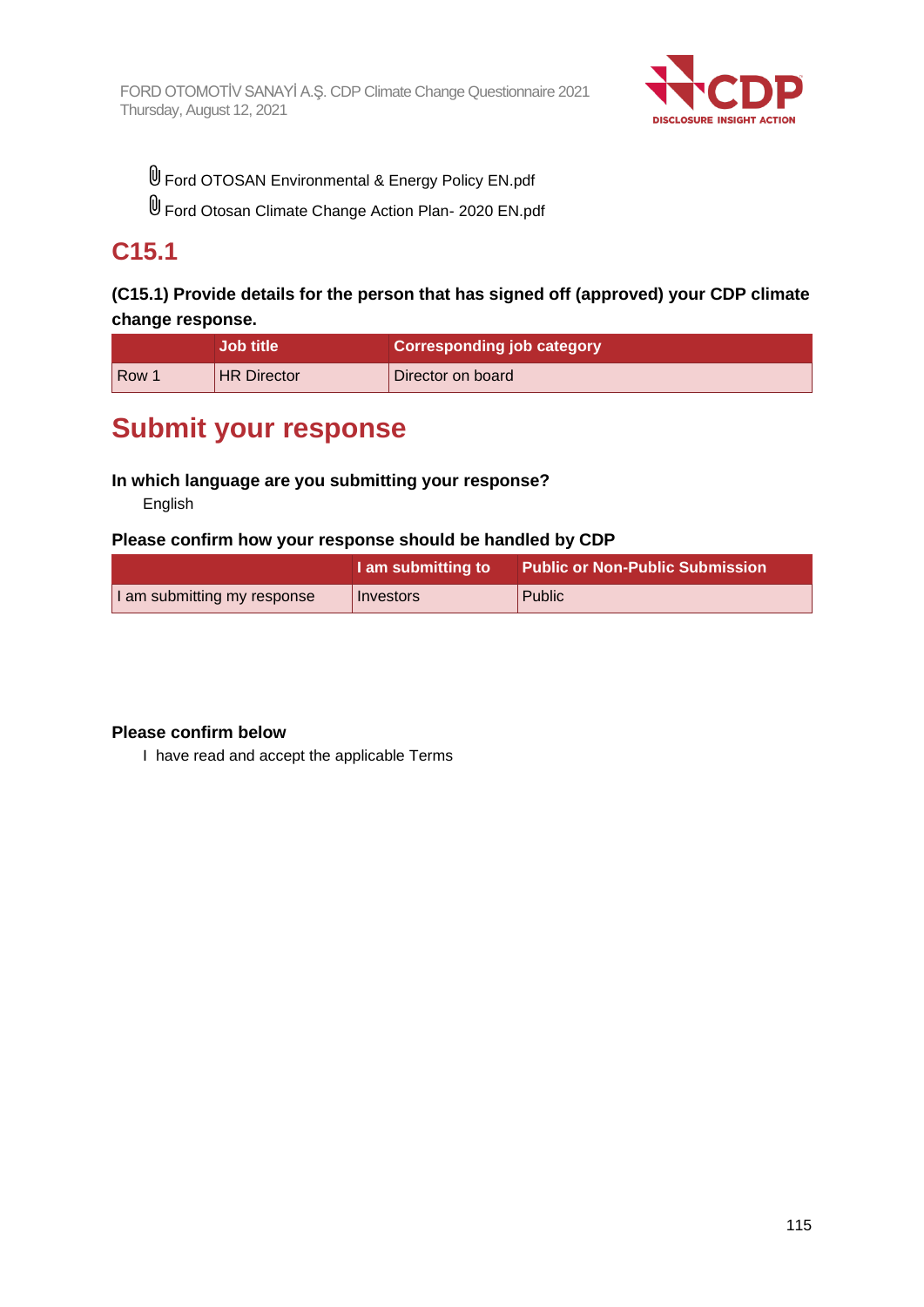Ford OTOSAN Environmental & Energy Policy EN.pdf

Ford Otosan Climate Change Action Plan- 2020 EN.pdf

## C15.1

**(C15.1) Provide details for the person that has signed off (approved) your CDP climate change response.**

| | Job title | Corresponding job category |
|---|---|---|
| Row 1 | HR Director | Director on board |

# Submit your response

**In which language are you submitting your response?**

English

**Please confirm how your response should be handled by CDP**

| | I am submitting to | Public or Non-Public Submission |
|---|---|---|
| I am submitting my response | Investors | Public |

**Please confirm below**

I have read and accept the applicable Terms